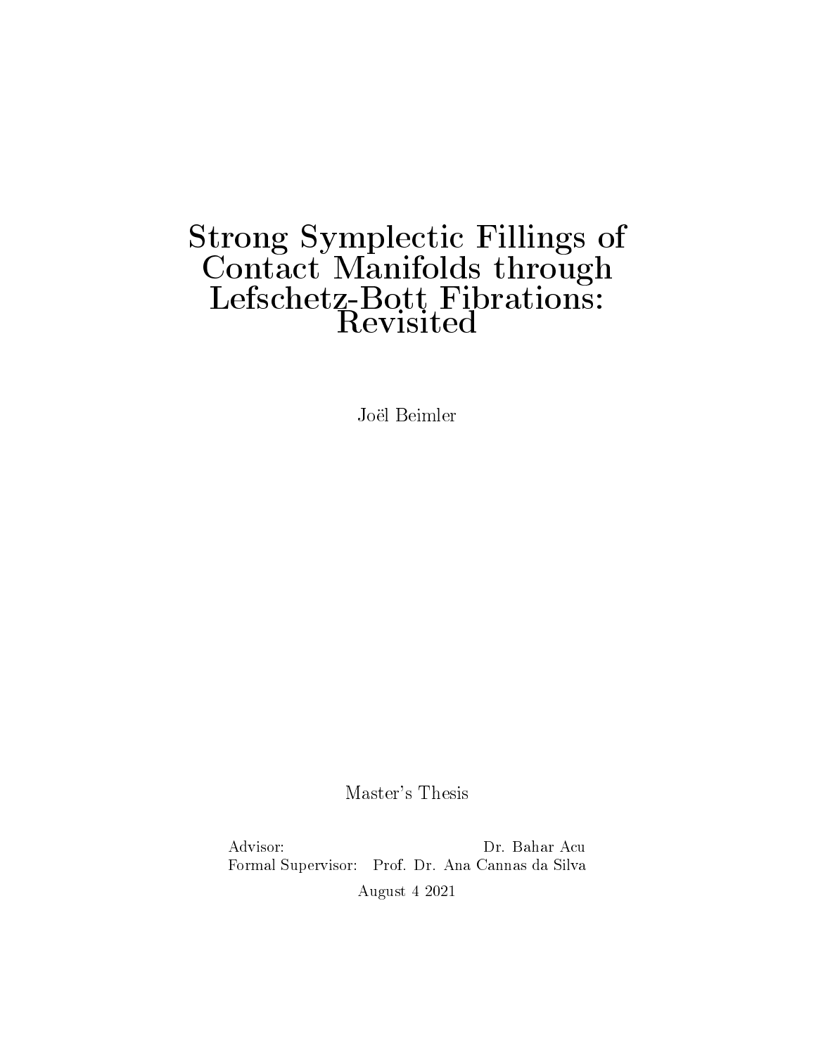# Strong Symplectic Fillings of Contact Manifolds through Lefschetz-Bott Fibrations: Revisited

Joël Beimler

Master's Thesis

Advisor: Dr. Bahar Acu
Formal Supervisor: Prof. Dr. Ana Cannas da Silva

August 4 2021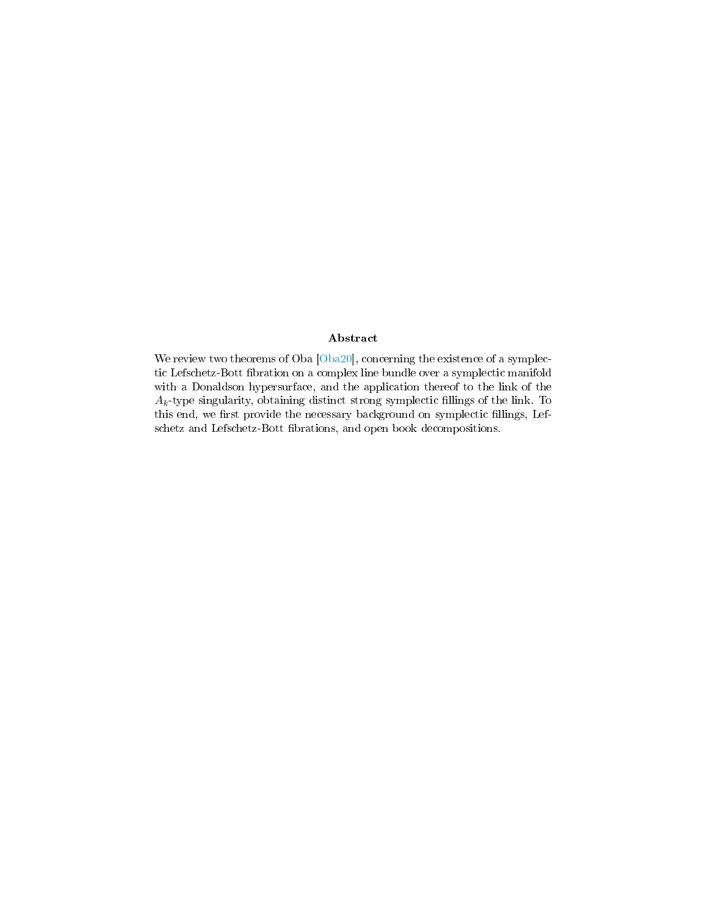### Abstract

We review two theorems of Oba [Oba20], concerning the existence of a symplectic Lefschetz-Bott fibration on a complex line bundle over a symplectic manifold with a Donaldson hypersurface, and the application thereof to the link of the $A_k$-type singularity, obtaining distinct strong symplectic fillings of the link. To this end, we first provide the necessary background on symplectic fillings, Lefschetz and Lefschetz-Bott fibrations, and open book decompositions.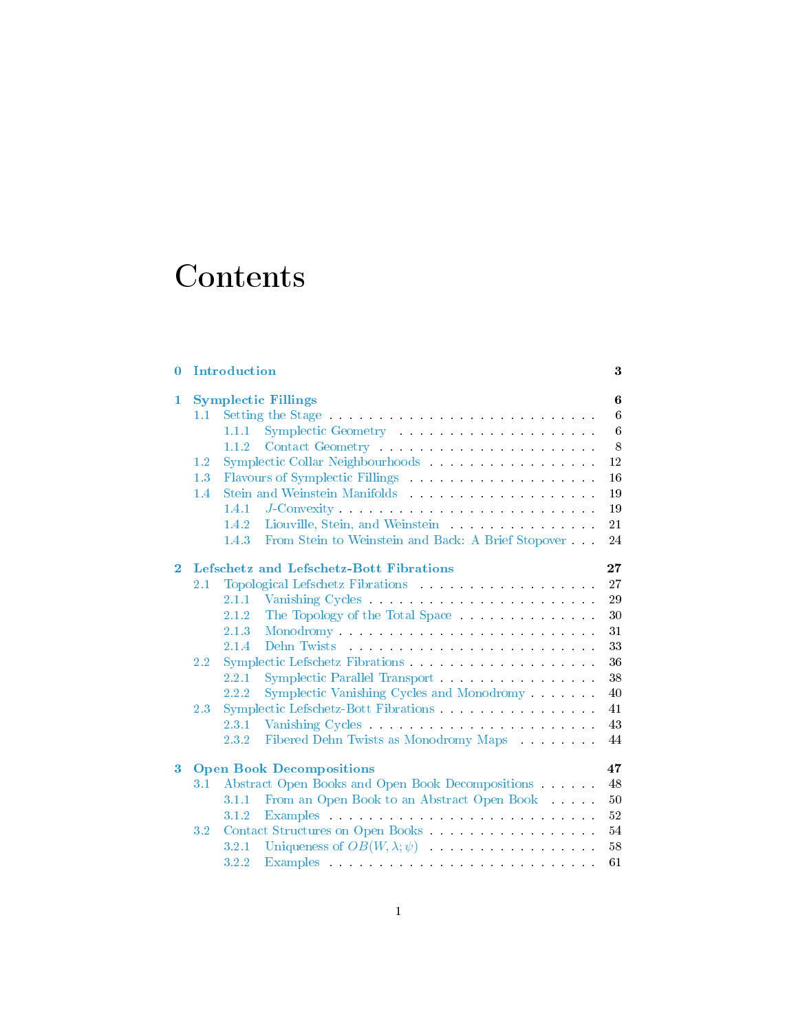# Contents

- **0 Introduction** — 3
- **1 Symplectic Fillings** — 6
  - 1.1 Setting the Stage — 6
    - 1.1.1 Symplectic Geometry — 6
    - 1.1.2 Contact Geometry — 8
  - 1.2 Symplectic Collar Neighbourhoods — 12
  - 1.3 Flavours of Symplectic Fillings — 16
  - 1.4 Stein and Weinstein Manifolds — 19
    - 1.4.1 $J$-Convexity — 19
    - 1.4.2 Liouville, Stein, and Weinstein — 21
    - 1.4.3 From Stein to Weinstein and Back: A Brief Stopover — 24
- **2 Lefschetz and Lefschetz-Bott Fibrations** — 27
  - 2.1 Topological Lefschetz Fibrations — 27
    - 2.1.1 Vanishing Cycles — 29
    - 2.1.2 The Topology of the Total Space — 30
    - 2.1.3 Monodromy — 31
    - 2.1.4 Dehn Twists — 33
  - 2.2 Symplectic Lefschetz Fibrations — 36
    - 2.2.1 Symplectic Parallel Transport — 38
    - 2.2.2 Symplectic Vanishing Cycles and Monodromy — 40
  - 2.3 Symplectic Lefschetz-Bott Fibrations — 41
    - 2.3.1 Vanishing Cycles — 43
    - 2.3.2 Fibered Dehn Twists as Monodromy Maps — 44
- **3 Open Book Decompositions** — 47
  - 3.1 Abstract Open Books and Open Book Decompositions — 48
    - 3.1.1 From an Open Book to an Abstract Open Book — 50
    - 3.1.2 Examples — 52
  - 3.2 Contact Structures on Open Books — 54
    - 3.2.1 Uniqueness of $OB(W, \lambda; \psi)$ — 58
    - 3.2.2 Examples — 61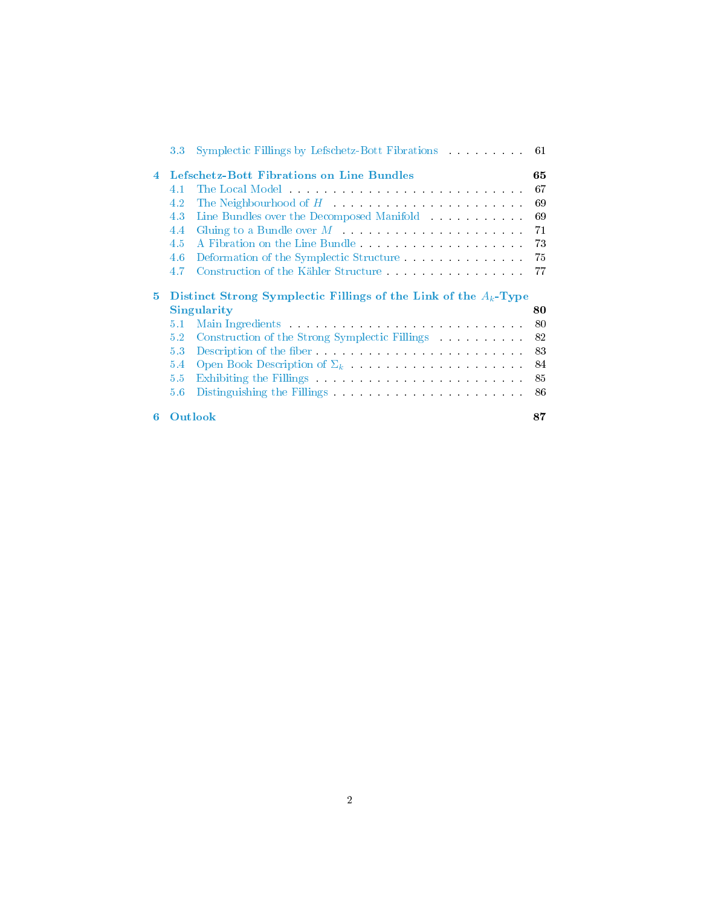3.3 Symplectic Fillings by Lefschetz-Bott Fibrations . . . . . . . . . . 61

**4 Lefschetz-Bott Fibrations on Line Bundles** **65**

4.1 The Local Model . . . . . . . . . . . . . . . . . . . . . . . . . . . . 67

4.2 The Neighbourhood of $H$ . . . . . . . . . . . . . . . . . . . . . . . . 69

4.3 Line Bundles over the Decomposed Manifold . . . . . . . . . . . 69

4.4 Gluing to a Bundle over $M$ . . . . . . . . . . . . . . . . . . . . . 71

4.5 A Fibration on the Line Bundle . . . . . . . . . . . . . . . . . . . . 73

4.6 Deformation of the Symplectic Structure . . . . . . . . . . . . . . 75

4.7 Construction of the Kähler Structure . . . . . . . . . . . . . . . . . 77

**5 Distinct Strong Symplectic Fillings of the Link of the $A_k$-Type Singularity** **80**

5.1 Main Ingredients . . . . . . . . . . . . . . . . . . . . . . . . . . . . 80

5.2 Construction of the Strong Symplectic Fillings . . . . . . . . . . . 82

5.3 Description of the fiber . . . . . . . . . . . . . . . . . . . . . . . . . 83

5.4 Open Book Description of $\Sigma_k$ . . . . . . . . . . . . . . . . . . . . 84

5.5 Exhibiting the Fillings . . . . . . . . . . . . . . . . . . . . . . . . . 85

5.6 Distinguishing the Fillings . . . . . . . . . . . . . . . . . . . . . . . 86

**6 Outlook** **87**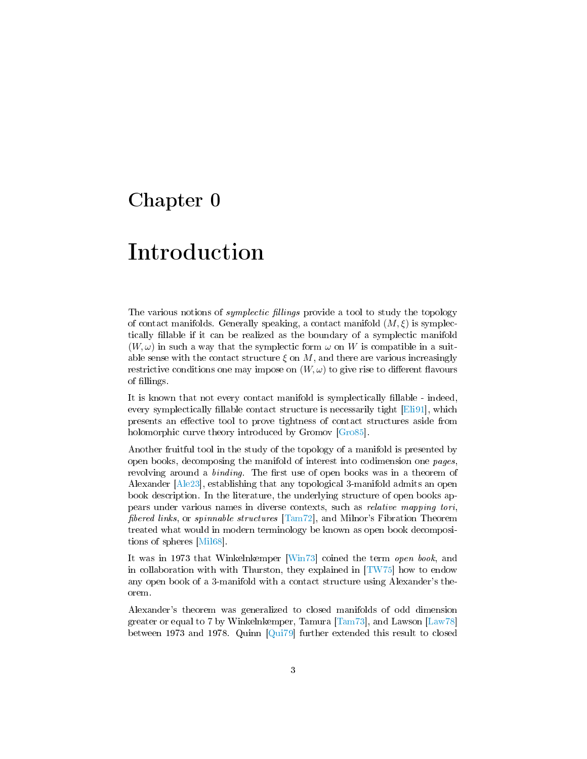# Chapter 0

# Introduction

The various notions of *symplectic fillings* provide a tool to study the topology of contact manifolds. Generally speaking, a contact manifold $(M, \xi)$ is symplectically fillable if it can be realized as the boundary of a symplectic manifold $(W, \omega)$ in such a way that the symplectic form $\omega$ on $W$ is compatible in a suitable sense with the contact structure $\xi$ on $M$, and there are various increasingly restrictive conditions one may impose on $(W, \omega)$ to give rise to different flavours of fillings.

It is known that not every contact manifold is symplectically fillable - indeed, every symplectically fillable contact structure is necessarily tight [Eli91], which presents an effective tool to prove tightness of contact structures aside from holomorphic curve theory introduced by Gromov [Gro85].

Another fruitful tool in the study of the topology of a manifold is presented by open books, decomposing the manifold of interest into codimension one *pages*, revolving around a *binding*. The first use of open books was in a theorem of Alexander [Ale23], establishing that any topological 3-manifold admits an open book description. In the literature, the underlying structure of open books appears under various names in diverse contexts, such as *relative mapping tori*, *fibered links*, or *spinnable structures* [Tam72], and Milnor's Fibration Theorem treated what would in modern terminology be known as open book decompositions of spheres [Mil68].

It was in 1973 that Winkelnkemper [Win73] coined the term *open book*, and in collaboration with with Thurston, they explained in [TW75] how to endow any open book of a 3-manifold with a contact structure using Alexander's theorem.

Alexander's theorem was generalized to closed manifolds of odd dimension greater or equal to 7 by Winkelnkemper, Tamura [Tam73], and Lawson [Law78] between 1973 and 1978. Quinn [Qui79] further extended this result to closed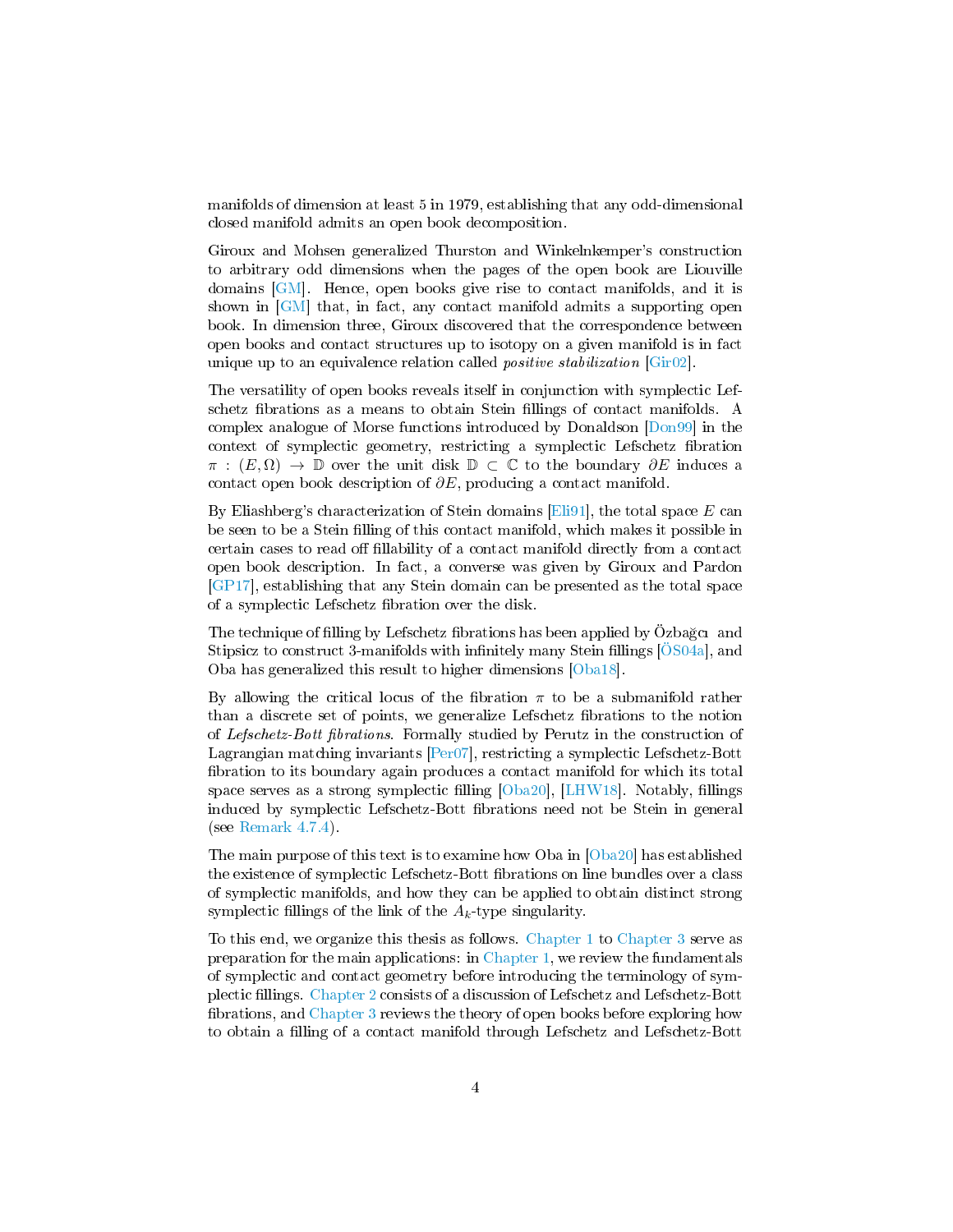manifolds of dimension at least 5 in 1979, establishing that any odd-dimensional closed manifold admits an open book decomposition.

Giroux and Mohsen generalized Thurston and Winkelnkemper's construction to arbitrary odd dimensions when the pages of the open book are Liouville domains [GM]. Hence, open books give rise to contact manifolds, and it is shown in [GM] that, in fact, any contact manifold admits a supporting open book. In dimension three, Giroux discovered that the correspondence between open books and contact structures up to isotopy on a given manifold is in fact unique up to an equivalence relation called *positive stabilization* [Gir02].

The versatility of open books reveals itself in conjunction with symplectic Lefschetz fibrations as a means to obtain Stein fillings of contact manifolds. A complex analogue of Morse functions introduced by Donaldson [Don99] in the context of symplectic geometry, restricting a symplectic Lefschetz fibration $\pi : (E, \Omega) \to \mathbb{D}$ over the unit disk $\mathbb{D} \subset \mathbb{C}$ to the boundary $\partial E$ induces a contact open book description of $\partial E$, producing a contact manifold.

By Eliashberg's characterization of Stein domains [Eli91], the total space $E$ can be seen to be a Stein filling of this contact manifold, which makes it possible in certain cases to read off fillability of a contact manifold directly from a contact open book description. In fact, a converse was given by Giroux and Pardon [GP17], establishing that any Stein domain can be presented as the total space of a symplectic Lefschetz fibration over the disk.

The technique of filling by Lefschetz fibrations has been applied by Özbağcı and Stipsicz to construct 3-manifolds with infinitely many Stein fillings [ÖS04a], and Oba has generalized this result to higher dimensions [Oba18].

By allowing the critical locus of the fibration $\pi$ to be a submanifold rather than a discrete set of points, we generalize Lefschetz fibrations to the notion of *Lefschetz-Bott fibrations*. Formally studied by Perutz in the construction of Lagrangian matching invariants [Per07], restricting a symplectic Lefschetz-Bott fibration to its boundary again produces a contact manifold for which its total space serves as a strong symplectic filling [Oba20], [LHW18]. Notably, fillings induced by symplectic Lefschetz-Bott fibrations need not be Stein in general (see Remark 4.7.4).

The main purpose of this text is to examine how Oba in [Oba20] has established the existence of symplectic Lefschetz-Bott fibrations on line bundles over a class of symplectic manifolds, and how they can be applied to obtain distinct strong symplectic fillings of the link of the $A_k$-type singularity.

To this end, we organize this thesis as follows. Chapter 1 to Chapter 3 serve as preparation for the main applications: in Chapter 1, we review the fundamentals of symplectic and contact geometry before introducing the terminology of symplectic fillings. Chapter 2 consists of a discussion of Lefschetz and Lefschetz-Bott fibrations, and Chapter 3 reviews the theory of open books before exploring how to obtain a filling of a contact manifold through Lefschetz and Lefschetz-Bott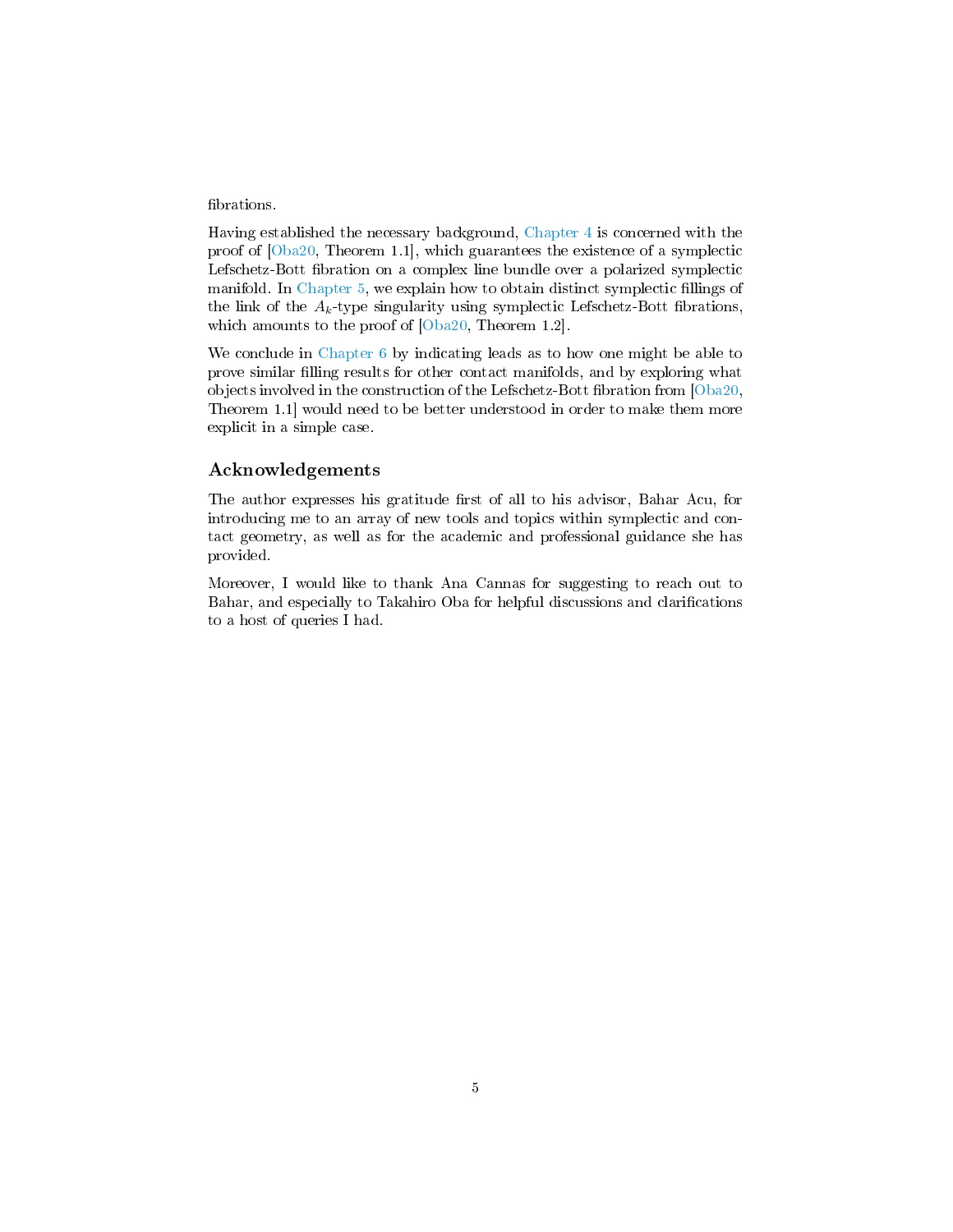fibrations.

Having established the necessary background, Chapter 4 is concerned with the proof of [Oba20, Theorem 1.1], which guarantees the existence of a symplectic Lefschetz-Bott fibration on a complex line bundle over a polarized symplectic manifold. In Chapter 5, we explain how to obtain distinct symplectic fillings of the link of the $A_k$-type singularity using symplectic Lefschetz-Bott fibrations, which amounts to the proof of [Oba20, Theorem 1.2].

We conclude in Chapter 6 by indicating leads as to how one might be able to prove similar filling results for other contact manifolds, and by exploring what objects involved in the construction of the Lefschetz-Bott fibration from [Oba20, Theorem 1.1] would need to be better understood in order to make them more explicit in a simple case.

## Acknowledgements

The author expresses his gratitude first of all to his advisor, Bahar Acu, for introducing me to an array of new tools and topics within symplectic and contact geometry, as well as for the academic and professional guidance she has provided.

Moreover, I would like to thank Ana Cannas for suggesting to reach out to Bahar, and especially to Takahiro Oba for helpful discussions and clarifications to a host of queries I had.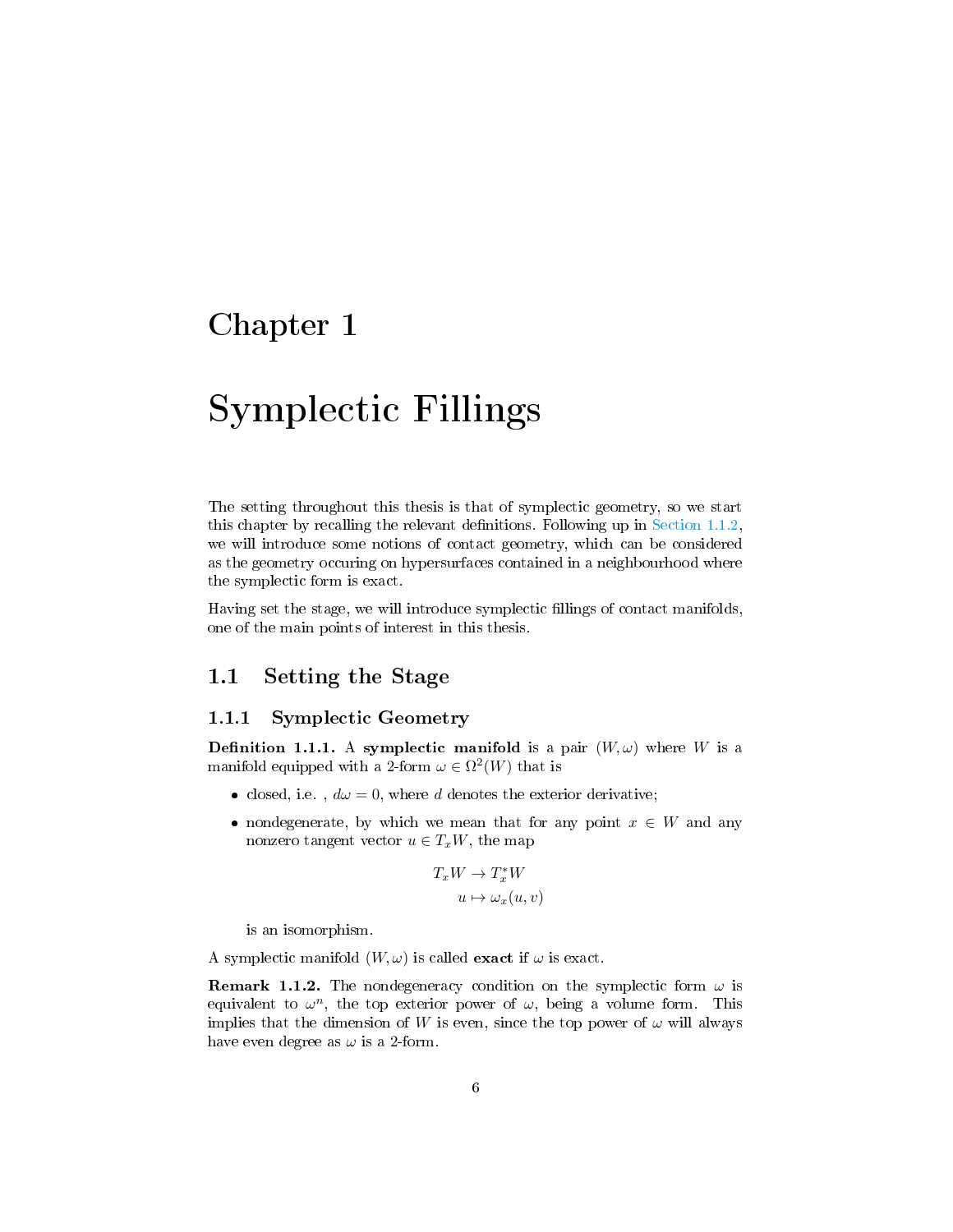# Chapter 1

# Symplectic Fillings

The setting throughout this thesis is that of symplectic geometry, so we start this chapter by recalling the relevant definitions. Following up in Section 1.1.2, we will introduce some notions of contact geometry, which can be considered as the geometry occuring on hypersurfaces contained in a neighbourhood where the symplectic form is exact.

Having set the stage, we will introduce symplectic fillings of contact manifolds, one of the main points of interest in this thesis.

## 1.1 Setting the Stage

### 1.1.1 Symplectic Geometry

**Definition 1.1.1.** A **symplectic manifold** is a pair $(W, \omega)$ where $W$ is a manifold equipped with a 2-form $\omega \in \Omega^2(W)$ that is

- closed, i.e. , $d\omega = 0$, where $d$ denotes the exterior derivative;
- nondegenerate, by which we mean that for any point $x \in W$ and any nonzero tangent vector $u \in T_xW$, the map

$$
\begin{aligned}
T_xW &\to T_x^*W \\
u &\mapsto \omega_x(u, v)
\end{aligned}
$$

  is an isomorphism.

A symplectic manifold $(W, \omega)$ is called **exact** if $\omega$ is exact.

**Remark 1.1.2.** The nondegeneracy condition on the symplectic form $\omega$ is equivalent to $\omega^n$, the top exterior power of $\omega$, being a volume form. This implies that the dimension of $W$ is even, since the top power of $\omega$ will always have even degree as $\omega$ is a 2-form.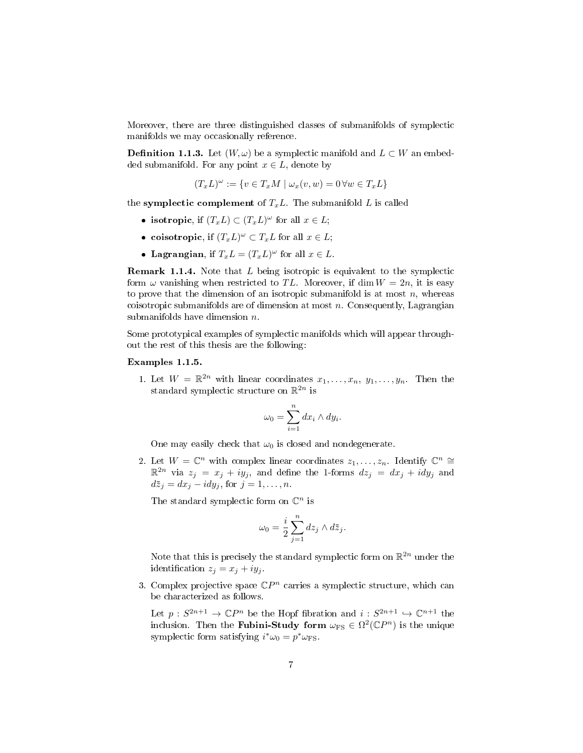Moreover, there are three distinguished classes of submanifolds of symplectic manifolds we may occasionally reference.

**Definition 1.1.3.** Let $(W, \omega)$ be a symplectic manifold and $L \subset W$ an embedded submanifold. For any point $x \in L$, denote by

$$(T_xL)^\omega := \{v \in T_xM \mid \omega_x(v, w) = 0 \, \forall w \in T_xL\}$$

the **symplectic complement** of $T_xL$. The submanifold $L$ is called

- **isotropic**, if $(T_xL) \subset (T_xL)^\omega$ for all $x \in L$;
- **coisotropic**, if $(T_xL)^\omega \subset T_xL$ for all $x \in L$;
- **Lagrangian**, if $T_xL = (T_xL)^\omega$ for all $x \in L$.

**Remark 1.1.4.** Note that $L$ being isotropic is equivalent to the symplectic form $\omega$ vanishing when restricted to $TL$. Moreover, if $\dim W = 2n$, it is easy to prove that the dimension of an isotropic submanifold is at most $n$, whereas coisotropic submanifolds are of dimension at most $n$. Consequently, Lagrangian submanifolds have dimension $n$.

Some prototypical examples of symplectic manifolds which will appear throughout the rest of this thesis are the following:

**Examples 1.1.5.**

1. Let $W = \mathbb{R}^{2n}$ with linear coordinates $x_1, \ldots, x_n, \ y_1, \ldots, y_n$. Then the standard symplectic structure on $\mathbb{R}^{2n}$ is

   $$\omega_0 = \sum_{i=1}^{n} dx_i \wedge dy_i.$$

   One may easily check that $\omega_0$ is closed and nondegenerate.

2. Let $W = \mathbb{C}^n$ with complex linear coordinates $z_1, \ldots, z_n$. Identify $\mathbb{C}^n \cong \mathbb{R}^{2n}$ via $z_j = x_j + iy_j$, and define the 1-forms $dz_j = dx_j + idy_j$ and $d\bar{z}_j = dx_j - idy_j$, for $j = 1, \ldots, n$.

   The standard symplectic form on $\mathbb{C}^n$ is

   $$\omega_0 = \frac{i}{2} \sum_{j=1}^{n} dz_j \wedge d\bar{z}_j.$$

   Note that this is precisely the standard symplectic form on $\mathbb{R}^{2n}$ under the identification $z_j = x_j + iy_j$.

3. Complex projective space $\mathbb{C}P^n$ carries a symplectic structure, which can be characterized as follows.

   Let $p : S^{2n+1} \to \mathbb{C}P^n$ be the Hopf fibration and $i : S^{2n+1} \hookrightarrow \mathbb{C}^{n+1}$ the inclusion. Then the **Fubini-Study form** $\omega_{\text{FS}} \in \Omega^2(\mathbb{C}P^n)$ is the unique symplectic form satisfying $i^*\omega_0 = p^*\omega_{\text{FS}}$.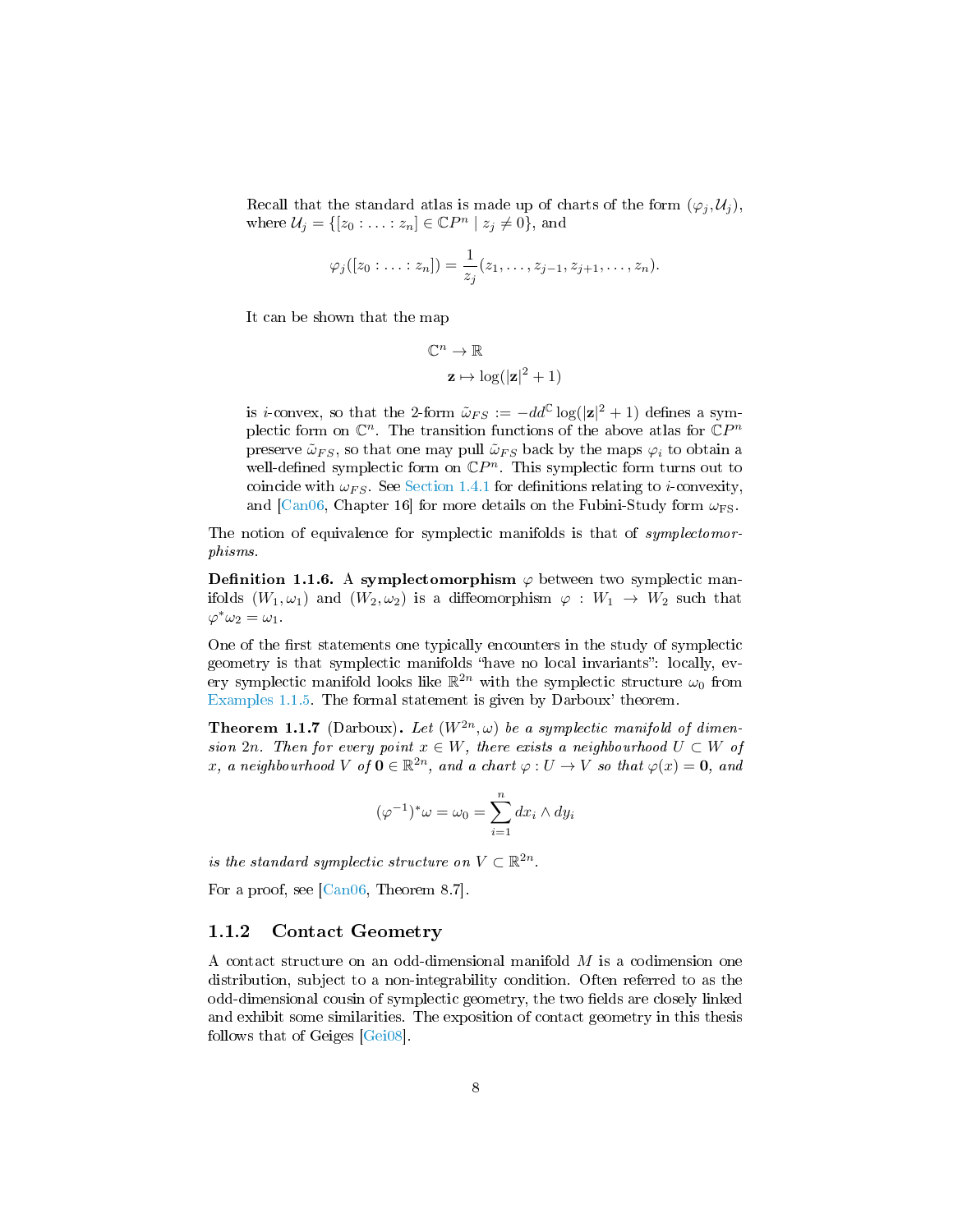Recall that the standard atlas is made up of charts of the form $(\varphi_j, \mathcal{U}_j)$, where $\mathcal{U}_j = \{[z_0 : \ldots : z_n] \in \mathbb{C}P^n \mid z_j \neq 0\}$, and

$$\varphi_j([z_0 : \ldots : z_n]) = \frac{1}{z_j}(z_1, \ldots, z_{j-1}, z_{j+1}, \ldots, z_n).$$

It can be shown that the map

$$\begin{aligned} \mathbb{C}^n &\to \mathbb{R} \\ \mathbf{z} &\mapsto \log(|\mathbf{z}|^2 + 1) \end{aligned}$$

is $i$-convex, so that the 2-form $\tilde{\omega}_{FS} := -dd^{\mathbb{C}} \log(|\mathbf{z}|^2 + 1)$ defines a symplectic form on $\mathbb{C}^n$. The transition functions of the above atlas for $\mathbb{C}P^n$ preserve $\tilde{\omega}_{FS}$, so that one may pull $\tilde{\omega}_{FS}$ back by the maps $\varphi_i$ to obtain a well-defined symplectic form on $\mathbb{C}P^n$. This symplectic form turns out to coincide with $\omega_{FS}$. See Section 1.4.1 for definitions relating to $i$-convexity, and [Can06, Chapter 16] for more details on the Fubini-Study form $\omega_{\text{FS}}$.

The notion of equivalence for symplectic manifolds is that of *symplectomorphisms*.

**Definition 1.1.6.** A **symplectomorphism** $\varphi$ between two symplectic manifolds $(W_1, \omega_1)$ and $(W_2, \omega_2)$ is a diffeomorphism $\varphi : W_1 \to W_2$ such that $\varphi^*\omega_2 = \omega_1$.

One of the first statements one typically encounters in the study of symplectic geometry is that symplectic manifolds "have no local invariants": locally, every symplectic manifold looks like $\mathbb{R}^{2n}$ with the symplectic structure $\omega_0$ from Examples 1.1.5. The formal statement is given by Darboux' theorem.

**Theorem 1.1.7** (Darboux)**.** *Let $(W^{2n}, \omega)$ be a symplectic manifold of dimension $2n$. Then for every point $x \in W$, there exists a neighbourhood $U \subset W$ of $x$, a neighbourhood $V$ of $\mathbf{0} \in \mathbb{R}^{2n}$, and a chart $\varphi : U \to V$ so that $\varphi(x) = \mathbf{0}$, and*

$$(\varphi^{-1})^*\omega = \omega_0 = \sum_{i=1}^{n} dx_i \wedge dy_i$$

*is the standard symplectic structure on $V \subset \mathbb{R}^{2n}$.*

For a proof, see [Can06, Theorem 8.7].

### 1.1.2 Contact Geometry

A contact structure on an odd-dimensional manifold $M$ is a codimension one distribution, subject to a non-integrability condition. Often referred to as the odd-dimensional cousin of symplectic geometry, the two fields are closely linked and exhibit some similarities. The exposition of contact geometry in this thesis follows that of Geiges [Gei08].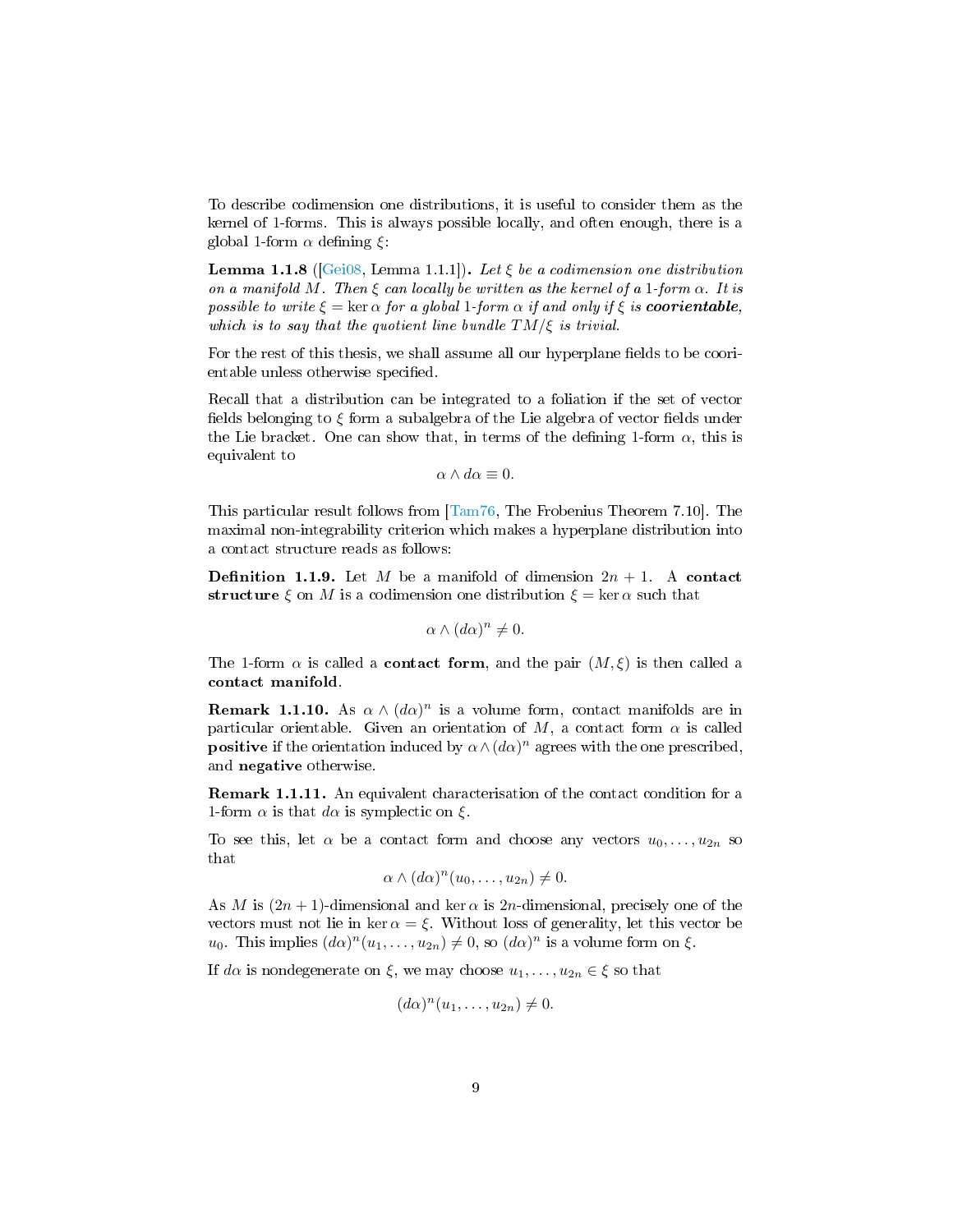To describe codimension one distributions, it is useful to consider them as the kernel of 1-forms. This is always possible locally, and often enough, there is a global 1-form $\alpha$ defining $\xi$:

**Lemma 1.1.8** ([Gei08, Lemma 1.1.1])**.** *Let $\xi$ be a codimension one distribution on a manifold $M$. Then $\xi$ can locally be written as the kernel of a 1-form $\alpha$. It is possible to write $\xi = \ker \alpha$ for a global 1-form $\alpha$ if and only if $\xi$ is* ***coorientable,*** *which is to say that the quotient line bundle $TM/\xi$ is trivial.*

For the rest of this thesis, we shall assume all our hyperplane fields to be coorientable unless otherwise specified.

Recall that a distribution can be integrated to a foliation if the set of vector fields belonging to $\xi$ form a subalgebra of the Lie algebra of vector fields under the Lie bracket. One can show that, in terms of the defining 1-form $\alpha$, this is equivalent to

$$\alpha \wedge d\alpha \equiv 0.$$

This particular result follows from [Tam76, The Frobenius Theorem 7.10]. The maximal non-integrability criterion which makes a hyperplane distribution into a contact structure reads as follows:

**Definition 1.1.9.** Let $M$ be a manifold of dimension $2n + 1$. A **contact structure** $\xi$ on $M$ is a codimension one distribution $\xi = \ker \alpha$ such that

$$\alpha \wedge (d\alpha)^n \neq 0.$$

The 1-form $\alpha$ is called a **contact form**, and the pair $(M, \xi)$ is then called a **contact manifold**.

**Remark 1.1.10.** As $\alpha \wedge (d\alpha)^n$ is a volume form, contact manifolds are in particular orientable. Given an orientation of $M$, a contact form $\alpha$ is called **positive** if the orientation induced by $\alpha \wedge (d\alpha)^n$ agrees with the one prescribed, and **negative** otherwise.

**Remark 1.1.11.** An equivalent characterisation of the contact condition for a 1-form $\alpha$ is that $d\alpha$ is symplectic on $\xi$.

To see this, let $\alpha$ be a contact form and choose any vectors $u_0, \ldots, u_{2n}$ so that

$$\alpha \wedge (d\alpha)^n(u_0, \ldots, u_{2n}) \neq 0.$$

As $M$ is $(2n+1)$-dimensional and $\ker \alpha$ is $2n$-dimensional, precisely one of the vectors must not lie in $\ker \alpha = \xi$. Without loss of generality, let this vector be $u_0$. This implies $(d\alpha)^n(u_1, \ldots, u_{2n}) \neq 0$, so $(d\alpha)^n$ is a volume form on $\xi$.

If $d\alpha$ is nondegenerate on $\xi$, we may choose $u_1, \ldots, u_{2n} \in \xi$ so that

$$(d\alpha)^n(u_1, \ldots, u_{2n}) \neq 0.$$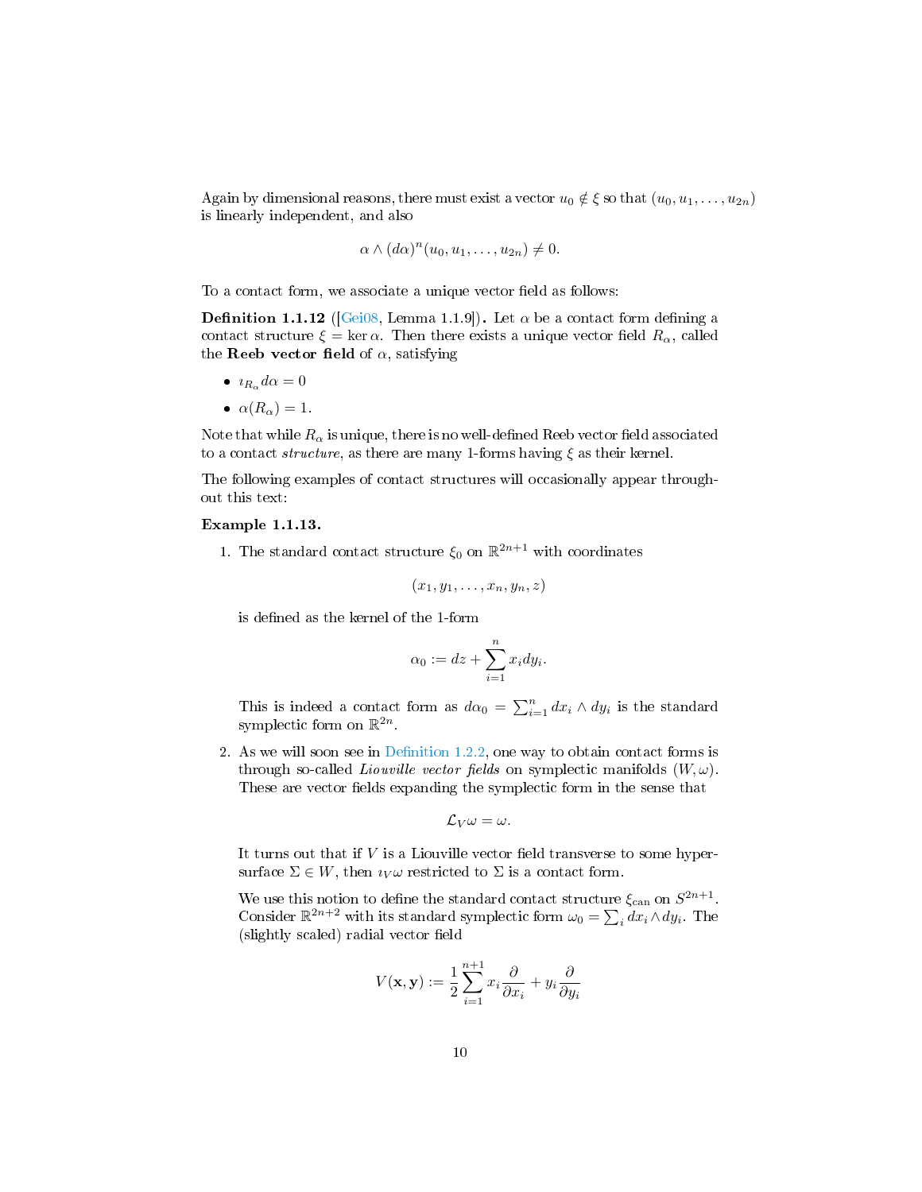Again by dimensional reasons, there must exist a vector $u_0 \notin \xi$ so that $(u_0, u_1, \ldots, u_{2n})$ is linearly independent, and also

$$\alpha \wedge (d\alpha)^n(u_0, u_1, \ldots, u_{2n}) \neq 0.$$

To a contact form, we associate a unique vector field as follows:

**Definition 1.1.12** ([Gei08, Lemma 1.1.9])**.** Let $\alpha$ be a contact form defining a contact structure $\xi = \ker \alpha$. Then there exists a unique vector field $R_\alpha$, called the **Reeb vector field** of $\alpha$, satisfying

- $\imath_{R_\alpha} d\alpha = 0$
- $\alpha(R_\alpha) = 1$.

Note that while $R_\alpha$ is unique, there is no well-defined Reeb vector field associated to a contact *structure*, as there are many 1-forms having $\xi$ as their kernel.

The following examples of contact structures will occasionally appear throughout this text:

**Example 1.1.13.**

1. The standard contact structure $\xi_0$ on $\mathbb{R}^{2n+1}$ with coordinates

$$(x_1, y_1, \ldots, x_n, y_n, z)$$

   is defined as the kernel of the 1-form

$$\alpha_0 := dz + \sum_{i=1}^{n} x_i dy_i.$$

   This is indeed a contact form as $d\alpha_0 = \sum_{i=1}^n dx_i \wedge dy_i$ is the standard symplectic form on $\mathbb{R}^{2n}$.

2. As we will soon see in Definition 1.2.2, one way to obtain contact forms is through so-called *Liouville vector fields* on symplectic manifolds $(W, \omega)$. These are vector fields expanding the symplectic form in the sense that

$$\mathcal{L}_V \omega = \omega.$$

   It turns out that if $V$ is a Liouville vector field transverse to some hypersurface $\Sigma \in W$, then $\imath_V \omega$ restricted to $\Sigma$ is a contact form.

   We use this notion to define the standard contact structure $\xi_{\text{can}}$ on $S^{2n+1}$. Consider $\mathbb{R}^{2n+2}$ with its standard symplectic form $\omega_0 = \sum_i dx_i \wedge dy_i$. The (slightly scaled) radial vector field

$$V(\mathbf{x}, \mathbf{y}) := \frac{1}{2} \sum_{i=1}^{n+1} x_i \frac{\partial}{\partial x_i} + y_i \frac{\partial}{\partial y_i}$$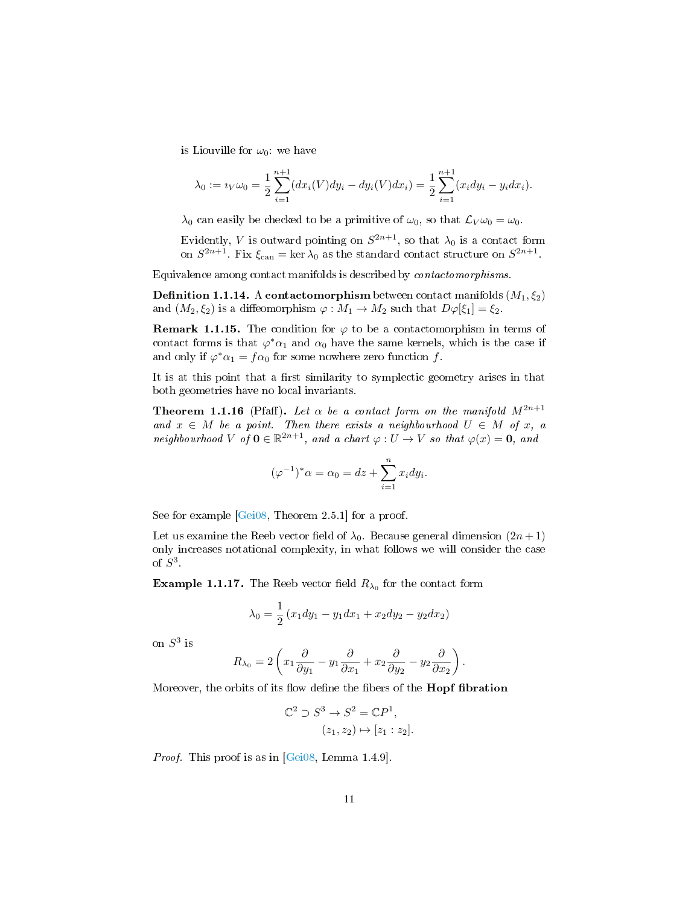is Liouville for $\omega_0$: we have

$$\lambda_0 := \imath_V \omega_0 = \frac{1}{2}\sum_{i=1}^{n+1}(dx_i(V)dy_i - dy_i(V)dx_i) = \frac{1}{2}\sum_{i=1}^{n+1}(x_i dy_i - y_i dx_i).$$

$\lambda_0$ can easily be checked to be a primitive of $\omega_0$, so that $\mathcal{L}_V \omega_0 = \omega_0$.

Evidently, $V$ is outward pointing on $S^{2n+1}$, so that $\lambda_0$ is a contact form on $S^{2n+1}$. Fix $\xi_{\text{can}} = \ker \lambda_0$ as the standard contact structure on $S^{2n+1}$.

Equivalence among contact manifolds is described by *contactomorphisms*.

**Definition 1.1.14.** A **contactomorphism** between contact manifolds $(M_1, \xi_2)$ and $(M_2, \xi_2)$ is a diffeomorphism $\varphi : M_1 \to M_2$ such that $D\varphi[\xi_1] = \xi_2$.

**Remark 1.1.15.** The condition for $\varphi$ to be a contactomorphism in terms of contact forms is that $\varphi^*\alpha_1$ and $\alpha_0$ have the same kernels, which is the case if and only if $\varphi^*\alpha_1 = f\alpha_0$ for some nowhere zero function $f$.

It is at this point that a first similarity to symplectic geometry arises in that both geometries have no local invariants.

**Theorem 1.1.16** (Pfaff)**.** *Let $\alpha$ be a contact form on the manifold $M^{2n+1}$ and $x \in M$ be a point. Then there exists a neighbourhood $U \in M$ of $x$, a neighbourhood $V$ of $\mathbf{0} \in \mathbb{R}^{2n+1}$, and a chart $\varphi : U \to V$ so that $\varphi(x) = \mathbf{0}$, and*

$$(\varphi^{-1})^*\alpha = \alpha_0 = dz + \sum_{i=1}^{n} x_i dy_i.$$

See for example [Gei08, Theorem 2.5.1] for a proof.

Let us examine the Reeb vector field of $\lambda_0$. Because general dimension $(2n+1)$ only increases notational complexity, in what follows we will consider the case of $S^3$.

**Example 1.1.17.** The Reeb vector field $R_{\lambda_0}$ for the contact form

$$\lambda_0 = \frac{1}{2}\left(x_1 dy_1 - y_1 dx_1 + x_2 dy_2 - y_2 dx_2\right)$$

on $S^3$ is

$$R_{\lambda_0} = 2\left(x_1\frac{\partial}{\partial y_1} - y_1\frac{\partial}{\partial x_1} + x_2\frac{\partial}{\partial y_2} - y_2\frac{\partial}{\partial x_2}\right).$$

Moreover, the orbits of its flow define the fibers of the **Hopf fibration**

$$\mathbb{C}^2 \supset S^3 \to S^2 = \mathbb{C}P^1,$$
$$(z_1, z_2) \mapsto [z_1 : z_2].$$

*Proof.* This proof is as in [Gei08, Lemma 1.4.9].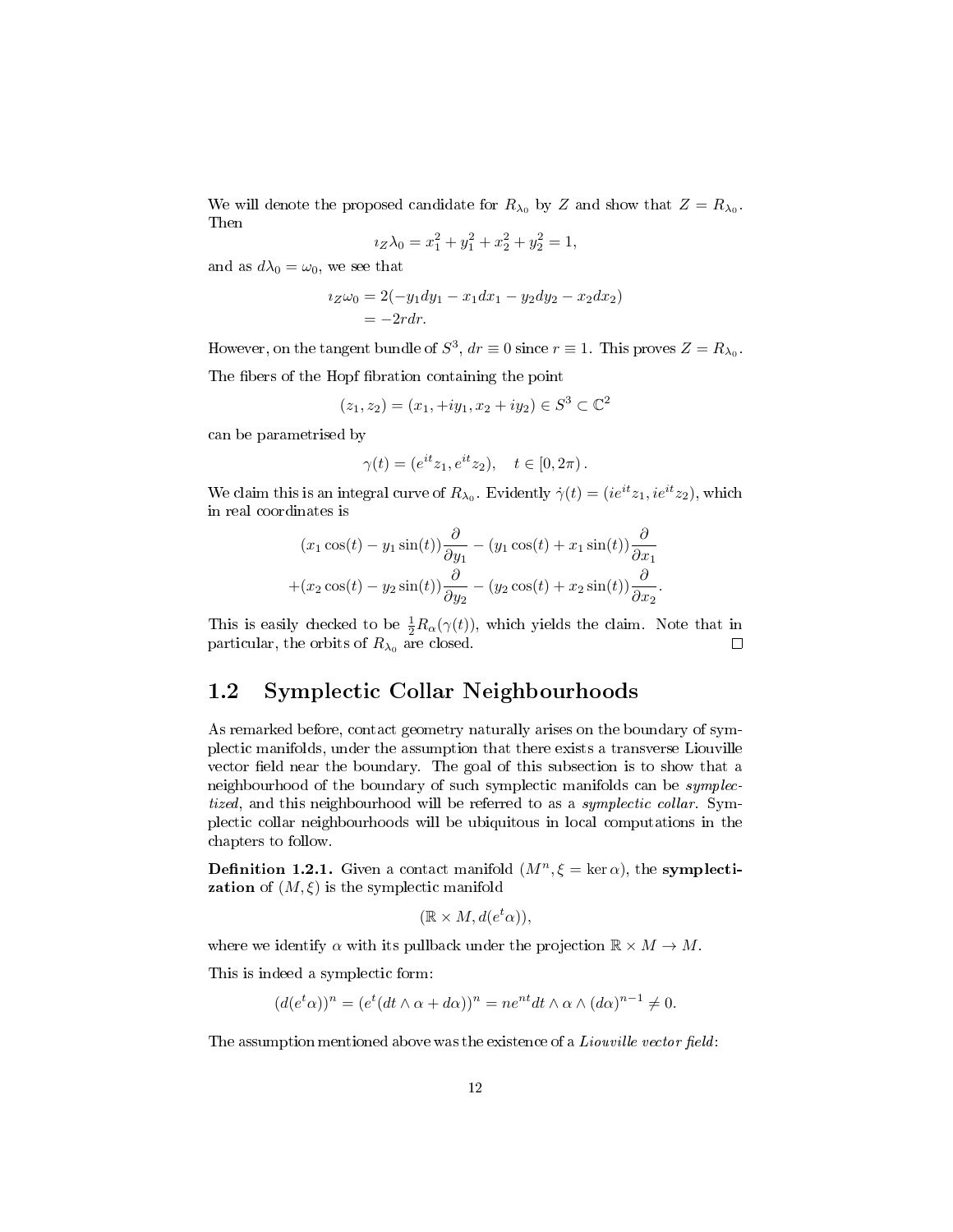We will denote the proposed candidate for $R_{\lambda_0}$ by $Z$ and show that $Z = R_{\lambda_0}$. Then

$$\imath_Z \lambda_0 = x_1^2 + y_1^2 + x_2^2 + y_2^2 = 1,$$

and as $d\lambda_0 = \omega_0$, we see that

$$\begin{aligned}
\imath_Z \omega_0 &= 2(-y_1 dy_1 - x_1 dx_1 - y_2 dy_2 - x_2 dx_2) \\
&= -2r dr.
\end{aligned}$$

However, on the tangent bundle of $S^3$, $dr \equiv 0$ since $r \equiv 1$. This proves $Z = R_{\lambda_0}$.

The fibers of the Hopf fibration containing the point

$$(z_1, z_2) = (x_1, +iy_1, x_2 + iy_2) \in S^3 \subset \mathbb{C}^2$$

can be parametrised by

$$\gamma(t) = (e^{it} z_1, e^{it} z_2), \quad t \in [0, 2\pi).$$

We claim this is an integral curve of $R_{\lambda_0}$. Evidently $\dot{\gamma}(t) = (ie^{it} z_1, ie^{it} z_2)$, which in real coordinates is

$$\begin{aligned}
&(x_1 \cos(t) - y_1 \sin(t)) \frac{\partial}{\partial y_1} - (y_1 \cos(t) + x_1 \sin(t)) \frac{\partial}{\partial x_1} \\
+&(x_2 \cos(t) - y_2 \sin(t)) \frac{\partial}{\partial y_2} - (y_2 \cos(t) + x_2 \sin(t)) \frac{\partial}{\partial x_2}.
\end{aligned}$$

This is easily checked to be $\frac{1}{2} R_\alpha(\gamma(t))$, which yields the claim. Note that in particular, the orbits of $R_{\lambda_0}$ are closed. $\square$

## 1.2 Symplectic Collar Neighbourhoods

As remarked before, contact geometry naturally arises on the boundary of symplectic manifolds, under the assumption that there exists a transverse Liouville vector field near the boundary. The goal of this subsection is to show that a neighbourhood of the boundary of such symplectic manifolds can be *symplectized*, and this neighbourhood will be referred to as a *symplectic collar*. Symplectic collar neighbourhoods will be ubiquitous in local computations in the chapters to follow.

**Definition 1.2.1.** Given a contact manifold $(M^n, \xi = \ker \alpha)$, the **symplectization** of $(M, \xi)$ is the symplectic manifold

$$(\mathbb{R} \times M, d(e^t \alpha)),$$

where we identify $\alpha$ with its pullback under the projection $\mathbb{R} \times M \to M$.

This is indeed a symplectic form:

$$(d(e^t \alpha))^n = (e^t (dt \wedge \alpha + d\alpha))^n = ne^{nt} dt \wedge \alpha \wedge (d\alpha)^{n-1} \neq 0.$$

The assumption mentioned above was the existence of a *Liouville vector field*: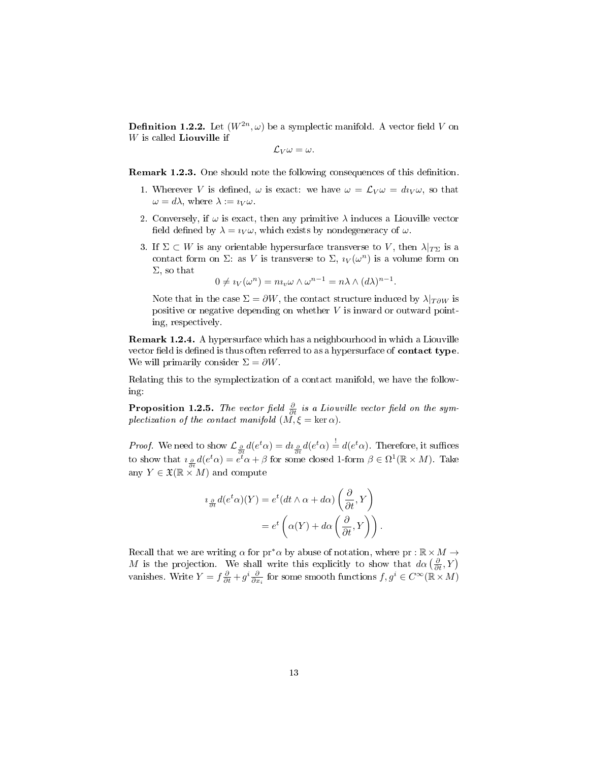**Definition 1.2.2.** Let $(W^{2n}, \omega)$ be a symplectic manifold. A vector field $V$ on $W$ is called **Liouville** if

$$\mathcal{L}_V \omega = \omega.$$

**Remark 1.2.3.** One should note the following consequences of this definition.

1. Wherever $V$ is defined, $\omega$ is exact: we have $\omega = \mathcal{L}_V \omega = d\imath_V \omega$, so that $\omega = d\lambda$, where $\lambda := \imath_V \omega$.
2. Conversely, if $\omega$ is exact, then any primitive $\lambda$ induces a Liouville vector field defined by $\lambda = \imath_V \omega$, which exists by nondegeneracy of $\omega$.
3. If $\Sigma \subset W$ is any orientable hypersurface transverse to $V$, then $\lambda|_{T\Sigma}$ is a contact form on $\Sigma$: as $V$ is transverse to $\Sigma$, $\imath_V(\omega^n)$ is a volume form on $\Sigma$, so that
$$0 \neq \imath_V(\omega^n) = n\imath_v \omega \wedge \omega^{n-1} = n\lambda \wedge (d\lambda)^{n-1}.$$
Note that in the case $\Sigma = \partial W$, the contact structure induced by $\lambda|_{T\partial W}$ is positive or negative depending on whether $V$ is inward or outward pointing, respectively.

**Remark 1.2.4.** A hypersurface which has a neighbourhood in which a Liouville vector field is defined is thus often referred to as a hypersurface of **contact type**. We will primarily consider $\Sigma = \partial W$.

Relating this to the symplectization of a contact manifold, we have the following:

**Proposition 1.2.5.** *The vector field $\frac{\partial}{\partial t}$ is a Liouville vector field on the symplectization of the contact manifold $(M, \xi = \ker \alpha)$.*

*Proof.* We need to show $\mathcal{L}_{\frac{\partial}{\partial t}} d(e^t\alpha) = d\imath_{\frac{\partial}{\partial t}} d(e^t \alpha) \overset{!}{=} d(e^t\alpha)$. Therefore, it suffices to show that $\imath_{\frac{\partial}{\partial t}} d(e^t\alpha) = e^t\alpha + \beta$ for some closed 1-form $\beta \in \Omega^1(\mathbb{R} \times M)$. Take any $Y \in \mathfrak{X}(\mathbb{R} \times M)$ and compute

$$\begin{aligned}
\imath_{\frac{\partial}{\partial t}} d(e^t\alpha)(Y) &= e^t(dt \wedge \alpha + d\alpha)\left(\frac{\partial}{\partial t}, Y\right) \\
&= e^t\left(\alpha(Y) + d\alpha\left(\frac{\partial}{\partial t}, Y\right)\right).
\end{aligned}$$

Recall that we are writing $\alpha$ for $\mathrm{pr}^*\alpha$ by abuse of notation, where $\mathrm{pr} : \mathbb{R} \times M \to M$ is the projection. We shall write this explicitly to show that $d\alpha\left(\frac{\partial}{\partial t}, Y\right)$ vanishes. Write $Y = f\frac{\partial}{\partial t} + g^i \frac{\partial}{\partial x_i}$ for some smooth functions $f, g^i \in C^\infty(\mathbb{R} \times M)$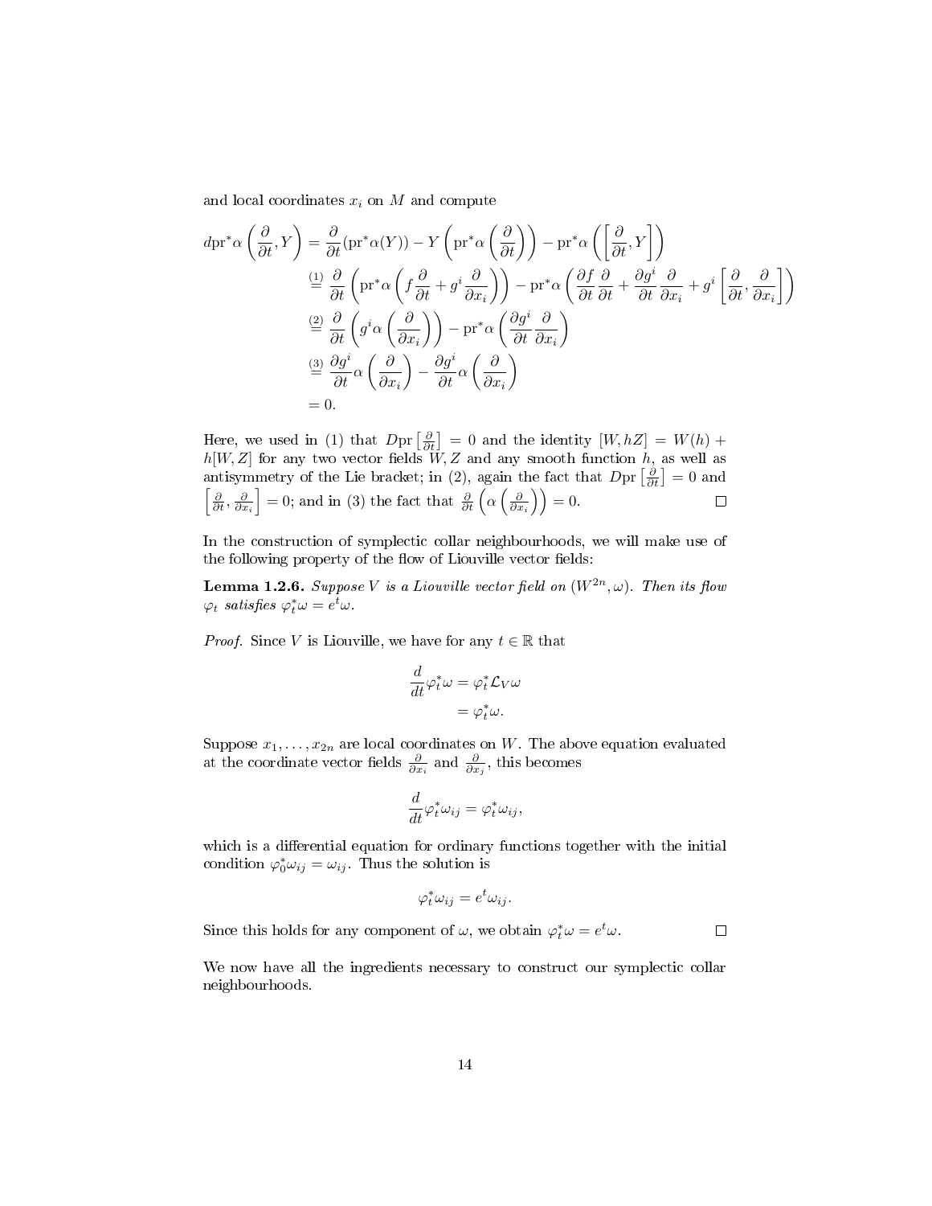and local coordinates $x_i$ on $M$ and compute

$$
\begin{aligned}
d\mathrm{pr}^*\alpha\left(\frac{\partial}{\partial t}, Y\right) &= \frac{\partial}{\partial t}(\mathrm{pr}^*\alpha(Y)) - Y\left(\mathrm{pr}^*\alpha\left(\frac{\partial}{\partial t}\right)\right) - \mathrm{pr}^*\alpha\left(\left[\frac{\partial}{\partial t}, Y\right]\right) \\
&\overset{(1)}{=} \frac{\partial}{\partial t}\left(\mathrm{pr}^*\alpha\left(f\frac{\partial}{\partial t} + g^i\frac{\partial}{\partial x_i}\right)\right) - \mathrm{pr}^*\alpha\left(\frac{\partial f}{\partial t}\frac{\partial}{\partial t} + \frac{\partial g^i}{\partial t}\frac{\partial}{\partial x_i} + g^i\left[\frac{\partial}{\partial t}, \frac{\partial}{\partial x_i}\right]\right) \\
&\overset{(2)}{=} \frac{\partial}{\partial t}\left(g^i\alpha\left(\frac{\partial}{\partial x_i}\right)\right) - \mathrm{pr}^*\alpha\left(\frac{\partial g^i}{\partial t}\frac{\partial}{\partial x_i}\right) \\
&\overset{(3)}{=} \frac{\partial g^i}{\partial t}\alpha\left(\frac{\partial}{\partial x_i}\right) - \frac{\partial g^i}{\partial t}\alpha\left(\frac{\partial}{\partial x_i}\right) \\
&= 0.
\end{aligned}
$$

Here, we used in (1) that $D\mathrm{pr}\left[\frac{\partial}{\partial t}\right] = 0$ and the identity $[W, hZ] = W(h) + h[W, Z]$ for any two vector fields $W, Z$ and any smooth function $h$, as well as antisymmetry of the Lie bracket; in (2), again the fact that $D\mathrm{pr}\left[\frac{\partial}{\partial t}\right] = 0$ and $\left[\frac{\partial}{\partial t}, \frac{\partial}{\partial x_i}\right] = 0$; and in (3) the fact that $\frac{\partial}{\partial t}\left(\alpha\left(\frac{\partial}{\partial x_i}\right)\right) = 0$. □

In the construction of symplectic collar neighbourhoods, we will make use of the following property of the flow of Liouville vector fields:

**Lemma 1.2.6.** *Suppose $V$ is a Liouville vector field on $(W^{2n}, \omega)$. Then its flow $\varphi_t$ satisfies $\varphi_t^*\omega = e^t\omega$.*

*Proof.* Since $V$ is Liouville, we have for any $t \in \mathbb{R}$ that

$$
\begin{aligned}
\frac{d}{dt}\varphi_t^*\omega &= \varphi_t^*\mathcal{L}_V\omega \\
&= \varphi_t^*\omega.
\end{aligned}
$$

Suppose $x_1, \ldots, x_{2n}$ are local coordinates on $W$. The above equation evaluated at the coordinate vector fields $\frac{\partial}{\partial x_i}$ and $\frac{\partial}{\partial x_j}$, this becomes

$$
\frac{d}{dt}\varphi_t^*\omega_{ij} = \varphi_t^*\omega_{ij},
$$

which is a differential equation for ordinary functions together with the initial condition $\varphi_0^*\omega_{ij} = \omega_{ij}$. Thus the solution is

$$
\varphi_t^*\omega_{ij} = e^t\omega_{ij}.
$$

Since this holds for any component of $\omega$, we obtain $\varphi_t^*\omega = e^t\omega$. □

We now have all the ingredients necessary to construct our symplectic collar neighbourhoods.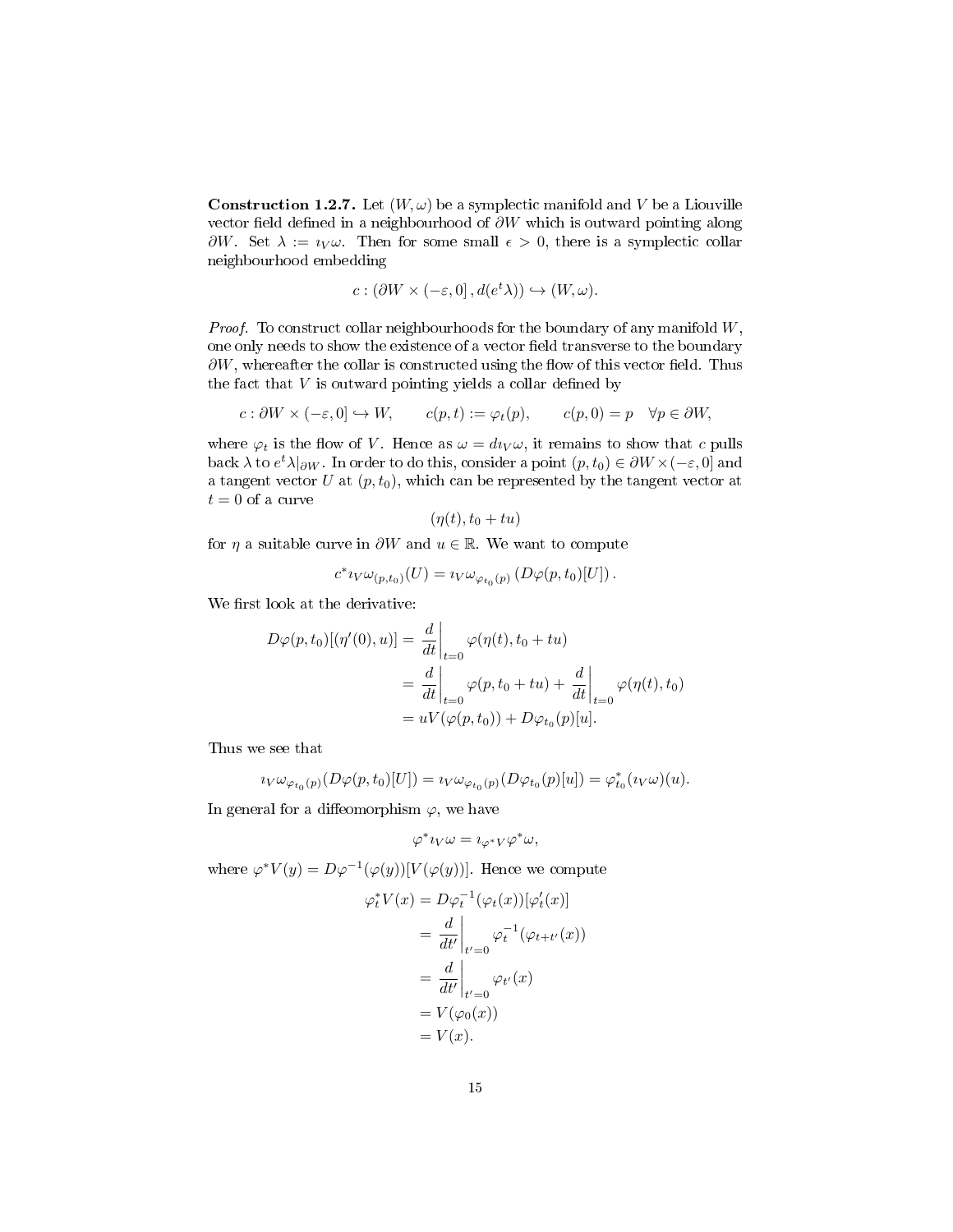**Construction 1.2.7.** Let $(W, \omega)$ be a symplectic manifold and $V$ be a Liouville vector field defined in a neighbourhood of $\partial W$ which is outward pointing along $\partial W$. Set $\lambda := \imath_V \omega$. Then for some small $\epsilon > 0$, there is a symplectic collar neighbourhood embedding

$$c : (\partial W \times (-\varepsilon, 0], d(e^t \lambda)) \hookrightarrow (W, \omega).$$

*Proof.* To construct collar neighbourhoods for the boundary of any manifold $W$, one only needs to show the existence of a vector field transverse to the boundary $\partial W$, whereafter the collar is constructed using the flow of this vector field. Thus the fact that $V$ is outward pointing yields a collar defined by

$$c : \partial W \times (-\varepsilon, 0] \hookrightarrow W, \qquad c(p, t) := \varphi_t(p), \qquad c(p, 0) = p \quad \forall p \in \partial W,$$

where $\varphi_t$ is the flow of $V$. Hence as $\omega = d\imath_V \omega$, it remains to show that $c$ pulls back $\lambda$ to $e^t \lambda|_{\partial W}$. In order to do this, consider a point $(p, t_0) \in \partial W \times (-\varepsilon, 0]$ and a tangent vector $U$ at $(p, t_0)$, which can be represented by the tangent vector at $t = 0$ of a curve

$$(\eta(t), t_0 + tu)$$

for $\eta$ a suitable curve in $\partial W$ and $u \in \mathbb{R}$. We want to compute

$$c^* \imath_V \omega_{(p,t_0)}(U) = \imath_V \omega_{\varphi_{t_0}(p)} \left(D\varphi(p, t_0)[U]\right).$$

We first look at the derivative:

$$\begin{aligned}
D\varphi(p, t_0)[(\eta'(0), u)] &= \left.\frac{d}{dt}\right|_{t=0} \varphi(\eta(t), t_0 + tu) \\
&= \left.\frac{d}{dt}\right|_{t=0} \varphi(p, t_0 + tu) + \left.\frac{d}{dt}\right|_{t=0} \varphi(\eta(t), t_0) \\
&= uV(\varphi(p, t_0)) + D\varphi_{t_0}(p)[u].
\end{aligned}$$

Thus we see that

$$\imath_V \omega_{\varphi_{t_0}(p)}(D\varphi(p, t_0)[U]) = \imath_V \omega_{\varphi_{t_0}(p)}(D\varphi_{t_0}(p)[u]) = \varphi_{t_0}^*(\imath_V \omega)(u).$$

In general for a diffeomorphism $\varphi$, we have

$$\varphi^* \imath_V \omega = \imath_{\varphi^* V} \varphi^* \omega,$$

where $\varphi^* V(y) = D\varphi^{-1}(\varphi(y))[V(\varphi(y))]$. Hence we compute

$$\begin{aligned}
\varphi_t^* V(x) &= D\varphi_t^{-1}(\varphi_t(x))[\varphi_t'(x)] \\
&= \left.\frac{d}{dt'}\right|_{t'=0} \varphi_t^{-1}(\varphi_{t+t'}(x)) \\
&= \left.\frac{d}{dt'}\right|_{t'=0} \varphi_{t'}(x) \\
&= V(\varphi_0(x)) \\
&= V(x).
\end{aligned}$$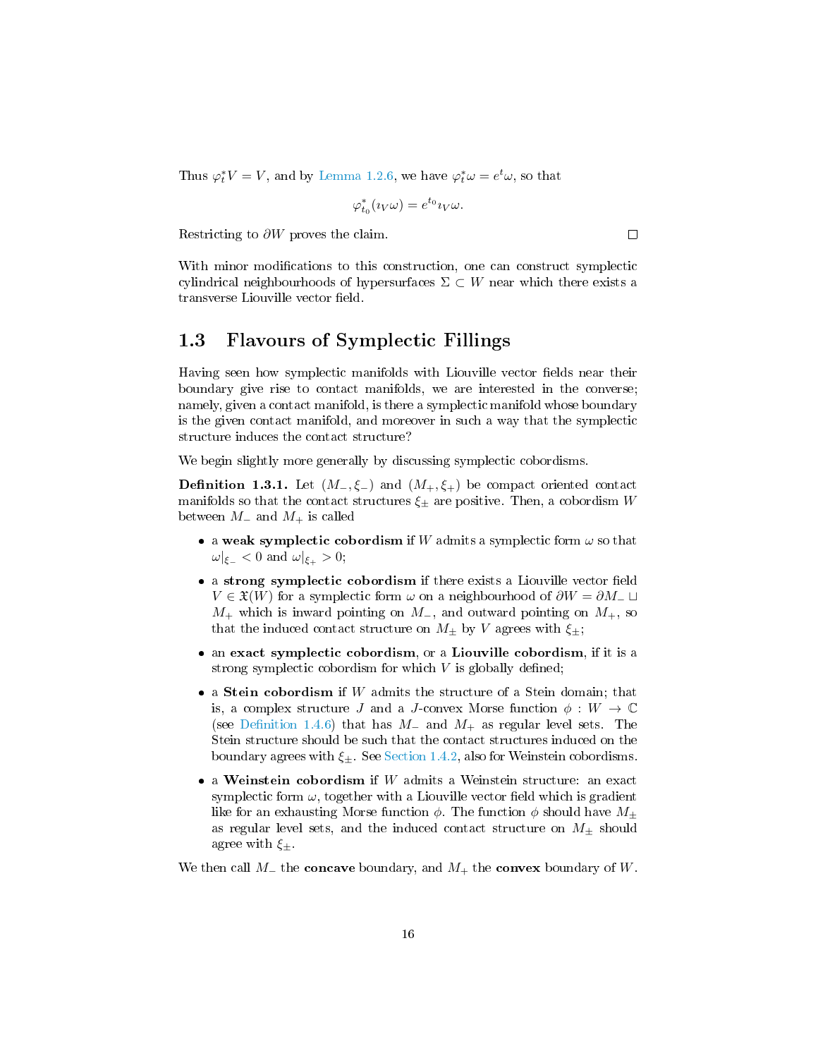Thus $\varphi_t^* V = V$, and by Lemma 1.2.6, we have $\varphi_t^* \omega = e^t \omega$, so that

$$\varphi_{t_0}^* (\imath_V \omega) = e^{t_0} \imath_V \omega.$$

Restricting to $\partial W$ proves the claim. □

With minor modifications to this construction, one can construct symplectic cylindrical neighbourhoods of hypersurfaces $\Sigma \subset W$ near which there exists a transverse Liouville vector field.

## 1.3 Flavours of Symplectic Fillings

Having seen how symplectic manifolds with Liouville vector fields near their boundary give rise to contact manifolds, we are interested in the converse; namely, given a contact manifold, is there a symplectic manifold whose boundary is the given contact manifold, and moreover in such a way that the symplectic structure induces the contact structure?

We begin slightly more generally by discussing symplectic cobordisms.

**Definition 1.3.1.** Let $(M_-, \xi_-)$ and $(M_+, \xi_+)$ be compact oriented contact manifolds so that the contact structures $\xi_\pm$ are positive. Then, a cobordism $W$ between $M_-$ and $M_+$ is called

- a **weak symplectic cobordism** if $W$ admits a symplectic form $\omega$ so that $\omega|_{\xi_-} < 0$ and $\omega|_{\xi_+} > 0$;
- a **strong symplectic cobordism** if there exists a Liouville vector field $V \in \mathfrak{X}(W)$ for a symplectic form $\omega$ on a neighbourhood of $\partial W = \partial M_- \sqcup M_+$ which is inward pointing on $M_-$, and outward pointing on $M_+$, so that the induced contact structure on $M_\pm$ by $V$ agrees with $\xi_\pm$;
- an **exact symplectic cobordism**, or a **Liouville cobordism**, if it is a strong symplectic cobordism for which $V$ is globally defined;
- a **Stein cobordism** if $W$ admits the structure of a Stein domain; that is, a complex structure $J$ and a $J$-convex Morse function $\phi : W \to \mathbb{C}$ (see Definition 1.4.6) that has $M_-$ and $M_+$ as regular level sets. The Stein structure should be such that the contact structures induced on the boundary agrees with $\xi_\pm$. See Section 1.4.2, also for Weinstein cobordisms.
- a **Weinstein cobordism** if $W$ admits a Weinstein structure: an exact symplectic form $\omega$, together with a Liouville vector field which is gradient like for an exhausting Morse function $\phi$. The function $\phi$ should have $M_\pm$ as regular level sets, and the induced contact structure on $M_\pm$ should agree with $\xi_\pm$.

We then call $M_-$ the **concave** boundary, and $M_+$ the **convex** boundary of $W$.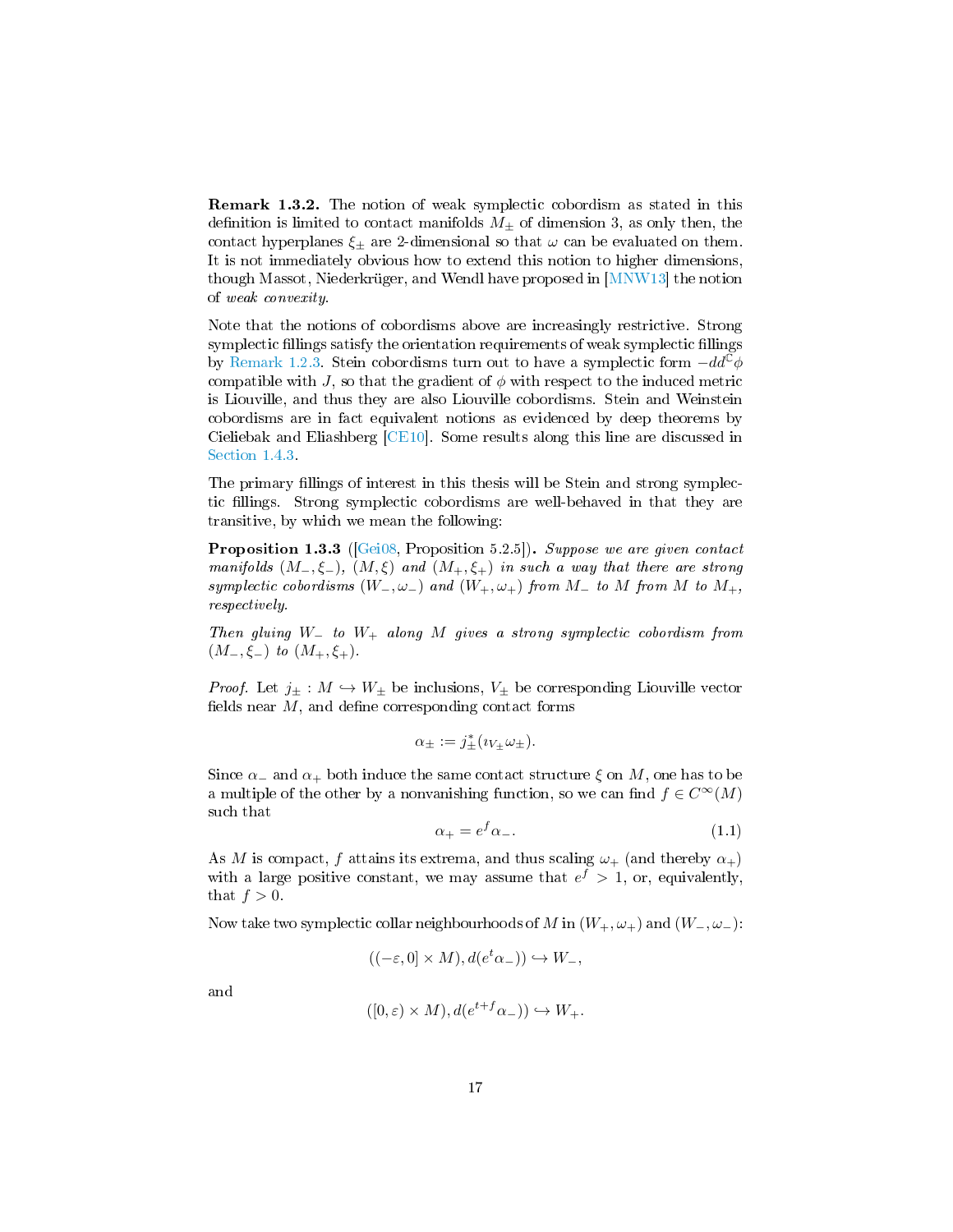**Remark 1.3.2.** The notion of weak symplectic cobordism as stated in this definition is limited to contact manifolds $M_\pm$ of dimension 3, as only then, the contact hyperplanes $\xi_\pm$ are 2-dimensional so that $\omega$ can be evaluated on them. It is not immediately obvious how to extend this notion to higher dimensions, though Massot, Niederkrüger, and Wendl have proposed in [MNW13] the notion of *weak convexity*.

Note that the notions of cobordisms above are increasingly restrictive. Strong symplectic fillings satisfy the orientation requirements of weak symplectic fillings by Remark 1.2.3. Stein cobordisms turn out to have a symplectic form $-dd^{\mathbb{C}}\phi$ compatible with $J$, so that the gradient of $\phi$ with respect to the induced metric is Liouville, and thus they are also Liouville cobordisms. Stein and Weinstein cobordisms are in fact equivalent notions as evidenced by deep theorems by Cieliebak and Eliashberg [CE10]. Some results along this line are discussed in Section 1.4.3.

The primary fillings of interest in this thesis will be Stein and strong symplectic fillings. Strong symplectic cobordisms are well-behaved in that they are transitive, by which we mean the following:

**Proposition 1.3.3** ([Gei08, Proposition 5.2.5])**.** *Suppose we are given contact manifolds $(M_-, \xi_-)$, $(M, \xi)$ and $(M_+, \xi_+)$ in such a way that there are strong symplectic cobordisms $(W_-, \omega_-)$ and $(W_+, \omega_+)$ from $M_-$ to $M$ from $M$ to $M_+$, respectively.*

*Then gluing $W_-$ to $W_+$ along $M$ gives a strong symplectic cobordism from $(M_-, \xi_-)$ to $(M_+, \xi_+)$.*

*Proof.* Let $j_\pm : M \hookrightarrow W_\pm$ be inclusions, $V_\pm$ be corresponding Liouville vector fields near $M$, and define corresponding contact forms

$$\alpha_\pm := j_\pm^*(\imath_{V_\pm}\omega_\pm).$$

Since $\alpha_-$ and $\alpha_+$ both induce the same contact structure $\xi$ on $M$, one has to be a multiple of the other by a nonvanishing function, so we can find $f \in C^\infty(M)$ such that

$$\alpha_+ = e^f \alpha_-. \tag{1.1}$$

As $M$ is compact, $f$ attains its extrema, and thus scaling $\omega_+$ (and thereby $\alpha_+$) with a large positive constant, we may assume that $e^f > 1$, or, equivalently, that $f > 0$.

Now take two symplectic collar neighbourhoods of $M$ in $(W_+, \omega_+)$ and $(W_-, \omega_-)$:

$$((-\varepsilon, 0] \times M), d(e^t \alpha_-)) \hookrightarrow W_-,$$

and

$$([0, \varepsilon) \times M), d(e^{t+f} \alpha_-)) \hookrightarrow W_+.$$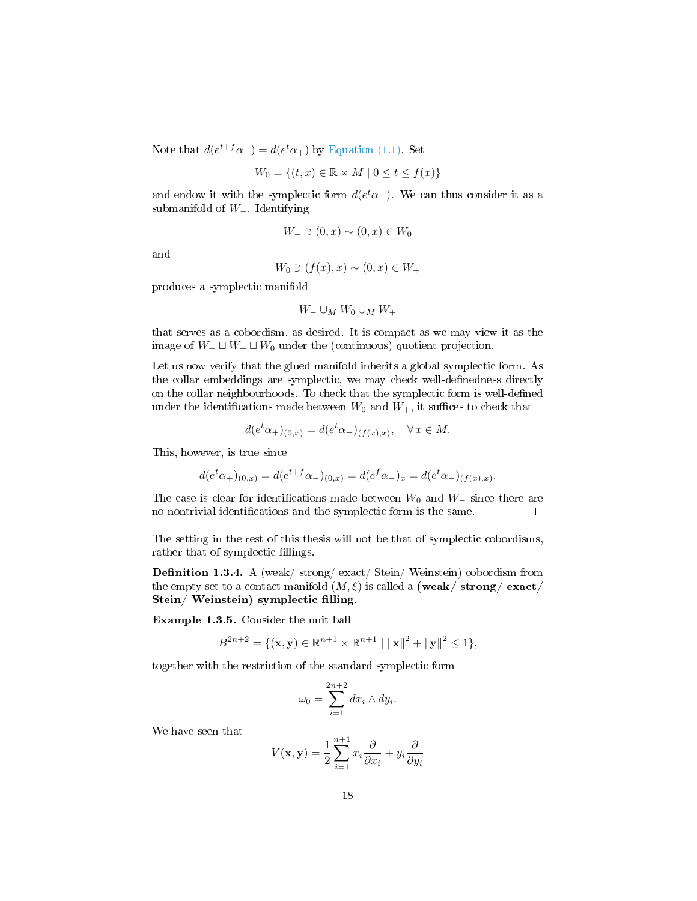Note that $d(e^{t+f}\alpha_-) = d(e^t\alpha_+)$ by Equation (1.1). Set

$$W_0 = \{(t,x) \in \mathbb{R} \times M \mid 0 \leq t \leq f(x)\}$$

and endow it with the symplectic form $d(e^t\alpha_-)$. We can thus consider it as a submanifold of $W_-$. Identifying

$$W_- \ni (0,x) \sim (0,x) \in W_0$$

and

$$W_0 \ni (f(x),x) \sim (0,x) \in W_+$$

produces a symplectic manifold

$$W_- \cup_M W_0 \cup_M W_+$$

that serves as a cobordism, as desired. It is compact as we may view it as the image of $W_- \sqcup W_+ \sqcup W_0$ under the (continuous) quotient projection.

Let us now verify that the glued manifold inherits a global symplectic form. As the collar embeddings are symplectic, we may check well-definedness directly on the collar neighbourhoods. To check that the symplectic form is well-defined under the identifications made between $W_0$ and $W_+$, it suffices to check that

$$d(e^t\alpha_+)_{(0,x)} = d(e^t\alpha_-)_{(f(x),x)}, \quad \forall\, x \in M.$$

This, however, is true since

$$d(e^t\alpha_+)_{(0,x)} = d(e^{t+f}\alpha_-)_{(0,x)} = d(e^f\alpha_-)_x = d(e^t\alpha_-)_{(f(x),x)}.$$

The case is clear for identifications made between $W_0$ and $W_-$ since there are no nontrivial identifications and the symplectic form is the same. □

The setting in the rest of this thesis will not be that of symplectic cobordisms, rather that of symplectic fillings.

**Definition 1.3.4.** A (weak/ strong/ exact/ Stein/ Weinstein) cobordism from the empty set to a contact manifold $(M,\xi)$ is called a **(weak/ strong/ exact/ Stein/ Weinstein) symplectic filling**.

**Example 1.3.5.** Consider the unit ball

$$B^{2n+2} = \{(\mathbf{x},\mathbf{y}) \in \mathbb{R}^{n+1} \times \mathbb{R}^{n+1} \mid \|\mathbf{x}\|^2 + \|\mathbf{y}\|^2 \leq 1\},$$

together with the restriction of the standard symplectic form

$$\omega_0 = \sum_{i=1}^{2n+2} dx_i \wedge dy_i.$$

We have seen that

$$V(\mathbf{x},\mathbf{y}) = \frac{1}{2}\sum_{i=1}^{n+1} x_i\frac{\partial}{\partial x_i} + y_i\frac{\partial}{\partial y_i}$$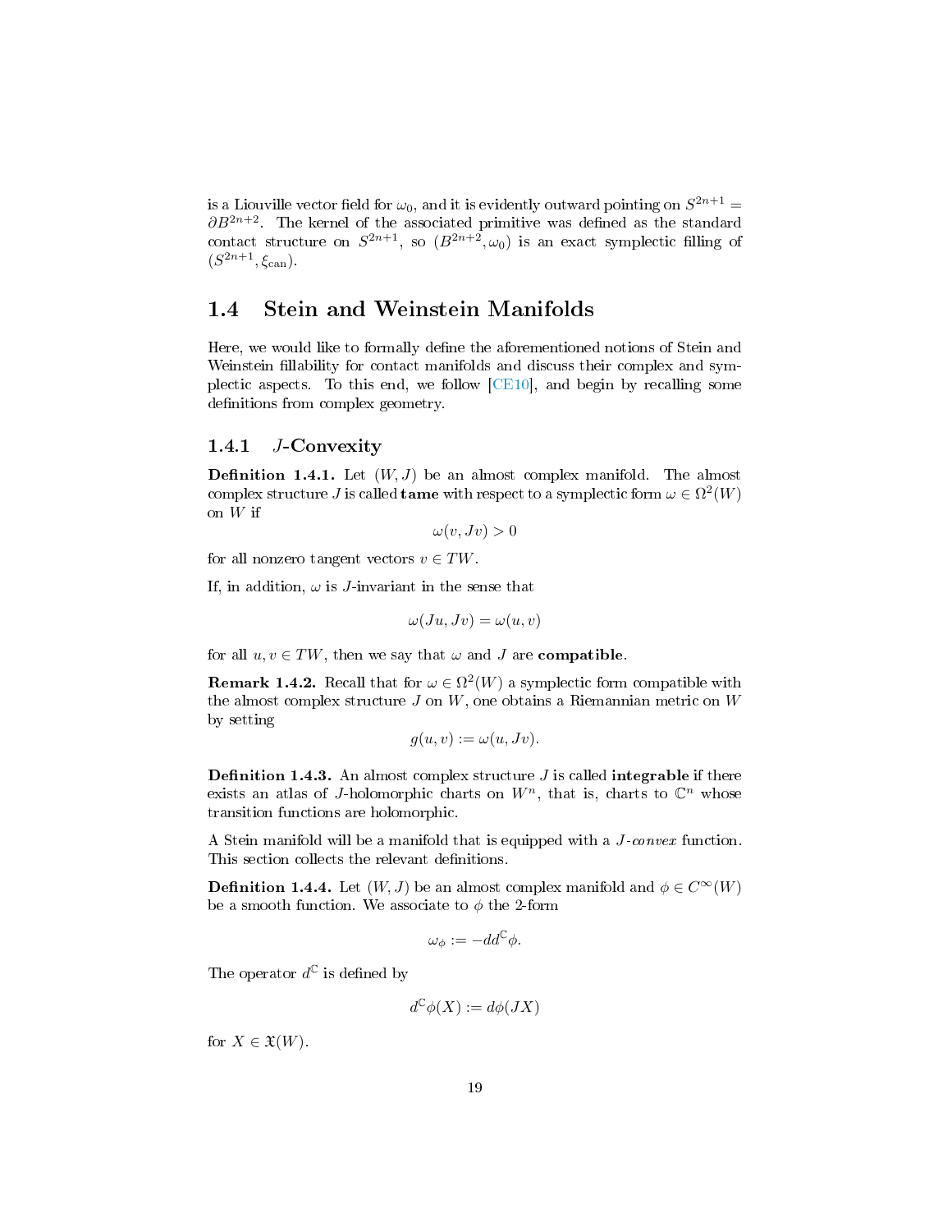is a Liouville vector field for $\omega_0$, and it is evidently outward pointing on $S^{2n+1} = \partial B^{2n+2}$. The kernel of the associated primitive was defined as the standard contact structure on $S^{2n+1}$, so $(B^{2n+2}, \omega_0)$ is an exact symplectic filling of $(S^{2n+1}, \xi_{\text{can}})$.

## 1.4 Stein and Weinstein Manifolds

Here, we would like to formally define the aforementioned notions of Stein and Weinstein fillability for contact manifolds and discuss their complex and symplectic aspects. To this end, we follow [CE10], and begin by recalling some definitions from complex geometry.

### 1.4.1 $J$-Convexity

**Definition 1.4.1.** Let $(W, J)$ be an almost complex manifold. The almost complex structure $J$ is called **tame** with respect to a symplectic form $\omega \in \Omega^2(W)$ on $W$ if

$$\omega(v, Jv) > 0$$

for all nonzero tangent vectors $v \in TW$.

If, in addition, $\omega$ is $J$-invariant in the sense that

$$\omega(Ju, Jv) = \omega(u, v)$$

for all $u, v \in TW$, then we say that $\omega$ and $J$ are **compatible**.

**Remark 1.4.2.** Recall that for $\omega \in \Omega^2(W)$ a symplectic form compatible with the almost complex structure $J$ on $W$, one obtains a Riemannian metric on $W$ by setting

$$g(u, v) := \omega(u, Jv).$$

**Definition 1.4.3.** An almost complex structure $J$ is called **integrable** if there exists an atlas of $J$-holomorphic charts on $W^n$, that is, charts to $\mathbb{C}^n$ whose transition functions are holomorphic.

A Stein manifold will be a manifold that is equipped with a *$J$-convex* function. This section collects the relevant definitions.

**Definition 1.4.4.** Let $(W, J)$ be an almost complex manifold and $\phi \in C^\infty(W)$ be a smooth function. We associate to $\phi$ the 2-form

$$\omega_\phi := -dd^{\mathbb{C}}\phi.$$

The operator $d^{\mathbb{C}}$ is defined by

$$d^{\mathbb{C}}\phi(X) := d\phi(JX)$$

for $X \in \mathfrak{X}(W)$.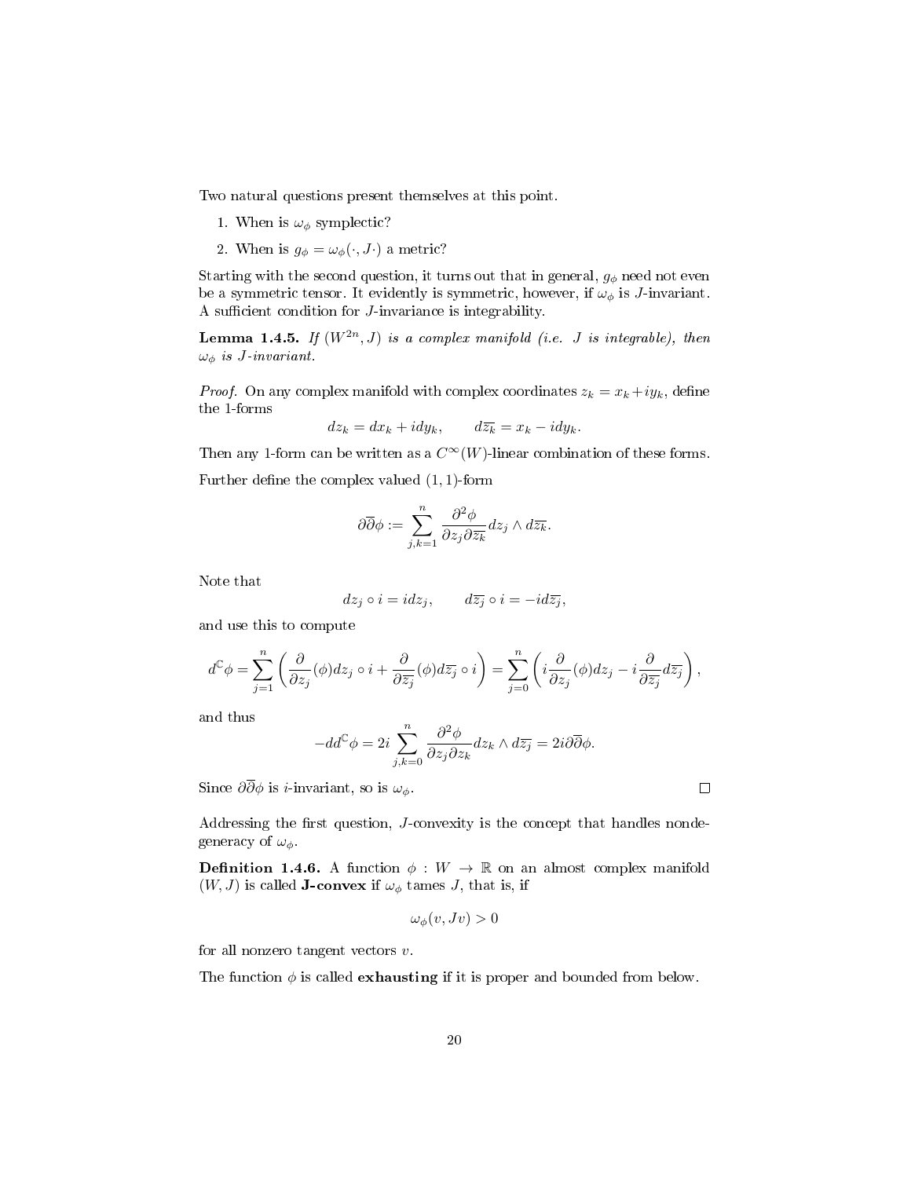Two natural questions present themselves at this point.

1. When is $\omega_\phi$ symplectic?
2. When is $g_\phi = \omega_\phi(\cdot, J\cdot)$ a metric?

Starting with the second question, it turns out that in general, $g_\phi$ need not even be a symmetric tensor. It evidently is symmetric, however, if $\omega_\phi$ is $J$-invariant. A sufficient condition for $J$-invariance is integrability.

**Lemma 1.4.5.** *If $(W^{2n}, J)$ is a complex manifold (i.e. $J$ is integrable), then $\omega_\phi$ is $J$-invariant.*

*Proof.* On any complex manifold with complex coordinates $z_k = x_k + iy_k$, define the 1-forms

$$dz_k = dx_k + idy_k, \qquad d\overline{z_k} = x_k - idy_k.$$

Then any 1-form can be written as a $C^\infty(W)$-linear combination of these forms.

Further define the complex valued $(1,1)$-form

$$\partial\overline{\partial}\phi := \sum_{j,k=1}^{n} \frac{\partial^2 \phi}{\partial z_j \partial \overline{z_k}} dz_j \wedge d\overline{z_k}.$$

Note that

$$dz_j \circ i = idz_j, \qquad d\overline{z_j} \circ i = -id\overline{z_j},$$

and use this to compute

$$d^{\mathbb{C}}\phi = \sum_{j=1}^{n} \left( \frac{\partial}{\partial z_j}(\phi) dz_j \circ i + \frac{\partial}{\partial \overline{z_j}}(\phi) d\overline{z_j} \circ i \right) = \sum_{j=0}^{n} \left( i \frac{\partial}{\partial z_j}(\phi) dz_j - i \frac{\partial}{\partial \overline{z_j}} d\overline{z_j} \right),$$

and thus

$$-dd^{\mathbb{C}}\phi = 2i \sum_{j,k=0}^{n} \frac{\partial^2 \phi}{\partial z_j \partial z_k} dz_k \wedge d\overline{z_j} = 2i\partial\overline{\partial}\phi.$$

Since $\partial\overline{\partial}\phi$ is $i$-invariant, so is $\omega_\phi$. $\square$

Addressing the first question, $J$-convexity is the concept that handles nondegeneracy of $\omega_\phi$.

**Definition 1.4.6.** A function $\phi : W \to \mathbb{R}$ on an almost complex manifold $(W, J)$ is called **J-convex** if $\omega_\phi$ tames $J$, that is, if

$$\omega_\phi(v, Jv) > 0$$

for all nonzero tangent vectors $v$.

The function $\phi$ is called **exhausting** if it is proper and bounded from below.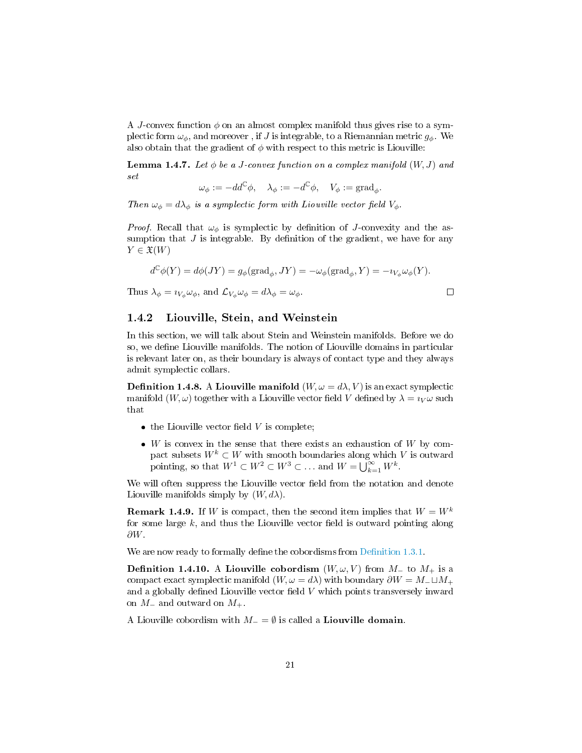A $J$-convex function $\phi$ on an almost complex manifold thus gives rise to a symplectic form $\omega_\phi$, and moreover , if $J$ is integrable, to a Riemannian metric $g_\phi$. We also obtain that the gradient of $\phi$ with respect to this metric is Liouville:

**Lemma 1.4.7.** *Let $\phi$ be a $J$-convex function on a complex manifold $(W, J)$ and set*

$$\omega_\phi := -dd^{\mathbb{C}}\phi, \quad \lambda_\phi := -d^{\mathbb{C}}\phi, \quad V_\phi := \operatorname{grad}_\phi.$$

*Then $\omega_\phi = d\lambda_\phi$ is a symplectic form with Liouville vector field $V_\phi$.*

*Proof.* Recall that $\omega_\phi$ is symplectic by definition of $J$-convexity and the assumption that $J$ is integrable. By definition of the gradient, we have for any $Y \in \mathfrak{X}(W)$

$$d^{\mathbb{C}}\phi(Y) = d\phi(JY) = g_\phi(\operatorname{grad}_\phi, JY) = -\omega_\phi(\operatorname{grad}_\phi, Y) = -\imath_{V_\phi}\omega_\phi(Y).$$

Thus $\lambda_\phi = \imath_{V_\phi}\omega_\phi$, and $\mathcal{L}_{V_\phi}\omega_\phi = d\lambda_\phi = \omega_\phi$. □

### 1.4.2 Liouville, Stein, and Weinstein

In this section, we will talk about Stein and Weinstein manifolds. Before we do so, we define Liouville manifolds. The notion of Liouville domains in particular is relevant later on, as their boundary is always of contact type and they always admit symplectic collars.

**Definition 1.4.8.** A **Liouville manifold** $(W, \omega = d\lambda, V)$ is an exact symplectic manifold $(W, \omega)$ together with a Liouville vector field $V$ defined by $\lambda = \imath_V\omega$ such that

- the Liouville vector field $V$ is complete;
- $W$ is convex in the sense that there exists an exhaustion of $W$ by compact subsets $W^k \subset W$ with smooth boundaries along which $V$ is outward pointing, so that $W^1 \subset W^2 \subset W^3 \subset \ldots$ and $W = \bigcup_{k=1}^{\infty} W^k$.

We will often suppress the Liouville vector field from the notation and denote Liouville manifolds simply by $(W, d\lambda)$.

**Remark 1.4.9.** If $W$ is compact, then the second item implies that $W = W^k$ for some large $k$, and thus the Liouville vector field is outward pointing along $\partial W$.

We are now ready to formally define the cobordisms from Definition 1.3.1.

**Definition 1.4.10.** A **Liouville cobordism** $(W, \omega, V)$ from $M_-$ to $M_+$ is a compact exact symplectic manifold $(W, \omega = d\lambda)$ with boundary $\partial W = M_- \sqcup M_+$ and a globally defined Liouville vector field $V$ which points transversely inward on $M_-$ and outward on $M_+$.

A Liouville cobordism with $M_- = \emptyset$ is called a **Liouville domain**.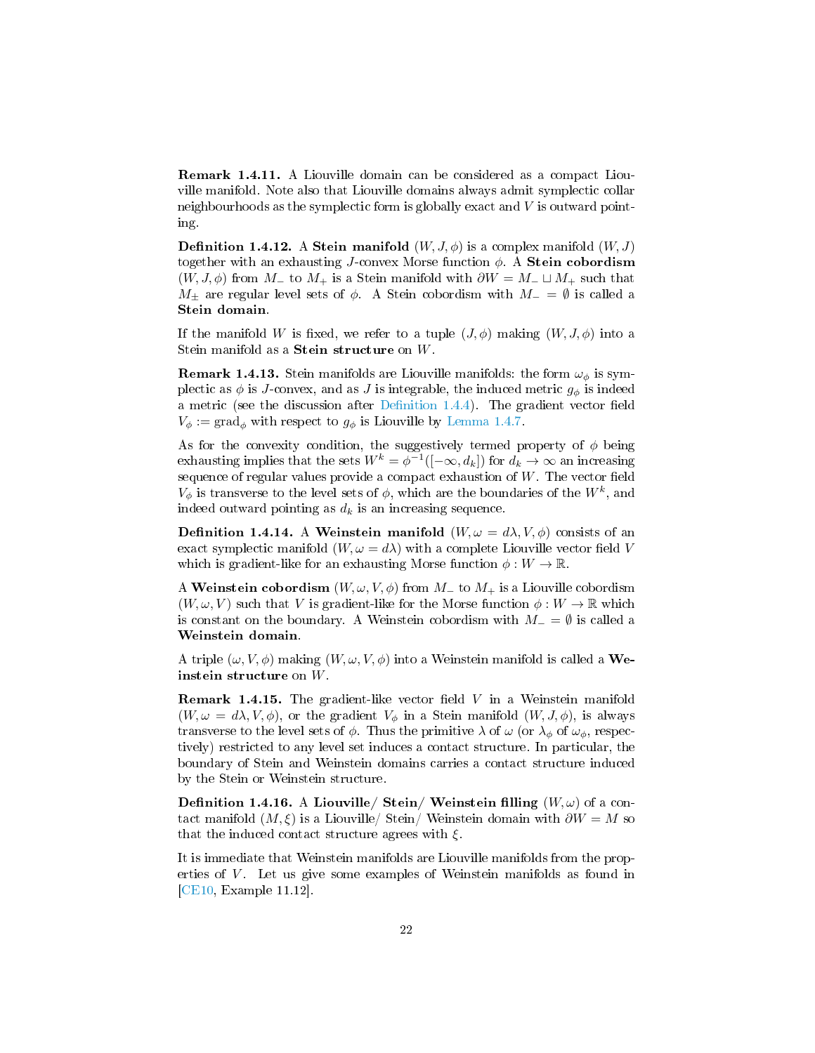**Remark 1.4.11.** A Liouville domain can be considered as a compact Liouville manifold. Note also that Liouville domains always admit symplectic collar neighbourhoods as the symplectic form is globally exact and $V$ is outward pointing.

**Definition 1.4.12.** A **Stein manifold** $(W, J, \phi)$ is a complex manifold $(W, J)$ together with an exhausting $J$-convex Morse function $\phi$. A **Stein cobordism** $(W, J, \phi)$ from $M_-$ to $M_+$ is a Stein manifold with $\partial W = M_- \sqcup M_+$ such that $M_\pm$ are regular level sets of $\phi$. A Stein cobordism with $M_- = \emptyset$ is called a **Stein domain**.

If the manifold $W$ is fixed, we refer to a tuple $(J, \phi)$ making $(W, J, \phi)$ into a Stein manifold as a **Stein structure** on $W$.

**Remark 1.4.13.** Stein manifolds are Liouville manifolds: the form $\omega_\phi$ is symplectic as $\phi$ is $J$-convex, and as $J$ is integrable, the induced metric $g_\phi$ is indeed a metric (see the discussion after Definition 1.4.4). The gradient vector field $V_\phi := \mathrm{grad}_\phi$ with respect to $g_\phi$ is Liouville by Lemma 1.4.7.

As for the convexity condition, the suggestively termed property of $\phi$ being exhausting implies that the sets $W^k = \phi^{-1}([-\infty, d_k])$ for $d_k \to \infty$ an increasing sequence of regular values provide a compact exhaustion of $W$. The vector field $V_\phi$ is transverse to the level sets of $\phi$, which are the boundaries of the $W^k$, and indeed outward pointing as $d_k$ is an increasing sequence.

**Definition 1.4.14.** A **Weinstein manifold** $(W, \omega = d\lambda, V, \phi)$ consists of an exact symplectic manifold $(W, \omega = d\lambda)$ with a complete Liouville vector field $V$ which is gradient-like for an exhausting Morse function $\phi : W \to \mathbb{R}$.

A **Weinstein cobordism** $(W, \omega, V, \phi)$ from $M_-$ to $M_+$ is a Liouville cobordism $(W, \omega, V)$ such that $V$ is gradient-like for the Morse function $\phi : W \to \mathbb{R}$ which is constant on the boundary. A Weinstein cobordism with $M_- = \emptyset$ is called a **Weinstein domain**.

A triple $(\omega, V, \phi)$ making $(W, \omega, V, \phi)$ into a Weinstein manifold is called a **Weinstein structure** on $W$.

**Remark 1.4.15.** The gradient-like vector field $V$ in a Weinstein manifold $(W, \omega = d\lambda, V, \phi)$, or the gradient $V_\phi$ in a Stein manifold $(W, J, \phi)$, is always transverse to the level sets of $\phi$. Thus the primitive $\lambda$ of $\omega$ (or $\lambda_\phi$ of $\omega_\phi$, respectively) restricted to any level set induces a contact structure. In particular, the boundary of Stein and Weinstein domains carries a contact structure induced by the Stein or Weinstein structure.

**Definition 1.4.16.** A **Liouville/ Stein/ Weinstein filling** $(W, \omega)$ of a contact manifold $(M, \xi)$ is a Liouville/ Stein/ Weinstein domain with $\partial W = M$ so that the induced contact structure agrees with $\xi$.

It is immediate that Weinstein manifolds are Liouville manifolds from the properties of $V$. Let us give some examples of Weinstein manifolds as found in [CE10, Example 11.12].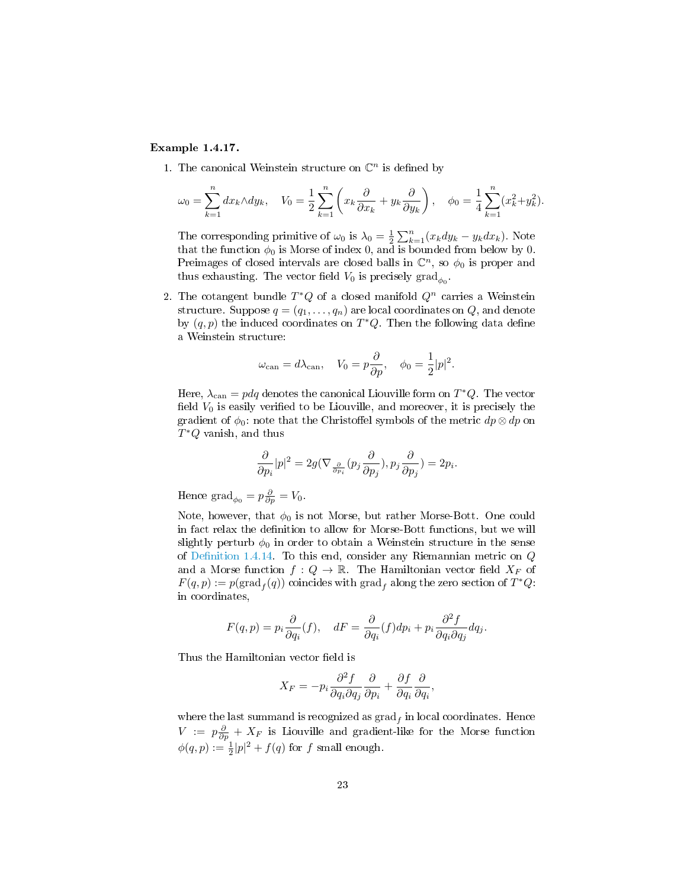**Example 1.4.17.**

1. The canonical Weinstein structure on $\mathbb{C}^n$ is defined by

$$\omega_0 = \sum_{k=1}^n dx_k \wedge dy_k, \quad V_0 = \frac{1}{2}\sum_{k=1}^n \left( x_k \frac{\partial}{\partial x_k} + y_k \frac{\partial}{\partial y_k} \right), \quad \phi_0 = \frac{1}{4}\sum_{k=1}^n (x_k^2 + y_k^2).$$

   The corresponding primitive of $\omega_0$ is $\lambda_0 = \frac{1}{2}\sum_{k=1}^n (x_k dy_k - y_k dx_k)$. Note that the function $\phi_0$ is Morse of index 0, and is bounded from below by 0. Preimages of closed intervals are closed balls in $\mathbb{C}^n$, so $\phi_0$ is proper and thus exhausting. The vector field $V_0$ is precisely $\mathrm{grad}_{\phi_0}$.

2. The cotangent bundle $T^*Q$ of a closed manifold $Q^n$ carries a Weinstein structure. Suppose $q = (q_1, \ldots, q_n)$ are local coordinates on $Q$, and denote by $(q, p)$ the induced coordinates on $T^*Q$. Then the following data define a Weinstein structure:

$$\omega_{\mathrm{can}} = d\lambda_{\mathrm{can}}, \quad V_0 = p\frac{\partial}{\partial p}, \quad \phi_0 = \frac{1}{2}|p|^2.$$

   Here, $\lambda_{\mathrm{can}} = pdq$ denotes the canonical Liouville form on $T^*Q$. The vector field $V_0$ is easily verified to be Liouville, and moreover, it is precisely the gradient of $\phi_0$: note that the Christoffel symbols of the metric $dp \otimes dp$ on $T^*Q$ vanish, and thus

$$\frac{\partial}{\partial p_i}|p|^2 = 2g(\nabla_{\frac{\partial}{\partial p_i}}(p_j \frac{\partial}{\partial p_j}), p_j \frac{\partial}{\partial p_j}) = 2p_i.$$

   Hence $\mathrm{grad}_{\phi_0} = p\frac{\partial}{\partial p} = V_0$.

   Note, however, that $\phi_0$ is not Morse, but rather Morse-Bott. One could in fact relax the definition to allow for Morse-Bott functions, but we will slightly perturb $\phi_0$ in order to obtain a Weinstein structure in the sense of Definition 1.4.14. To this end, consider any Riemannian metric on $Q$ and a Morse function $f : Q \to \mathbb{R}$. The Hamiltonian vector field $X_F$ of $F(q, p) := p(\mathrm{grad}_f(q))$ coincides with $\mathrm{grad}_f$ along the zero section of $T^*Q$: in coordinates,

$$F(q, p) = p_i \frac{\partial}{\partial q_i}(f), \quad dF = \frac{\partial}{\partial q_i}(f)dp_i + p_i \frac{\partial^2 f}{\partial q_i \partial q_j}dq_j.$$

   Thus the Hamiltonian vector field is

$$X_F = -p_i \frac{\partial^2 f}{\partial q_i \partial q_j}\frac{\partial}{\partial p_i} + \frac{\partial f}{\partial q_i}\frac{\partial}{\partial q_i},$$

   where the last summand is recognized as $\mathrm{grad}_f$ in local coordinates. Hence $V := p\frac{\partial}{\partial p} + X_F$ is Liouville and gradient-like for the Morse function $\phi(q, p) := \frac{1}{2}|p|^2 + f(q)$ for $f$ small enough.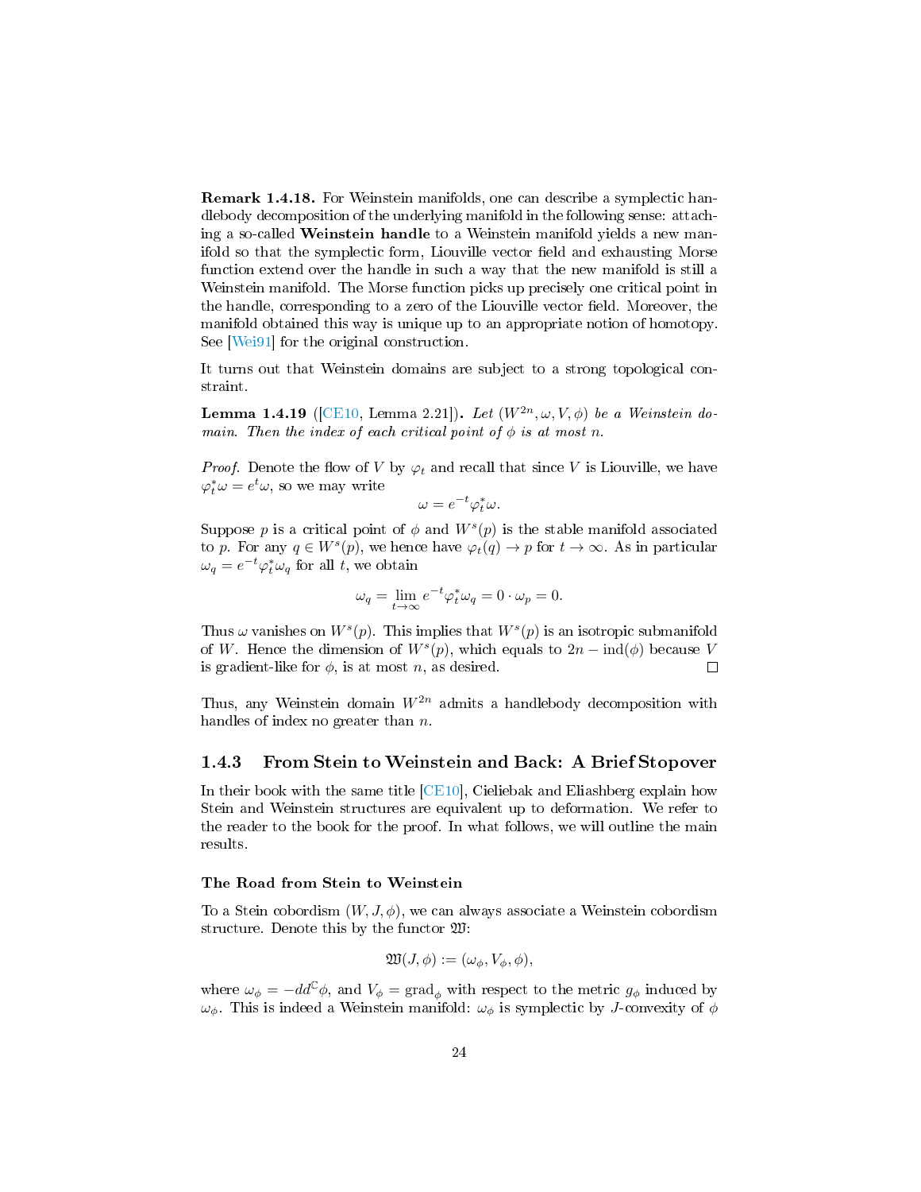**Remark 1.4.18.** For Weinstein manifolds, one can describe a symplectic handlebody decomposition of the underlying manifold in the following sense: attaching a so-called **Weinstein handle** to a Weinstein manifold yields a new manifold so that the symplectic form, Liouville vector field and exhausting Morse function extend over the handle in such a way that the new manifold is still a Weinstein manifold. The Morse function picks up precisely one critical point in the handle, corresponding to a zero of the Liouville vector field. Moreover, the manifold obtained this way is unique up to an appropriate notion of homotopy. See [Wei91] for the original construction.

It turns out that Weinstein domains are subject to a strong topological constraint.

**Lemma 1.4.19** ([CE10, Lemma 2.21])**.** *Let $(W^{2n}, \omega, V, \phi)$ be a Weinstein domain. Then the index of each critical point of $\phi$ is at most $n$.*

*Proof.* Denote the flow of $V$ by $\varphi_t$ and recall that since $V$ is Liouville, we have $\varphi_t^*\omega = e^t\omega$, so we may write

$$\omega = e^{-t}\varphi_t^*\omega.$$

Suppose $p$ is a critical point of $\phi$ and $W^s(p)$ is the stable manifold associated to $p$. For any $q \in W^s(p)$, we hence have $\varphi_t(q) \to p$ for $t \to \infty$. As in particular $\omega_q = e^{-t}\varphi_t^*\omega_q$ for all $t$, we obtain

$$\omega_q = \lim_{t\to\infty} e^{-t}\varphi_t^*\omega_q = 0 \cdot \omega_p = 0.$$

Thus $\omega$ vanishes on $W^s(p)$. This implies that $W^s(p)$ is an isotropic submanifold of $W$. Hence the dimension of $W^s(p)$, which equals to $2n - \operatorname{ind}(\phi)$ because $V$ is gradient-like for $\phi$, is at most $n$, as desired. ∎

Thus, any Weinstein domain $W^{2n}$ admits a handlebody decomposition with handles of index no greater than $n$.

### 1.4.3 From Stein to Weinstein and Back: A Brief Stopover

In their book with the same title [CE10], Cieliebak and Eliashberg explain how Stein and Weinstein structures are equivalent up to deformation. We refer to the reader to the book for the proof. In what follows, we will outline the main results.

#### The Road from Stein to Weinstein

To a Stein cobordism $(W, J, \phi)$, we can always associate a Weinstein cobordism structure. Denote this by the functor $\mathfrak{W}$:

$$\mathfrak{W}(J, \phi) := (\omega_\phi, V_\phi, \phi),$$

where $\omega_\phi = -dd^{\mathbb{C}}\phi$, and $V_\phi = \operatorname{grad}_\phi$ with respect to the metric $g_\phi$ induced by $\omega_\phi$. This is indeed a Weinstein manifold: $\omega_\phi$ is symplectic by $J$-convexity of $\phi$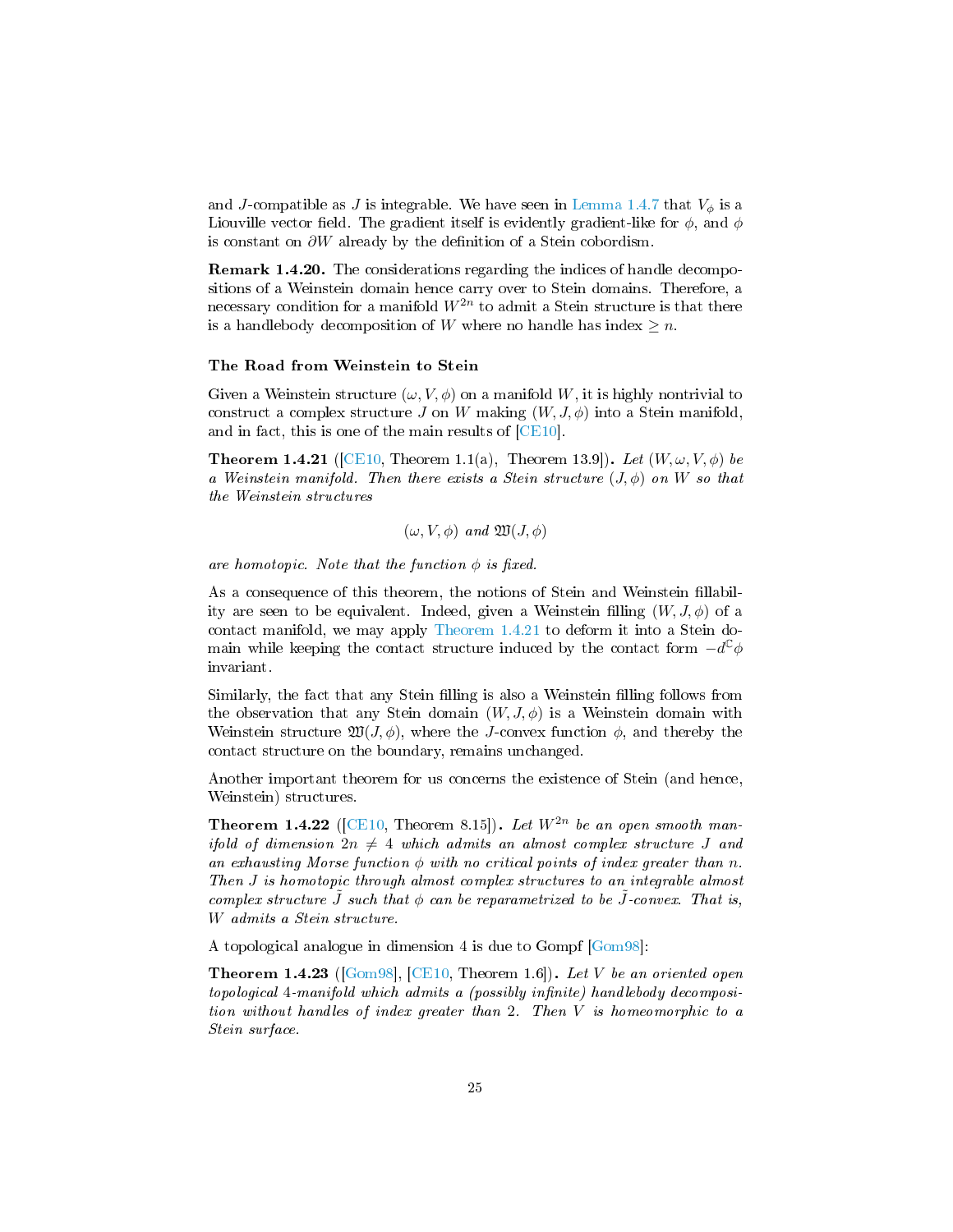and $J$-compatible as $J$ is integrable. We have seen in Lemma 1.4.7 that $V_\phi$ is a Liouville vector field. The gradient itself is evidently gradient-like for $\phi$, and $\phi$ is constant on $\partial W$ already by the definition of a Stein cobordism.

**Remark 1.4.20.** The considerations regarding the indices of handle decompositions of a Weinstein domain hence carry over to Stein domains. Therefore, a necessary condition for a manifold $W^{2n}$ to admit a Stein structure is that there is a handlebody decomposition of $W$ where no handle has index $\geq n$.

### The Road from Weinstein to Stein

Given a Weinstein structure $(\omega, V, \phi)$ on a manifold $W$, it is highly nontrivial to construct a complex structure $J$ on $W$ making $(W, J, \phi)$ into a Stein manifold, and in fact, this is one of the main results of [CE10].

**Theorem 1.4.21** ([CE10, Theorem 1.1(a), Theorem 13.9])**.** *Let $(W, \omega, V, \phi)$ be a Weinstein manifold. Then there exists a Stein structure $(J, \phi)$ on $W$ so that the Weinstein structures*

$$(\omega, V, \phi) \text{ and } \mathfrak{W}(J, \phi)$$

*are homotopic. Note that the function $\phi$ is fixed.*

As a consequence of this theorem, the notions of Stein and Weinstein fillability are seen to be equivalent. Indeed, given a Weinstein filling $(W, J, \phi)$ of a contact manifold, we may apply Theorem 1.4.21 to deform it into a Stein domain while keeping the contact structure induced by the contact form $-d^{\mathbb{C}}\phi$ invariant.

Similarly, the fact that any Stein filling is also a Weinstein filling follows from the observation that any Stein domain $(W, J, \phi)$ is a Weinstein domain with Weinstein structure $\mathfrak{W}(J, \phi)$, where the $J$-convex function $\phi$, and thereby the contact structure on the boundary, remains unchanged.

Another important theorem for us concerns the existence of Stein (and hence, Weinstein) structures.

**Theorem 1.4.22** ([CE10, Theorem 8.15])**.** *Let $W^{2n}$ be an open smooth manifold of dimension $2n \neq 4$ which admits an almost complex structure $J$ and an exhausting Morse function $\phi$ with no critical points of index greater than $n$. Then $J$ is homotopic through almost complex structures to an integrable almost complex structure $\tilde{J}$ such that $\phi$ can be reparametrized to be $\tilde{J}$-convex. That is, $W$ admits a Stein structure.*

A topological analogue in dimension 4 is due to Gompf [Gom98]:

**Theorem 1.4.23** ([Gom98], [CE10, Theorem 1.6])**.** *Let $V$ be an oriented open topological 4-manifold which admits a (possibly infinite) handlebody decomposition without handles of index greater than 2. Then $V$ is homeomorphic to a Stein surface.*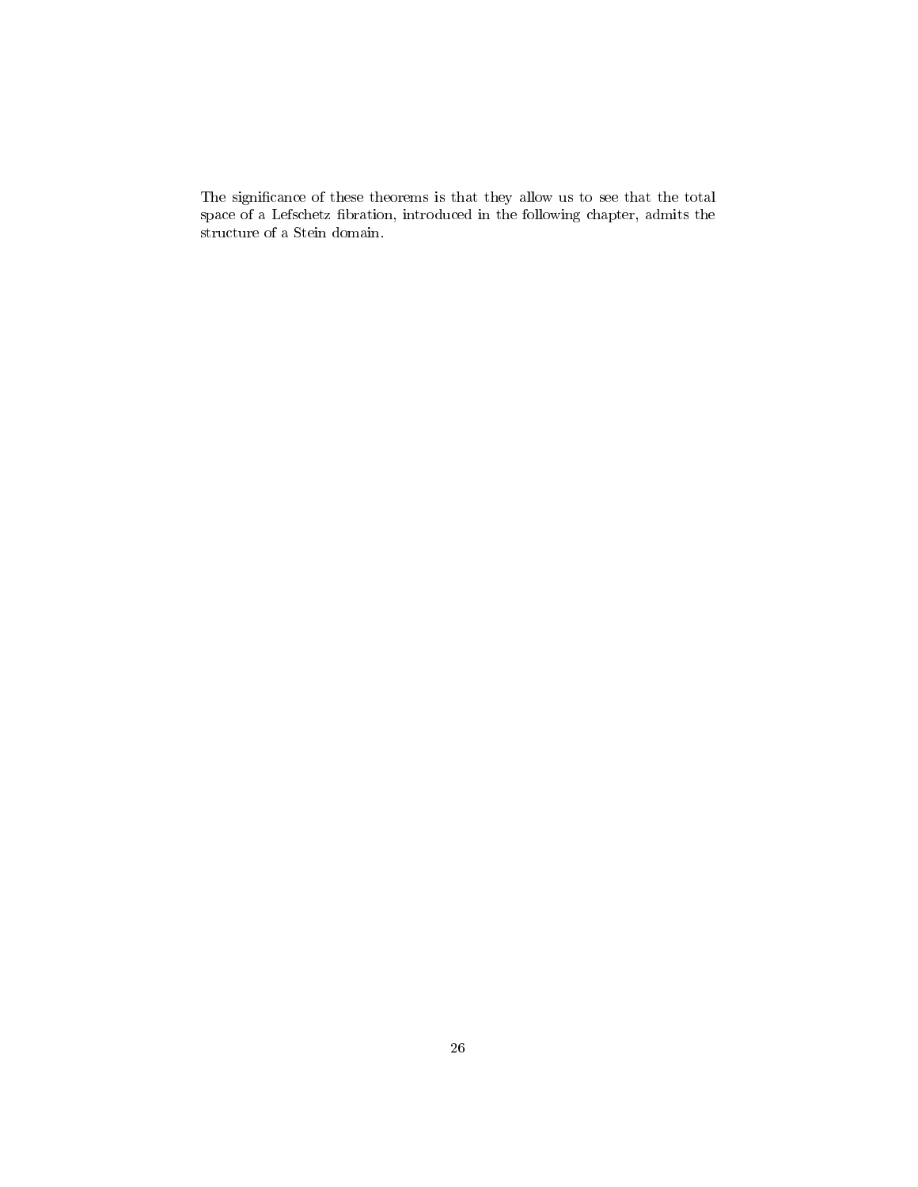The significance of these theorems is that they allow us to see that the total space of a Lefschetz fibration, introduced in the following chapter, admits the structure of a Stein domain.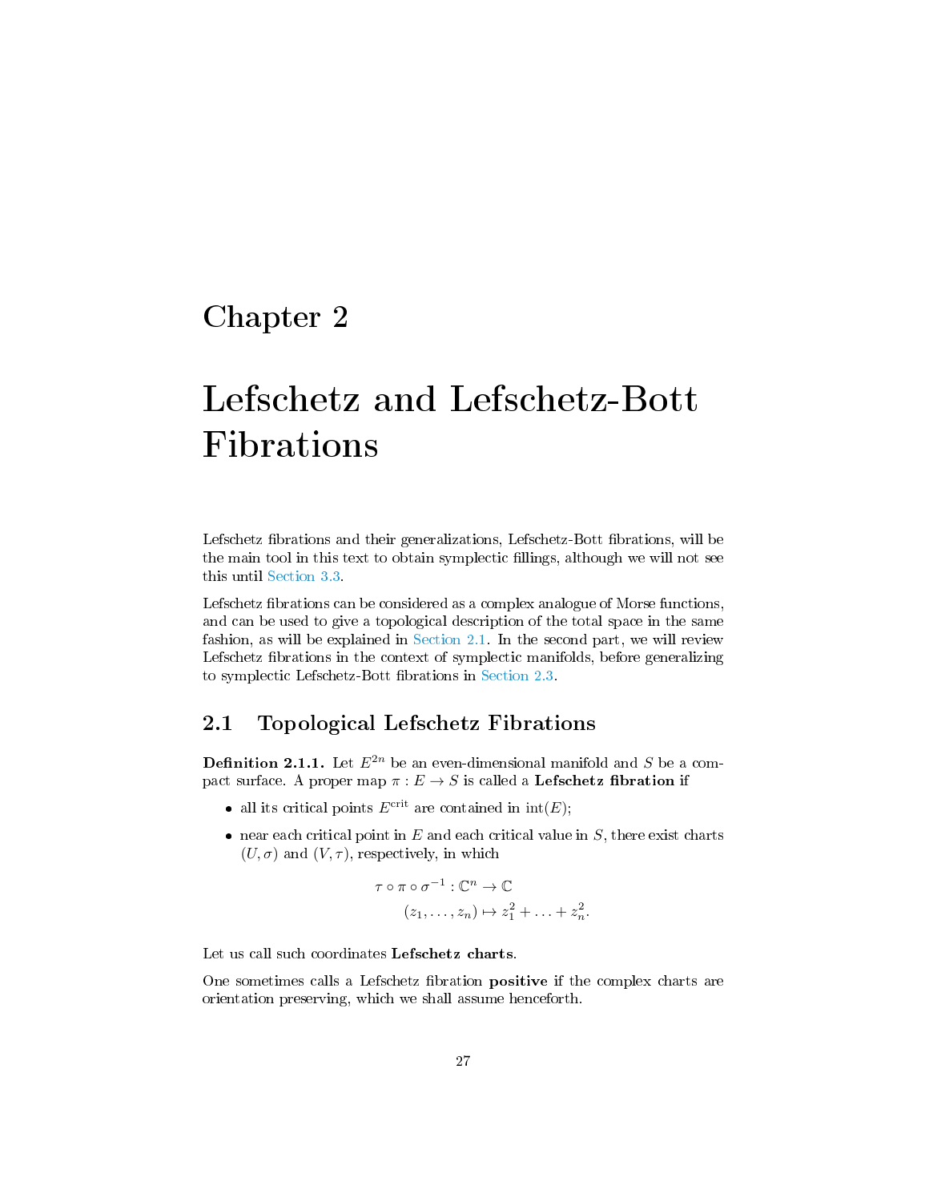# Chapter 2

# Lefschetz and Lefschetz-Bott Fibrations

Lefschetz fibrations and their generalizations, Lefschetz-Bott fibrations, will be the main tool in this text to obtain symplectic fillings, although we will not see this until Section 3.3.

Lefschetz fibrations can be considered as a complex analogue of Morse functions, and can be used to give a topological description of the total space in the same fashion, as will be explained in Section 2.1. In the second part, we will review Lefschetz fibrations in the context of symplectic manifolds, before generalizing to symplectic Lefschetz-Bott fibrations in Section 2.3.

## 2.1 Topological Lefschetz Fibrations

**Definition 2.1.1.** Let $E^{2n}$ be an even-dimensional manifold and $S$ be a compact surface. A proper map $\pi : E \to S$ is called a **Lefschetz fibration** if

- all its critical points $E^{\mathrm{crit}}$ are contained in $\mathrm{int}(E)$;
- near each critical point in $E$ and each critical value in $S$, there exist charts $(U, \sigma)$ and $(V, \tau)$, respectively, in which

$$
\begin{aligned}
\tau \circ \pi \circ \sigma^{-1} &: \mathbb{C}^n \to \mathbb{C} \\
(z_1, \ldots, z_n) &\mapsto z_1^2 + \ldots + z_n^2.
\end{aligned}
$$

Let us call such coordinates **Lefschetz charts**.

One sometimes calls a Lefschetz fibration **positive** if the complex charts are orientation preserving, which we shall assume henceforth.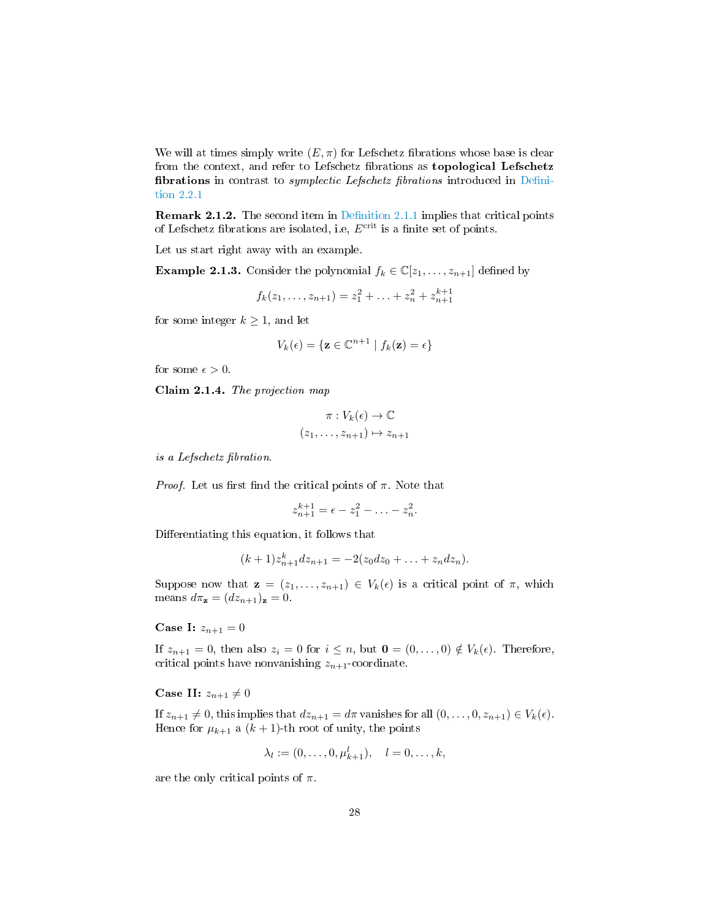We will at times simply write $(E, \pi)$ for Lefschetz fibrations whose base is clear from the context, and refer to Lefschetz fibrations as **topological Lefschetz fibrations** in contrast to *symplectic Lefschetz fibrations* introduced in Definition 2.2.1

**Remark 2.1.2.** The second item in Definition 2.1.1 implies that critical points of Lefschetz fibrations are isolated, i.e, $E^{\text{crit}}$ is a finite set of points.

Let us start right away with an example.

**Example 2.1.3.** Consider the polynomial $f_k \in \mathbb{C}[z_1, \ldots, z_{n+1}]$ defined by

$$f_k(z_1, \ldots, z_{n+1}) = z_1^2 + \ldots + z_n^2 + z_{n+1}^{k+1}$$

for some integer $k \geq 1$, and let

$$V_k(\epsilon) = \{\mathbf{z} \in \mathbb{C}^{n+1} \mid f_k(\mathbf{z}) = \epsilon\}$$

for some $\epsilon > 0$.

**Claim 2.1.4.** *The projection map*

$$\pi : V_k(\epsilon) \to \mathbb{C}$$
$$(z_1, \ldots, z_{n+1}) \mapsto z_{n+1}$$

*is a Lefschetz fibration.*

*Proof.* Let us first find the critical points of $\pi$. Note that

$$z_{n+1}^{k+1} = \epsilon - z_1^2 - \ldots - z_n^2.$$

Differentiating this equation, it follows that

$$(k+1)z_{n+1}^k dz_{n+1} = -2(z_0 dz_0 + \ldots + z_n dz_n).$$

Suppose now that $\mathbf{z} = (z_1, \ldots, z_{n+1}) \in V_k(\epsilon)$ is a critical point of $\pi$, which means $d\pi_{\mathbf{z}} = (dz_{n+1})_{\mathbf{z}} = 0$.

**Case I:** $z_{n+1} = 0$

If $z_{n+1} = 0$, then also $z_i = 0$ for $i \leq n$, but $\mathbf{0} = (0, \ldots, 0) \notin V_k(\epsilon)$. Therefore, critical points have nonvanishing $z_{n+1}$-coordinate.

**Case II:** $z_{n+1} \neq 0$

If $z_{n+1} \neq 0$, this implies that $dz_{n+1} = d\pi$ vanishes for all $(0, \ldots, 0, z_{n+1}) \in V_k(\epsilon)$. Hence for $\mu_{k+1}$ a $(k+1)$-th root of unity, the points

$$\lambda_l := (0, \ldots, 0, \mu_{k+1}^l), \quad l = 0, \ldots, k,$$

are the only critical points of $\pi$.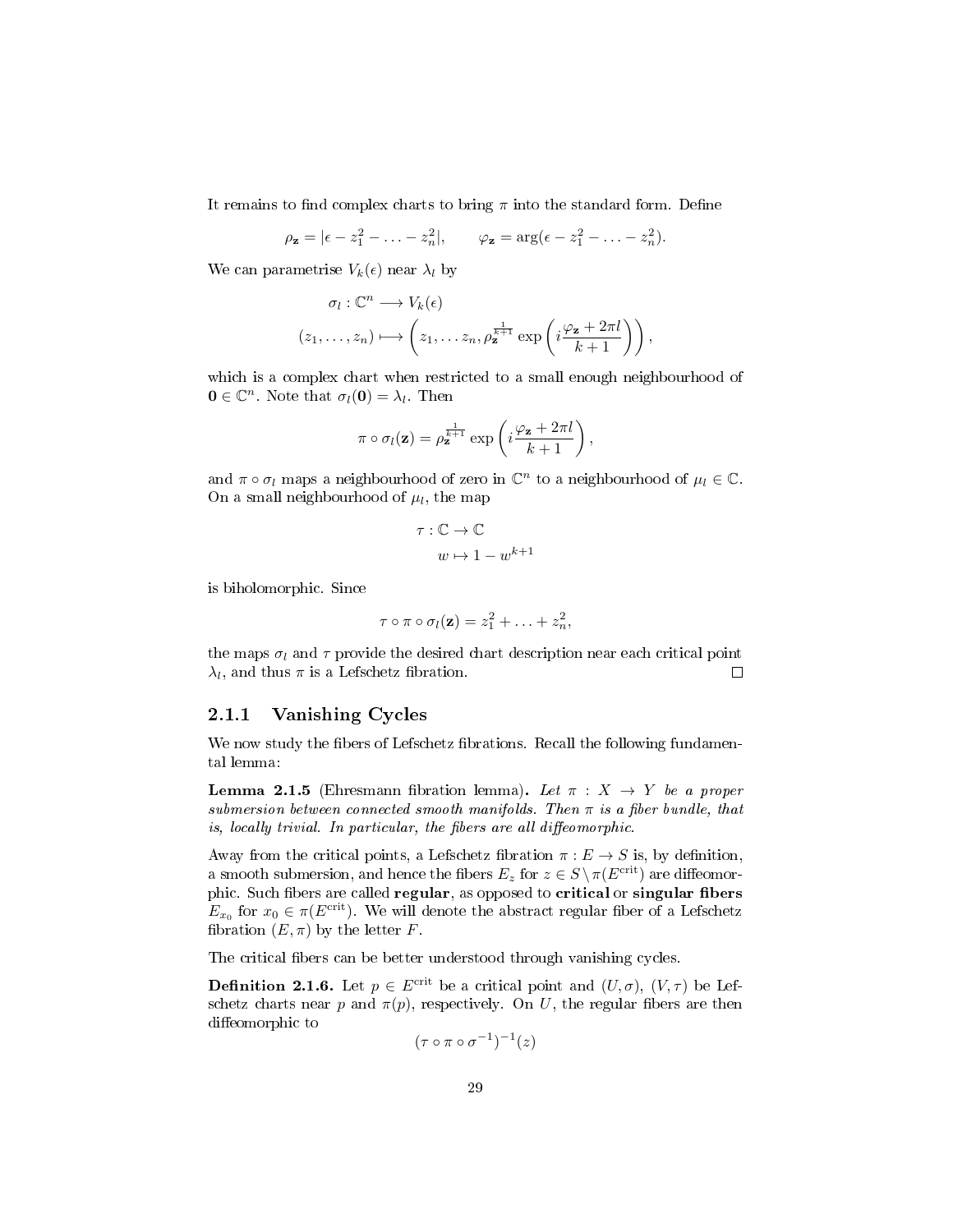It remains to find complex charts to bring $\pi$ into the standard form. Define

$$\rho_{\mathbf{z}} = |\epsilon - z_1^2 - \ldots - z_n^2|, \qquad \varphi_{\mathbf{z}} = \arg(\epsilon - z_1^2 - \ldots - z_n^2).$$

We can parametrise $V_k(\epsilon)$ near $\lambda_l$ by

$$\begin{aligned} \sigma_l : \mathbb{C}^n &\longrightarrow V_k(\epsilon) \\ (z_1, \ldots, z_n) &\longmapsto \left( z_1, \ldots z_n, \rho_{\mathbf{z}}^{\frac{1}{k+1}} \exp\left( i \frac{\varphi_{\mathbf{z}} + 2\pi l}{k+1} \right) \right), \end{aligned}$$

which is a complex chart when restricted to a small enough neighbourhood of $\mathbf{0} \in \mathbb{C}^n$. Note that $\sigma_l(\mathbf{0}) = \lambda_l$. Then

$$\pi \circ \sigma_l(\mathbf{z}) = \rho_{\mathbf{z}}^{\frac{1}{k+1}} \exp\left( i \frac{\varphi_{\mathbf{z}} + 2\pi l}{k+1} \right),$$

and $\pi \circ \sigma_l$ maps a neighbourhood of zero in $\mathbb{C}^n$ to a neighbourhood of $\mu_l \in \mathbb{C}$. On a small neighbourhood of $\mu_l$, the map

$$\begin{aligned} \tau : \mathbb{C} &\to \mathbb{C} \\ w &\mapsto 1 - w^{k+1} \end{aligned}$$

is biholomorphic. Since

$$\tau \circ \pi \circ \sigma_l(\mathbf{z}) = z_1^2 + \ldots + z_n^2,$$

the maps $\sigma_l$ and $\tau$ provide the desired chart description near each critical point $\lambda_l$, and thus $\pi$ is a Lefschetz fibration. $\square$

### 2.1.1 Vanishing Cycles

We now study the fibers of Lefschetz fibrations. Recall the following fundamental lemma:

**Lemma 2.1.5** (Ehresmann fibration lemma). *Let $\pi : X \to Y$ be a proper submersion between connected smooth manifolds. Then $\pi$ is a fiber bundle, that is, locally trivial. In particular, the fibers are all diffeomorphic.*

Away from the critical points, a Lefschetz fibration $\pi : E \to S$ is, by definition, a smooth submersion, and hence the fibers $E_z$ for $z \in S \setminus \pi(E^{\mathrm{crit}})$ are diffeomorphic. Such fibers are called **regular**, as opposed to **critical** or **singular fibers** $E_{x_0}$ for $x_0 \in \pi(E^{\mathrm{crit}})$. We will denote the abstract regular fiber of a Lefschetz fibration $(E, \pi)$ by the letter $F$.

The critical fibers can be better understood through vanishing cycles.

**Definition 2.1.6.** Let $p \in E^{\mathrm{crit}}$ be a critical point and $(U, \sigma)$, $(V, \tau)$ be Lefschetz charts near $p$ and $\pi(p)$, respectively. On $U$, the regular fibers are then diffeomorphic to

$$(\tau \circ \pi \circ \sigma^{-1})^{-1}(z)$$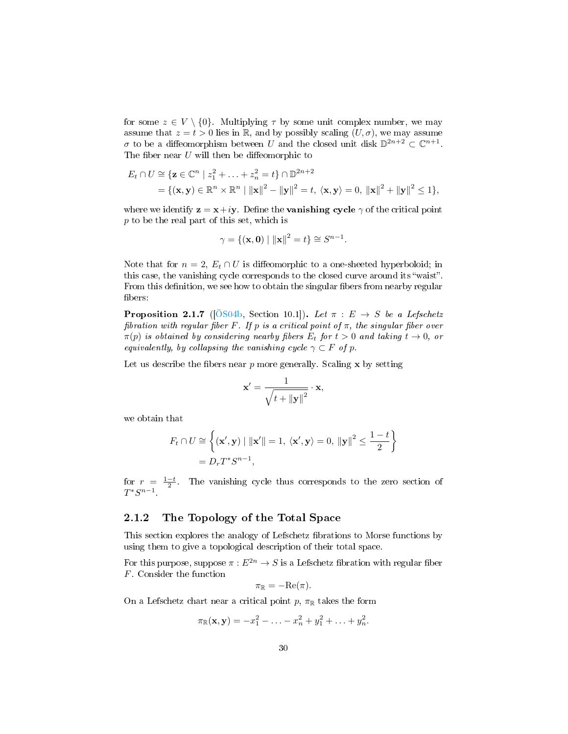for some $z \in V \setminus \{0\}$. Multiplying $\tau$ by some unit complex number, we may assume that $z = t > 0$ lies in $\mathbb{R}$, and by possibly scaling $(U, \sigma)$, we may assume $\sigma$ to be a diffeomorphism between $U$ and the closed unit disk $\mathbb{D}^{2n+2} \subset \mathbb{C}^{n+1}$. The fiber near $U$ will then be diffeomorphic to

$$
\begin{aligned}
E_t \cap U &\cong \{\mathbf{z} \in \mathbb{C}^n \mid z_1^2 + \ldots + z_n^2 = t\} \cap \mathbb{D}^{2n+2} \\
&= \{(\mathbf{x}, \mathbf{y}) \in \mathbb{R}^n \times \mathbb{R}^n \mid \|\mathbf{x}\|^2 - \|\mathbf{y}\|^2 = t,\ \langle \mathbf{x}, \mathbf{y} \rangle = 0,\ \|\mathbf{x}\|^2 + \|\mathbf{y}\|^2 \leq 1\},
\end{aligned}
$$

where we identify $\mathbf{z} = \mathbf{x} + i\mathbf{y}$. Define the **vanishing cycle** $\gamma$ of the critical point $p$ to be the real part of this set, which is

$$
\gamma = \{(\mathbf{x}, \mathbf{0}) \mid \|\mathbf{x}\|^2 = t\} \cong S^{n-1}.
$$

Note that for $n = 2$, $E_t \cap U$ is diffeomorphic to a one-sheeted hyperboloid; in this case, the vanishing cycle corresponds to the closed curve around its "waist". From this definition, we see how to obtain the singular fibers from nearby regular fibers:

**Proposition 2.1.7** ([ÖS04b, Section 10.1])**.** *Let $\pi : E \to S$ be a Lefschetz fibration with regular fiber $F$. If $p$ is a critical point of $\pi$, the singular fiber over $\pi(p)$ is obtained by considering nearby fibers $E_t$ for $t > 0$ and taking $t \to 0$, or equivalently, by collapsing the vanishing cycle $\gamma \subset F$ of $p$.*

Let us describe the fibers near $p$ more generally. Scaling $\mathbf{x}$ by setting

$$
\mathbf{x}' = \frac{1}{\sqrt{t + \|\mathbf{y}\|^2}} \cdot \mathbf{x},
$$

we obtain that

$$
\begin{aligned}
F_t \cap U &\cong \left\{ (\mathbf{x}', \mathbf{y}) \mid \|\mathbf{x}'\| = 1,\ \langle \mathbf{x}', \mathbf{y} \rangle = 0,\ \|\mathbf{y}\|^2 \leq \frac{1-t}{2} \right\} \\
&= D_r T^* S^{n-1},
\end{aligned}
$$

for $r = \frac{1-t}{2}$. The vanishing cycle thus corresponds to the zero section of $T^* S^{n-1}$.

### 2.1.2 The Topology of the Total Space

This section explores the analogy of Lefschetz fibrations to Morse functions by using them to give a topological description of their total space.

For this purpose, suppose $\pi : E^{2n} \to S$ is a Lefschetz fibration with regular fiber $F$. Consider the function

$$
\pi_{\mathbb{R}} = -\mathrm{Re}(\pi).
$$

On a Lefschetz chart near a critical point $p$, $\pi_{\mathbb{R}}$ takes the form

$$
\pi_{\mathbb{R}}(\mathbf{x}, \mathbf{y}) = -x_1^2 - \ldots - x_n^2 + y_1^2 + \ldots + y_n^2.
$$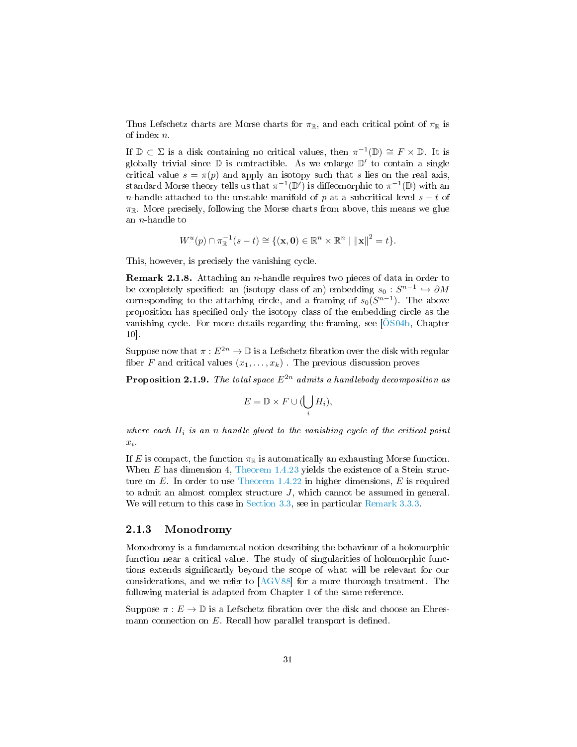Thus Lefschetz charts are Morse charts for $\pi_{\mathbb{R}}$, and each critical point of $\pi_{\mathbb{R}}$ is of index $n$.

If $\mathbb{D} \subset \Sigma$ is a disk containing no critical values, then $\pi^{-1}(\mathbb{D}) \cong F \times \mathbb{D}$. It is globally trivial since $\mathbb{D}$ is contractible. As we enlarge $\mathbb{D}'$ to contain a single critical value $s = \pi(p)$ and apply an isotopy such that $s$ lies on the real axis, standard Morse theory tells us that $\pi^{-1}(\mathbb{D}')$ is diffeomorphic to $\pi^{-1}(\mathbb{D})$ with an $n$-handle attached to the unstable manifold of $p$ at a subcritical level $s - t$ of $\pi_{\mathbb{R}}$. More precisely, following the Morse charts from above, this means we glue an $n$-handle to

$$W^u(p) \cap \pi_{\mathbb{R}}^{-1}(s-t) \cong \{(\mathbf{x}, \mathbf{0}) \in \mathbb{R}^n \times \mathbb{R}^n \mid \|\mathbf{x}\|^2 = t\}.$$

This, however, is precisely the vanishing cycle.

**Remark 2.1.8.** Attaching an $n$-handle requires two pieces of data in order to be completely specified: an (isotopy class of an) embedding $s_0 : S^{n-1} \hookrightarrow \partial M$ corresponding to the attaching circle, and a framing of $s_0(S^{n-1})$. The above proposition has specified only the isotopy class of the embedding circle as the vanishing cycle. For more details regarding the framing, see [ÖS04b, Chapter 10].

Suppose now that $\pi : E^{2n} \to \mathbb{D}$ is a Lefschetz fibration over the disk with regular fiber $F$ and critical values $(x_1, \ldots, x_k)$ . The previous discussion proves

**Proposition 2.1.9.** *The total space $E^{2n}$ admits a handlebody decomposition as*

$$E = \mathbb{D} \times F \cup (\bigcup_i H_i),$$

*where each $H_i$ is an $n$-handle glued to the vanishing cycle of the critical point $x_i$.*

If $E$ is compact, the function $\pi_{\mathbb{R}}$ is automatically an exhausting Morse function. When $E$ has dimension 4, Theorem 1.4.23 yields the existence of a Stein structure on $E$. In order to use Theorem 1.4.22 in higher dimensions, $E$ is required to admit an almost complex structure $J$, which cannot be assumed in general. We will return to this case in Section 3.3, see in particular Remark 3.3.3.

### 2.1.3 Monodromy

Monodromy is a fundamental notion describing the behaviour of a holomorphic function near a critical value. The study of singularities of holomorphic functions extends significantly beyond the scope of what will be relevant for our considerations, and we refer to [AGV88] for a more thorough treatment. The following material is adapted from Chapter 1 of the same reference.

Suppose $\pi : E \to \mathbb{D}$ is a Lefschetz fibration over the disk and choose an Ehresmann connection on $E$. Recall how parallel transport is defined.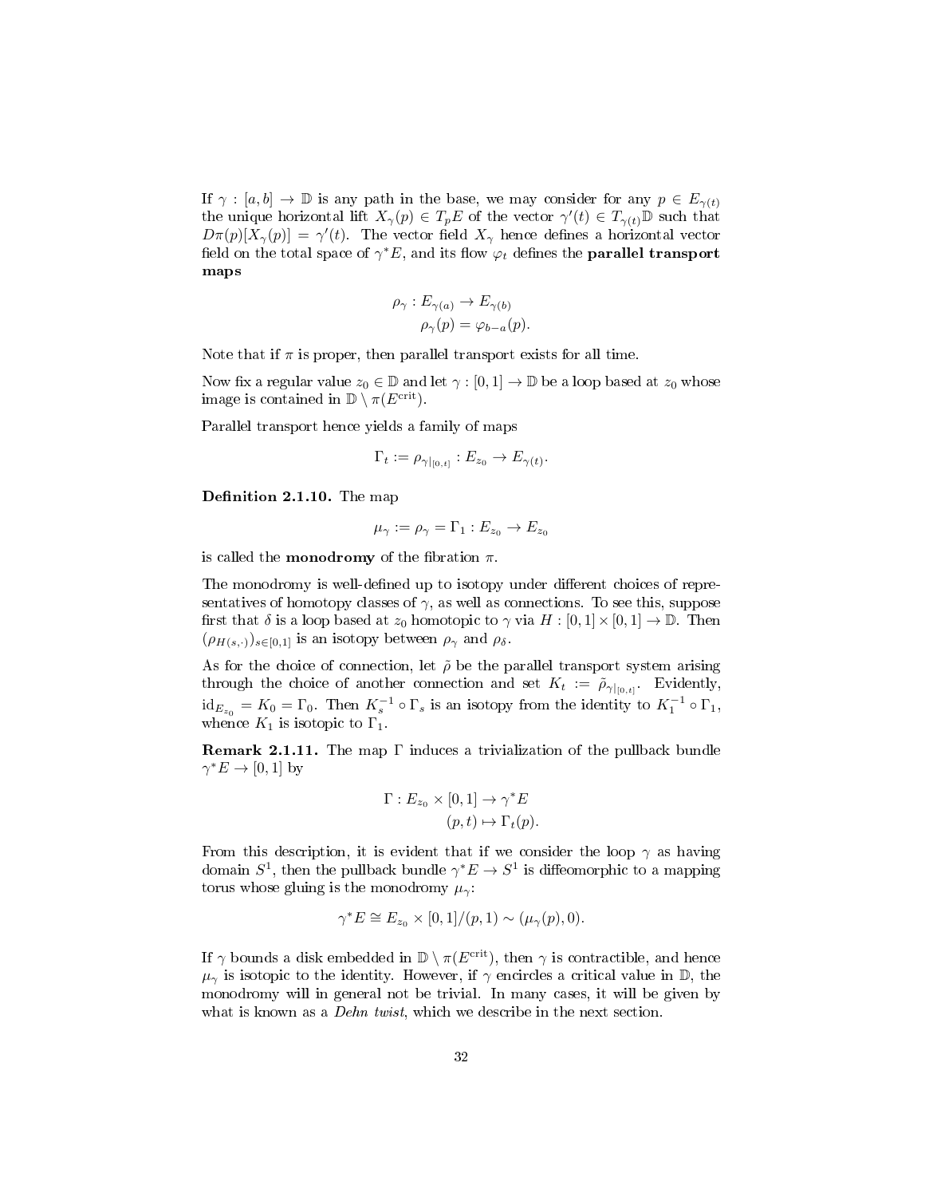If $\gamma : [a, b] \to \mathbb{D}$ is any path in the base, we may consider for any $p \in E_{\gamma(t)}$ the unique horizontal lift $X_\gamma(p) \in T_pE$ of the vector $\gamma'(t) \in T_{\gamma(t)}\mathbb{D}$ such that $D\pi(p)[X_\gamma(p)] = \gamma'(t)$. The vector field $X_\gamma$ hence defines a horizontal vector field on the total space of $\gamma^*E$, and its flow $\varphi_t$ defines the **parallel transport maps**

$$\rho_\gamma : E_{\gamma(a)} \to E_{\gamma(b)}$$
$$\rho_\gamma(p) = \varphi_{b-a}(p).$$

Note that if $\pi$ is proper, then parallel transport exists for all time.

Now fix a regular value $z_0 \in \mathbb{D}$ and let $\gamma : [0, 1] \to \mathbb{D}$ be a loop based at $z_0$ whose image is contained in $\mathbb{D} \setminus \pi(E^{\text{crit}})$.

Parallel transport hence yields a family of maps

$$\Gamma_t := \rho_{\gamma|_{[0,t]}} : E_{z_0} \to E_{\gamma(t)}.$$

**Definition 2.1.10.** The map

$$\mu_\gamma := \rho_\gamma = \Gamma_1 : E_{z_0} \to E_{z_0}$$

is called the **monodromy** of the fibration $\pi$.

The monodromy is well-defined up to isotopy under different choices of representatives of homotopy classes of $\gamma$, as well as connections. To see this, suppose first that $\delta$ is a loop based at $z_0$ homotopic to $\gamma$ via $H : [0, 1] \times [0, 1] \to \mathbb{D}$. Then $(\rho_{H(s,\cdot)})_{s\in[0,1]}$ is an isotopy between $\rho_\gamma$ and $\rho_\delta$.

As for the choice of connection, let $\tilde{\rho}$ be the parallel transport system arising through the choice of another connection and set $K_t := \tilde{\rho}_{\gamma|_{[0,t]}}$. Evidently, $\text{id}_{E_{z_0}} = K_0 = \Gamma_0$. Then $K_s^{-1} \circ \Gamma_s$ is an isotopy from the identity to $K_1^{-1} \circ \Gamma_1$, whence $K_1$ is isotopic to $\Gamma_1$.

**Remark 2.1.11.** The map $\Gamma$ induces a trivialization of the pullback bundle $\gamma^*E \to [0, 1]$ by

$$\Gamma : E_{z_0} \times [0, 1] \to \gamma^*E$$
$$(p, t) \mapsto \Gamma_t(p).$$

From this description, it is evident that if we consider the loop $\gamma$ as having domain $S^1$, then the pullback bundle $\gamma^*E \to S^1$ is diffeomorphic to a mapping torus whose gluing is the monodromy $\mu_\gamma$:

$$\gamma^*E \cong E_{z_0} \times [0, 1]/(p, 1) \sim (\mu_\gamma(p), 0).$$

If $\gamma$ bounds a disk embedded in $\mathbb{D} \setminus \pi(E^{\text{crit}})$, then $\gamma$ is contractible, and hence $\mu_\gamma$ is isotopic to the identity. However, if $\gamma$ encircles a critical value in $\mathbb{D}$, the monodromy will in general not be trivial. In many cases, it will be given by what is known as a *Dehn twist*, which we describe in the next section.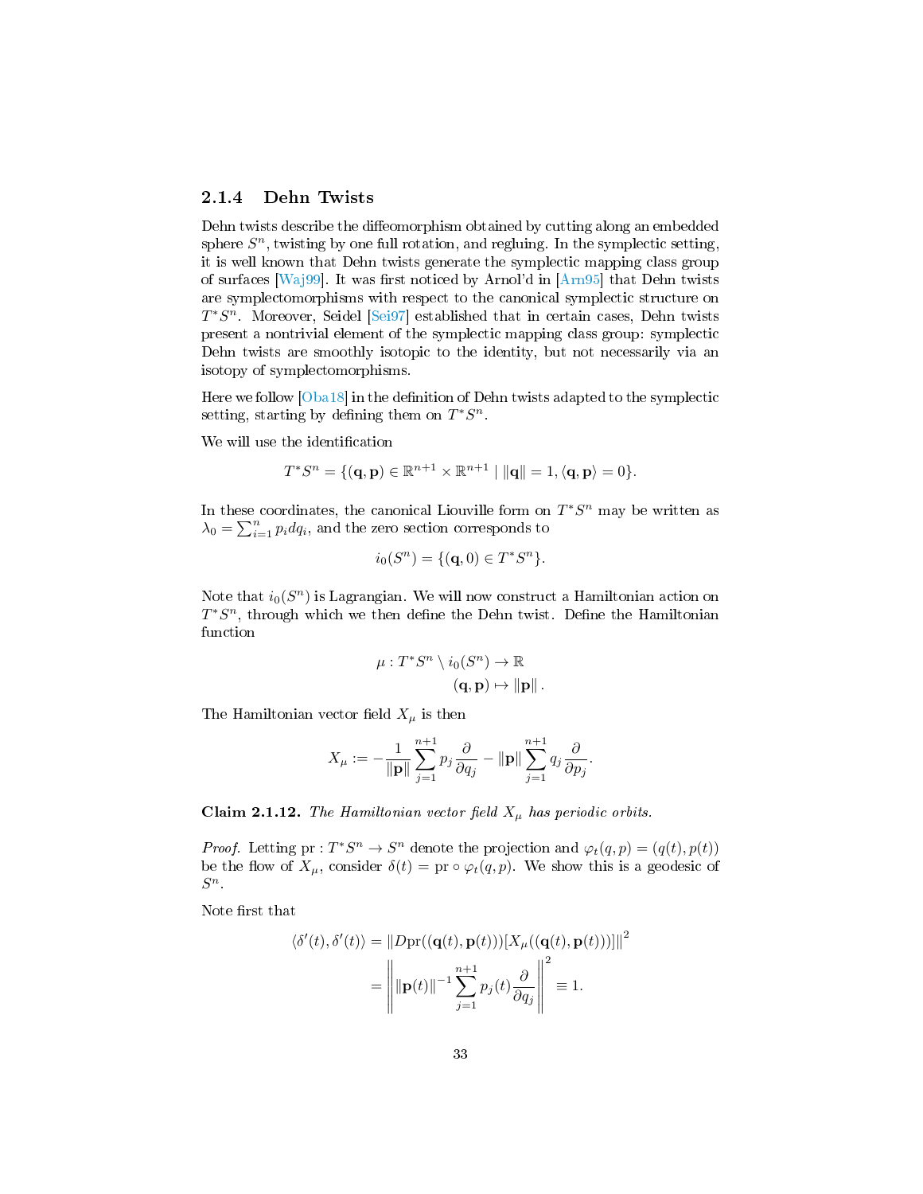### 2.1.4 Dehn Twists

Dehn twists describe the diffeomorphism obtained by cutting along an embedded sphere $S^n$, twisting by one full rotation, and regluing. In the symplectic setting, it is well known that Dehn twists generate the symplectic mapping class group of surfaces [Waj99]. It was first noticed by Arnol'd in [Arn95] that Dehn twists are symplectomorphisms with respect to the canonical symplectic structure on $T^*S^n$. Moreover, Seidel [Sei97] established that in certain cases, Dehn twists present a nontrivial element of the symplectic mapping class group: symplectic Dehn twists are smoothly isotopic to the identity, but not necessarily via an isotopy of symplectomorphisms.

Here we follow [Oba18] in the definition of Dehn twists adapted to the symplectic setting, starting by defining them on $T^*S^n$.

We will use the identification

$$T^*S^n = \{(\mathbf{q}, \mathbf{p}) \in \mathbb{R}^{n+1} \times \mathbb{R}^{n+1} \mid \|\mathbf{q}\| = 1, \langle \mathbf{q}, \mathbf{p} \rangle = 0\}.$$

In these coordinates, the canonical Liouville form on $T^*S^n$ may be written as $\lambda_0 = \sum_{i=1}^n p_i dq_i$, and the zero section corresponds to

$$i_0(S^n) = \{(\mathbf{q}, 0) \in T^*S^n\}.$$

Note that $i_0(S^n)$ is Lagrangian. We will now construct a Hamiltonian action on $T^*S^n$, through which we then define the Dehn twist. Define the Hamiltonian function

$$\begin{aligned} \mu : T^*S^n \setminus i_0(S^n) &\to \mathbb{R} \\ (\mathbf{q}, \mathbf{p}) &\mapsto \|\mathbf{p}\|. \end{aligned}$$

The Hamiltonian vector field $X_\mu$ is then

$$X_\mu := -\frac{1}{\|\mathbf{p}\|} \sum_{j=1}^{n+1} p_j \frac{\partial}{\partial q_j} - \|\mathbf{p}\| \sum_{j=1}^{n+1} q_j \frac{\partial}{\partial p_j}.$$

**Claim 2.1.12.** *The Hamiltonian vector field $X_\mu$ has periodic orbits.*

*Proof.* Letting $\mathrm{pr} : T^*S^n \to S^n$ denote the projection and $\varphi_t(q,p) = (q(t), p(t))$ be the flow of $X_\mu$, consider $\delta(t) = \mathrm{pr} \circ \varphi_t(q,p)$. We show this is a geodesic of $S^n$.

Note first that

$$\begin{aligned} \langle \delta'(t), \delta'(t) \rangle &= \|D\mathrm{pr}((\mathbf{q}(t), \mathbf{p}(t)))[X_\mu((\mathbf{q}(t), \mathbf{p}(t)))]\|^2 \\ &= \left\| \|\mathbf{p}(t)\|^{-1} \sum_{j=1}^{n+1} p_j(t) \frac{\partial}{\partial q_j} \right\|^2 \equiv 1. \end{aligned}$$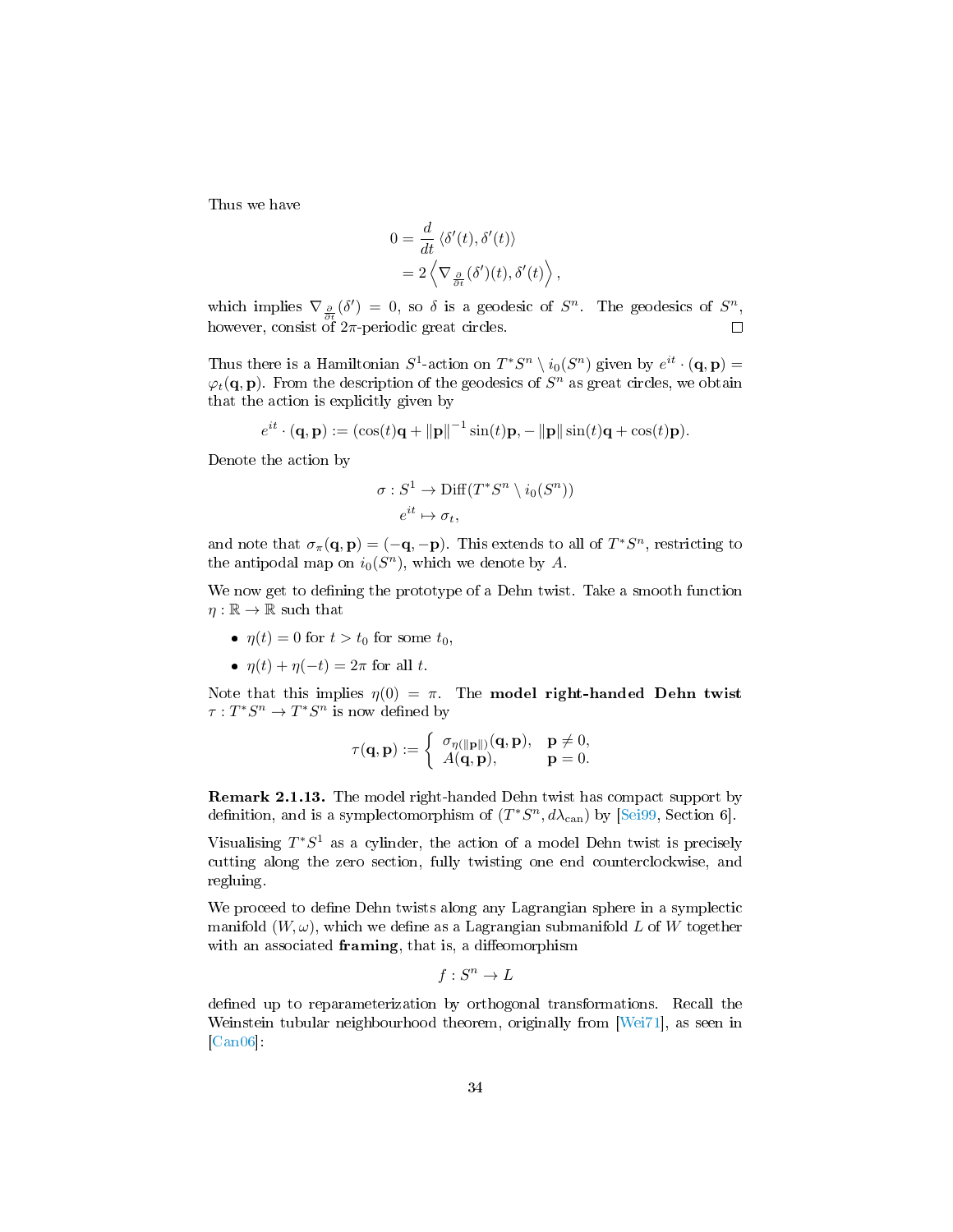Thus we have

$$
\begin{aligned}
0 &= \frac{d}{dt}\left\langle \delta'(t), \delta'(t) \right\rangle \\
&= 2\left\langle \nabla_{\frac{\partial}{\partial t}}(\delta')(t), \delta'(t) \right\rangle,
\end{aligned}
$$

which implies $\nabla_{\frac{\partial}{\partial t}}(\delta') = 0$, so $\delta$ is a geodesic of $S^n$. The geodesics of $S^n$, however, consist of $2\pi$-periodic great circles. $\square$

Thus there is a Hamiltonian $S^1$-action on $T^*S^n \setminus i_0(S^n)$ given by $e^{it} \cdot (\mathbf{q}, \mathbf{p}) = \varphi_t(\mathbf{q}, \mathbf{p})$. From the description of the geodesics of $S^n$ as great circles, we obtain that the action is explicitly given by

$$
e^{it} \cdot (\mathbf{q}, \mathbf{p}) := (\cos(t)\mathbf{q} + \|\mathbf{p}\|^{-1} \sin(t)\mathbf{p}, -\|\mathbf{p}\| \sin(t)\mathbf{q} + \cos(t)\mathbf{p}).
$$

Denote the action by

$$
\begin{aligned}
\sigma : S^1 &\to \mathrm{Diff}(T^*S^n \setminus i_0(S^n)) \\
e^{it} &\mapsto \sigma_t,
\end{aligned}
$$

and note that $\sigma_\pi(\mathbf{q}, \mathbf{p}) = (-\mathbf{q}, -\mathbf{p})$. This extends to all of $T^*S^n$, restricting to the antipodal map on $i_0(S^n)$, which we denote by $A$.

We now get to defining the prototype of a Dehn twist. Take a smooth function $\eta : \mathbb{R} \to \mathbb{R}$ such that

- $\eta(t) = 0$ for $t > t_0$ for some $t_0$,
- $\eta(t) + \eta(-t) = 2\pi$ for all $t$.

Note that this implies $\eta(0) = \pi$. The **model right-handed Dehn twist** $\tau : T^*S^n \to T^*S^n$ is now defined by

$$
\tau(\mathbf{q}, \mathbf{p}) := \begin{cases} \sigma_{\eta(\|\mathbf{p}\|)}(\mathbf{q}, \mathbf{p}), & \mathbf{p} \neq 0, \\ A(\mathbf{q}, \mathbf{p}), & \mathbf{p} = 0. \end{cases}
$$

**Remark 2.1.13.** The model right-handed Dehn twist has compact support by definition, and is a symplectomorphism of $(T^*S^n, d\lambda_{\mathrm{can}})$ by [Sei99, Section 6].

Visualising $T^*S^1$ as a cylinder, the action of a model Dehn twist is precisely cutting along the zero section, fully twisting one end counterclockwise, and regluing.

We proceed to define Dehn twists along any Lagrangian sphere in a symplectic manifold $(W, \omega)$, which we define as a Lagrangian submanifold $L$ of $W$ together with an associated **framing**, that is, a diffeomorphism

$$
f : S^n \to L
$$

defined up to reparameterization by orthogonal transformations. Recall the Weinstein tubular neighbourhood theorem, originally from [Wei71], as seen in [Can06]: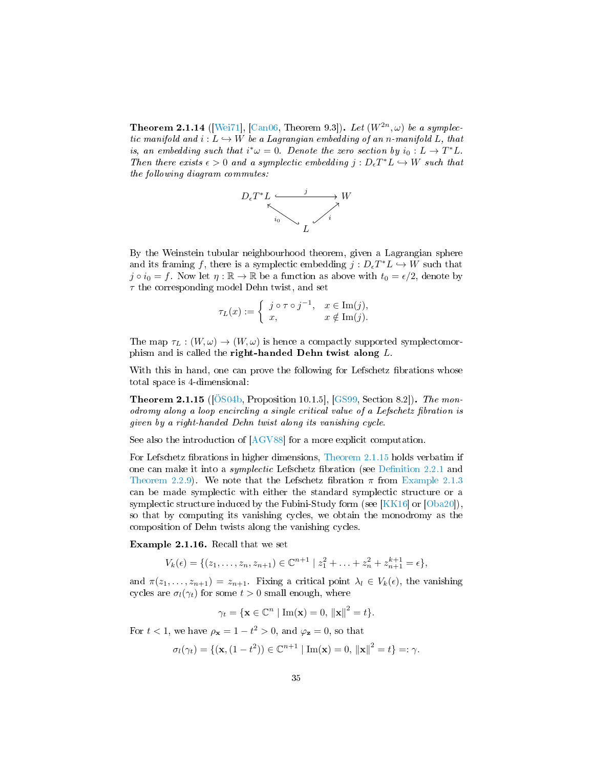**Theorem 2.1.14** ([Wei71], [Can06, Theorem 9.3])**.** *Let $(W^{2n}, \omega)$ be a symplectic manifold and $i : L \hookrightarrow W$ be a Lagrangian embedding of an $n$-manifold $L$, that is, an embedding such that $i^*\omega = 0$. Denote the zero section by $i_0 : L \to T^*L$. Then there exists $\epsilon > 0$ and a symplectic embedding $j : D_\epsilon T^*L \hookrightarrow W$ such that the following diagram commutes:*

$$\begin{array}{ccc} D_\epsilon T^*L & \xhookrightarrow{\quad j \quad} & W \\ & {\scriptstyle i_0}\nwarrow \quad \nearrow{\scriptstyle i} & \\ & L & \end{array}$$

By the Weinstein tubular neighbourhood theorem, given a Lagrangian sphere and its framing $f$, there is a symplectic embedding $j : D_\epsilon T^*L \hookrightarrow W$ such that $j \circ i_0 = f$. Now let $\eta : \mathbb{R} \to \mathbb{R}$ be a function as above with $t_0 = \epsilon/2$, denote by $\tau$ the corresponding model Dehn twist, and set

$$\tau_L(x) := \begin{cases} j \circ \tau \circ j^{-1}, & x \in \operatorname{Im}(j), \\ x, & x \notin \operatorname{Im}(j). \end{cases}$$

The map $\tau_L : (W, \omega) \to (W, \omega)$ is hence a compactly supported symplectomorphism and is called the **right-handed Dehn twist along** $L$.

With this in hand, one can prove the following for Lefschetz fibrations whose total space is 4-dimensional:

**Theorem 2.1.15** ([ÖS04b, Proposition 10.1.5], [GS99, Section 8.2])**.** *The monodromy along a loop encircling a single critical value of a Lefschetz fibration is given by a right-handed Dehn twist along its vanishing cycle.*

See also the introduction of [AGV88] for a more explicit computation.

For Lefschetz fibrations in higher dimensions, Theorem 2.1.15 holds verbatim if one can make it into a *symplectic* Lefschetz fibration (see Definition 2.2.1 and Theorem 2.2.9). We note that the Lefschetz fibration $\pi$ from Example 2.1.3 can be made symplectic with either the standard symplectic structure or a symplectic structure induced by the Fubini-Study form (see [KK16] or [Oba20]), so that by computing its vanishing cycles, we obtain the monodromy as the composition of Dehn twists along the vanishing cycles.

**Example 2.1.16.** Recall that we set

$$V_k(\epsilon) = \{(z_1, \ldots, z_n, z_{n+1}) \in \mathbb{C}^{n+1} \mid z_1^2 + \ldots + z_n^2 + z_{n+1}^{k+1} = \epsilon\},$$

and $\pi(z_1, \ldots, z_{n+1}) = z_{n+1}$. Fixing a critical point $\lambda_l \in V_k(\epsilon)$, the vanishing cycles are $\sigma_l(\gamma_t)$ for some $t > 0$ small enough, where

$$\gamma_t = \{\mathbf{x} \in \mathbb{C}^n \mid \operatorname{Im}(\mathbf{x}) = 0, \|\mathbf{x}\|^2 = t\}.$$

For $t < 1$, we have $\rho_{\mathbf{x}} = 1 - t^2 > 0$, and $\varphi_{\mathbf{z}} = 0$, so that

$$\sigma_l(\gamma_t) = \{(\mathbf{x}, (1 - t^2)) \in \mathbb{C}^{n+1} \mid \operatorname{Im}(\mathbf{x}) = 0, \|\mathbf{x}\|^2 = t\} =: \gamma.$$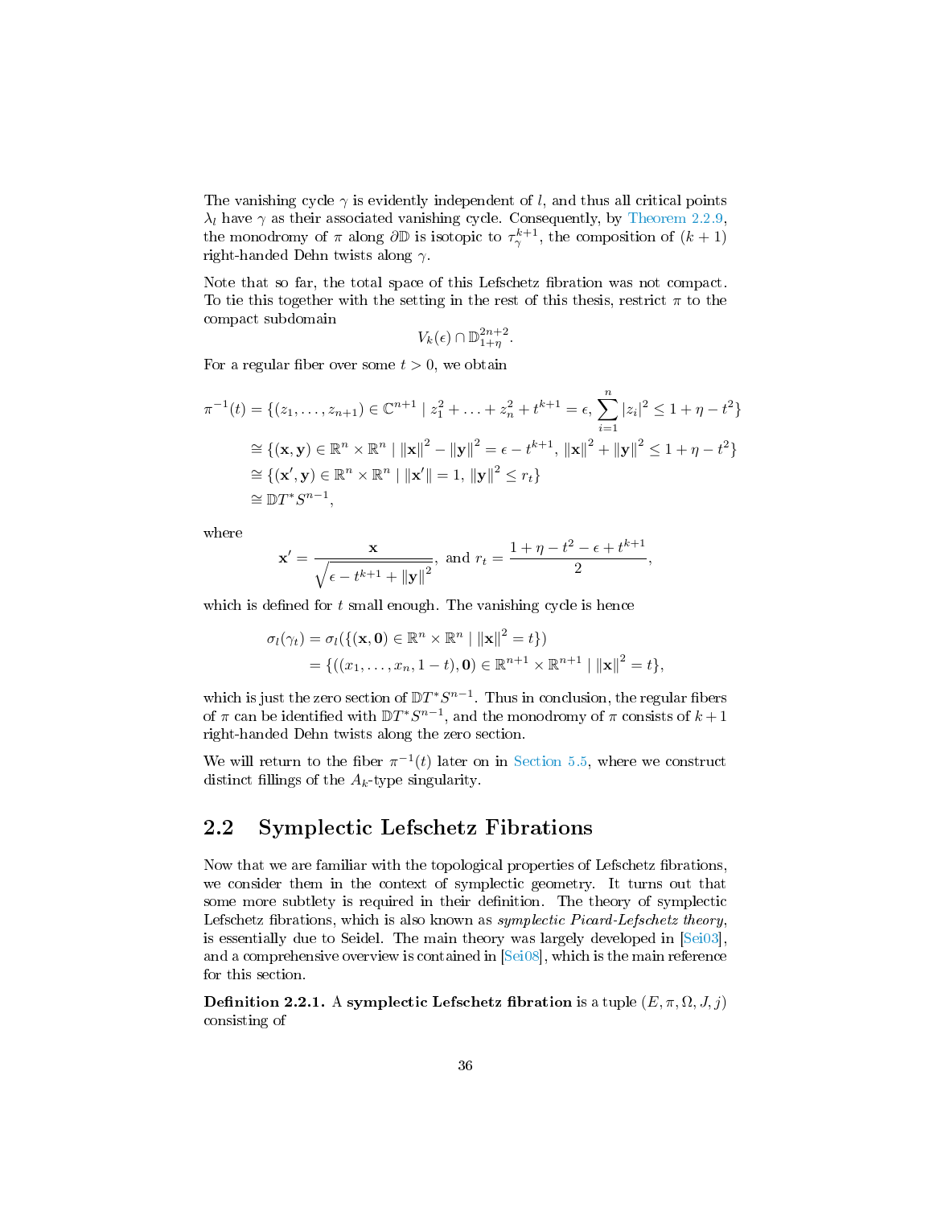The vanishing cycle $\gamma$ is evidently independent of $l$, and thus all critical points $\lambda_l$ have $\gamma$ as their associated vanishing cycle. Consequently, by Theorem 2.2.9, the monodromy of $\pi$ along $\partial\mathbb{D}$ is isotopic to $\tau_\gamma^{k+1}$, the composition of $(k+1)$ right-handed Dehn twists along $\gamma$.

Note that so far, the total space of this Lefschetz fibration was not compact. To tie this together with the setting in the rest of this thesis, restrict $\pi$ to the compact subdomain

$$V_k(\epsilon) \cap \mathbb{D}^{2n+2}_{1+\eta}.$$

For a regular fiber over some $t > 0$, we obtain

$$
\begin{aligned}
\pi^{-1}(t) &= \{(z_1, \ldots, z_{n+1}) \in \mathbb{C}^{n+1} \mid z_1^2 + \ldots + z_n^2 + t^{k+1} = \epsilon, \sum_{i=1}^{n} |z_i|^2 \leq 1 + \eta - t^2\} \\
&\cong \{(\mathbf{x}, \mathbf{y}) \in \mathbb{R}^n \times \mathbb{R}^n \mid \|\mathbf{x}\|^2 - \|\mathbf{y}\|^2 = \epsilon - t^{k+1}, \, \|\mathbf{x}\|^2 + \|\mathbf{y}\|^2 \leq 1 + \eta - t^2\} \\
&\cong \{(\mathbf{x}', \mathbf{y}) \in \mathbb{R}^n \times \mathbb{R}^n \mid \|\mathbf{x}'\| = 1, \, \|\mathbf{y}\|^2 \leq r_t\} \\
&\cong \mathbb{D}T^*S^{n-1},
\end{aligned}
$$

where

$$\mathbf{x}' = \frac{\mathbf{x}}{\sqrt{\epsilon - t^{k+1} + \|\mathbf{y}\|^2}}, \text{ and } r_t = \frac{1 + \eta - t^2 - \epsilon + t^{k+1}}{2},$$

which is defined for $t$ small enough. The vanishing cycle is hence

$$
\begin{aligned}
\sigma_l(\gamma_t) &= \sigma_l(\{(\mathbf{x}, \mathbf{0}) \in \mathbb{R}^n \times \mathbb{R}^n \mid \|\mathbf{x}\|^2 = t\}) \\
&= \{((x_1, \ldots, x_n, 1-t), \mathbf{0}) \in \mathbb{R}^{n+1} \times \mathbb{R}^{n+1} \mid \|\mathbf{x}\|^2 = t\},
\end{aligned}
$$

which is just the zero section of $\mathbb{D}T^*S^{n-1}$. Thus in conclusion, the regular fibers of $\pi$ can be identified with $\mathbb{D}T^*S^{n-1}$, and the monodromy of $\pi$ consists of $k+1$ right-handed Dehn twists along the zero section.

We will return to the fiber $\pi^{-1}(t)$ later on in Section 5.5, where we construct distinct fillings of the $A_k$-type singularity.

## 2.2 Symplectic Lefschetz Fibrations

Now that we are familiar with the topological properties of Lefschetz fibrations, we consider them in the context of symplectic geometry. It turns out that some more subtlety is required in their definition. The theory of symplectic Lefschetz fibrations, which is also known as *symplectic Picard-Lefschetz theory*, is essentially due to Seidel. The main theory was largely developed in [Sei03], and a comprehensive overview is contained in [Sei08], which is the main reference for this section.

**Definition 2.2.1.** A **symplectic Lefschetz fibration** is a tuple $(E, \pi, \Omega, J, j)$ consisting of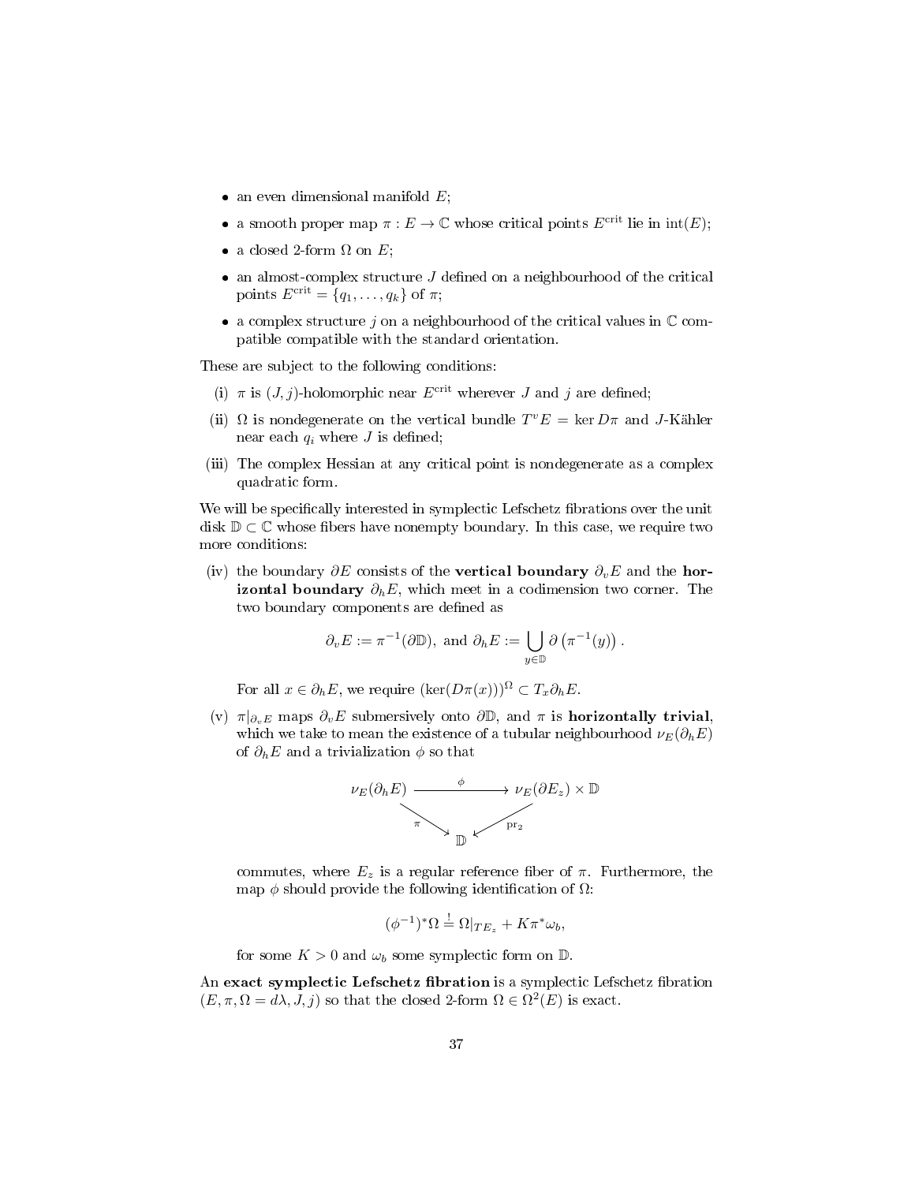- an even dimensional manifold $E$;
- a smooth proper map $\pi : E \to \mathbb{C}$ whose critical points $E^{\mathrm{crit}}$ lie in $\mathrm{int}(E)$;
- a closed 2-form $\Omega$ on $E$;
- an almost-complex structure $J$ defined on a neighbourhood of the critical points $E^{\mathrm{crit}} = \{q_1, \ldots, q_k\}$ of $\pi$;
- a complex structure $j$ on a neighbourhood of the critical values in $\mathbb{C}$ compatible compatible with the standard orientation.

These are subject to the following conditions:

(i) $\pi$ is $(J, j)$-holomorphic near $E^{\mathrm{crit}}$ wherever $J$ and $j$ are defined;

(ii) $\Omega$ is nondegenerate on the vertical bundle $T^vE = \ker D\pi$ and $J$-Kähler near each $q_i$ where $J$ is defined;

(iii) The complex Hessian at any critical point is nondegenerate as a complex quadratic form.

We will be specifically interested in symplectic Lefschetz fibrations over the unit disk $\mathbb{D} \subset \mathbb{C}$ whose fibers have nonempty boundary. In this case, we require two more conditions:

(iv) the boundary $\partial E$ consists of the **vertical boundary** $\partial_v E$ and the **horizontal boundary** $\partial_h E$, which meet in a codimension two corner. The two boundary components are defined as

$$\partial_v E := \pi^{-1}(\partial \mathbb{D}), \text{ and } \partial_h E := \bigcup_{y \in \mathbb{D}} \partial\left(\pi^{-1}(y)\right).$$

For all $x \in \partial_h E$, we require $(\ker(D\pi(x)))^{\Omega} \subset T_x \partial_h E$.

(v) $\pi|_{\partial_v E}$ maps $\partial_v E$ submersively onto $\partial \mathbb{D}$, and $\pi$ is **horizontally trivial**, which we take to mean the existence of a tubular neighbourhood $\nu_E(\partial_h E)$ of $\partial_h E$ and a trivialization $\phi$ so that

$$\begin{array}{ccc} \nu_E(\partial_h E) & \xrightarrow{\quad\phi\quad} & \nu_E(\partial E_z) \times \mathbb{D} \\ & \searrow^{\pi} \quad \swarrow_{\mathrm{pr}_2} & \\ & \mathbb{D} & \end{array}$$

commutes, where $E_z$ is a regular reference fiber of $\pi$. Furthermore, the map $\phi$ should provide the following identification of $\Omega$:

$$(\phi^{-1})^* \Omega \stackrel{!}{=} \Omega|_{TE_z} + K\pi^* \omega_b,$$

for some $K > 0$ and $\omega_b$ some symplectic form on $\mathbb{D}$.

An **exact symplectic Lefschetz fibration** is a symplectic Lefschetz fibration $(E, \pi, \Omega = d\lambda, J, j)$ so that the closed 2-form $\Omega \in \Omega^2(E)$ is exact.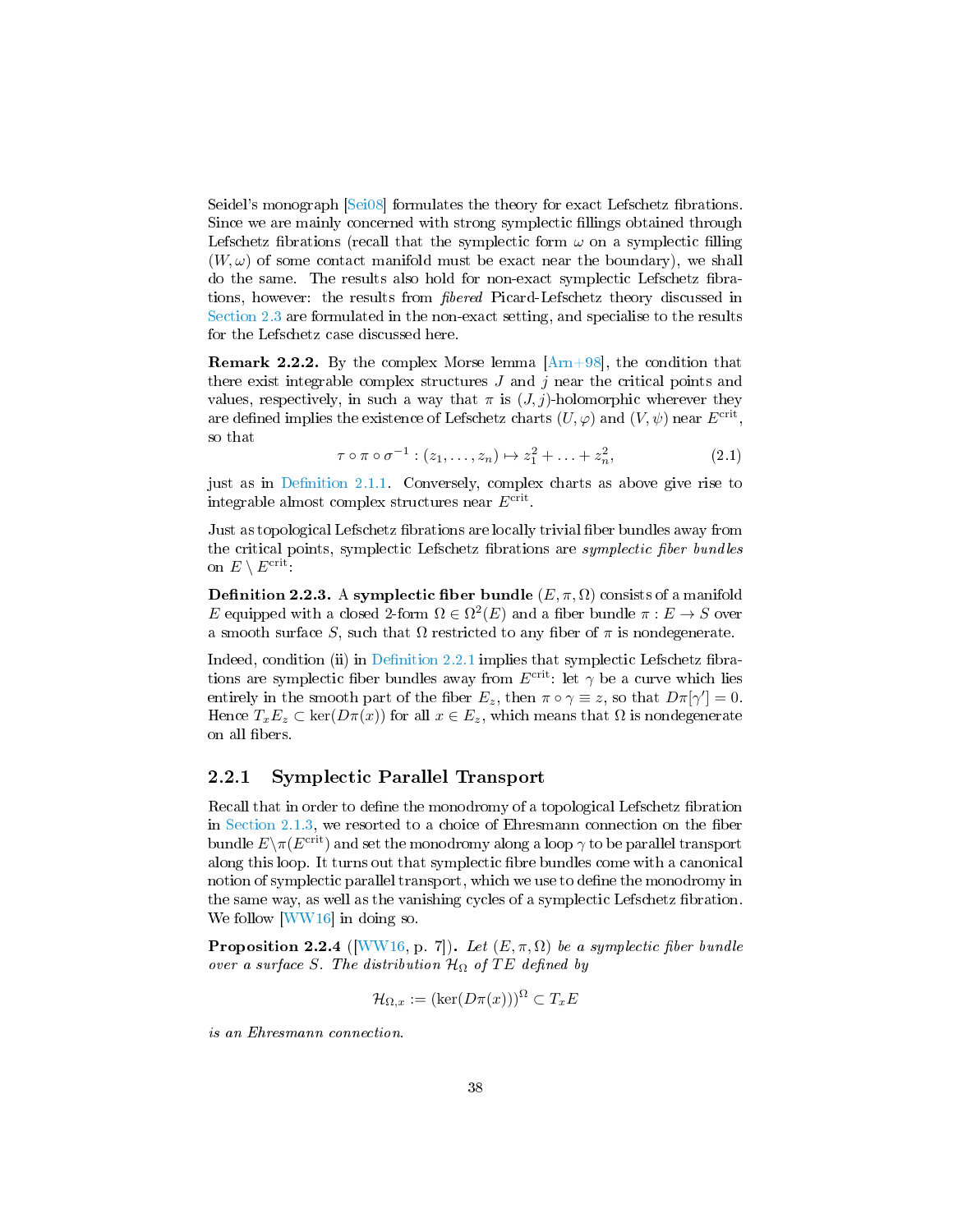Seidel's monograph [Sei08] formulates the theory for exact Lefschetz fibrations. Since we are mainly concerned with strong symplectic fillings obtained through Lefschetz fibrations (recall that the symplectic form $\omega$ on a symplectic filling $(W, \omega)$ of some contact manifold must be exact near the boundary), we shall do the same. The results also hold for non-exact symplectic Lefschetz fibrations, however: the results from *fibered* Picard-Lefschetz theory discussed in Section 2.3 are formulated in the non-exact setting, and specialise to the results for the Lefschetz case discussed here.

**Remark 2.2.2.** By the complex Morse lemma [Arn+98], the condition that there exist integrable complex structures $J$ and $j$ near the critical points and values, respectively, in such a way that $\pi$ is $(J, j)$-holomorphic wherever they are defined implies the existence of Lefschetz charts $(U, \varphi)$ and $(V, \psi)$ near $E^{\text{crit}}$, so that

$$\tau \circ \pi \circ \sigma^{-1} : (z_1, \ldots, z_n) \mapsto z_1^2 + \ldots + z_n^2, \tag{2.1}$$

just as in Definition 2.1.1. Conversely, complex charts as above give rise to integrable almost complex structures near $E^{\text{crit}}$.

Just as topological Lefschetz fibrations are locally trivial fiber bundles away from the critical points, symplectic Lefschetz fibrations are *symplectic fiber bundles* on $E \setminus E^{\text{crit}}$:

**Definition 2.2.3.** A **symplectic fiber bundle** $(E, \pi, \Omega)$ consists of a manifold $E$ equipped with a closed 2-form $\Omega \in \Omega^2(E)$ and a fiber bundle $\pi : E \to S$ over a smooth surface $S$, such that $\Omega$ restricted to any fiber of $\pi$ is nondegenerate.

Indeed, condition (ii) in Definition 2.2.1 implies that symplectic Lefschetz fibrations are symplectic fiber bundles away from $E^{\text{crit}}$: let $\gamma$ be a curve which lies entirely in the smooth part of the fiber $E_z$, then $\pi \circ \gamma \equiv z$, so that $D\pi[\gamma'] = 0$. Hence $T_x E_z \subset \ker(D\pi(x))$ for all $x \in E_z$, which means that $\Omega$ is nondegenerate on all fibers.

### 2.2.1 Symplectic Parallel Transport

Recall that in order to define the monodromy of a topological Lefschetz fibration in Section 2.1.3, we resorted to a choice of Ehresmann connection on the fiber bundle $E \setminus \pi(E^{\text{crit}})$ and set the monodromy along a loop $\gamma$ to be parallel transport along this loop. It turns out that symplectic fibre bundles come with a canonical notion of symplectic parallel transport, which we use to define the monodromy in the same way, as well as the vanishing cycles of a symplectic Lefschetz fibration. We follow [WW16] in doing so.

**Proposition 2.2.4** ([WW16, p. 7])**.** *Let $(E, \pi, \Omega)$ be a symplectic fiber bundle over a surface $S$. The distribution $\mathcal{H}_\Omega$ of $TE$ defined by*

$$\mathcal{H}_{\Omega,x} := (\ker(D\pi(x)))^{\Omega} \subset T_x E$$

*is an Ehresmann connection.*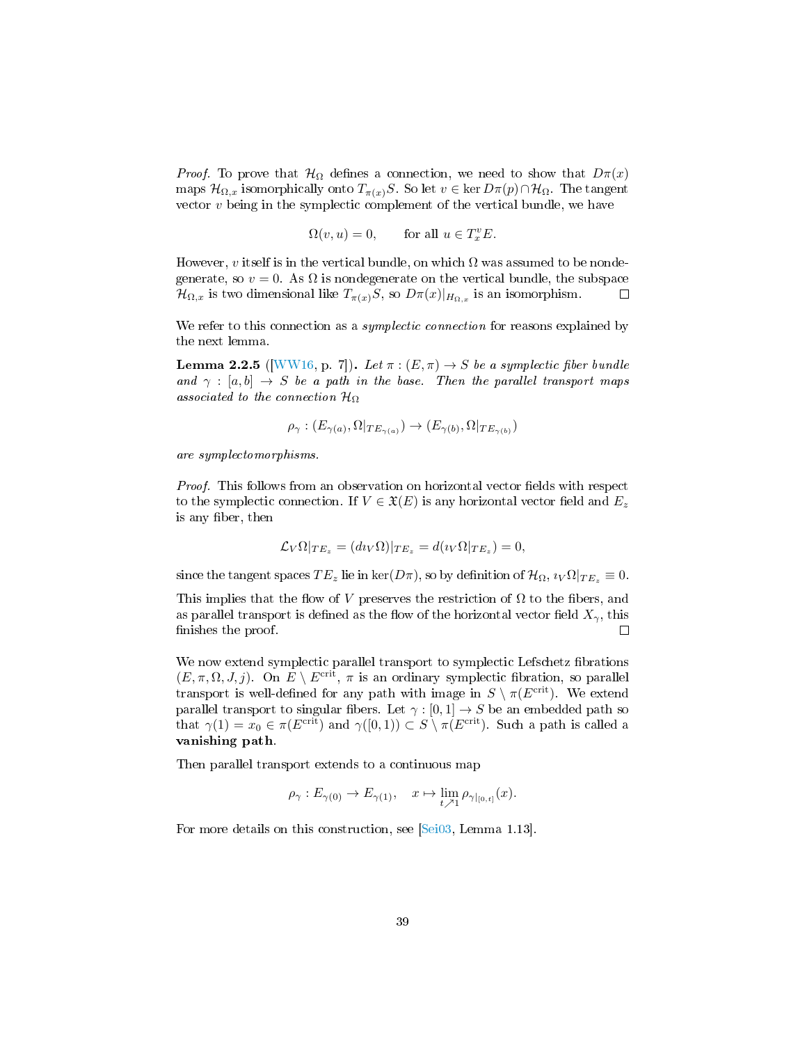*Proof.* To prove that $\mathcal{H}_\Omega$ defines a connection, we need to show that $D\pi(x)$ maps $\mathcal{H}_{\Omega,x}$ isomorphically onto $T_{\pi(x)}S$. So let $v \in \ker D\pi(p) \cap \mathcal{H}_\Omega$. The tangent vector $v$ being in the symplectic complement of the vertical bundle, we have

$$\Omega(v, u) = 0, \qquad \text{for all } u \in T_x^v E.$$

However, $v$ itself is in the vertical bundle, on which $\Omega$ was assumed to be nondegenerate, so $v = 0$. As $\Omega$ is nondegenerate on the vertical bundle, the subspace $\mathcal{H}_{\Omega,x}$ is two dimensional like $T_{\pi(x)}S$, so $D\pi(x)|_{H_{\Omega,x}}$ is an isomorphism. $\square$

We refer to this connection as a *symplectic connection* for reasons explained by the next lemma.

**Lemma 2.2.5** ([WW16, p. 7])**.** *Let $\pi : (E, \pi) \to S$ be a symplectic fiber bundle and $\gamma : [a, b] \to S$ be a path in the base. Then the parallel transport maps associated to the connection $\mathcal{H}_\Omega$*

$$\rho_\gamma : (E_{\gamma(a)}, \Omega|_{TE_{\gamma(a)}}) \to (E_{\gamma(b)}, \Omega|_{TE_{\gamma(b)}})$$

*are symplectomorphisms.*

*Proof.* This follows from an observation on horizontal vector fields with respect to the symplectic connection. If $V \in \mathfrak{X}(E)$ is any horizontal vector field and $E_z$ is any fiber, then

$$\mathcal{L}_V \Omega|_{TE_z} = (d\iota_V \Omega)|_{TE_z} = d(\iota_V \Omega|_{TE_z}) = 0,$$

since the tangent spaces $TE_z$ lie in $\ker(D\pi)$, so by definition of $\mathcal{H}_\Omega$, $\iota_V \Omega|_{TE_z} \equiv 0$.

This implies that the flow of $V$ preserves the restriction of $\Omega$ to the fibers, and as parallel transport is defined as the flow of the horizontal vector field $X_\gamma$, this finishes the proof. $\square$

We now extend symplectic parallel transport to symplectic Lefschetz fibrations $(E, \pi, \Omega, J, j)$. On $E \setminus E^{\text{crit}}$, $\pi$ is an ordinary symplectic fibration, so parallel transport is well-defined for any path with image in $S \setminus \pi(E^{\text{crit}})$. We extend parallel transport to singular fibers. Let $\gamma : [0, 1] \to S$ be an embedded path so that $\gamma(1) = x_0 \in \pi(E^{\text{crit}})$ and $\gamma([0, 1)) \subset S \setminus \pi(E^{\text{crit}})$. Such a path is called a **vanishing path**.

Then parallel transport extends to a continuous map

$$\rho_\gamma : E_{\gamma(0)} \to E_{\gamma(1)}, \quad x \mapsto \lim_{t \nearrow 1} \rho_{\gamma|_{[0,t]}}(x).$$

For more details on this construction, see [Sei03, Lemma 1.13].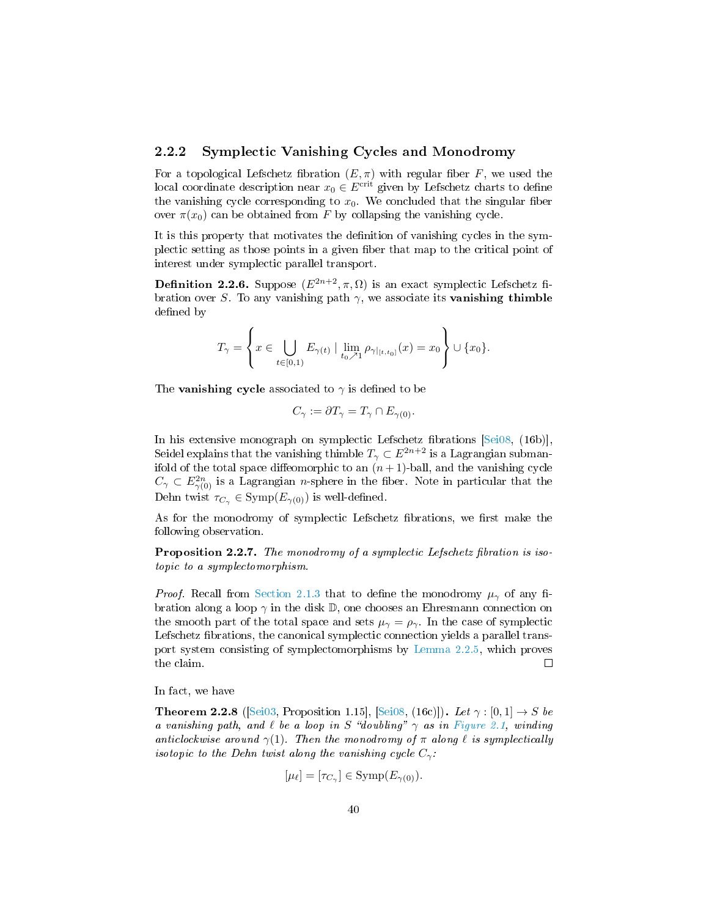### 2.2.2 Symplectic Vanishing Cycles and Monodromy

For a topological Lefschetz fibration $(E, \pi)$ with regular fiber $F$, we used the local coordinate description near $x_0 \in E^{\text{crit}}$ given by Lefschetz charts to define the vanishing cycle corresponding to $x_0$. We concluded that the singular fiber over $\pi(x_0)$ can be obtained from $F$ by collapsing the vanishing cycle.

It is this property that motivates the definition of vanishing cycles in the symplectic setting as those points in a given fiber that map to the critical point of interest under symplectic parallel transport.

**Definition 2.2.6.** Suppose $(E^{2n+2}, \pi, \Omega)$ is an exact symplectic Lefschetz fibration over $S$. To any vanishing path $\gamma$, we associate its **vanishing thimble** defined by

$$T_\gamma = \left\{ x \in \bigcup_{t\in[0,1)} E_{\gamma(t)} \mid \lim_{t_0 \nearrow 1} \rho_{\gamma|_{[t,t_0]}}(x) = x_0 \right\} \cup \{x_0\}.$$

The **vanishing cycle** associated to $\gamma$ is defined to be

$$C_\gamma := \partial T_\gamma = T_\gamma \cap E_{\gamma(0)}.$$

In his extensive monograph on symplectic Lefschetz fibrations [Sei08, (16b)], Seidel explains that the vanishing thimble $T_\gamma \subset E^{2n+2}$ is a Lagrangian submanifold of the total space diffeomorphic to an $(n+1)$-ball, and the vanishing cycle $C_\gamma \subset E^{2n}_{\gamma(0)}$ is a Lagrangian $n$-sphere in the fiber. Note in particular that the Dehn twist $\tau_{C_\gamma} \in \text{Symp}(E_{\gamma(0)})$ is well-defined.

As for the monodromy of symplectic Lefschetz fibrations, we first make the following observation.

**Proposition 2.2.7.** *The monodromy of a symplectic Lefschetz fibration is isotopic to a symplectomorphism.*

*Proof.* Recall from Section 2.1.3 that to define the monodromy $\mu_\gamma$ of any fibration along a loop $\gamma$ in the disk $\mathbb{D}$, one chooses an Ehresmann connection on the smooth part of the total space and sets $\mu_\gamma = \rho_\gamma$. In the case of symplectic Lefschetz fibrations, the canonical symplectic connection yields a parallel transport system consisting of symplectomorphisms by Lemma 2.2.5, which proves the claim. □

In fact, we have

**Theorem 2.2.8** ([Sei03, Proposition 1.15], [Sei08, (16c)])**.** *Let $\gamma : [0,1] \to S$ be a vanishing path, and $\ell$ be a loop in $S$ "doubling" $\gamma$ as in Figure 2.1, winding anticlockwise around $\gamma(1)$. Then the monodromy of $\pi$ along $\ell$ is symplectically isotopic to the Dehn twist along the vanishing cycle $C_\gamma$:*

$$[\mu_\ell] = [\tau_{C_\gamma}] \in \text{Symp}(E_{\gamma(0)}).$$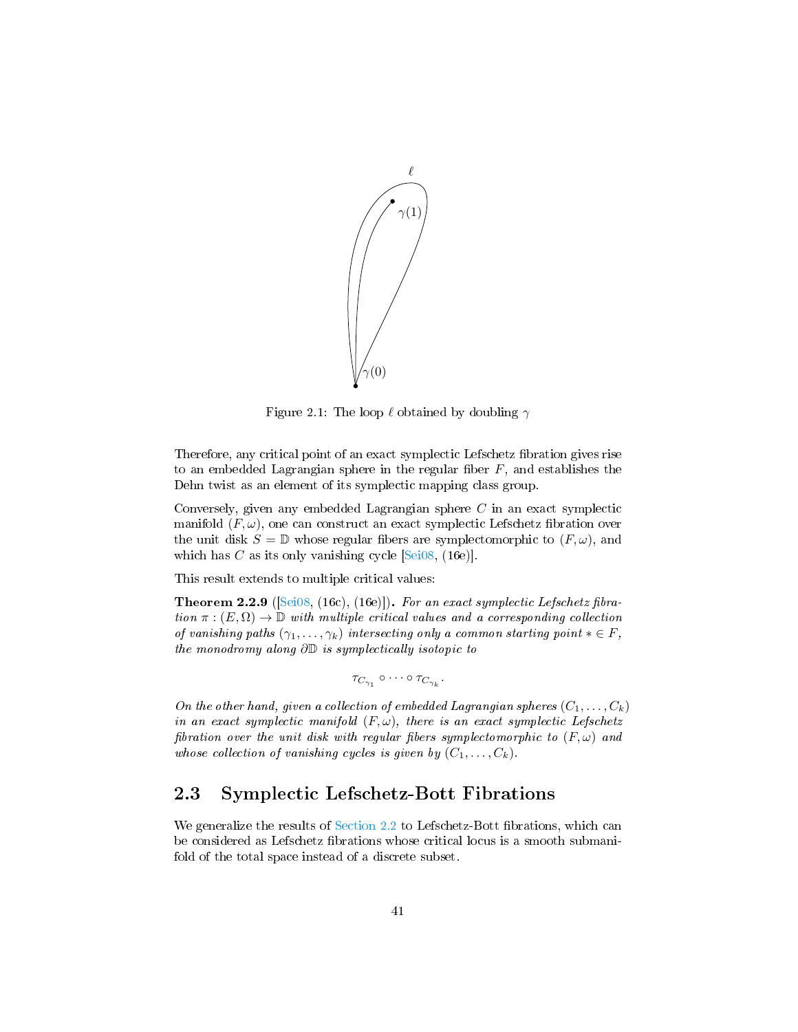Figure 2.1: The loop $\ell$ obtained by doubling $\gamma$

Therefore, any critical point of an exact symplectic Lefschetz fibration gives rise to an embedded Lagrangian sphere in the regular fiber $F$, and establishes the Dehn twist as an element of its symplectic mapping class group.

Conversely, given any embedded Lagrangian sphere $C$ in an exact symplectic manifold $(F, \omega)$, one can construct an exact symplectic Lefschetz fibration over the unit disk $S = \mathbb{D}$ whose regular fibers are symplectomorphic to $(F, \omega)$, and which has $C$ as its only vanishing cycle [Sei08, (16e)].

This result extends to multiple critical values:

**Theorem 2.2.9** ([Sei08, (16c), (16e)]). *For an exact symplectic Lefschetz fibration $\pi : (E, \Omega) \to \mathbb{D}$ with multiple critical values and a corresponding collection of vanishing paths $(\gamma_1, \dots, \gamma_k)$ intersecting only a common starting point $* \in F$, the monodromy along $\partial\mathbb{D}$ is symplectically isotopic to*

$$\tau_{C_{\gamma_1}} \circ \cdots \circ \tau_{C_{\gamma_k}}.$$

*On the other hand, given a collection of embedded Lagrangian spheres $(C_1, \dots, C_k)$ in an exact symplectic manifold $(F, \omega)$, there is an exact symplectic Lefschetz fibration over the unit disk with regular fibers symplectomorphic to $(F, \omega)$ and whose collection of vanishing cycles is given by $(C_1, \dots, C_k)$.*

## 2.3 Symplectic Lefschetz-Bott Fibrations

We generalize the results of Section 2.2 to Lefschetz-Bott fibrations, which can be considered as Lefschetz fibrations whose critical locus is a smooth submanifold of the total space instead of a discrete subset.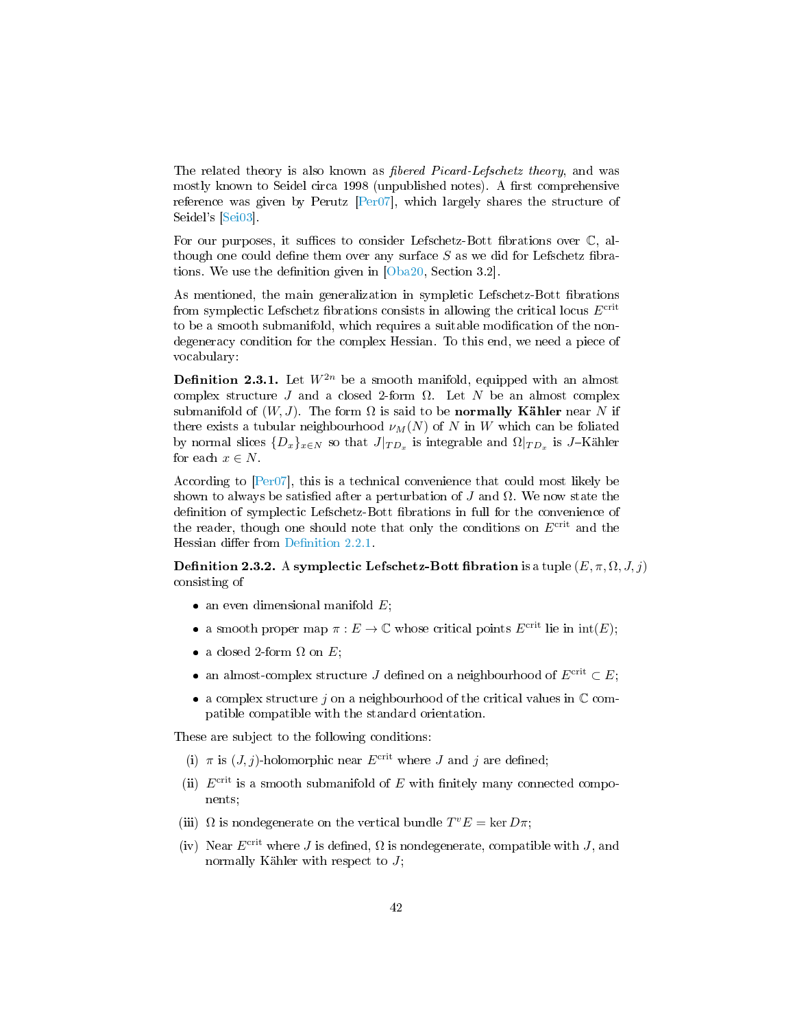The related theory is also known as *fibered Picard-Lefschetz theory*, and was mostly known to Seidel circa 1998 (unpublished notes). A first comprehensive reference was given by Perutz [Per07], which largely shares the structure of Seidel's [Sei03].

For our purposes, it suffices to consider Lefschetz-Bott fibrations over $\mathbb{C}$, although one could define them over any surface $S$ as we did for Lefschetz fibrations. We use the definition given in [Oba20, Section 3.2].

As mentioned, the main generalization in sympletic Lefschetz-Bott fibrations from symplectic Lefschetz fibrations consists in allowing the critical locus $E^{\text{crit}}$ to be a smooth submanifold, which requires a suitable modification of the nondegeneracy condition for the complex Hessian. To this end, we need a piece of vocabulary:

**Definition 2.3.1.** Let $W^{2n}$ be a smooth manifold, equipped with an almost complex structure $J$ and a closed 2-form $\Omega$. Let $N$ be an almost complex submanifold of $(W, J)$. The form $\Omega$ is said to be **normally Kähler** near $N$ if there exists a tubular neighbourhood $\nu_M(N)$ of $N$ in $W$ which can be foliated by normal slices $\{D_x\}_{x\in N}$ so that $J|_{TD_x}$ is integrable and $\Omega|_{TD_x}$ is $J$–Kähler for each $x \in N$.

According to [Per07], this is a technical convenience that could most likely be shown to always be satisfied after a perturbation of $J$ and $\Omega$. We now state the definition of symplectic Lefschetz-Bott fibrations in full for the convenience of the reader, though one should note that only the conditions on $E^{\text{crit}}$ and the Hessian differ from Definition 2.2.1.

**Definition 2.3.2.** A **symplectic Lefschetz-Bott fibration** is a tuple $(E, \pi, \Omega, J, j)$ consisting of

- an even dimensional manifold $E$;
- a smooth proper map $\pi : E \to \mathbb{C}$ whose critical points $E^{\text{crit}}$ lie in $\text{int}(E)$;
- a closed 2-form $\Omega$ on $E$;
- an almost-complex structure $J$ defined on a neighbourhood of $E^{\text{crit}} \subset E$;
- a complex structure $j$ on a neighbourhood of the critical values in $\mathbb{C}$ compatible compatible with the standard orientation.

These are subject to the following conditions:

(i) $\pi$ is $(J, j)$-holomorphic near $E^{\text{crit}}$ where $J$ and $j$ are defined;

(ii) $E^{\text{crit}}$ is a smooth submanifold of $E$ with finitely many connected components;

(iii) $\Omega$ is nondegenerate on the vertical bundle $T^vE = \ker D\pi$;

(iv) Near $E^{\text{crit}}$ where $J$ is defined, $\Omega$ is nondegenerate, compatible with $J$, and normally Kähler with respect to $J$;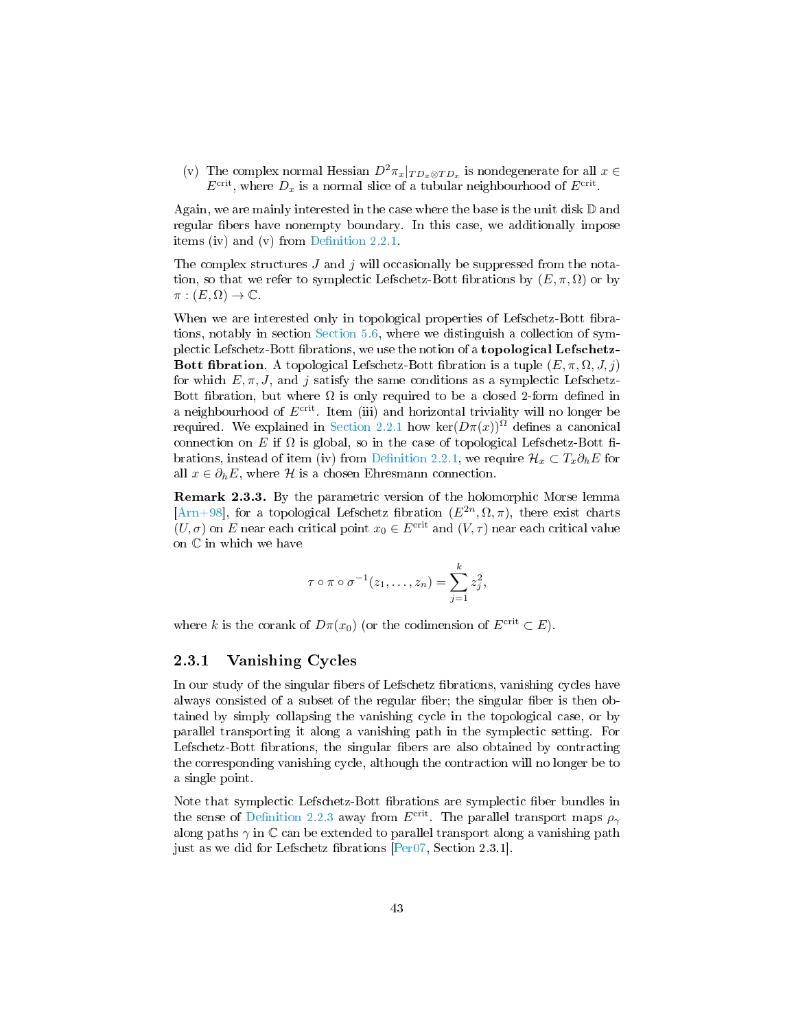(v) The complex normal Hessian $D^2\pi_x|_{TD_x \otimes TD_x}$ is nondegenerate for all $x \in E^{\text{crit}}$, where $D_x$ is a normal slice of a tubular neighbourhood of $E^{\text{crit}}$.

Again, we are mainly interested in the case where the base is the unit disk $\mathbb{D}$ and regular fibers have nonempty boundary. In this case, we additionally impose items (iv) and (v) from Definition 2.2.1.

The complex structures $J$ and $j$ will occasionally be suppressed from the notation, so that we refer to symplectic Lefschetz-Bott fibrations by $(E, \pi, \Omega)$ or by $\pi : (E, \Omega) \to \mathbb{C}$.

When we are interested only in topological properties of Lefschetz-Bott fibrations, notably in section Section 5.6, where we distinguish a collection of symplectic Lefschetz-Bott fibrations, we use the notion of a **topological Lefschetz-Bott fibration**. A topological Lefschetz-Bott fibration is a tuple $(E, \pi, \Omega, J, j)$ for which $E, \pi, J$, and $j$ satisfy the same conditions as a symplectic Lefschetz-Bott fibration, but where $\Omega$ is only required to be a closed 2-form defined in a neighbourhood of $E^{\text{crit}}$. Item (iii) and horizontal triviality will no longer be required. We explained in Section 2.2.1 how $\ker(D\pi(x))^{\Omega}$ defines a canonical connection on $E$ if $\Omega$ is global, so in the case of topological Lefschetz-Bott fibrations, instead of item (iv) from Definition 2.2.1, we require $\mathcal{H}_x \subset T_x \partial_h E$ for all $x \in \partial_h E$, where $\mathcal{H}$ is a chosen Ehresmann connection.

**Remark 2.3.3.** By the parametric version of the holomorphic Morse lemma [Arn+98], for a topological Lefschetz fibration $(E^{2n}, \Omega, \pi)$, there exist charts $(U, \sigma)$ on $E$ near each critical point $x_0 \in E^{\text{crit}}$ and $(V, \tau)$ near each critical value on $\mathbb{C}$ in which we have

$$\tau \circ \pi \circ \sigma^{-1}(z_1, \ldots, z_n) = \sum_{j=1}^{k} z_j^2,$$

where $k$ is the corank of $D\pi(x_0)$ (or the codimension of $E^{\text{crit}} \subset E$).

### 2.3.1 Vanishing Cycles

In our study of the singular fibers of Lefschetz fibrations, vanishing cycles have always consisted of a subset of the regular fiber; the singular fiber is then obtained by simply collapsing the vanishing cycle in the topological case, or by parallel transporting it along a vanishing path in the symplectic setting. For Lefschetz-Bott fibrations, the singular fibers are also obtained by contracting the corresponding vanishing cycle, although the contraction will no longer be to a single point.

Note that symplectic Lefschetz-Bott fibrations are symplectic fiber bundles in the sense of Definition 2.2.3 away from $E^{\text{crit}}$. The parallel transport maps $\rho_\gamma$ along paths $\gamma$ in $\mathbb{C}$ can be extended to parallel transport along a vanishing path just as we did for Lefschetz fibrations [Per07, Section 2.3.1].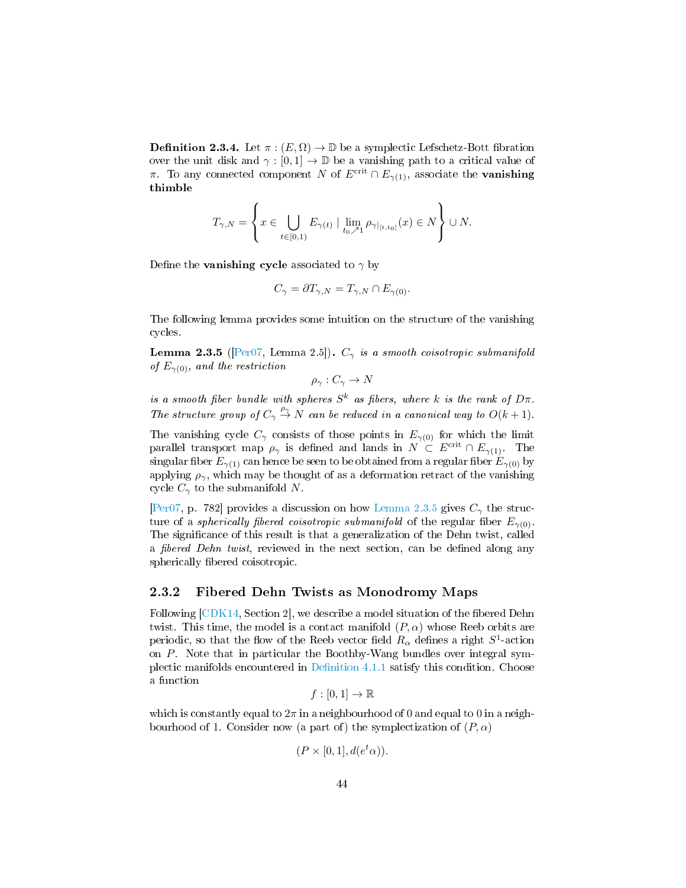**Definition 2.3.4.** Let $\pi : (E, \Omega) \to \mathbb{D}$ be a symplectic Lefschetz-Bott fibration over the unit disk and $\gamma : [0,1] \to \mathbb{D}$ be a vanishing path to a critical value of $\pi$. To any connected component $N$ of $E^{\text{crit}} \cap E_{\gamma(1)}$, associate the **vanishing thimble**

$$T_{\gamma,N} = \left\{ x \in \bigcup_{t\in[0,1)} E_{\gamma(t)} \mid \lim_{t_0 \nearrow 1} \rho_{\gamma|_{[t,t_0]}}(x) \in N \right\} \cup N.$$

Define the **vanishing cycle** associated to $\gamma$ by

$$C_\gamma = \partial T_{\gamma,N} = T_{\gamma,N} \cap E_{\gamma(0)}.$$

The following lemma provides some intuition on the structure of the vanishing cycles.

**Lemma 2.3.5** ([Per07, Lemma 2.5])**.** *$C_\gamma$ is a smooth coisotropic submanifold of $E_{\gamma(0)}$, and the restriction*

$$\rho_\gamma : C_\gamma \to N$$

*is a smooth fiber bundle with spheres $S^k$ as fibers, where $k$ is the rank of $D\pi$. The structure group of $C_\gamma \overset{\rho_\gamma}{\to} N$ can be reduced in a canonical way to $O(k+1)$.*

The vanishing cycle $C_\gamma$ consists of those points in $E_{\gamma(0)}$ for which the limit parallel transport map $\rho_\gamma$ is defined and lands in $N \subset E^{\text{crit}} \cap E_{\gamma(1)}$. The singular fiber $E_{\gamma(1)}$ can hence be seen to be obtained from a regular fiber $E_{\gamma(0)}$ by applying $\rho_\gamma$, which may be thought of as a deformation retract of the vanishing cycle $C_\gamma$ to the submanifold $N$.

[Per07, p. 782] provides a discussion on how Lemma 2.3.5 gives $C_\gamma$ the structure of a *spherically fibered coisotropic submanifold* of the regular fiber $E_{\gamma(0)}$. The significance of this result is that a generalization of the Dehn twist, called a *fibered Dehn twist*, reviewed in the next section, can be defined along any spherically fibered coisotropic.

### 2.3.2 Fibered Dehn Twists as Monodromy Maps

Following [CDK14, Section 2], we describe a model situation of the fibered Dehn twist. This time, the model is a contact manifold $(P, \alpha)$ whose Reeb orbits are periodic, so that the flow of the Reeb vector field $R_\alpha$ defines a right $S^1$-action on $P$. Note that in particular the Boothby-Wang bundles over integral symplectic manifolds encountered in Definition 4.1.1 satisfy this condition. Choose a function

$$f : [0,1] \to \mathbb{R}$$

which is constantly equal to $2\pi$ in a neighbourhood of 0 and equal to 0 in a neighbourhood of 1. Consider now (a part of) the symplectization of $(P, \alpha)$

$$(P \times [0,1], d(e^t\alpha)).$$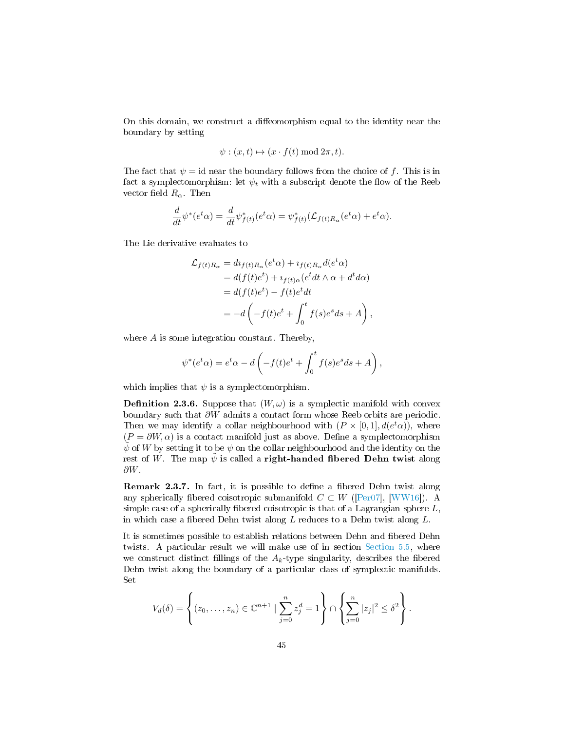On this domain, we construct a diffeomorphism equal to the identity near the boundary by setting

$$\psi : (x, t) \mapsto (x \cdot f(t) \bmod 2\pi, t).$$

The fact that $\psi = \mathrm{id}$ near the boundary follows from the choice of $f$. This is in fact a symplectomorphism: let $\psi_t$ with a subscript denote the flow of the Reeb vector field $R_\alpha$. Then

$$\frac{d}{dt}\psi^*(e^t\alpha) = \frac{d}{dt}\psi^*_{f(t)}(e^t\alpha) = \psi^*_{f(t)}(\mathcal{L}_{f(t)R_\alpha}(e^t\alpha) + e^t\alpha).$$

The Lie derivative evaluates to

$$\begin{aligned}
\mathcal{L}_{f(t)R_\alpha} &= d\imath_{f(t)R_\alpha}(e^t\alpha) + \imath_{f(t)R_\alpha}d(e^t\alpha) \\
&= d(f(t)e^t) + \imath_{f(t)\alpha}(e^t dt \wedge \alpha + d^t d\alpha) \\
&= d(f(t)e^t) - f(t)e^t dt \\
&= -d\left(-f(t)e^t + \int_0^t f(s)e^s ds + A\right),
\end{aligned}$$

where $A$ is some integration constant. Thereby,

$$\psi^*(e^t\alpha) = e^t\alpha - d\left(-f(t)e^t + \int_0^t f(s)e^s ds + A\right),$$

which implies that $\psi$ is a symplectomorphism.

**Definition 2.3.6.** Suppose that $(W, \omega)$ is a symplectic manifold with convex boundary such that $\partial W$ admits a contact form whose Reeb orbits are periodic. Then we may identify a collar neighbourhood with $(P \times [0, 1], d(e^t\alpha))$, where $(P = \partial W, \alpha)$ is a contact manifold just as above. Define a symplectomorphism $\tilde{\psi}$ of $W$ by setting it to be $\psi$ on the collar neighbourhood and the identity on the rest of $W$. The map $\tilde{\psi}$ is called a **right-handed fibered Dehn twist** along $\partial W$.

**Remark 2.3.7.** In fact, it is possible to define a fibered Dehn twist along any spherically fibered coisotropic submanifold $C \subset W$ ([Per07], [WW16]). A simple case of a spherically fibered coisotropic is that of a Lagrangian sphere $L$, in which case a fibered Dehn twist along $L$ reduces to a Dehn twist along $L$.

It is sometimes possible to establish relations between Dehn and fibered Dehn twists. A particular result we will make use of in section Section 5.5, where we construct distinct fillings of the $A_k$-type singularity, describes the fibered Dehn twist along the boundary of a particular class of symplectic manifolds. Set

$$V_d(\delta) = \left\{(z_0, \ldots, z_n) \in \mathbb{C}^{n+1} \mid \sum_{j=0}^{n} z_j^d = 1\right\} \cap \left\{\sum_{j=0}^{n} |z_j|^2 \leq \delta^2\right\}.$$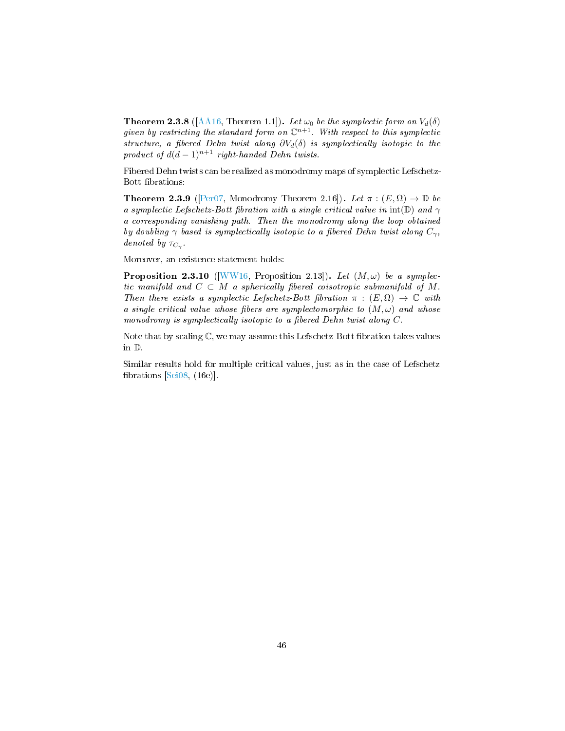**Theorem 2.3.8** ([AA16, Theorem 1.1])**.** *Let $\omega_0$ be the symplectic form on $V_d(\delta)$ given by restricting the standard form on $\mathbb{C}^{n+1}$. With respect to this symplectic structure, a fibered Dehn twist along $\partial V_d(\delta)$ is symplectically isotopic to the product of $d(d-1)^{n+1}$ right-handed Dehn twists.*

Fibered Dehn twists can be realized as monodromy maps of symplectic Lefschetz-Bott fibrations:

**Theorem 2.3.9** ([Per07, Monodromy Theorem 2.16])**.** *Let $\pi : (E, \Omega) \to \mathbb{D}$ be a symplectic Lefschetz-Bott fibration with a single critical value in $\operatorname{int}(\mathbb{D})$ and $\gamma$ a corresponding vanishing path. Then the monodromy along the loop obtained by doubling $\gamma$ based is symplectically isotopic to a fibered Dehn twist along $C_\gamma$, denoted by $\tau_{C_\gamma}$.*

Moreover, an existence statement holds:

**Proposition 2.3.10** ([WW16, Proposition 2.13])**.** *Let $(M, \omega)$ be a symplectic manifold and $C \subset M$ a spherically fibered coisotropic submanifold of $M$. Then there exists a symplectic Lefschetz-Bott fibration $\pi : (E, \Omega) \to \mathbb{C}$ with a single critical value whose fibers are symplectomorphic to $(M, \omega)$ and whose monodromy is symplectically isotopic to a fibered Dehn twist along $C$.*

Note that by scaling $\mathbb{C}$, we may assume this Lefschetz-Bott fibration takes values in $\mathbb{D}$.

Similar results hold for multiple critical values, just as in the case of Lefschetz fibrations [Sei08, (16e)].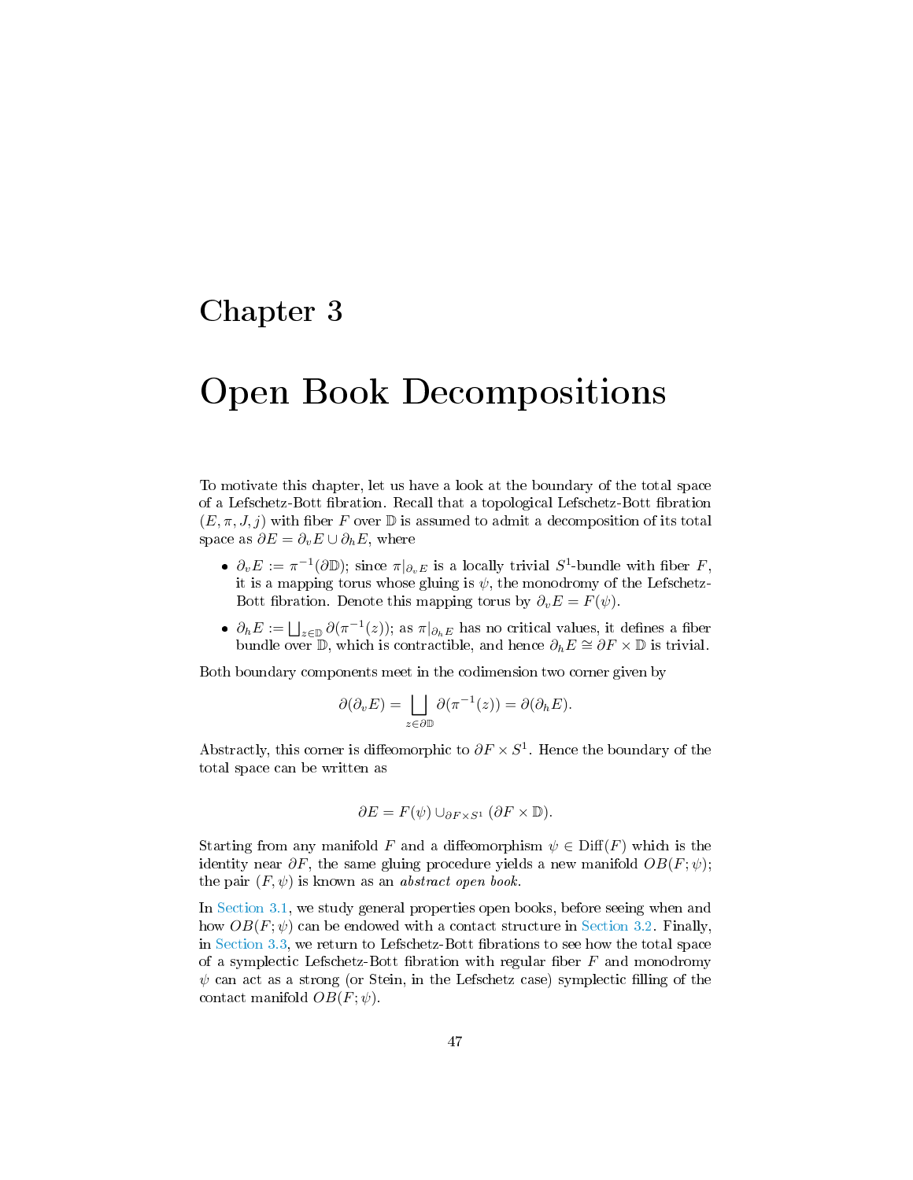# Chapter 3

# Open Book Decompositions

To motivate this chapter, let us have a look at the boundary of the total space of a Lefschetz-Bott fibration. Recall that a topological Lefschetz-Bott fibration $(E, \pi, J, j)$ with fiber $F$ over $\mathbb{D}$ is assumed to admit a decomposition of its total space as $\partial E = \partial_v E \cup \partial_h E$, where

- $\partial_v E := \pi^{-1}(\partial \mathbb{D})$; since $\pi|_{\partial_v E}$ is a locally trivial $S^1$-bundle with fiber $F$, it is a mapping torus whose gluing is $\psi$, the monodromy of the Lefschetz-Bott fibration. Denote this mapping torus by $\partial_v E = F(\psi)$.
- $\partial_h E := \bigsqcup_{z \in \mathbb{D}} \partial(\pi^{-1}(z))$; as $\pi|_{\partial_h E}$ has no critical values, it defines a fiber bundle over $\mathbb{D}$, which is contractible, and hence $\partial_h E \cong \partial F \times \mathbb{D}$ is trivial.

Both boundary components meet in the codimension two corner given by

$$\partial(\partial_v E) = \bigsqcup_{z \in \partial \mathbb{D}} \partial(\pi^{-1}(z)) = \partial(\partial_h E).$$

Abstractly, this corner is diffeomorphic to $\partial F \times S^1$. Hence the boundary of the total space can be written as

$$\partial E = F(\psi) \cup_{\partial F \times S^1} (\partial F \times \mathbb{D}).$$

Starting from any manifold $F$ and a diffeomorphism $\psi \in \mathrm{Diff}(F)$ which is the identity near $\partial F$, the same gluing procedure yields a new manifold $OB(F; \psi)$; the pair $(F, \psi)$ is known as an *abstract open book.*

In Section 3.1, we study general properties open books, before seeing when and how $OB(F; \psi)$ can be endowed with a contact structure in Section 3.2. Finally, in Section 3.3, we return to Lefschetz-Bott fibrations to see how the total space of a symplectic Lefschetz-Bott fibration with regular fiber $F$ and monodromy $\psi$ can act as a strong (or Stein, in the Lefschetz case) symplectic filling of the contact manifold $OB(F; \psi)$.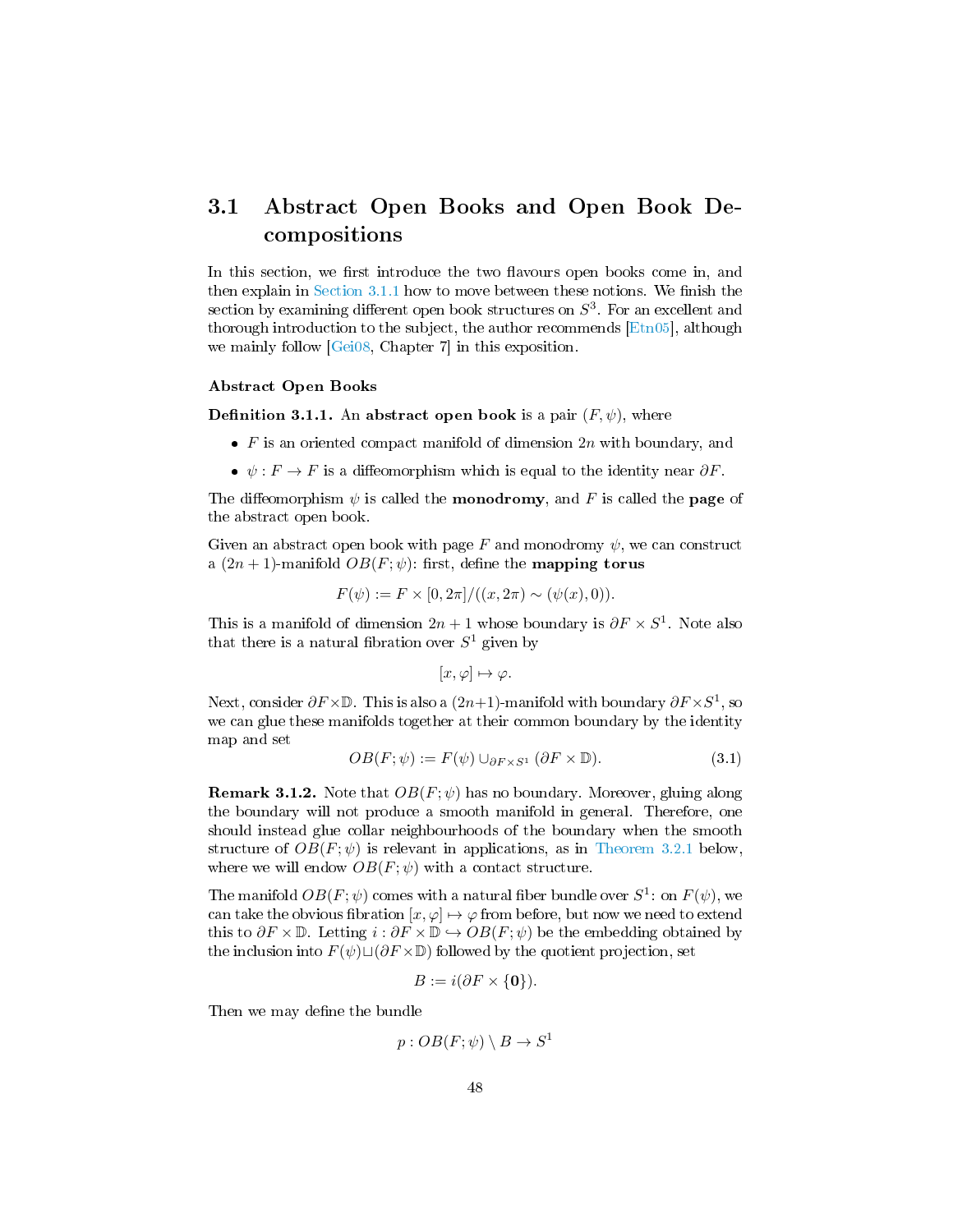## 3.1 Abstract Open Books and Open Book Decompositions

In this section, we first introduce the two flavours open books come in, and then explain in Section 3.1.1 how to move between these notions. We finish the section by examining different open book structures on $S^3$. For an excellent and thorough introduction to the subject, the author recommends [Etn05], although we mainly follow [Gei08, Chapter 7] in this exposition.

### Abstract Open Books

**Definition 3.1.1.** An **abstract open book** is a pair $(F, \psi)$, where

- $F$ is an oriented compact manifold of dimension $2n$ with boundary, and
- $\psi : F \to F$ is a diffeomorphism which is equal to the identity near $\partial F$.

The diffeomorphism $\psi$ is called the **monodromy**, and $F$ is called the **page** of the abstract open book.

Given an abstract open book with page $F$ and monodromy $\psi$, we can construct a $(2n+1)$-manifold $OB(F;\psi)$: first, define the **mapping torus**

$$F(\psi) := F \times [0, 2\pi]/((x, 2\pi) \sim (\psi(x), 0)).$$

This is a manifold of dimension $2n+1$ whose boundary is $\partial F \times S^1$. Note also that there is a natural fibration over $S^1$ given by

$$[x, \varphi] \mapsto \varphi.$$

Next, consider $\partial F \times \mathbb{D}$. This is also a $(2n+1)$-manifold with boundary $\partial F \times S^1$, so we can glue these manifolds together at their common boundary by the identity map and set

$$OB(F;\psi) := F(\psi) \cup_{\partial F \times S^1} (\partial F \times \mathbb{D}). \tag{3.1}$$

**Remark 3.1.2.** Note that $OB(F;\psi)$ has no boundary. Moreover, gluing along the boundary will not produce a smooth manifold in general. Therefore, one should instead glue collar neighbourhoods of the boundary when the smooth structure of $OB(F;\psi)$ is relevant in applications, as in Theorem 3.2.1 below, where we will endow $OB(F;\psi)$ with a contact structure.

The manifold $OB(F;\psi)$ comes with a natural fiber bundle over $S^1$: on $F(\psi)$, we can take the obvious fibration $[x, \varphi] \mapsto \varphi$ from before, but now we need to extend this to $\partial F \times \mathbb{D}$. Letting $i : \partial F \times \mathbb{D} \hookrightarrow OB(F;\psi)$ be the embedding obtained by the inclusion into $F(\psi) \sqcup (\partial F \times \mathbb{D})$ followed by the quotient projection, set

$$B := i(\partial F \times \{\mathbf{0}\}).$$

Then we may define the bundle

$$p : OB(F;\psi) \setminus B \to S^1$$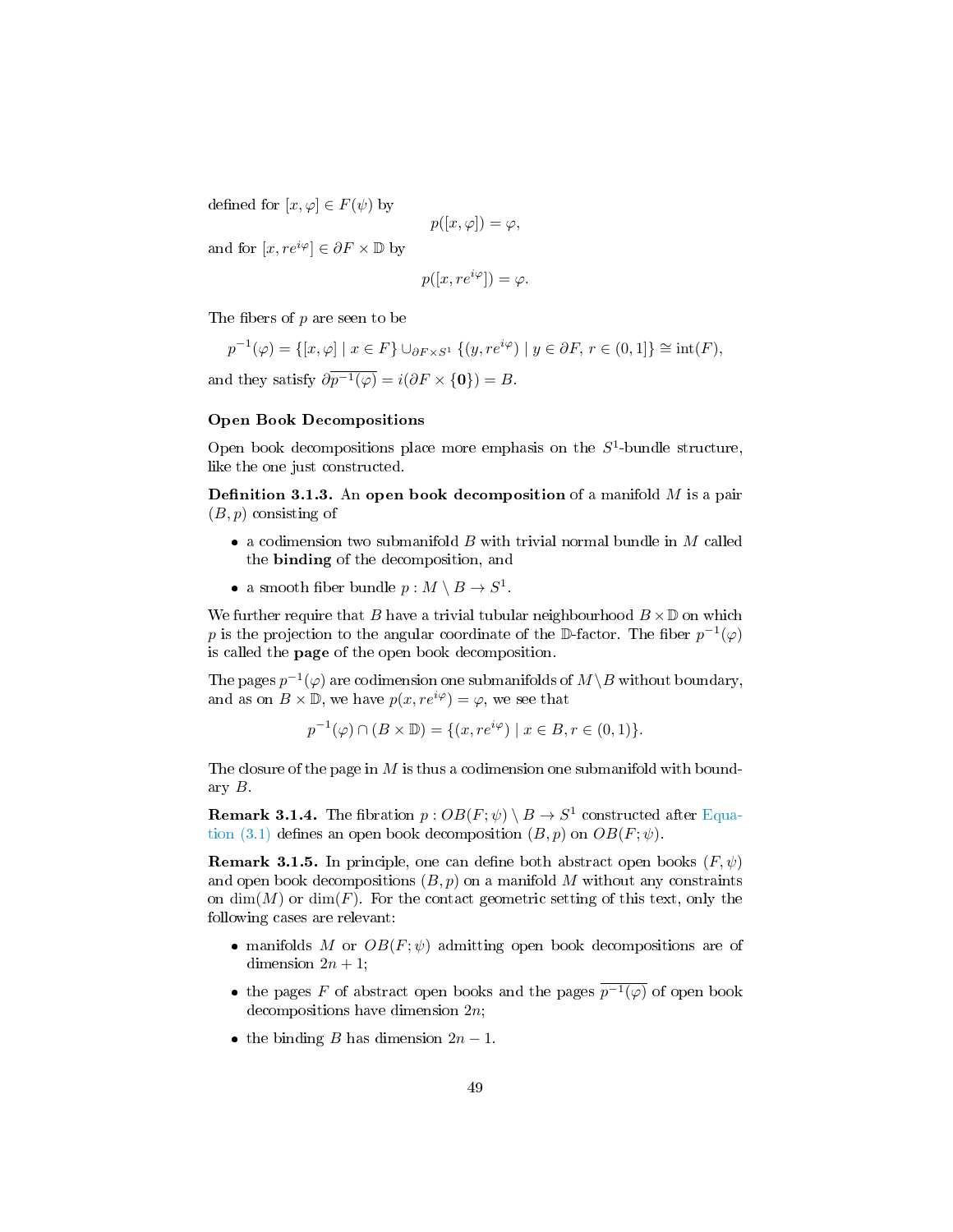defined for $[x, \varphi] \in F(\psi)$ by

$$p([x, \varphi]) = \varphi,$$

and for $[x, re^{i\varphi}] \in \partial F \times \mathbb{D}$ by

$$p([x, re^{i\varphi}]) = \varphi.$$

The fibers of $p$ are seen to be

$$p^{-1}(\varphi) = \{[x, \varphi] \mid x \in F\} \cup_{\partial F \times S^1} \{(y, re^{i\varphi}) \mid y \in \partial F,\, r \in (0, 1]\} \cong \operatorname{int}(F),$$

and they satisfy $\partial \overline{p^{-1}(\varphi)} = i(\partial F \times \{\mathbf{0}\}) = B$.

### Open Book Decompositions

Open book decompositions place more emphasis on the $S^1$-bundle structure, like the one just constructed.

**Definition 3.1.3.** An **open book decomposition** of a manifold $M$ is a pair $(B, p)$ consisting of

- a codimension two submanifold $B$ with trivial normal bundle in $M$ called the **binding** of the decomposition, and
- a smooth fiber bundle $p : M \setminus B \to S^1$.

We further require that $B$ have a trivial tubular neighbourhood $B \times \mathbb{D}$ on which $p$ is the projection to the angular coordinate of the $\mathbb{D}$-factor. The fiber $p^{-1}(\varphi)$ is called the **page** of the open book decomposition.

The pages $p^{-1}(\varphi)$ are codimension one submanifolds of $M \setminus B$ without boundary, and as on $B \times \mathbb{D}$, we have $p(x, re^{i\varphi}) = \varphi$, we see that

$$p^{-1}(\varphi) \cap (B \times \mathbb{D}) = \{(x, re^{i\varphi}) \mid x \in B, r \in (0, 1)\}.$$

The closure of the page in $M$ is thus a codimension one submanifold with boundary $B$.

**Remark 3.1.4.** The fibration $p : OB(F; \psi) \setminus B \to S^1$ constructed after Equation (3.1) defines an open book decomposition $(B, p)$ on $OB(F; \psi)$.

**Remark 3.1.5.** In principle, one can define both abstract open books $(F, \psi)$ and open book decompositions $(B, p)$ on a manifold $M$ without any constraints on $\dim(M)$ or $\dim(F)$. For the contact geometric setting of this text, only the following cases are relevant:

- manifolds $M$ or $OB(F; \psi)$ admitting open book decompositions are of dimension $2n + 1$;
- the pages $F$ of abstract open books and the pages $\overline{p^{-1}(\varphi)}$ of open book decompositions have dimension $2n$;
- the binding $B$ has dimension $2n - 1$.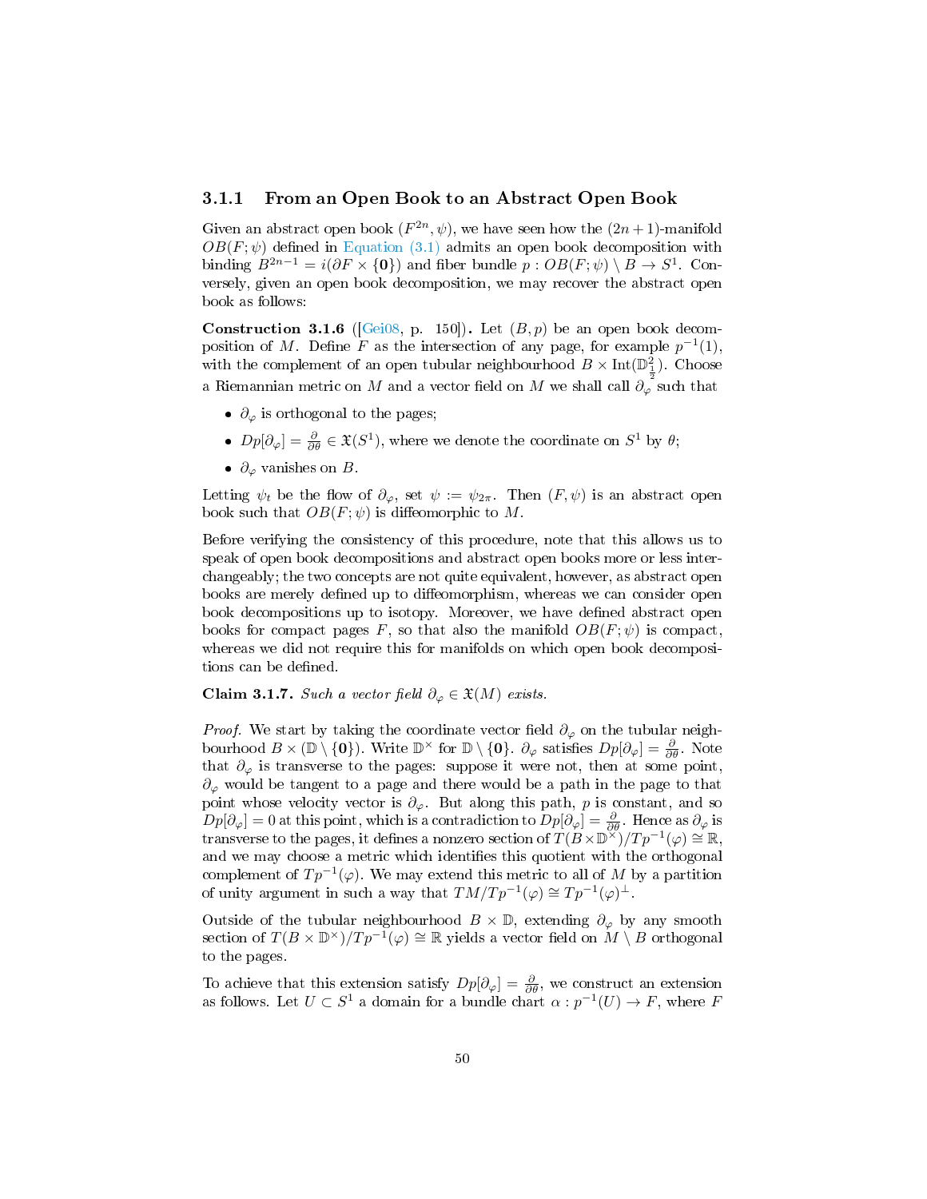### 3.1.1 From an Open Book to an Abstract Open Book

Given an abstract open book $(F^{2n}, \psi)$, we have seen how the $(2n+1)$-manifold $OB(F;\psi)$ defined in Equation (3.1) admits an open book decomposition with binding $B^{2n-1} = i(\partial F \times \{\mathbf{0}\})$ and fiber bundle $p : OB(F;\psi) \setminus B \to S^1$. Conversely, given an open book decomposition, we may recover the abstract open book as follows:

**Construction 3.1.6** ([Gei08, p. 150])**.** Let $(B, p)$ be an open book decomposition of $M$. Define $F$ as the intersection of any page, for example $p^{-1}(1)$, with the complement of an open tubular neighbourhood $B \times \mathrm{Int}(\mathbb{D}^2_{\frac{1}{2}})$. Choose a Riemannian metric on $M$ and a vector field on $M$ we shall call $\partial_\varphi$ such that

- $\partial_\varphi$ is orthogonal to the pages;
- $Dp[\partial_\varphi] = \frac{\partial}{\partial\theta} \in \mathfrak{X}(S^1)$, where we denote the coordinate on $S^1$ by $\theta$;
- $\partial_\varphi$ vanishes on $B$.

Letting $\psi_t$ be the flow of $\partial_\varphi$, set $\psi := \psi_{2\pi}$. Then $(F, \psi)$ is an abstract open book such that $OB(F;\psi)$ is diffeomorphic to $M$.

Before verifying the consistency of this procedure, note that this allows us to speak of open book decompositions and abstract open books more or less interchangeably; the two concepts are not quite equivalent, however, as abstract open books are merely defined up to diffeomorphism, whereas we can consider open book decompositions up to isotopy. Moreover, we have defined abstract open books for compact pages $F$, so that also the manifold $OB(F;\psi)$ is compact, whereas we did not require this for manifolds on which open book decompositions can be defined.

**Claim 3.1.7.** *Such a vector field $\partial_\varphi \in \mathfrak{X}(M)$ exists.*

*Proof.* We start by taking the coordinate vector field $\partial_\varphi$ on the tubular neighbourhood $B \times (\mathbb{D} \setminus \{\mathbf{0}\})$. Write $\mathbb{D}^\times$ for $\mathbb{D} \setminus \{\mathbf{0}\}$. $\partial_\varphi$ satisfies $Dp[\partial_\varphi] = \frac{\partial}{\partial\theta}$. Note that $\partial_\varphi$ is transverse to the pages: suppose it were not, then at some point, $\partial_\varphi$ would be tangent to a page and there would be a path in the page to that point whose velocity vector is $\partial_\varphi$. But along this path, $p$ is constant, and so $Dp[\partial_\varphi] = 0$ at this point, which is a contradiction to $Dp[\partial_\varphi] = \frac{\partial}{\partial\theta}$. Hence as $\partial_\varphi$ is transverse to the pages, it defines a nonzero section of $T(B \times \mathbb{D}^\times)/Tp^{-1}(\varphi) \cong \mathbb{R}$, and we may choose a metric which identifies this quotient with the orthogonal complement of $Tp^{-1}(\varphi)$. We may extend this metric to all of $M$ by a partition of unity argument in such a way that $TM/Tp^{-1}(\varphi) \cong Tp^{-1}(\varphi)^\perp$.

Outside of the tubular neighbourhood $B \times \mathbb{D}$, extending $\partial_\varphi$ by any smooth section of $T(B \times \mathbb{D}^\times)/Tp^{-1}(\varphi) \cong \mathbb{R}$ yields a vector field on $M \setminus B$ orthogonal to the pages.

To achieve that this extension satisfy $Dp[\partial_\varphi] = \frac{\partial}{\partial\theta}$, we construct an extension as follows. Let $U \subset S^1$ a domain for a bundle chart $\alpha : p^{-1}(U) \to F$, where $F$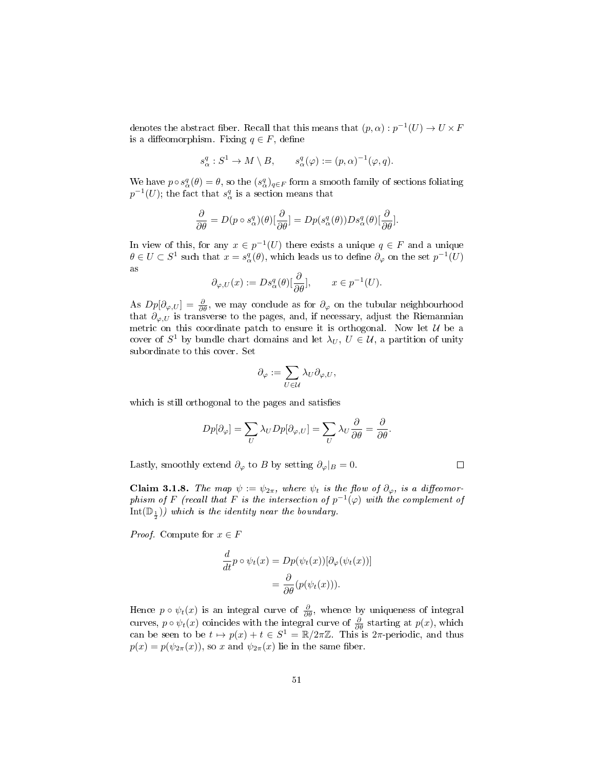denotes the abstract fiber. Recall that this means that $(p, \alpha) : p^{-1}(U) \to U \times F$ is a diffeomorphism. Fixing $q \in F$, define

$$s_\alpha^q : S^1 \to M \setminus B, \qquad s_\alpha^q(\varphi) := (p, \alpha)^{-1}(\varphi, q).$$

We have $p \circ s_\alpha^q(\theta) = \theta$, so the $(s_\alpha^q)_{q \in F}$ form a smooth family of sections foliating $p^{-1}(U)$; the fact that $s_\alpha^q$ is a section means that

$$\frac{\partial}{\partial \theta} = D(p \circ s_\alpha^q)(\theta)[\frac{\partial}{\partial \theta}] = Dp(s_\alpha^q(\theta))Ds_\alpha^q(\theta)[\frac{\partial}{\partial \theta}].$$

In view of this, for any $x \in p^{-1}(U)$ there exists a unique $q \in F$ and a unique $\theta \in U \subset S^1$ such that $x = s_\alpha^q(\theta)$, which leads us to define $\partial_\varphi$ on the set $p^{-1}(U)$ as

$$\partial_{\varphi,U}(x) := Ds_\alpha^q(\theta)[\frac{\partial}{\partial \theta}], \qquad x \in p^{-1}(U).$$

As $Dp[\partial_{\varphi,U}] = \frac{\partial}{\partial \theta}$, we may conclude as for $\partial_\varphi$ on the tubular neighbourhood that $\partial_{\varphi,U}$ is transverse to the pages, and, if necessary, adjust the Riemannian metric on this coordinate patch to ensure it is orthogonal. Now let $\mathcal{U}$ be a cover of $S^1$ by bundle chart domains and let $\lambda_U$, $U \in \mathcal{U}$, a partition of unity subordinate to this cover. Set

$$\partial_\varphi := \sum_{U \in \mathcal{U}} \lambda_U \partial_{\varphi,U},$$

which is still orthogonal to the pages and satisfies

$$Dp[\partial_\varphi] = \sum_U \lambda_U Dp[\partial_{\varphi,U}] = \sum_U \lambda_U \frac{\partial}{\partial \theta} = \frac{\partial}{\partial \theta}.$$

Lastly, smoothly extend $\partial_\varphi$ to $B$ by setting $\partial_\varphi|_B = 0$. ☐

**Claim 3.1.8.** *The map $\psi := \psi_{2\pi}$, where $\psi_t$ is the flow of $\partial_\varphi$, is a diffeomorphism of $F$ (recall that $F$ is the intersection of $p^{-1}(\varphi)$ with the complement of $\mathrm{Int}(\mathbb{D}_{\frac{1}{2}})$) which is the identity near the boundary.*

*Proof.* Compute for $x \in F$

$$\begin{aligned}
\frac{d}{dt} p \circ \psi_t(x) &= Dp(\psi_t(x))[\partial_\varphi(\psi_t(x))] \\
&= \frac{\partial}{\partial \theta}(p(\psi_t(x))).
\end{aligned}$$

Hence $p \circ \psi_t(x)$ is an integral curve of $\frac{\partial}{\partial \theta}$, whence by uniqueness of integral curves, $p \circ \psi_t(x)$ coincides with the integral curve of $\frac{\partial}{\partial \theta}$ starting at $p(x)$, which can be seen to be $t \mapsto p(x) + t \in S^1 = \mathbb{R}/2\pi\mathbb{Z}$. This is $2\pi$-periodic, and thus $p(x) = p(\psi_{2\pi}(x))$, so $x$ and $\psi_{2\pi}(x)$ lie in the same fiber.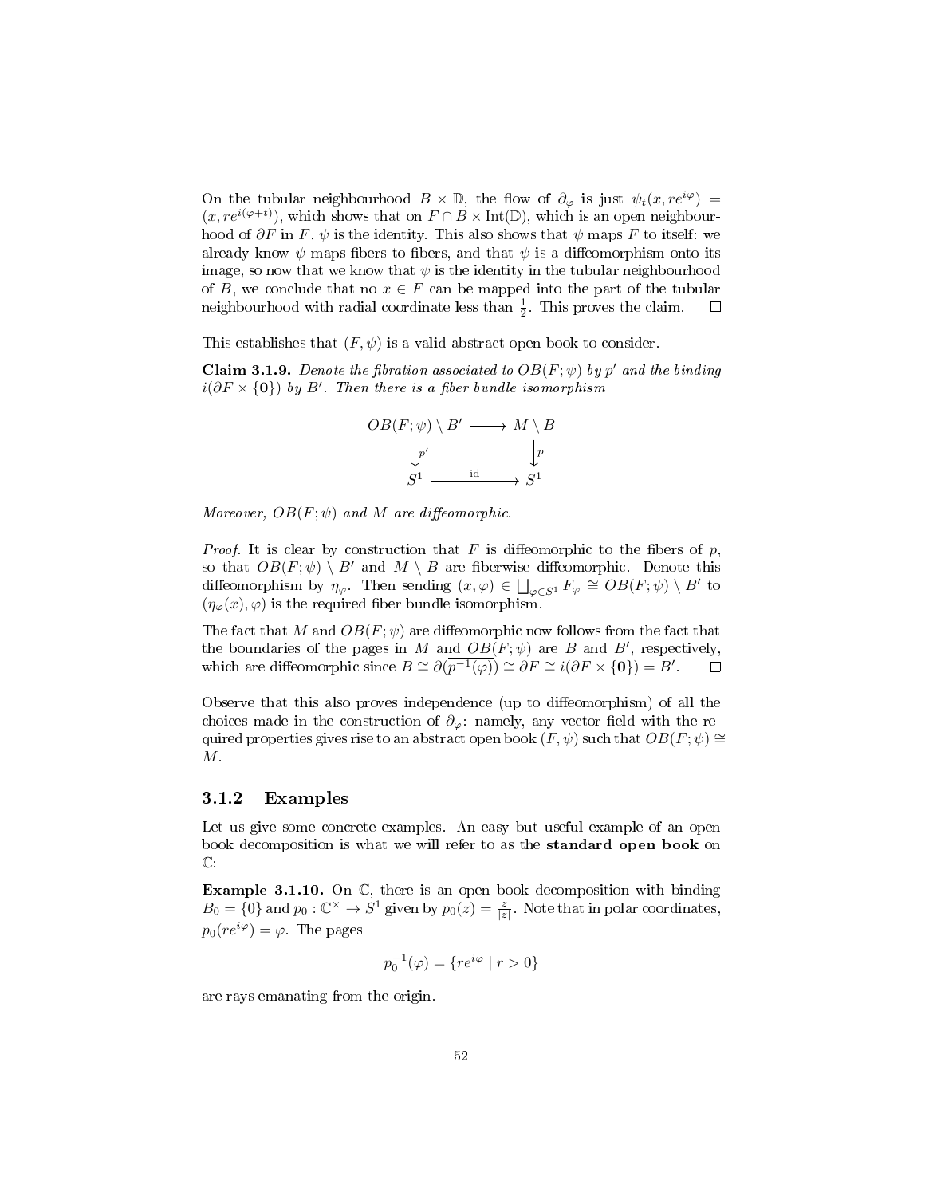On the tubular neighbourhood $B \times \mathbb{D}$, the flow of $\partial_\varphi$ is just $\psi_t(x, re^{i\varphi}) = (x, re^{i(\varphi+t)})$, which shows that on $F \cap B \times \text{Int}(\mathbb{D})$, which is an open neighbourhood of $\partial F$ in $F$, $\psi$ is the identity. This also shows that $\psi$ maps $F$ to itself: we already know $\psi$ maps fibers to fibers, and that $\psi$ is a diffeomorphism onto its image, so now that we know that $\psi$ is the identity in the tubular neighbourhood of $B$, we conclude that no $x \in F$ can be mapped into the part of the tubular neighbourhood with radial coordinate less than $\frac{1}{2}$. This proves the claim. $\square$

This establishes that $(F, \psi)$ is a valid abstract open book to consider.

**Claim 3.1.9.** *Denote the fibration associated to $OB(F; \psi)$ by $p'$ and the binding $i(\partial F \times \{\mathbf{0}\})$ by $B'$. Then there is a fiber bundle isomorphism*

$$\begin{array}{ccc} OB(F;\psi) \setminus B' & \longrightarrow & M \setminus B \\ \big\downarrow{\scriptstyle p'} & & \big\downarrow{\scriptstyle p} \\ S^1 & \xrightarrow{\quad \text{id} \quad} & S^1 \end{array}$$

*Moreover, $OB(F; \psi)$ and $M$ are diffeomorphic.*

*Proof.* It is clear by construction that $F$ is diffeomorphic to the fibers of $p$, so that $OB(F; \psi) \setminus B'$ and $M \setminus B$ are fiberwise diffeomorphic. Denote this diffeomorphism by $\eta_\varphi$. Then sending $(x, \varphi) \in \bigsqcup_{\varphi \in S^1} F_\varphi \cong OB(F; \psi) \setminus B'$ to $(\eta_\varphi(x), \varphi)$ is the required fiber bundle isomorphism.

The fact that $M$ and $OB(F; \psi)$ are diffeomorphic now follows from the fact that the boundaries of the pages in $M$ and $OB(F; \psi)$ are $B$ and $B'$, respectively, which are diffeomorphic since $B \cong \partial(\overline{p^{-1}(\varphi)}) \cong \partial F \cong i(\partial F \times \{\mathbf{0}\}) = B'$. $\square$

Observe that this also proves independence (up to diffeomorphism) of all the choices made in the construction of $\partial_\varphi$: namely, any vector field with the required properties gives rise to an abstract open book $(F, \psi)$ such that $OB(F; \psi) \cong M$.

### 3.1.2 Examples

Let us give some concrete examples. An easy but useful example of an open book decomposition is what we will refer to as the **standard open book** on $\mathbb{C}$:

**Example 3.1.10.** On $\mathbb{C}$, there is an open book decomposition with binding $B_0 = \{0\}$ and $p_0 : \mathbb{C}^\times \to S^1$ given by $p_0(z) = \frac{z}{|z|}$. Note that in polar coordinates, $p_0(re^{i\varphi}) = \varphi$. The pages

$$p_0^{-1}(\varphi) = \{re^{i\varphi} \mid r > 0\}$$

are rays emanating from the origin.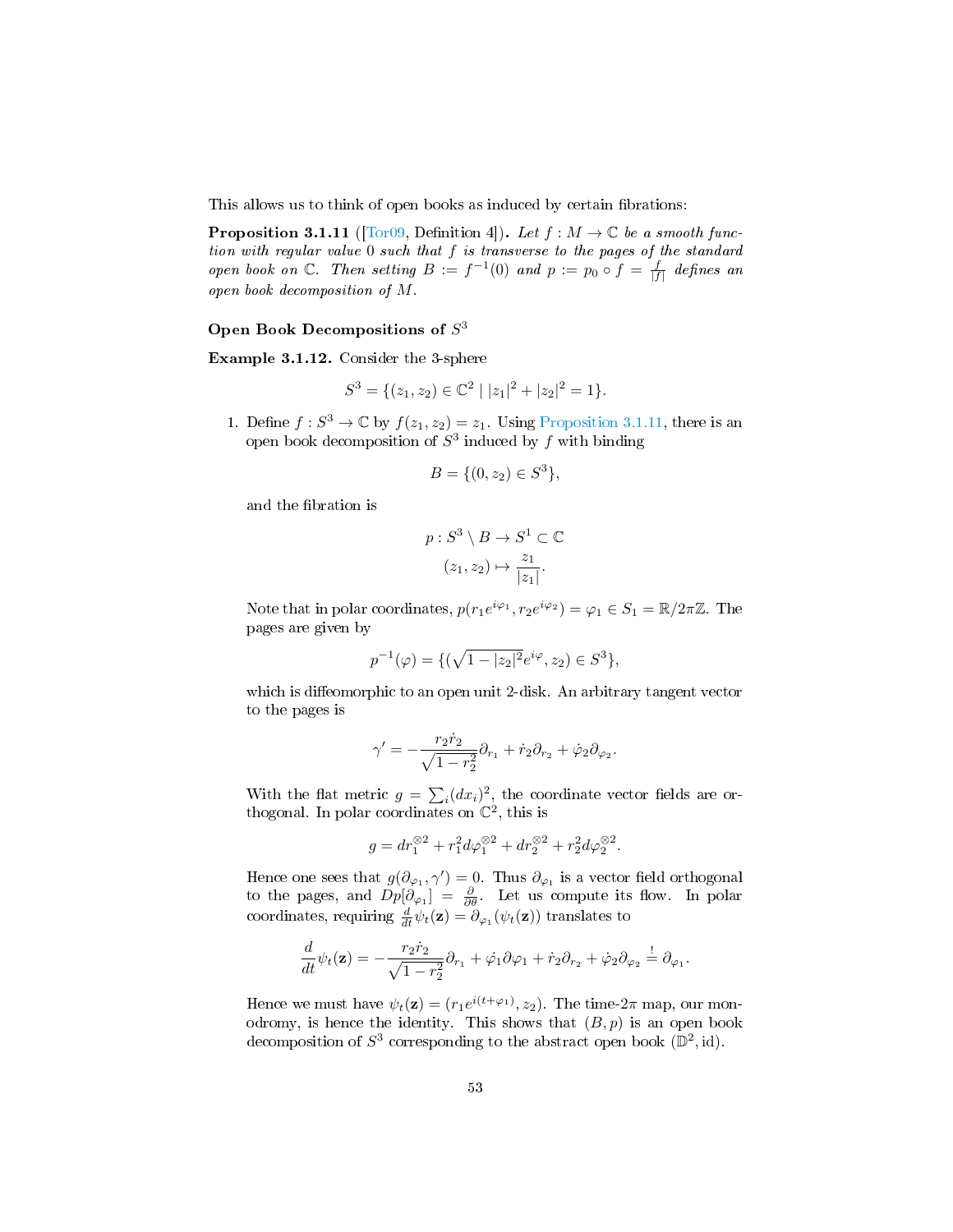This allows us to think of open books as induced by certain fibrations:

**Proposition 3.1.11** ([Tor09, Definition 4])**.** *Let $f : M \to \mathbb{C}$ be a smooth function with regular value 0 such that $f$ is transverse to the pages of the standard open book on $\mathbb{C}$. Then setting $B := f^{-1}(0)$ and $p := p_0 \circ f = \frac{f}{|f|}$ defines an open book decomposition of $M$.*

### Open Book Decompositions of $S^3$

**Example 3.1.12.** Consider the 3-sphere

$$S^3 = \{(z_1, z_2) \in \mathbb{C}^2 \mid |z_1|^2 + |z_2|^2 = 1\}.$$

1. Define $f : S^3 \to \mathbb{C}$ by $f(z_1, z_2) = z_1$. Using Proposition 3.1.11, there is an open book decomposition of $S^3$ induced by $f$ with binding

   $$B = \{(0, z_2) \in S^3\},$$

   and the fibration is

   $$\begin{aligned} p : S^3 \setminus B &\to S^1 \subset \mathbb{C} \\ (z_1, z_2) &\mapsto \frac{z_1}{|z_1|}. \end{aligned}$$

   Note that in polar coordinates, $p(r_1 e^{i\varphi_1}, r_2 e^{i\varphi_2}) = \varphi_1 \in S_1 = \mathbb{R}/2\pi\mathbb{Z}$. The pages are given by

   $$p^{-1}(\varphi) = \{(\sqrt{1 - |z_2|^2} e^{i\varphi}, z_2) \in S^3\},$$

   which is diffeomorphic to an open unit 2-disk. An arbitrary tangent vector to the pages is

   $$\gamma' = -\frac{r_2 \dot{r}_2}{\sqrt{1 - r_2^2}} \partial_{r_1} + \dot{r}_2 \partial_{r_2} + \dot{\varphi}_2 \partial_{\varphi_2}.$$

   With the flat metric $g = \sum_i (dx_i)^2$, the coordinate vector fields are orthogonal. In polar coordinates on $\mathbb{C}^2$, this is

   $$g = dr_1^{\otimes 2} + r_1^2 d\varphi_1^{\otimes 2} + dr_2^{\otimes 2} + r_2^2 d\varphi_2^{\otimes 2}.$$

   Hence one sees that $g(\partial_{\varphi_1}, \gamma') = 0$. Thus $\partial_{\varphi_1}$ is a vector field orthogonal to the pages, and $Dp[\partial_{\varphi_1}] = \frac{\partial}{\partial \theta}$. Let us compute its flow. In polar coordinates, requiring $\frac{d}{dt}\psi_t(\mathbf{z}) = \partial_{\varphi_1}(\psi_t(\mathbf{z}))$ translates to

   $$\frac{d}{dt}\psi_t(\mathbf{z}) = -\frac{r_2 \dot{r}_2}{\sqrt{1 - r_2^2}} \partial_{r_1} + \dot{\varphi}_1 \partial \varphi_1 + \dot{r}_2 \partial_{r_2} + \dot{\varphi}_2 \partial_{\varphi_2} \stackrel{!}{=} \partial_{\varphi_1}.$$

   Hence we must have $\psi_t(\mathbf{z}) = (r_1 e^{i(t + \varphi_1)}, z_2)$. The time-$2\pi$ map, our monodromy, is hence the identity. This shows that $(B, p)$ is an open book decomposition of $S^3$ corresponding to the abstract open book $(\mathbb{D}^2, \mathrm{id})$.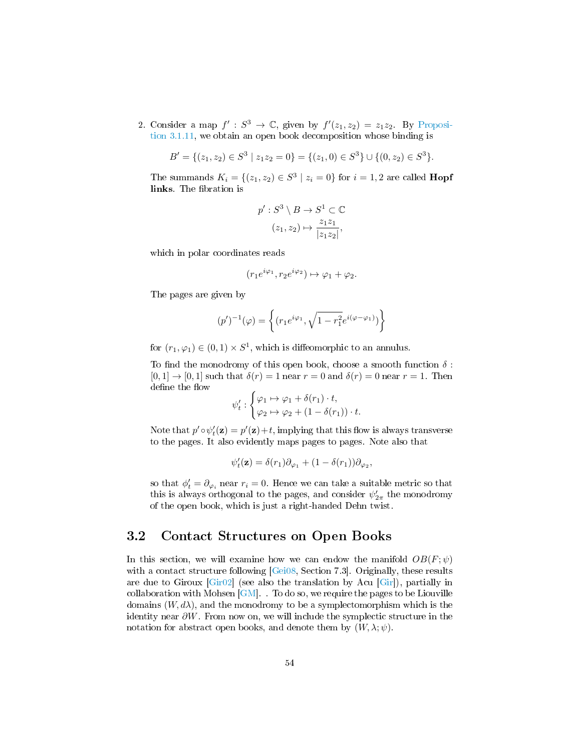2. Consider a map $f' : S^3 \to \mathbb{C}$, given by $f'(z_1, z_2) = z_1 z_2$. By Proposition 3.1.11, we obtain an open book decomposition whose binding is

$$B' = \{(z_1, z_2) \in S^3 \mid z_1 z_2 = 0\} = \{(z_1, 0) \in S^3\} \cup \{(0, z_2) \in S^3\}.$$

The summands $K_i = \{(z_1, z_2) \in S^3 \mid z_i = 0\}$ for $i = 1, 2$ are called **Hopf links**. The fibration is

$$\begin{aligned} p' : S^3 \setminus B &\to S^1 \subset \mathbb{C} \\ (z_1, z_2) &\mapsto \frac{z_1 z_1}{|z_1 z_2|}, \end{aligned}$$

which in polar coordinates reads

$$(r_1 e^{i\varphi_1}, r_2 e^{i\varphi_2}) \mapsto \varphi_1 + \varphi_2.$$

The pages are given by

$$(p')^{-1}(\varphi) = \left\{ (r_1 e^{i\varphi_1}, \sqrt{1 - r_1^2} e^{i(\varphi - \varphi_1)}) \right\}$$

for $(r_1, \varphi_1) \in (0, 1) \times S^1$, which is diffeomorphic to an annulus.

To find the monodromy of this open book, choose a smooth function $\delta : [0, 1] \to [0, 1]$ such that $\delta(r) = 1$ near $r = 0$ and $\delta(r) = 0$ near $r = 1$. Then define the flow

$$\psi'_t : \begin{cases} \varphi_1 \mapsto \varphi_1 + \delta(r_1) \cdot t, \\ \varphi_2 \mapsto \varphi_2 + (1 - \delta(r_1)) \cdot t. \end{cases}$$

Note that $p' \circ \psi'_t(\mathbf{z}) = p'(\mathbf{z}) + t$, implying that this flow is always transverse to the pages. It also evidently maps pages to pages. Note also that

$$\psi'_t(\mathbf{z}) = \delta(r_1)\partial_{\varphi_1} + (1 - \delta(r_1))\partial_{\varphi_2},$$

so that $\phi'_t = \partial_{\varphi_i}$ near $r_i = 0$. Hence we can take a suitable metric so that this is always orthogonal to the pages, and consider $\psi'_{2\pi}$ the monodromy of the open book, which is just a right-handed Dehn twist.

## 3.2 Contact Structures on Open Books

In this section, we will examine how we can endow the manifold $OB(F; \psi)$ with a contact structure following [Gei08, Section 7.3]. Originally, these results are due to Giroux [Gir02] (see also the translation by Acu [Gir]), partially in collaboration with Mohsen [GM]. . To do so, we require the pages to be Liouville domains $(W, d\lambda)$, and the monodromy to be a symplectomorphism which is the identity near $\partial W$. From now on, we will include the symplectic structure in the notation for abstract open books, and denote them by $(W, \lambda; \psi)$.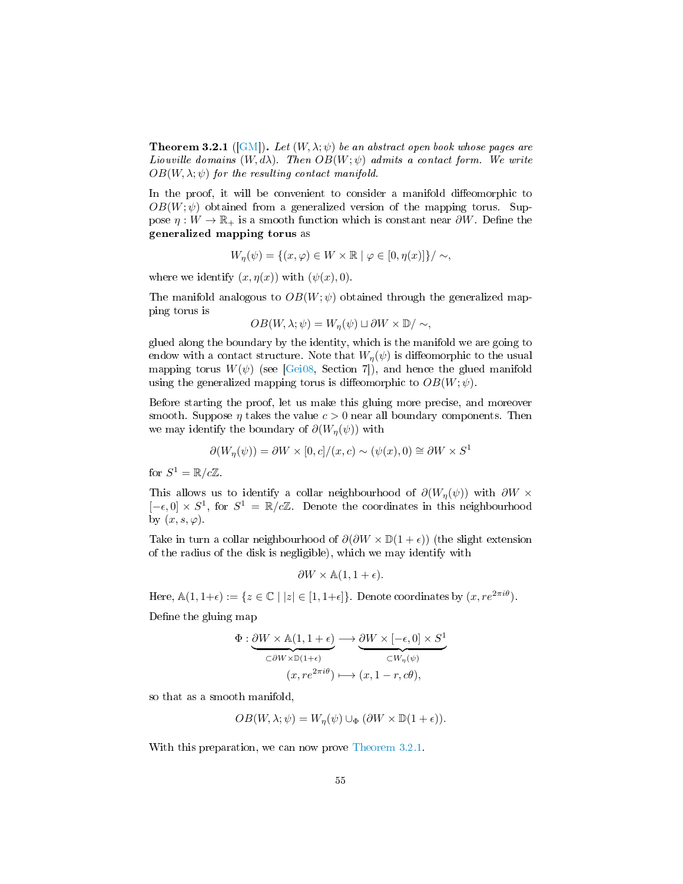**Theorem 3.2.1** ([GM]). *Let $(W, \lambda; \psi)$ be an abstract open book whose pages are Liouville domains $(W, d\lambda)$. Then $OB(W; \psi)$ admits a contact form. We write $OB(W, \lambda; \psi)$ for the resulting contact manifold.*

In the proof, it will be convenient to consider a manifold diffeomorphic to $OB(W; \psi)$ obtained from a generalized version of the mapping torus. Suppose $\eta : W \to \mathbb{R}_+$ is a smooth function which is constant near $\partial W$. Define the **generalized mapping torus** as

$$W_\eta(\psi) = \{(x, \varphi) \in W \times \mathbb{R} \mid \varphi \in [0, \eta(x)]\}/\sim,$$

where we identify $(x, \eta(x))$ with $(\psi(x), 0)$.

The manifold analogous to $OB(W; \psi)$ obtained through the generalized mapping torus is

$$OB(W, \lambda; \psi) = W_\eta(\psi) \sqcup \partial W \times \mathbb{D}/\sim,$$

glued along the boundary by the identity, which is the manifold we are going to endow with a contact structure. Note that $W_\eta(\psi)$ is diffeomorphic to the usual mapping torus $W(\psi)$ (see [Gei08, Section 7]), and hence the glued manifold using the generalized mapping torus is diffeomorphic to $OB(W; \psi)$.

Before starting the proof, let us make this gluing more precise, and moreover smooth. Suppose $\eta$ takes the value $c > 0$ near all boundary components. Then we may identify the boundary of $\partial(W_\eta(\psi))$ with

$$\partial(W_\eta(\psi)) = \partial W \times [0, c]/(x, c) \sim (\psi(x), 0) \cong \partial W \times S^1$$

for $S^1 = \mathbb{R}/c\mathbb{Z}$.

This allows us to identify a collar neighbourhood of $\partial(W_\eta(\psi))$ with $\partial W \times [-\epsilon, 0] \times S^1$, for $S^1 = \mathbb{R}/c\mathbb{Z}$. Denote the coordinates in this neighbourhood by $(x, s, \varphi)$.

Take in turn a collar neighbourhood of $\partial(\partial W \times \mathbb{D}(1 + \epsilon))$ (the slight extension of the radius of the disk is negligible), which we may identify with

$$\partial W \times \mathbb{A}(1, 1 + \epsilon).$$

Here, $\mathbb{A}(1, 1+\epsilon) := \{z \in \mathbb{C} \mid |z| \in [1, 1+\epsilon]\}$. Denote coordinates by $(x, re^{2\pi i\theta})$.

Define the gluing map

$$\Phi : \underbrace{\partial W \times \mathbb{A}(1, 1 + \epsilon)}_{\subset \partial W \times \mathbb{D}(1+\epsilon)} \longrightarrow \underbrace{\partial W \times [-\epsilon, 0] \times S^1}_{\subset W_\eta(\psi)}$$
$$(x, re^{2\pi i\theta}) \longmapsto (x, 1 - r, c\theta),$$

so that as a smooth manifold,

$$OB(W, \lambda; \psi) = W_\eta(\psi) \cup_\Phi (\partial W \times \mathbb{D}(1 + \epsilon)).$$

With this preparation, we can now prove Theorem 3.2.1.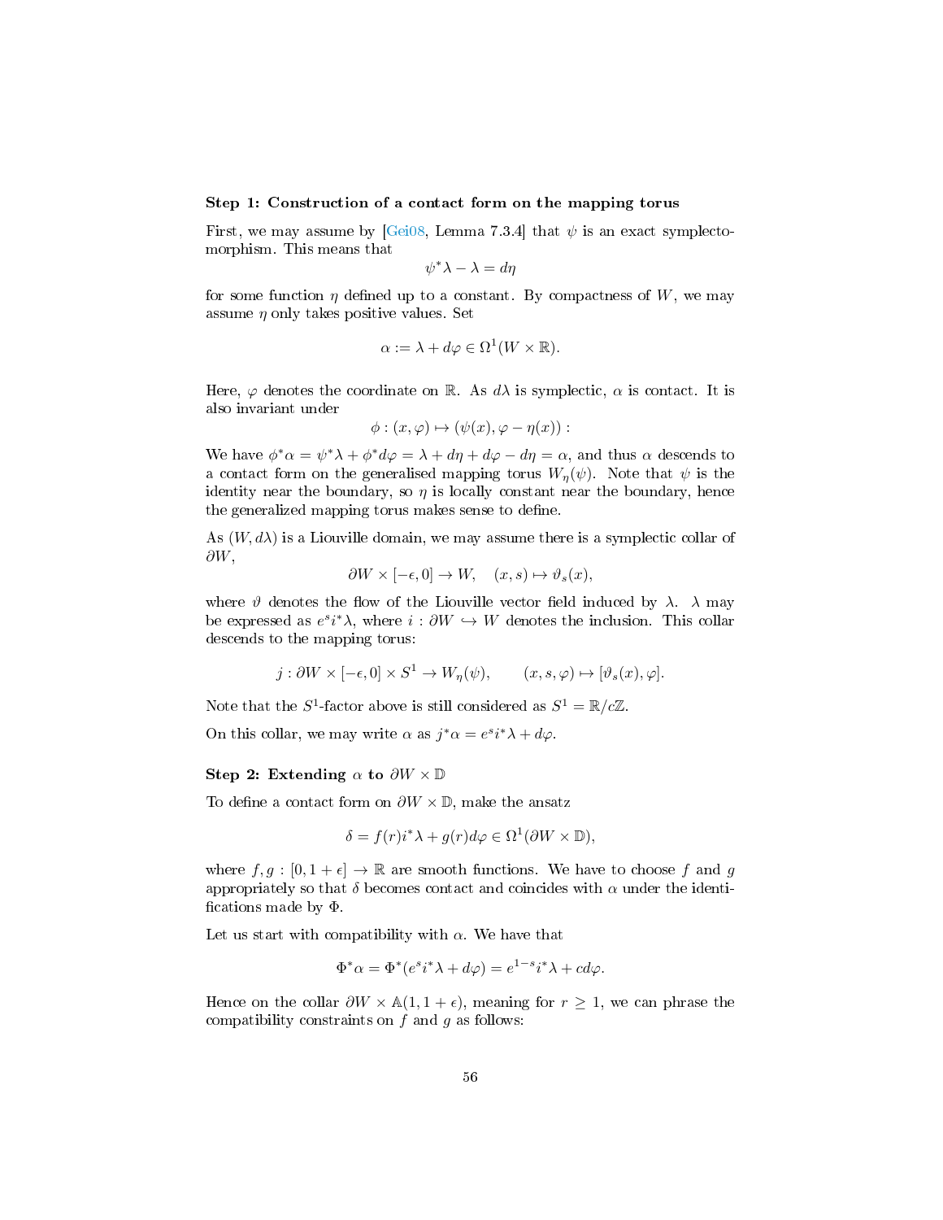#### Step 1: Construction of a contact form on the mapping torus

First, we may assume by [Gei08, Lemma 7.3.4] that $\psi$ is an exact symplectomorphism. This means that

$$\psi^*\lambda - \lambda = d\eta$$

for some function $\eta$ defined up to a constant. By compactness of $W$, we may assume $\eta$ only takes positive values. Set

$$\alpha := \lambda + d\varphi \in \Omega^1(W \times \mathbb{R}).$$

Here, $\varphi$ denotes the coordinate on $\mathbb{R}$. As $d\lambda$ is symplectic, $\alpha$ is contact. It is also invariant under

$$\phi : (x, \varphi) \mapsto (\psi(x), \varphi - \eta(x)) :$$

We have $\phi^*\alpha = \psi^*\lambda + \phi^* d\varphi = \lambda + d\eta + d\varphi - d\eta = \alpha$, and thus $\alpha$ descends to a contact form on the generalised mapping torus $W_\eta(\psi)$. Note that $\psi$ is the identity near the boundary, so $\eta$ is locally constant near the boundary, hence the generalized mapping torus makes sense to define.

As $(W, d\lambda)$ is a Liouville domain, we may assume there is a symplectic collar of $\partial W$,

$$\partial W \times [-\epsilon, 0] \to W, \quad (x, s) \mapsto \vartheta_s(x),$$

where $\vartheta$ denotes the flow of the Liouville vector field induced by $\lambda$. $\lambda$ may be expressed as $e^s i^*\lambda$, where $i : \partial W \hookrightarrow W$ denotes the inclusion. This collar descends to the mapping torus:

$$j : \partial W \times [-\epsilon, 0] \times S^1 \to W_\eta(\psi), \qquad (x, s, \varphi) \mapsto [\vartheta_s(x), \varphi].$$

Note that the $S^1$-factor above is still considered as $S^1 = \mathbb{R}/c\mathbb{Z}$.

On this collar, we may write $\alpha$ as $j^*\alpha = e^s i^*\lambda + d\varphi$.

#### Step 2: Extending $\alpha$ to $\partial W \times \mathbb{D}$

To define a contact form on $\partial W \times \mathbb{D}$, make the ansatz

$$\delta = f(r) i^*\lambda + g(r) d\varphi \in \Omega^1(\partial W \times \mathbb{D}),$$

where $f, g : [0, 1 + \epsilon] \to \mathbb{R}$ are smooth functions. We have to choose $f$ and $g$ appropriately so that $\delta$ becomes contact and coincides with $\alpha$ under the identifications made by $\Phi$.

Let us start with compatibility with $\alpha$. We have that

$$\Phi^*\alpha = \Phi^*(e^s i^*\lambda + d\varphi) = e^{1-s} i^*\lambda + c d\varphi.$$

Hence on the collar $\partial W \times \mathbb{A}(1, 1+\epsilon)$, meaning for $r \geq 1$, we can phrase the compatibility constraints on $f$ and $g$ as follows: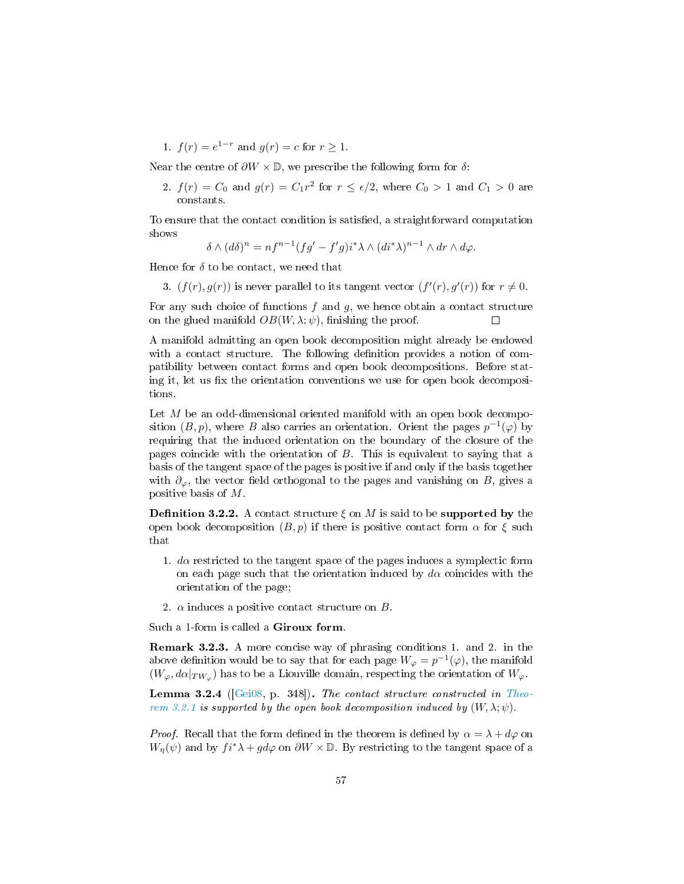1. $f(r) = e^{1-r}$ and $g(r) = c$ for $r \geq 1$.

Near the centre of $\partial W \times \mathbb{D}$, we prescribe the following form for $\delta$:

2. $f(r) = C_0$ and $g(r) = C_1 r^2$ for $r \leq \epsilon/2$, where $C_0 > 1$ and $C_1 > 0$ are constants.

To ensure that the contact condition is satisfied, a straightforward computation shows

$$\delta \wedge (d\delta)^n = n f^{n-1}(fg' - f'g) i^*\lambda \wedge (di^*\lambda)^{n-1} \wedge dr \wedge d\varphi.$$

Hence for $\delta$ to be contact, we need that

3. $(f(r), g(r))$ is never parallel to its tangent vector $(f'(r), g'(r))$ for $r \neq 0$.

For any such choice of functions $f$ and $g$, we hence obtain a contact structure on the glued manifold $OB(W, \lambda; \psi)$, finishing the proof. $\square$

A manifold admitting an open book decomposition might already be endowed with a contact structure. The following definition provides a notion of compatibility between contact forms and open book decompositions. Before stating it, let us fix the orientation conventions we use for open book decompositions.

Let $M$ be an odd-dimensional oriented manifold with an open book decomposition $(B, p)$, where $B$ also carries an orientation. Orient the pages $p^{-1}(\varphi)$ by requiring that the induced orientation on the boundary of the closure of the pages coincide with the orientation of $B$. This is equivalent to saying that a basis of the tangent space of the pages is positive if and only if the basis together with $\partial_\varphi$, the vector field orthogonal to the pages and vanishing on $B$, gives a positive basis of $M$.

**Definition 3.2.2.** A contact structure $\xi$ on $M$ is said to be **supported by** the open book decomposition $(B, p)$ if there is positive contact form $\alpha$ for $\xi$ such that

1. $d\alpha$ restricted to the tangent space of the pages induces a symplectic form on each page such that the orientation induced by $d\alpha$ coincides with the orientation of the page;
2. $\alpha$ induces a positive contact structure on $B$.

Such a 1-form is called a **Giroux form**.

**Remark 3.2.3.** A more concise way of phrasing conditions 1. and 2. in the above definition would be to say that for each page $W_\varphi = p^{-1}(\varphi)$, the manifold $(W_\varphi, d\alpha|_{TW_\varphi})$ has to be a Liouville domain, respecting the orientation of $W_\varphi$.

**Lemma 3.2.4** ([Gei08, p. 348])**.** *The contact structure constructed in Theorem 3.2.1 is supported by the open book decomposition induced by $(W, \lambda; \psi)$.*

*Proof.* Recall that the form defined in the theorem is defined by $\alpha = \lambda + d\varphi$ on $W_\eta(\psi)$ and by $f i^*\lambda + g d\varphi$ on $\partial W \times \mathbb{D}$. By restricting to the tangent space of a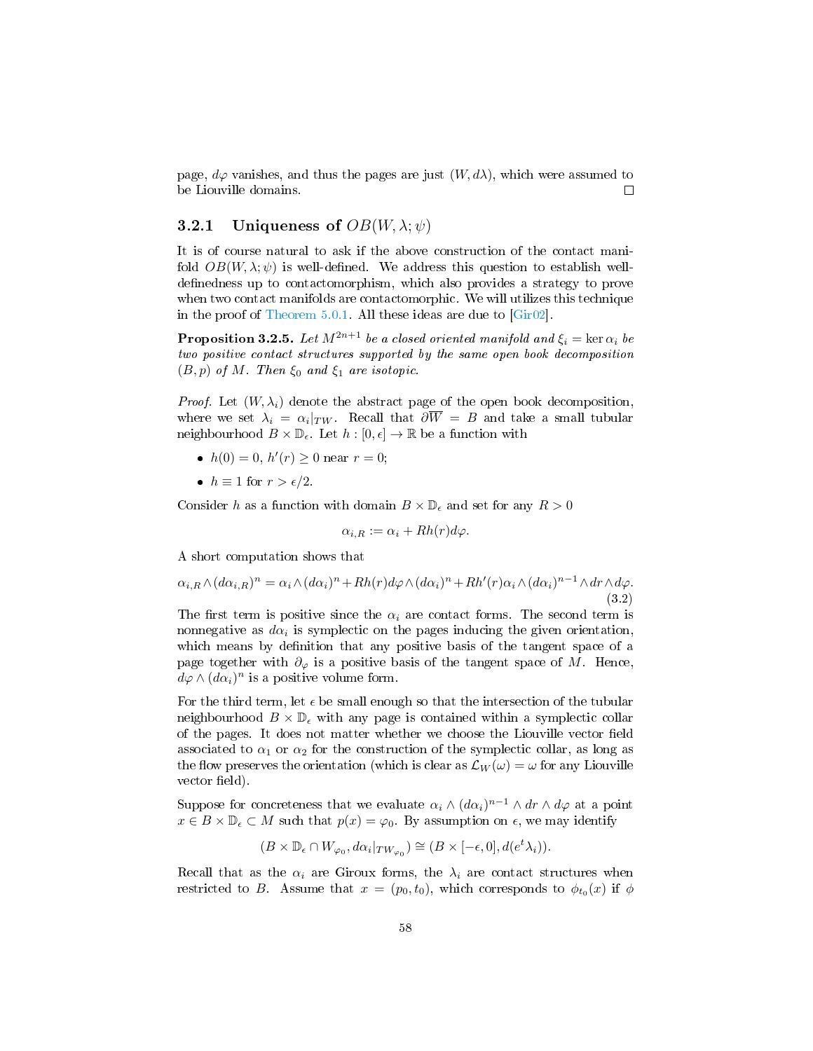page, $d\varphi$ vanishes, and thus the pages are just $(W, d\lambda)$, which were assumed to be Liouville domains. □

### 3.2.1 Uniqueness of $OB(W, \lambda; \psi)$

It is of course natural to ask if the above construction of the contact manifold $OB(W, \lambda; \psi)$ is well-defined. We address this question to establish well-definedness up to contactomorphism, which also provides a strategy to prove when two contact manifolds are contactomorphic. We will utilizes this technique in the proof of Theorem 5.0.1. All these ideas are due to [Gir02].

**Proposition 3.2.5.** *Let $M^{2n+1}$ be a closed oriented manifold and $\xi_i = \ker \alpha_i$ be two positive contact structures supported by the same open book decomposition $(B, p)$ of $M$. Then $\xi_0$ and $\xi_1$ are isotopic.*

*Proof.* Let $(W, \lambda_i)$ denote the abstract page of the open book decomposition, where we set $\lambda_i = \alpha_i|_{TW}$. Recall that $\partial \overline{W} = B$ and take a small tubular neighbourhood $B \times \mathbb{D}_\epsilon$. Let $h : [0, \epsilon] \to \mathbb{R}$ be a function with

- $h(0) = 0$, $h'(r) \geq 0$ near $r = 0$;
- $h \equiv 1$ for $r > \epsilon/2$.

Consider $h$ as a function with domain $B \times \mathbb{D}_\epsilon$ and set for any $R > 0$

$$\alpha_{i,R} := \alpha_i + Rh(r)d\varphi.$$

A short computation shows that

$$\alpha_{i,R} \wedge (d\alpha_{i,R})^n = \alpha_i \wedge (d\alpha_i)^n + Rh(r)d\varphi \wedge (d\alpha_i)^n + Rh'(r)\alpha_i \wedge (d\alpha_i)^{n-1} \wedge dr \wedge d\varphi. \tag{3.2}$$

The first term is positive since the $\alpha_i$ are contact forms. The second term is nonnegative as $d\alpha_i$ is symplectic on the pages inducing the given orientation, which means by definition that any positive basis of the tangent space of a page together with $\partial_\varphi$ is a positive basis of the tangent space of $M$. Hence, $d\varphi \wedge (d\alpha_i)^n$ is a positive volume form.

For the third term, let $\epsilon$ be small enough so that the intersection of the tubular neighbourhood $B \times \mathbb{D}_\epsilon$ with any page is contained within a symplectic collar of the pages. It does not matter whether we choose the Liouville vector field associated to $\alpha_1$ or $\alpha_2$ for the construction of the symplectic collar, as long as the flow preserves the orientation (which is clear as $\mathcal{L}_W(\omega) = \omega$ for any Liouville vector field).

Suppose for concreteness that we evaluate $\alpha_i \wedge (d\alpha_i)^{n-1} \wedge dr \wedge d\varphi$ at a point $x \in B \times \mathbb{D}_\epsilon \subset M$ such that $p(x) = \varphi_0$. By assumption on $\epsilon$, we may identify

$$(B \times \mathbb{D}_\epsilon \cap W_{\varphi_0}, d\alpha_i|_{TW_{\varphi_0}}) \cong (B \times [-\epsilon, 0], d(e^t \lambda_i)).$$

Recall that as the $\alpha_i$ are Giroux forms, the $\lambda_i$ are contact structures when restricted to $B$. Assume that $x = (p_0, t_0)$, which corresponds to $\phi_{t_0}(x)$ if $\phi$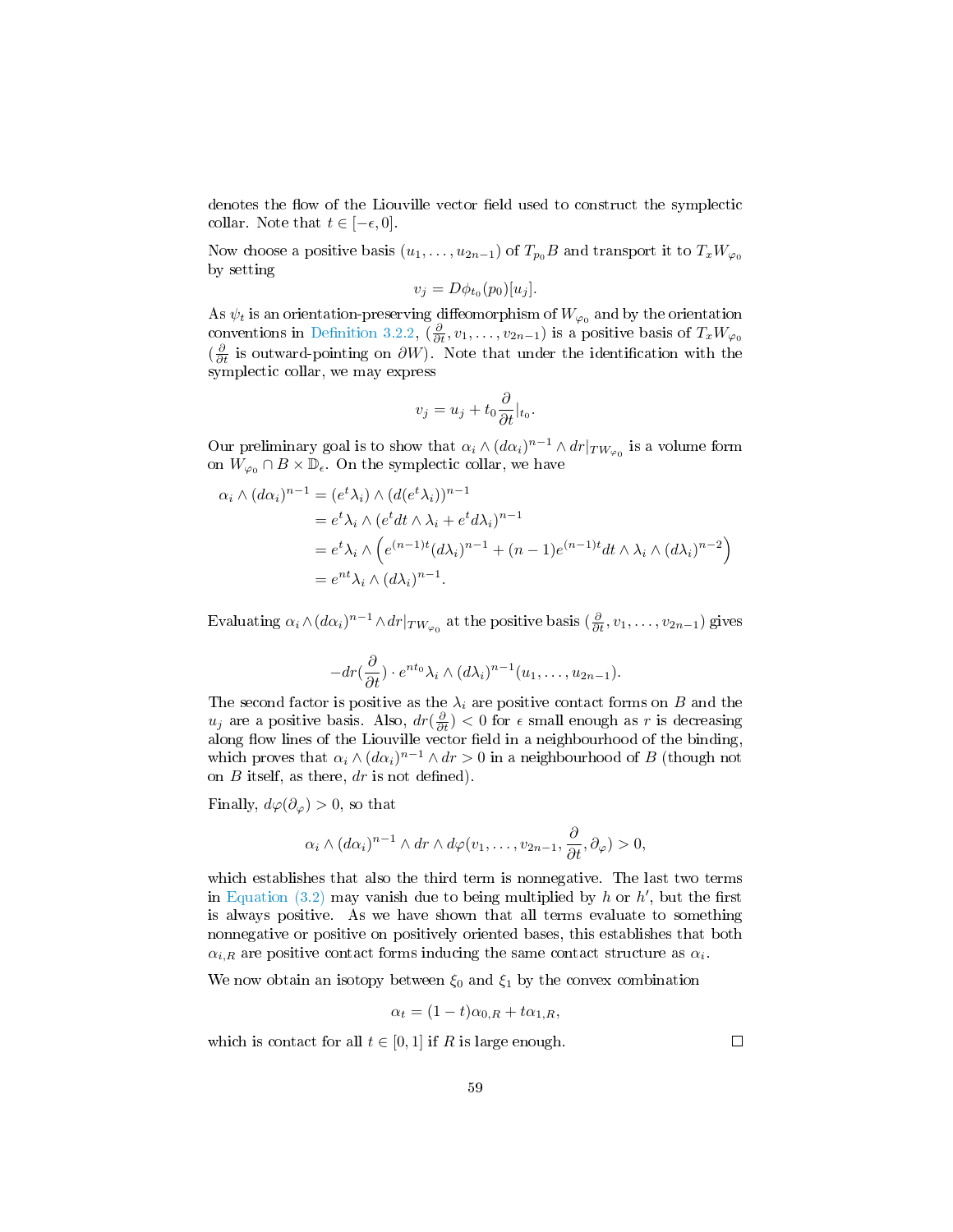denotes the flow of the Liouville vector field used to construct the symplectic collar. Note that $t \in [-\epsilon, 0]$.

Now choose a positive basis $(u_1, \ldots, u_{2n-1})$ of $T_{p_0}B$ and transport it to $T_x W_{\varphi_0}$ by setting

$$v_j = D\phi_{t_0}(p_0)[u_j].$$

As $\psi_t$ is an orientation-preserving diffeomorphism of $W_{\varphi_0}$ and by the orientation conventions in Definition 3.2.2, $(\frac{\partial}{\partial t}, v_1, \ldots, v_{2n-1})$ is a positive basis of $T_x W_{\varphi_0}$ ($\frac{\partial}{\partial t}$ is outward-pointing on $\partial W$). Note that under the identification with the symplectic collar, we may express

$$v_j = u_j + t_0 \frac{\partial}{\partial t}|_{t_0}.$$

Our preliminary goal is to show that $\alpha_i \wedge (d\alpha_i)^{n-1} \wedge dr|_{TW_{\varphi_0}}$ is a volume form on $W_{\varphi_0} \cap B \times \mathbb{D}_\epsilon$. On the symplectic collar, we have

$$\begin{aligned}
\alpha_i \wedge (d\alpha_i)^{n-1} &= (e^t \lambda_i) \wedge (d(e^t \lambda_i))^{n-1} \\
&= e^t \lambda_i \wedge (e^t dt \wedge \lambda_i + e^t d\lambda_i)^{n-1} \\
&= e^t \lambda_i \wedge \left( e^{(n-1)t} (d\lambda_i)^{n-1} + (n-1) e^{(n-1)t} dt \wedge \lambda_i \wedge (d\lambda_i)^{n-2} \right) \\
&= e^{nt} \lambda_i \wedge (d\lambda_i)^{n-1}.
\end{aligned}$$

Evaluating $\alpha_i \wedge (d\alpha_i)^{n-1} \wedge dr|_{TW_{\varphi_0}}$ at the positive basis $(\frac{\partial}{\partial t}, v_1, \ldots, v_{2n-1})$ gives

$$-dr(\frac{\partial}{\partial t}) \cdot e^{nt_0} \lambda_i \wedge (d\lambda_i)^{n-1}(u_1, \ldots, u_{2n-1}).$$

The second factor is positive as the $\lambda_i$ are positive contact forms on $B$ and the $u_j$ are a positive basis. Also, $dr(\frac{\partial}{\partial t}) < 0$ for $\epsilon$ small enough as $r$ is decreasing along flow lines of the Liouville vector field in a neighbourhood of the binding, which proves that $\alpha_i \wedge (d\alpha_i)^{n-1} \wedge dr > 0$ in a neighbourhood of $B$ (though not on $B$ itself, as there, $dr$ is not defined).

Finally, $d\varphi(\partial_\varphi) > 0$, so that

$$\alpha_i \wedge (d\alpha_i)^{n-1} \wedge dr \wedge d\varphi(v_1, \ldots, v_{2n-1}, \frac{\partial}{\partial t}, \partial_\varphi) > 0,$$

which establishes that also the third term is nonnegative. The last two terms in Equation (3.2) may vanish due to being multiplied by $h$ or $h'$, but the first is always positive. As we have shown that all terms evaluate to something nonnegative or positive on positively oriented bases, this establishes that both $\alpha_{i,R}$ are positive contact forms inducing the same contact structure as $\alpha_i$.

We now obtain an isotopy between $\xi_0$ and $\xi_1$ by the convex combination

$$\alpha_t = (1-t)\alpha_{0,R} + t\alpha_{1,R},$$

which is contact for all $t \in [0, 1]$ if $R$ is large enough. □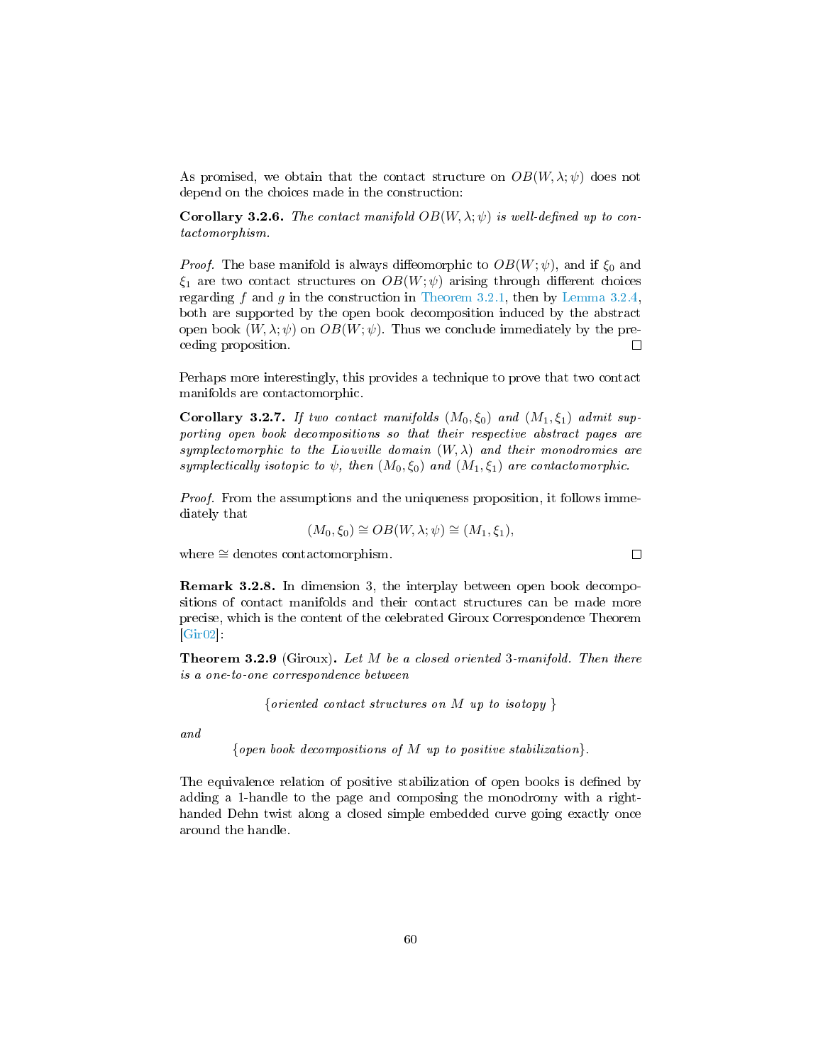As promised, we obtain that the contact structure on $OB(W, \lambda; \psi)$ does not depend on the choices made in the construction:

**Corollary 3.2.6.** *The contact manifold $OB(W, \lambda; \psi)$ is well-defined up to contactomorphism.*

*Proof.* The base manifold is always diffeomorphic to $OB(W; \psi)$, and if $\xi_0$ and $\xi_1$ are two contact structures on $OB(W; \psi)$ arising through different choices regarding $f$ and $g$ in the construction in Theorem 3.2.1, then by Lemma 3.2.4, both are supported by the open book decomposition induced by the abstract open book $(W, \lambda; \psi)$ on $OB(W; \psi)$. Thus we conclude immediately by the preceding proposition. $\square$

Perhaps more interestingly, this provides a technique to prove that two contact manifolds are contactomorphic.

**Corollary 3.2.7.** *If two contact manifolds $(M_0, \xi_0)$ and $(M_1, \xi_1)$ admit supporting open book decompositions so that their respective abstract pages are symplectomorphic to the Liouville domain $(W, \lambda)$ and their monodromies are symplectically isotopic to $\psi$, then $(M_0, \xi_0)$ and $(M_1, \xi_1)$ are contactomorphic.*

*Proof.* From the assumptions and the uniqueness proposition, it follows immediately that

$$(M_0, \xi_0) \cong OB(W, \lambda; \psi) \cong (M_1, \xi_1),$$

where $\cong$ denotes contactomorphism. $\square$

**Remark 3.2.8.** In dimension 3, the interplay between open book decompositions of contact manifolds and their contact structures can be made more precise, which is the content of the celebrated Giroux Correspondence Theorem [Gir02]:

**Theorem 3.2.9** (Giroux)**.** *Let $M$ be a closed oriented 3-manifold. Then there is a one-to-one correspondence between*

$$\{\textit{oriented contact structures on } M \textit{ up to isotopy }\}$$

*and*

$$\{\textit{open book decompositions of } M \textit{ up to positive stabilization}\}.$$

The equivalence relation of positive stabilization of open books is defined by adding a 1-handle to the page and composing the monodromy with a right-handed Dehn twist along a closed simple embedded curve going exactly once around the handle.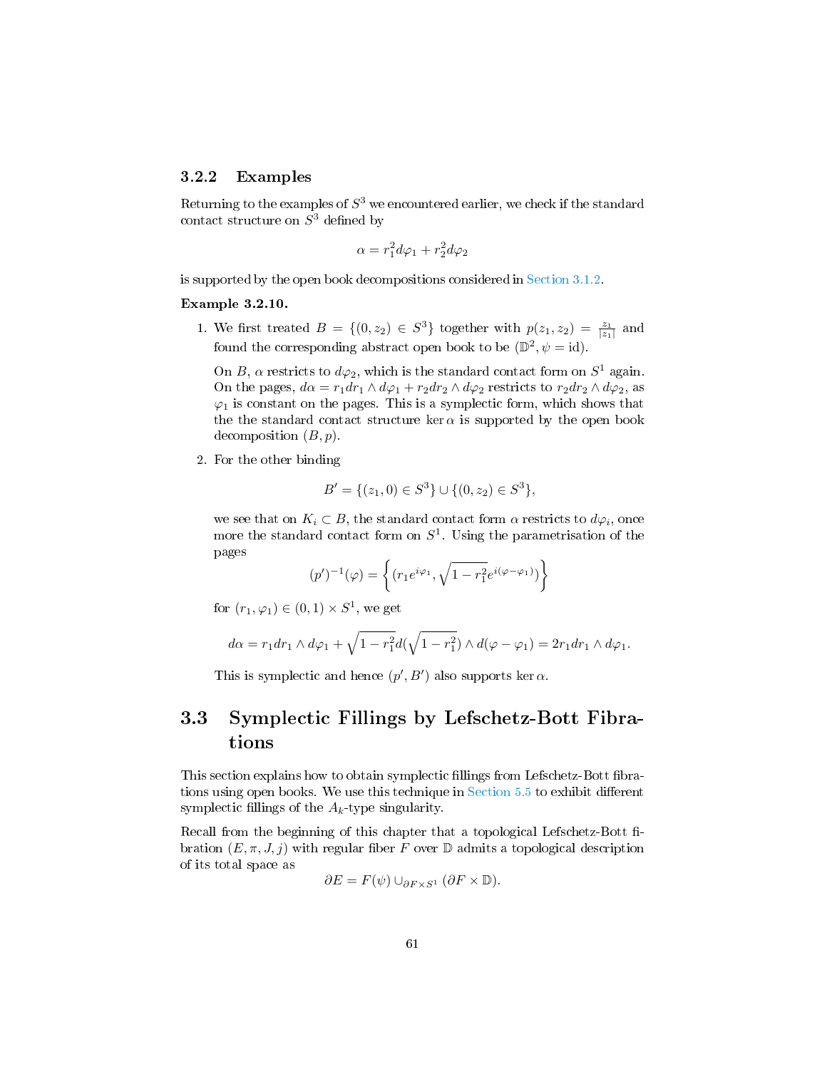### 3.2.2 Examples

Returning to the examples of $S^3$ we encountered earlier, we check if the standard contact structure on $S^3$ defined by

$$\alpha = r_1^2 d\varphi_1 + r_2^2 d\varphi_2$$

is supported by the open book decompositions considered in Section 3.1.2.

**Example 3.2.10.**

1. We first treated $B = \{(0, z_2) \in S^3\}$ together with $p(z_1, z_2) = \frac{z_1}{|z_1|}$ and found the corresponding abstract open book to be $(\mathbb{D}^2, \psi = \mathrm{id})$.

   On $B$, $\alpha$ restricts to $d\varphi_2$, which is the standard contact form on $S^1$ again. On the pages, $d\alpha = r_1 dr_1 \wedge d\varphi_1 + r_2 dr_2 \wedge d\varphi_2$ restricts to $r_2 dr_2 \wedge d\varphi_2$, as $\varphi_1$ is constant on the pages. This is a symplectic form, which shows that the the standard contact structure $\ker \alpha$ is supported by the open book decomposition $(B, p)$.

2. For the other binding

   $$B' = \{(z_1, 0) \in S^3\} \cup \{(0, z_2) \in S^3\},$$

   we see that on $K_i \subset B$, the standard contact form $\alpha$ restricts to $d\varphi_i$, once more the standard contact form on $S^1$. Using the parametrisation of the pages

   $$(p')^{-1}(\varphi) = \left\{ (r_1 e^{i\varphi_1}, \sqrt{1 - r_1^2} e^{i(\varphi - \varphi_1)}) \right\}$$

   for $(r_1, \varphi_1) \in (0, 1) \times S^1$, we get

   $$d\alpha = r_1 dr_1 \wedge d\varphi_1 + \sqrt{1 - r_1^2} d(\sqrt{1 - r_1^2}) \wedge d(\varphi - \varphi_1) = 2 r_1 dr_1 \wedge d\varphi_1.$$

   This is symplectic and hence $(p', B')$ also supports $\ker \alpha$.

## 3.3 Symplectic Fillings by Lefschetz-Bott Fibrations

This section explains how to obtain symplectic fillings from Lefschetz-Bott fibrations using open books. We use this technique in Section 5.5 to exhibit different symplectic fillings of the $A_k$-type singularity.

Recall from the beginning of this chapter that a topological Lefschetz-Bott fibration $(E, \pi, J, j)$ with regular fiber $F$ over $\mathbb{D}$ admits a topological description of its total space as

$$\partial E = F(\psi) \cup_{\partial F \times S^1} (\partial F \times \mathbb{D}).$$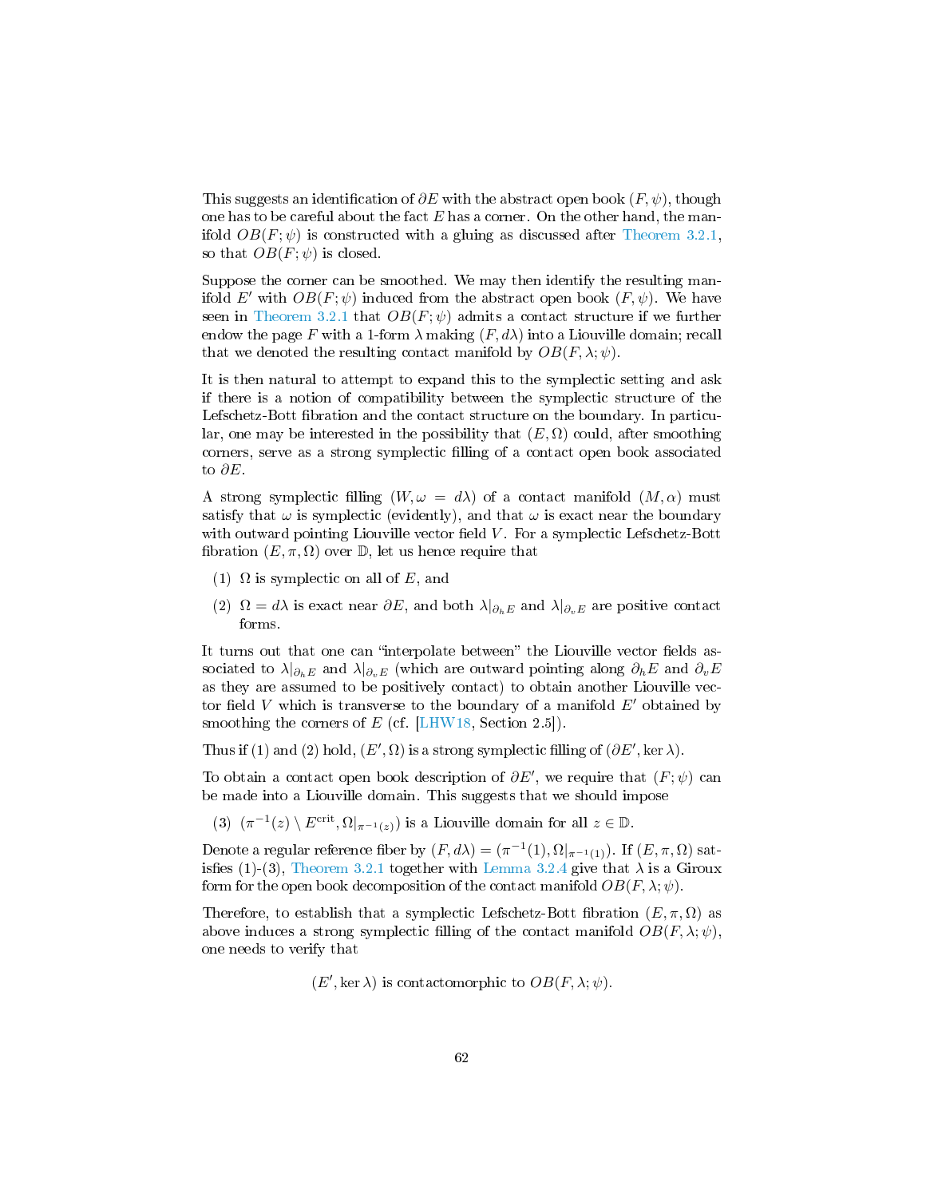This suggests an identification of $\partial E$ with the abstract open book $(F, \psi)$, though one has to be careful about the fact $E$ has a corner. On the other hand, the manifold $OB(F; \psi)$ is constructed with a gluing as discussed after Theorem 3.2.1, so that $OB(F; \psi)$ is closed.

Suppose the corner can be smoothed. We may then identify the resulting manifold $E'$ with $OB(F; \psi)$ induced from the abstract open book $(F, \psi)$. We have seen in Theorem 3.2.1 that $OB(F; \psi)$ admits a contact structure if we further endow the page $F$ with a 1-form $\lambda$ making $(F, d\lambda)$ into a Liouville domain; recall that we denoted the resulting contact manifold by $OB(F, \lambda; \psi)$.

It is then natural to attempt to expand this to the symplectic setting and ask if there is a notion of compatibility between the symplectic structure of the Lefschetz-Bott fibration and the contact structure on the boundary. In particular, one may be interested in the possibility that $(E, \Omega)$ could, after smoothing corners, serve as a strong symplectic filling of a contact open book associated to $\partial E$.

A strong symplectic filling $(W, \omega = d\lambda)$ of a contact manifold $(M, \alpha)$ must satisfy that $\omega$ is symplectic (evidently), and that $\omega$ is exact near the boundary with outward pointing Liouville vector field $V$. For a symplectic Lefschetz-Bott fibration $(E, \pi, \Omega)$ over $\mathbb{D}$, let us hence require that

(1) $\Omega$ is symplectic on all of $E$, and

(2) $\Omega = d\lambda$ is exact near $\partial E$, and both $\lambda|_{\partial_h E}$ and $\lambda|_{\partial_v E}$ are positive contact forms.

It turns out that one can "interpolate between" the Liouville vector fields associated to $\lambda|_{\partial_h E}$ and $\lambda|_{\partial_v E}$ (which are outward pointing along $\partial_h E$ and $\partial_v E$ as they are assumed to be positively contact) to obtain another Liouville vector field $V$ which is transverse to the boundary of a manifold $E'$ obtained by smoothing the corners of $E$ (cf. [LHW18, Section 2.5]).

Thus if (1) and (2) hold, $(E', \Omega)$ is a strong symplectic filling of $(\partial E', \ker \lambda)$.

To obtain a contact open book description of $\partial E'$, we require that $(F; \psi)$ can be made into a Liouville domain. This suggests that we should impose

(3) $(\pi^{-1}(z) \setminus E^{\text{crit}}, \Omega|_{\pi^{-1}(z)})$ is a Liouville domain for all $z \in \mathbb{D}$.

Denote a regular reference fiber by $(F, d\lambda) = (\pi^{-1}(1), \Omega|_{\pi^{-1}(1)})$. If $(E, \pi, \Omega)$ satisfies (1)-(3), Theorem 3.2.1 together with Lemma 3.2.4 give that $\lambda$ is a Giroux form for the open book decomposition of the contact manifold $OB(F, \lambda; \psi)$.

Therefore, to establish that a symplectic Lefschetz-Bott fibration $(E, \pi, \Omega)$ as above induces a strong symplectic filling of the contact manifold $OB(F, \lambda; \psi)$, one needs to verify that

$$(E', \ker \lambda) \text{ is contactomorphic to } OB(F, \lambda; \psi).$$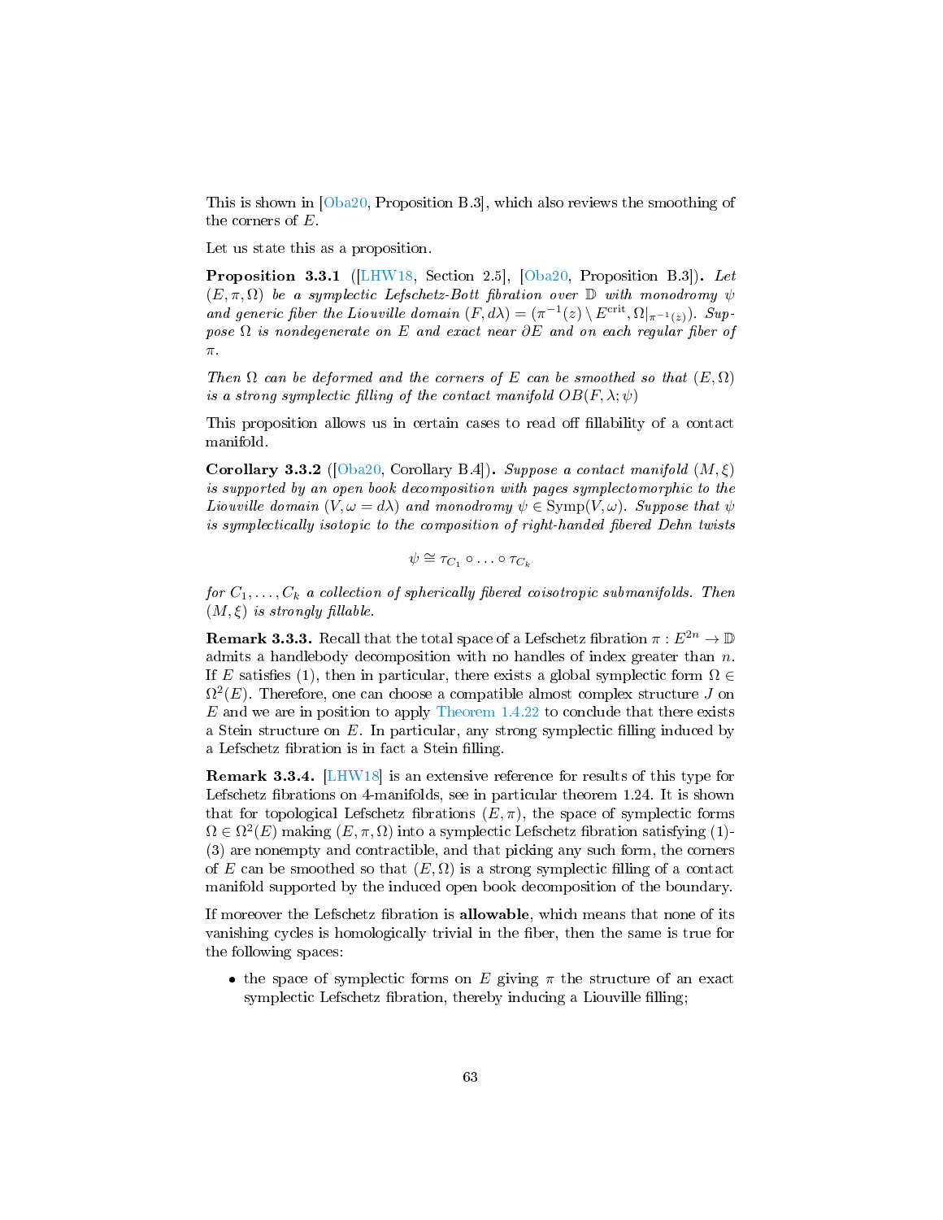This is shown in [Oba20, Proposition B.3], which also reviews the smoothing of the corners of $E$.

Let us state this as a proposition.

**Proposition 3.3.1** ([LHW18, Section 2.5], [Oba20, Proposition B.3])**.** *Let $(E, \pi, \Omega)$ be a symplectic Lefschetz-Bott fibration over $\mathbb{D}$ with monodromy $\psi$ and generic fiber the Liouville domain $(F, d\lambda) = (\pi^{-1}(z) \setminus E^{\text{crit}}, \Omega|_{\pi^{-1}(z)})$. Suppose $\Omega$ is nondegenerate on $E$ and exact near $\partial E$ and on each regular fiber of $\pi$.*

*Then $\Omega$ can be deformed and the corners of $E$ can be smoothed so that $(E, \Omega)$ is a strong symplectic filling of the contact manifold $OB(F, \lambda; \psi)$*

This proposition allows us in certain cases to read off fillability of a contact manifold.

**Corollary 3.3.2** ([Oba20, Corollary B.4])**.** *Suppose a contact manifold $(M, \xi)$ is supported by an open book decomposition with pages symplectomorphic to the Liouville domain $(V, \omega = d\lambda)$ and monodromy $\psi \in \mathrm{Symp}(V, \omega)$. Suppose that $\psi$ is symplectically isotopic to the composition of right-handed fibered Dehn twists*

$$\psi \cong \tau_{C_1} \circ \ldots \circ \tau_{C_k}$$

*for $C_1, \ldots, C_k$ a collection of spherically fibered coisotropic submanifolds. Then $(M, \xi)$ is strongly fillable.*

**Remark 3.3.3.** Recall that the total space of a Lefschetz fibration $\pi : E^{2n} \to \mathbb{D}$ admits a handlebody decomposition with no handles of index greater than $n$. If $E$ satisfies (1), then in particular, there exists a global symplectic form $\Omega \in \Omega^2(E)$. Therefore, one can choose a compatible almost complex structure $J$ on $E$ and we are in position to apply Theorem 1.4.22 to conclude that there exists a Stein structure on $E$. In particular, any strong symplectic filling induced by a Lefschetz fibration is in fact a Stein filling.

**Remark 3.3.4.** [LHW18] is an extensive reference for results of this type for Lefschetz fibrations on 4-manifolds, see in particular theorem 1.24. It is shown that for topological Lefschetz fibrations $(E, \pi)$, the space of symplectic forms $\Omega \in \Omega^2(E)$ making $(E, \pi, \Omega)$ into a symplectic Lefschetz fibration satisfying (1)-(3) are nonempty and contractible, and that picking any such form, the corners of $E$ can be smoothed so that $(E, \Omega)$ is a strong symplectic filling of a contact manifold supported by the induced open book decomposition of the boundary.

If moreover the Lefschetz fibration is **allowable**, which means that none of its vanishing cycles is homologically trivial in the fiber, then the same is true for the following spaces:

- the space of symplectic forms on $E$ giving $\pi$ the structure of an exact symplectic Lefschetz fibration, thereby inducing a Liouville filling;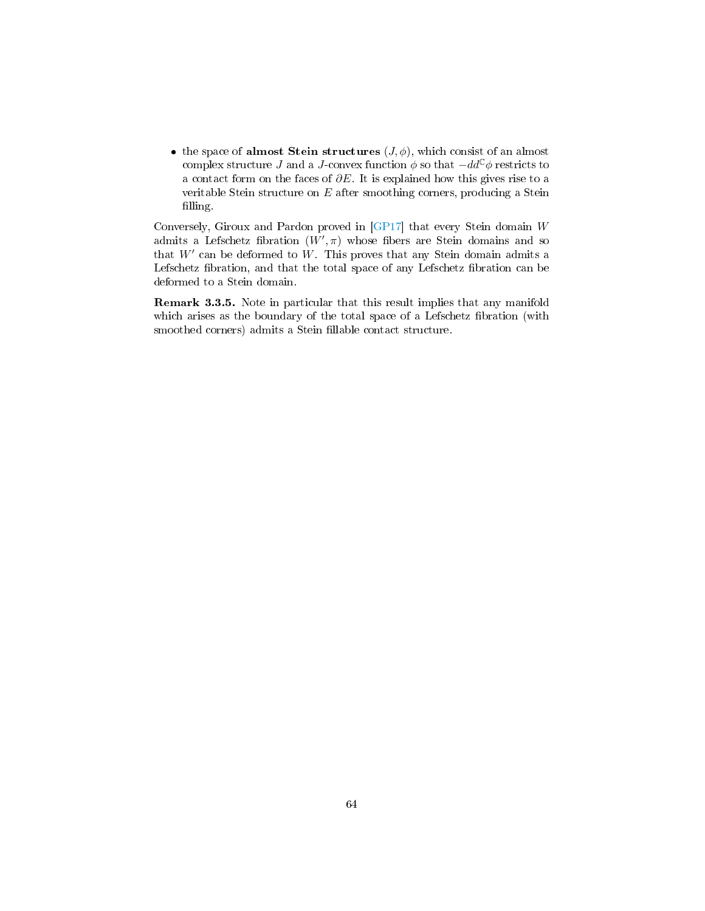- the space of **almost Stein structures** $(J, \phi)$, which consist of an almost complex structure $J$ and a $J$-convex function $\phi$ so that $-dd^{\mathbb{C}}\phi$ restricts to a contact form on the faces of $\partial E$. It is explained how this gives rise to a veritable Stein structure on $E$ after smoothing corners, producing a Stein filling.

Conversely, Giroux and Pardon proved in [GP17] that every Stein domain $W$ admits a Lefschetz fibration $(W', \pi)$ whose fibers are Stein domains and so that $W'$ can be deformed to $W$. This proves that any Stein domain admits a Lefschetz fibration, and that the total space of any Lefschetz fibration can be deformed to a Stein domain.

**Remark 3.3.5.** Note in particular that this result implies that any manifold which arises as the boundary of the total space of a Lefschetz fibration (with smoothed corners) admits a Stein fillable contact structure.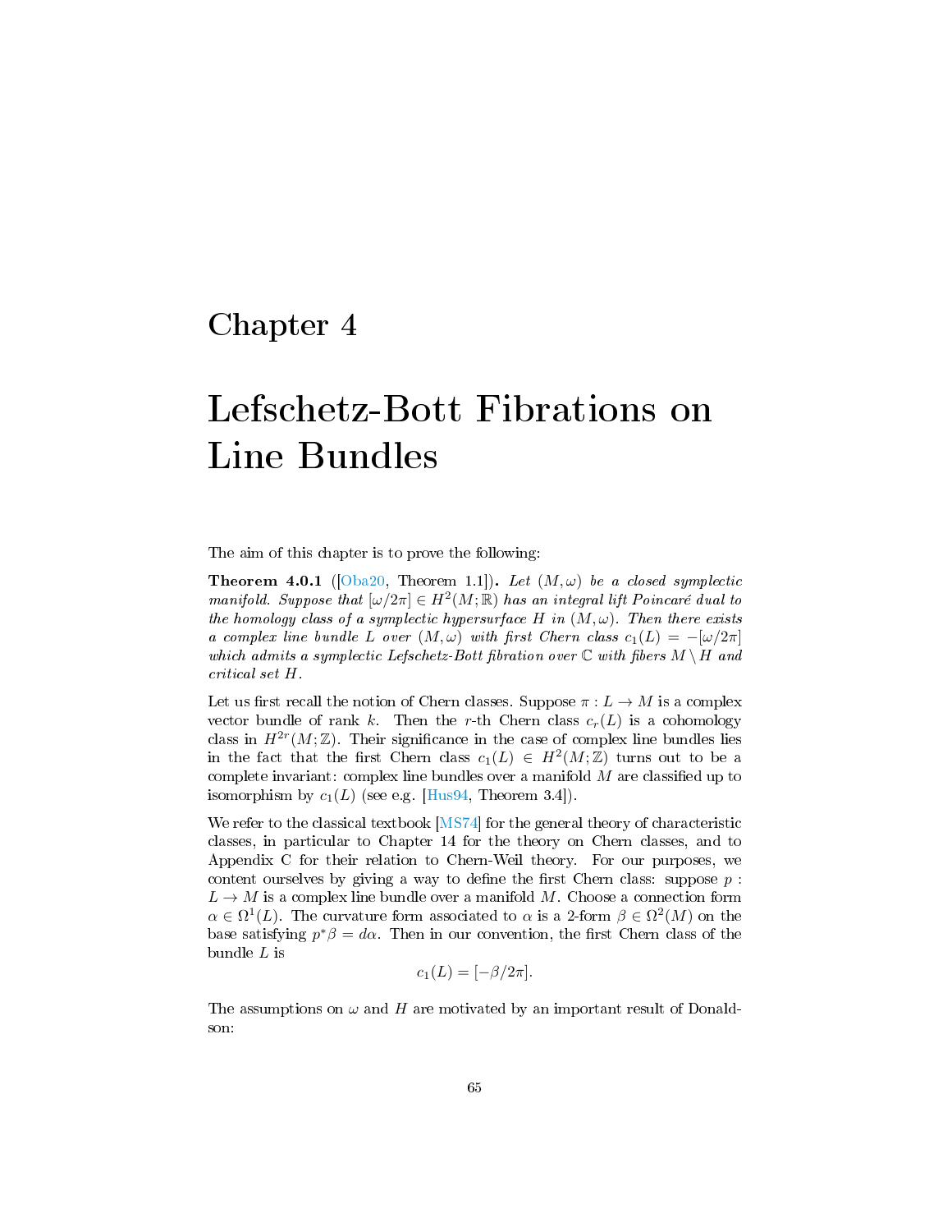# Chapter 4

# Lefschetz-Bott Fibrations on Line Bundles

The aim of this chapter is to prove the following:

**Theorem 4.0.1** ([Oba20, Theorem 1.1])**.** *Let $(M, \omega)$ be a closed symplectic manifold. Suppose that $[\omega/2\pi] \in H^2(M; \mathbb{R})$ has an integral lift Poincaré dual to the homology class of a symplectic hypersurface $H$ in $(M, \omega)$. Then there exists a complex line bundle $L$ over $(M, \omega)$ with first Chern class $c_1(L) = -[\omega/2\pi]$ which admits a symplectic Lefschetz-Bott fibration over $\mathbb{C}$ with fibers $M \setminus H$ and critical set $H$.*

Let us first recall the notion of Chern classes. Suppose $\pi : L \to M$ is a complex vector bundle of rank $k$. Then the $r$-th Chern class $c_r(L)$ is a cohomology class in $H^{2r}(M; \mathbb{Z})$. Their significance in the case of complex line bundles lies in the fact that the first Chern class $c_1(L) \in H^2(M; \mathbb{Z})$ turns out to be a complete invariant: complex line bundles over a manifold $M$ are classified up to isomorphism by $c_1(L)$ (see e.g. [Hus94, Theorem 3.4]).

We refer to the classical textbook [MS74] for the general theory of characteristic classes, in particular to Chapter 14 for the theory on Chern classes, and to Appendix C for their relation to Chern-Weil theory. For our purposes, we content ourselves by giving a way to define the first Chern class: suppose $p : L \to M$ is a complex line bundle over a manifold $M$. Choose a connection form $\alpha \in \Omega^1(L)$. The curvature form associated to $\alpha$ is a 2-form $\beta \in \Omega^2(M)$ on the base satisfying $p^*\beta = d\alpha$. Then in our convention, the first Chern class of the bundle $L$ is

$$c_1(L) = [-\beta/2\pi].$$

The assumptions on $\omega$ and $H$ are motivated by an important result of Donaldson: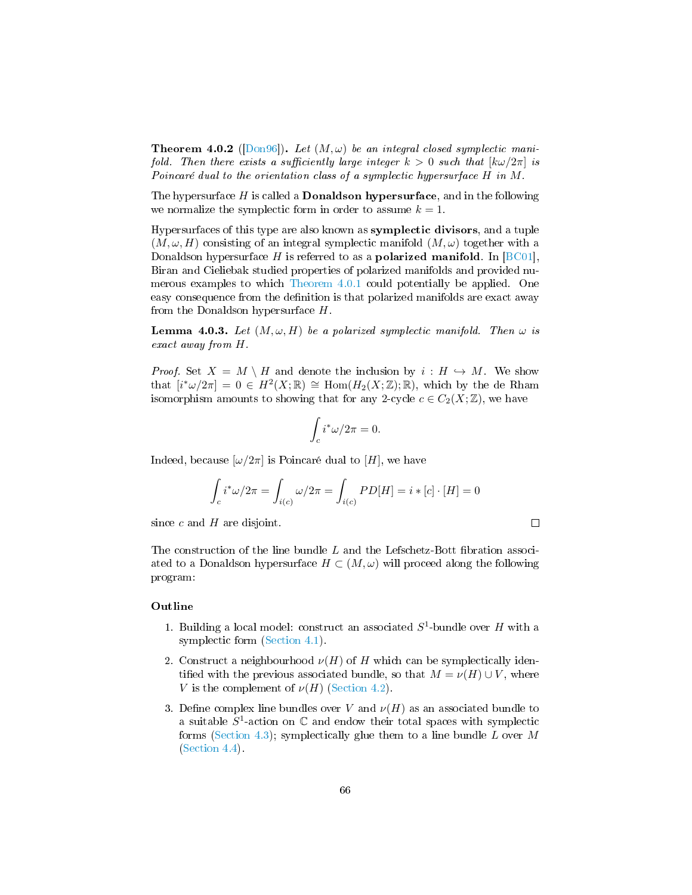**Theorem 4.0.2** ([Don96]). *Let $(M, \omega)$ be an integral closed symplectic manifold. Then there exists a sufficiently large integer $k > 0$ such that $[k\omega/2\pi]$ is Poincaré dual to the orientation class of a symplectic hypersurface $H$ in $M$.*

The hypersurface $H$ is called a **Donaldson hypersurface**, and in the following we normalize the symplectic form in order to assume $k = 1$.

Hypersurfaces of this type are also known as **symplectic divisors**, and a tuple $(M, \omega, H)$ consisting of an integral symplectic manifold $(M, \omega)$ together with a Donaldson hypersurface $H$ is referred to as a **polarized manifold**. In [BC01], Biran and Cieliebak studied properties of polarized manifolds and provided numerous examples to which Theorem 4.0.1 could potentially be applied. One easy consequence from the definition is that polarized manifolds are exact away from the Donaldson hypersurface $H$.

**Lemma 4.0.3.** *Let $(M, \omega, H)$ be a polarized symplectic manifold. Then $\omega$ is exact away from $H$.*

*Proof.* Set $X = M \setminus H$ and denote the inclusion by $i : H \hookrightarrow M$. We show that $[i^*\omega/2\pi] = 0 \in H^2(X; \mathbb{R}) \cong \text{Hom}(H_2(X; \mathbb{Z}); \mathbb{R})$, which by the de Rham isomorphism amounts to showing that for any 2-cycle $c \in C_2(X; \mathbb{Z})$, we have

$$\int_c i^*\omega/2\pi = 0.$$

Indeed, because $[\omega/2\pi]$ is Poincaré dual to $[H]$, we have

$$\int_c i^*\omega/2\pi = \int_{i(c)} \omega/2\pi = \int_{i(c)} PD[H] = i * [c] \cdot [H] = 0$$

since $c$ and $H$ are disjoint. $\square$

The construction of the line bundle $L$ and the Lefschetz-Bott fibration associated to a Donaldson hypersurface $H \subset (M, \omega)$ will proceed along the following program:

**Outline**

1. Building a local model: construct an associated $S^1$-bundle over $H$ with a symplectic form (Section 4.1).
2. Construct a neighbourhood $\nu(H)$ of $H$ which can be symplectically identified with the previous associated bundle, so that $M = \nu(H) \cup V$, where $V$ is the complement of $\nu(H)$ (Section 4.2).
3. Define complex line bundles over $V$ and $\nu(H)$ as an associated bundle to a suitable $S^1$-action on $\mathbb{C}$ and endow their total spaces with symplectic forms (Section 4.3); symplectically glue them to a line bundle $L$ over $M$ (Section 4.4).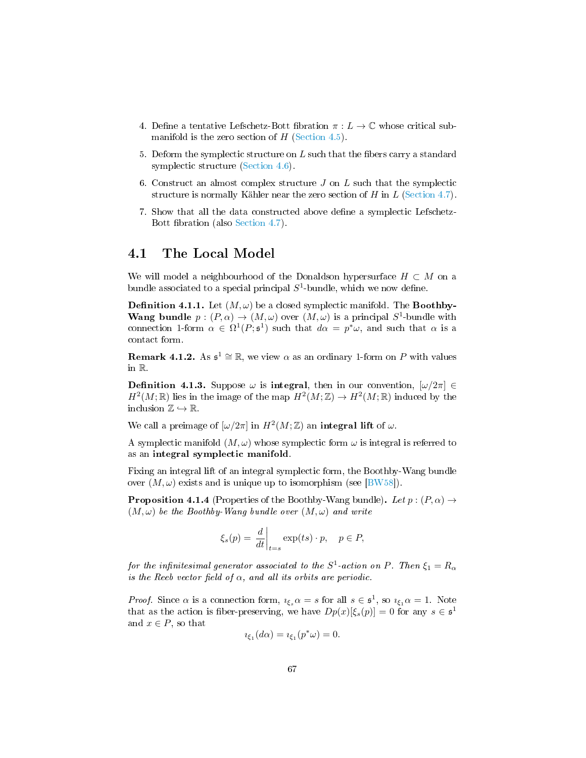4. Define a tentative Lefschetz-Bott fibration $\pi : L \to \mathbb{C}$ whose critical submanifold is the zero section of $H$ (Section 4.5).
5. Deform the symplectic structure on $L$ such that the fibers carry a standard symplectic structure (Section 4.6).
6. Construct an almost complex structure $J$ on $L$ such that the symplectic structure is normally Kähler near the zero section of $H$ in $L$ (Section 4.7).
7. Show that all the data constructed above define a symplectic Lefschetz-Bott fibration (also Section 4.7).

## 4.1 The Local Model

We will model a neighbourhood of the Donaldson hypersurface $H \subset M$ on a bundle associated to a special principal $S^1$-bundle, which we now define.

**Definition 4.1.1.** Let $(M, \omega)$ be a closed symplectic manifold. The **Boothby-Wang bundle** $p : (P, \alpha) \to (M, \omega)$ over $(M, \omega)$ is a principal $S^1$-bundle with connection 1-form $\alpha \in \Omega^1(P; \mathfrak{s}^1)$ such that $d\alpha = p^*\omega$, and such that $\alpha$ is a contact form.

**Remark 4.1.2.** As $\mathfrak{s}^1 \cong \mathbb{R}$, we view $\alpha$ as an ordinary 1-form on $P$ with values in $\mathbb{R}$.

**Definition 4.1.3.** Suppose $\omega$ is **integral**, then in our convention, $[\omega/2\pi] \in H^2(M; \mathbb{R})$ lies in the image of the map $H^2(M; \mathbb{Z}) \to H^2(M; \mathbb{R})$ induced by the inclusion $\mathbb{Z} \hookrightarrow \mathbb{R}$.

We call a preimage of $[\omega/2\pi]$ in $H^2(M; \mathbb{Z})$ an **integral lift** of $\omega$.

A symplectic manifold $(M, \omega)$ whose symplectic form $\omega$ is integral is referred to as an **integral symplectic manifold**.

Fixing an integral lift of an integral symplectic form, the Boothby-Wang bundle over $(M, \omega)$ exists and is unique up to isomorphism (see [BW58]).

**Proposition 4.1.4** (Properties of the Boothby-Wang bundle)**.** *Let $p : (P, \alpha) \to (M, \omega)$ be the Boothby-Wang bundle over $(M, \omega)$ and write*

$$\xi_s(p) = \left.\frac{d}{dt}\right|_{t=s} \exp(ts) \cdot p, \quad p \in P,$$

*for the infinitesimal generator associated to the $S^1$-action on $P$. Then $\xi_1 = R_\alpha$ is the Reeb vector field of $\alpha$, and all its orbits are periodic.*

*Proof.* Since $\alpha$ is a connection form, $\imath_{\xi_s}\alpha = s$ for all $s \in \mathfrak{s}^1$, so $\imath_{\xi_1}\alpha = 1$. Note that as the action is fiber-preserving, we have $Dp(x)[\xi_s(p)] = 0$ for any $s \in \mathfrak{s}^1$ and $x \in P$, so that

$$\imath_{\xi_1}(d\alpha) = \imath_{\xi_1}(p^*\omega) = 0.$$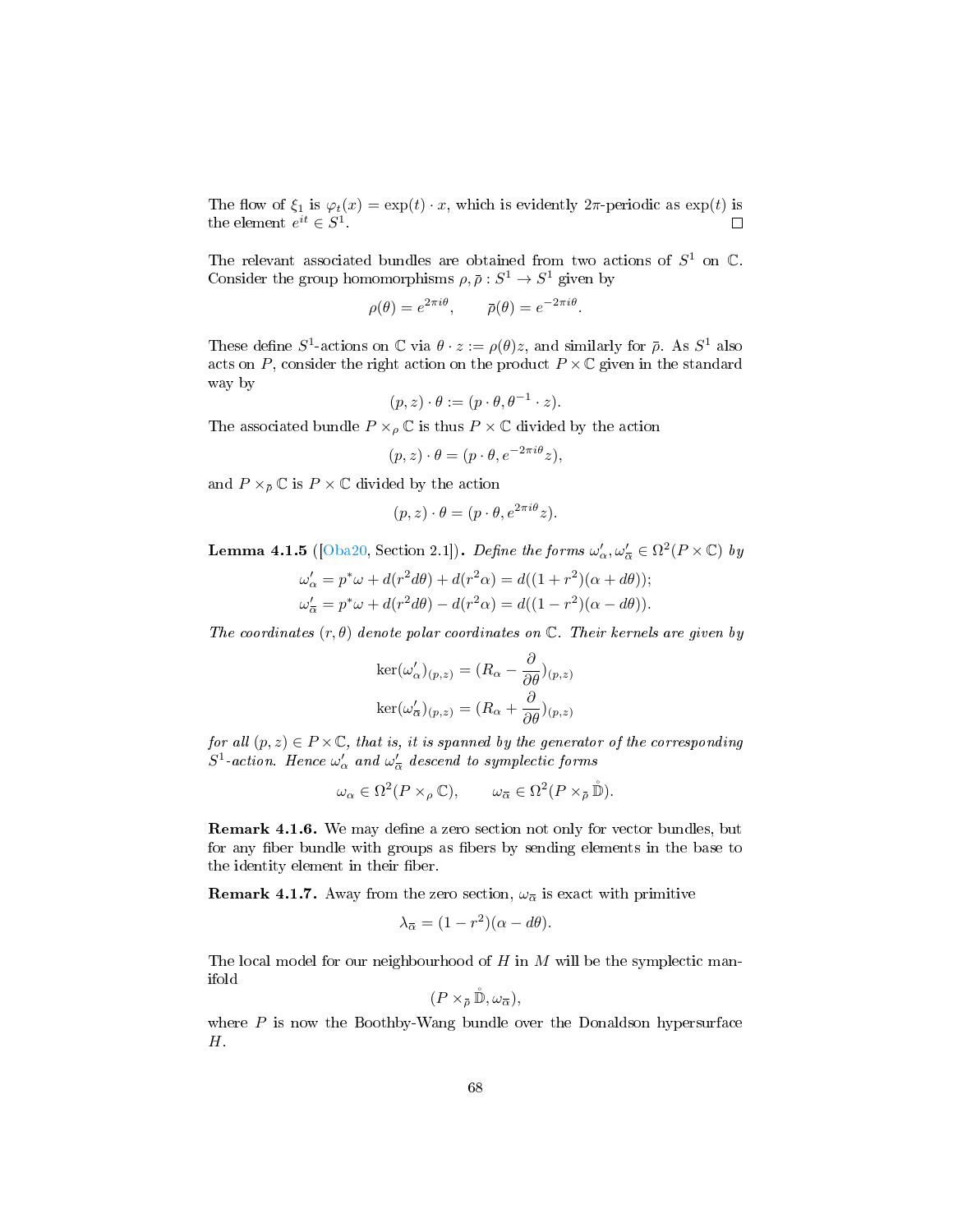The flow of $\xi_1$ is $\varphi_t(x) = \exp(t) \cdot x$, which is evidently $2\pi$-periodic as $\exp(t)$ is the element $e^{it} \in S^1$. $\square$

The relevant associated bundles are obtained from two actions of $S^1$ on $\mathbb{C}$. Consider the group homomorphisms $\rho, \bar{\rho} : S^1 \to S^1$ given by

$$\rho(\theta) = e^{2\pi i\theta}, \qquad \bar{\rho}(\theta) = e^{-2\pi i\theta}.$$

These define $S^1$-actions on $\mathbb{C}$ via $\theta \cdot z := \rho(\theta)z$, and similarly for $\bar{\rho}$. As $S^1$ also acts on $P$, consider the right action on the product $P \times \mathbb{C}$ given in the standard way by

$$(p, z) \cdot \theta := (p \cdot \theta, \theta^{-1} \cdot z).$$

The associated bundle $P \times_\rho \mathbb{C}$ is thus $P \times \mathbb{C}$ divided by the action

$$(p, z) \cdot \theta = (p \cdot \theta, e^{-2\pi i\theta} z),$$

and $P \times_{\bar{\rho}} \mathbb{C}$ is $P \times \mathbb{C}$ divided by the action

$$(p, z) \cdot \theta = (p \cdot \theta, e^{2\pi i\theta} z).$$

**Lemma 4.1.5** ([Oba20, Section 2.1])**.** *Define the forms $\omega'_\alpha, \omega'_{\bar{\alpha}} \in \Omega^2(P \times \mathbb{C})$ by*

$$\omega'_\alpha = p^*\omega + d(r^2 d\theta) + d(r^2\alpha) = d((1 + r^2)(\alpha + d\theta));$$
$$\omega'_{\bar{\alpha}} = p^*\omega + d(r^2 d\theta) - d(r^2\alpha) = d((1 - r^2)(\alpha - d\theta)).$$

*The coordinates $(r, \theta)$ denote polar coordinates on $\mathbb{C}$. Their kernels are given by*

$$\ker(\omega'_\alpha)_{(p,z)} = (R_\alpha - \frac{\partial}{\partial\theta})_{(p,z)}$$
$$\ker(\omega'_{\bar{\alpha}})_{(p,z)} = (R_\alpha + \frac{\partial}{\partial\theta})_{(p,z)}$$

*for all $(p, z) \in P \times \mathbb{C}$, that is, it is spanned by the generator of the corresponding $S^1$-action. Hence $\omega'_\alpha$ and $\omega'_{\bar{\alpha}}$ descend to symplectic forms*

$$\omega_\alpha \in \Omega^2(P \times_\rho \mathbb{C}), \qquad \omega_{\bar{\alpha}} \in \Omega^2(P \times_{\bar{\rho}} \mathring{\mathbb{D}}).$$

**Remark 4.1.6.** We may define a zero section not only for vector bundles, but for any fiber bundle with groups as fibers by sending elements in the base to the identity element in their fiber.

**Remark 4.1.7.** Away from the zero section, $\omega_{\bar{\alpha}}$ is exact with primitive

$$\lambda_{\bar{\alpha}} = (1 - r^2)(\alpha - d\theta).$$

The local model for our neighbourhood of $H$ in $M$ will be the symplectic manifold

$$(P \times_{\bar{\rho}} \mathring{\mathbb{D}}, \omega_{\bar{\alpha}}),$$

where $P$ is now the Boothby-Wang bundle over the Donaldson hypersurface $H$.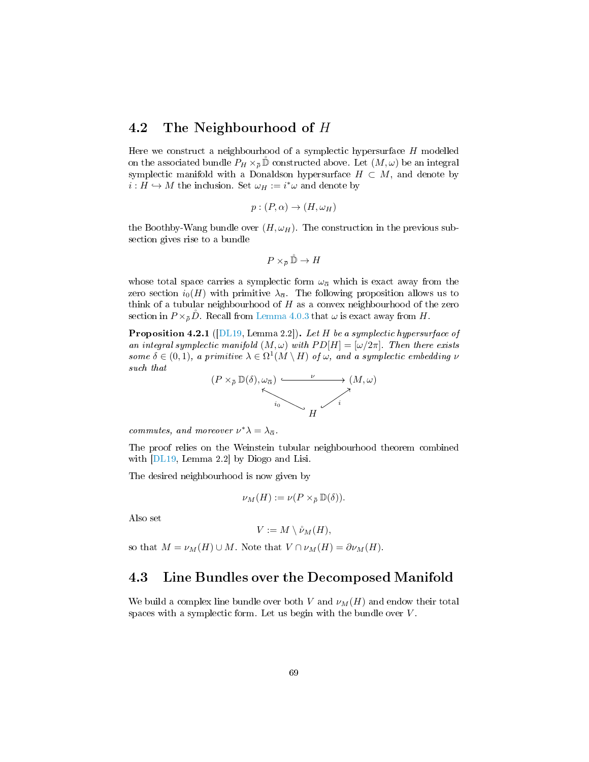## 4.2 The Neighbourhood of $H$

Here we construct a neighbourhood of a symplectic hypersurface $H$ modelled on the associated bundle $P_H \times_{\bar{\rho}} \mathring{\mathbb{D}}$ constructed above. Let $(M, \omega)$ be an integral symplectic manifold with a Donaldson hypersurface $H \subset M$, and denote by $i : H \hookrightarrow M$ the inclusion. Set $\omega_H := i^*\omega$ and denote by

$$p : (P, \alpha) \to (H, \omega_H)$$

the Boothby-Wang bundle over $(H, \omega_H)$. The construction in the previous subsection gives rise to a bundle

$$P \times_{\bar{\rho}} \mathring{\mathbb{D}} \to H$$

whose total space carries a symplectic form $\omega_{\bar{\alpha}}$ which is exact away from the zero section $i_0(H)$ with primitive $\lambda_{\bar{\alpha}}$. The following proposition allows us to think of a tubular neighbourhood of $H$ as a convex neighbourhood of the zero section in $P \times_{\bar{\rho}} \mathring{D}$. Recall from Lemma 4.0.3 that $\omega$ is exact away from $H$.

**Proposition 4.2.1** ([DL19, Lemma 2.2]). *Let $H$ be a symplectic hypersurface of an integral symplectic manifold $(M, \omega)$ with $PD[H] = [\omega/2\pi]$. Then there exists some $\delta \in (0,1)$, a primitive $\lambda \in \Omega^1(M \setminus H)$ of $\omega$, and a symplectic embedding $\nu$ such that*

$$\begin{array}{ccc} (P \times_{\bar{\rho}} \mathbb{D}(\delta), \omega_{\bar{\alpha}}) & \xrightarrow{\quad \nu \quad} & (M, \omega) \\ & {}_{i_0}\nwarrow \quad H \quad \nearrow_{i} & \end{array}$$

*commutes, and moreover $\nu^*\lambda = \lambda_{\bar{\alpha}}$.*

The proof relies on the Weinstein tubular neighbourhood theorem combined with [DL19, Lemma 2.2] by Diogo and Lisi.

The desired neighbourhood is now given by

$$\nu_M(H) := \nu(P \times_{\bar{\rho}} \mathbb{D}(\delta)).$$

Also set

$$V := M \setminus \mathring{\nu}_M(H),$$

so that $M = \nu_M(H) \cup M$. Note that $V \cap \nu_M(H) = \partial \nu_M(H)$.

## 4.3 Line Bundles over the Decomposed Manifold

We build a complex line bundle over both $V$ and $\nu_M(H)$ and endow their total spaces with a symplectic form. Let us begin with the bundle over $V$.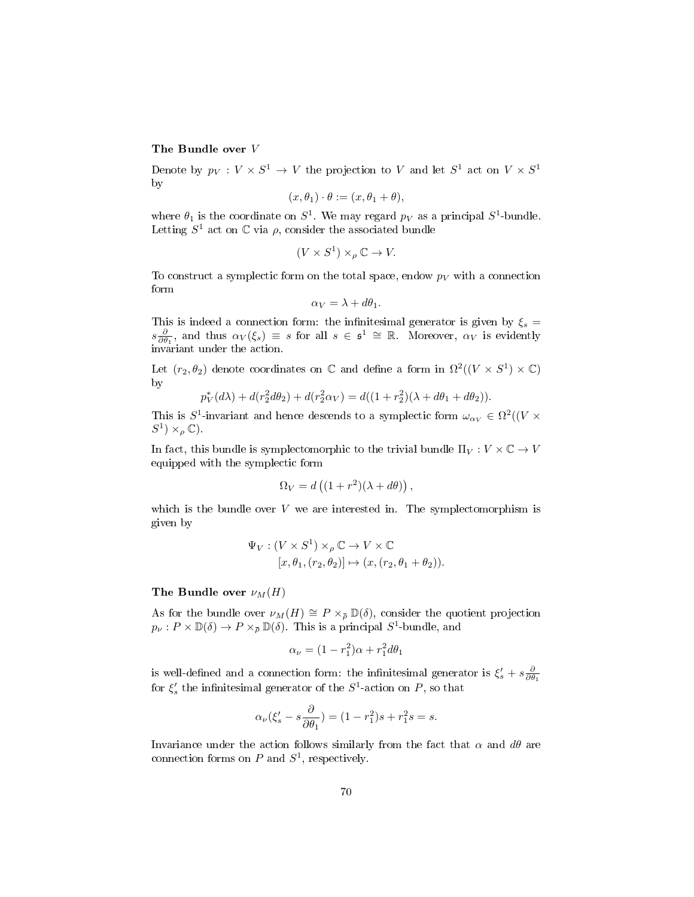**The Bundle over $V$**

Denote by $p_V : V \times S^1 \to V$ the projection to $V$ and let $S^1$ act on $V \times S^1$ by

$$(x, \theta_1) \cdot \theta := (x, \theta_1 + \theta),$$

where $\theta_1$ is the coordinate on $S^1$. We may regard $p_V$ as a principal $S^1$-bundle. Letting $S^1$ act on $\mathbb{C}$ via $\rho$, consider the associated bundle

$$(V \times S^1) \times_\rho \mathbb{C} \to V.$$

To construct a symplectic form on the total space, endow $p_V$ with a connection form

$$\alpha_V = \lambda + d\theta_1.$$

This is indeed a connection form: the infinitesimal generator is given by $\xi_s = s\frac{\partial}{\partial \theta_1}$, and thus $\alpha_V(\xi_s) \equiv s$ for all $s \in \mathfrak{s}^1 \cong \mathbb{R}$. Moreover, $\alpha_V$ is evidently invariant under the action.

Let $(r_2, \theta_2)$ denote coordinates on $\mathbb{C}$ and define a form in $\Omega^2((V \times S^1) \times \mathbb{C})$ by

$$p_V^*(d\lambda) + d(r_2^2 d\theta_2) + d(r_2^2 \alpha_V) = d((1 + r_2^2)(\lambda + d\theta_1 + d\theta_2)).$$

This is $S^1$-invariant and hence descends to a symplectic form $\omega_{\alpha_V} \in \Omega^2((V \times S^1) \times_\rho \mathbb{C})$.

In fact, this bundle is symplectomorphic to the trivial bundle $\Pi_V : V \times \mathbb{C} \to V$ equipped with the symplectic form

$$\Omega_V = d\left((1 + r^2)(\lambda + d\theta)\right),$$

which is the bundle over $V$ we are interested in. The symplectomorphism is given by

$$\begin{aligned} \Psi_V : (V \times S^1) \times_\rho \mathbb{C} &\to V \times \mathbb{C} \\ [x, \theta_1, (r_2, \theta_2)] &\mapsto (x, (r_2, \theta_1 + \theta_2)). \end{aligned}$$

**The Bundle over $\nu_M(H)$**

As for the bundle over $\nu_M(H) \cong P \times_{\bar{\rho}} \mathbb{D}(\delta)$, consider the quotient projection $p_\nu : P \times \mathbb{D}(\delta) \to P \times_{\bar{\rho}} \mathbb{D}(\delta)$. This is a principal $S^1$-bundle, and

$$\alpha_\nu = (1 - r_1^2)\alpha + r_1^2 d\theta_1$$

is well-defined and a connection form: the infinitesimal generator is $\xi'_s + s\frac{\partial}{\partial \theta_1}$ for $\xi'_s$ the infinitesimal generator of the $S^1$-action on $P$, so that

$$\alpha_\nu(\xi'_s - s\frac{\partial}{\partial \theta_1}) = (1 - r_1^2)s + r_1^2 s = s.$$

Invariance under the action follows similarly from the fact that $\alpha$ and $d\theta$ are connection forms on $P$ and $S^1$, respectively.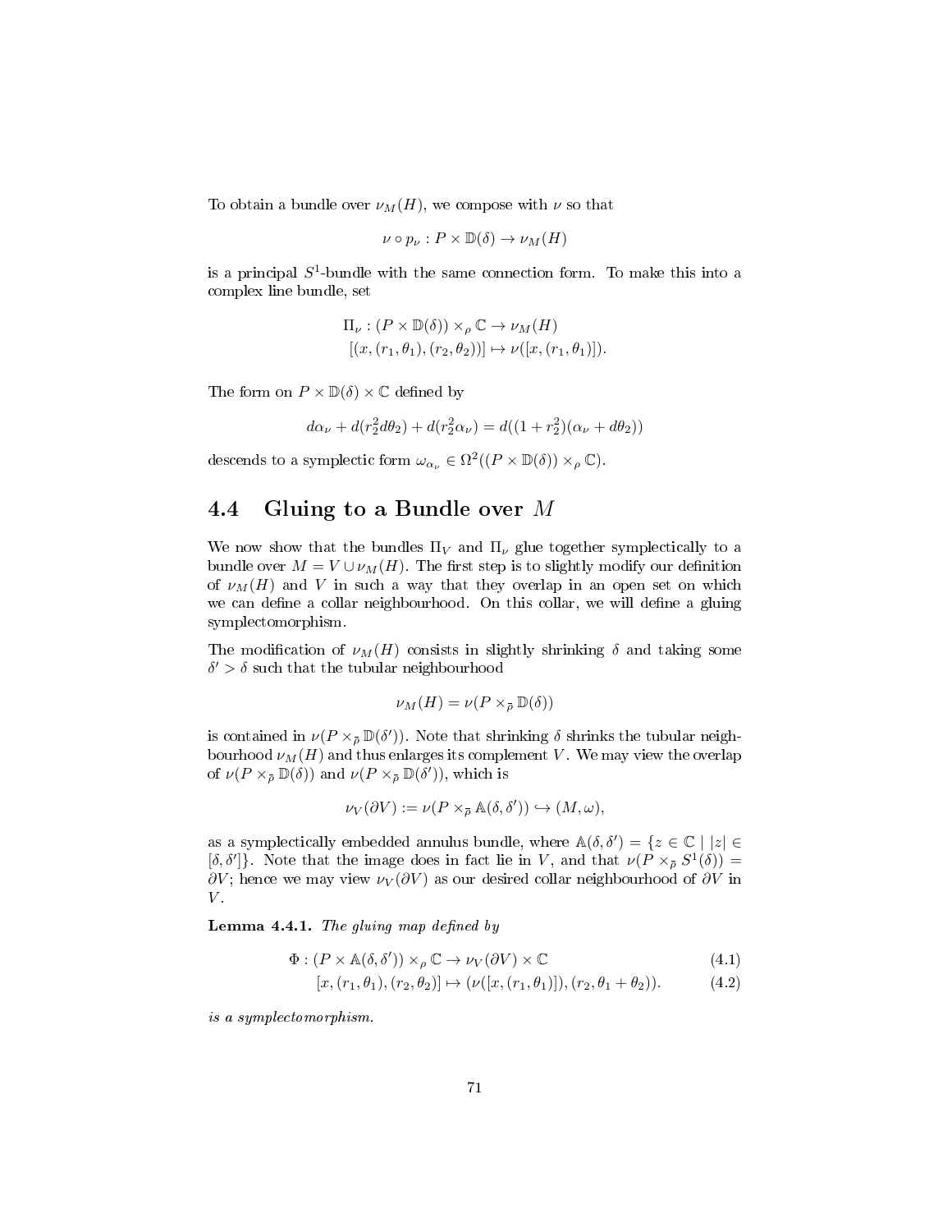To obtain a bundle over $\nu_M(H)$, we compose with $\nu$ so that

$$\nu \circ p_\nu : P \times \mathbb{D}(\delta) \to \nu_M(H)$$

is a principal $S^1$-bundle with the same connection form. To make this into a complex line bundle, set

$$\begin{aligned} \Pi_\nu : (P \times \mathbb{D}(\delta)) \times_\rho \mathbb{C} &\to \nu_M(H) \\ [(x, (r_1, \theta_1), (r_2, \theta_2))] &\mapsto \nu([x, (r_1, \theta_1)]). \end{aligned}$$

The form on $P \times \mathbb{D}(\delta) \times \mathbb{C}$ defined by

$$d\alpha_\nu + d(r_2^2 d\theta_2) + d(r_2^2 \alpha_\nu) = d((1 + r_2^2)(\alpha_\nu + d\theta_2))$$

descends to a symplectic form $\omega_{\alpha_\nu} \in \Omega^2((P \times \mathbb{D}(\delta)) \times_\rho \mathbb{C})$.

## 4.4 Gluing to a Bundle over $M$

We now show that the bundles $\Pi_V$ and $\Pi_\nu$ glue together symplectically to a bundle over $M = V \cup \nu_M(H)$. The first step is to slightly modify our definition of $\nu_M(H)$ and $V$ in such a way that they overlap in an open set on which we can define a collar neighbourhood. On this collar, we will define a gluing symplectomorphism.

The modification of $\nu_M(H)$ consists in slightly shrinking $\delta$ and taking some $\delta' > \delta$ such that the tubular neighbourhood

$$\nu_M(H) = \nu(P \times_{\bar{\rho}} \mathbb{D}(\delta))$$

is contained in $\nu(P \times_{\bar{\rho}} \mathbb{D}(\delta'))$. Note that shrinking $\delta$ shrinks the tubular neighbourhood $\nu_M(H)$ and thus enlarges its complement $V$. We may view the overlap of $\nu(P \times_{\bar{\rho}} \mathbb{D}(\delta))$ and $\nu(P \times_{\bar{\rho}} \mathbb{D}(\delta'))$, which is

$$\nu_V(\partial V) := \nu(P \times_{\bar{\rho}} \mathbb{A}(\delta, \delta')) \hookrightarrow (M, \omega),$$

as a symplectically embedded annulus bundle, where $\mathbb{A}(\delta, \delta') = \{z \in \mathbb{C} \mid |z| \in [\delta, \delta']\}$. Note that the image does in fact lie in $V$, and that $\nu(P \times_{\bar{\rho}} S^1(\delta)) = \partial V$; hence we may view $\nu_V(\partial V)$ as our desired collar neighbourhood of $\partial V$ in $V$.

**Lemma 4.4.1.** *The gluing map defined by*

$$\begin{aligned} \Phi : (P \times \mathbb{A}(\delta, \delta')) \times_\rho \mathbb{C} &\to \nu_V(\partial V) \times \mathbb{C} && (4.1) \\ [x, (r_1, \theta_1), (r_2, \theta_2)] &\mapsto (\nu([x, (r_1, \theta_1)]), (r_2, \theta_1 + \theta_2)). && (4.2) \end{aligned}$$

*is a symplectomorphism.*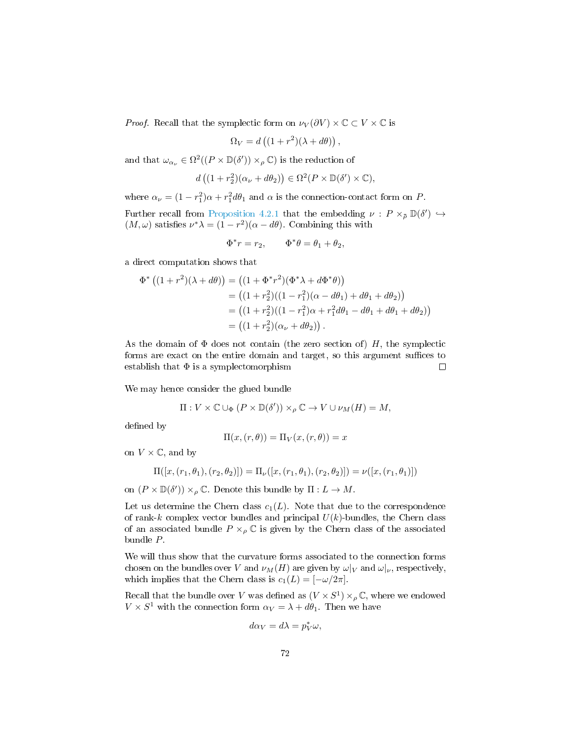*Proof.* Recall that the symplectic form on $\nu_V(\partial V) \times \mathbb{C} \subset V \times \mathbb{C}$ is

$$\Omega_V = d\left((1+r^2)(\lambda + d\theta)\right),$$

and that $\omega_{\alpha_\nu} \in \Omega^2((P \times \mathbb{D}(\delta')) \times_\rho \mathbb{C})$ is the reduction of

$$d\left((1+r_2^2)(\alpha_\nu + d\theta_2)\right) \in \Omega^2(P \times \mathbb{D}(\delta') \times \mathbb{C}),$$

where $\alpha_\nu = (1-r_1^2)\alpha + r_1^2 d\theta_1$ and $\alpha$ is the connection-contact form on $P$.

Further recall from Proposition 4.2.1 that the embedding $\nu : P \times_{\tilde{\rho}} \mathbb{D}(\delta') \hookrightarrow (M, \omega)$ satisfies $\nu^*\lambda = (1-r^2)(\alpha - d\theta)$. Combining this with

$$\Phi^* r = r_2, \qquad \Phi^*\theta = \theta_1 + \theta_2,$$

a direct computation shows that

$$\begin{aligned}
\Phi^*\left((1+r^2)(\lambda + d\theta)\right) &= \left((1+\Phi^* r^2)(\Phi^*\lambda + d\Phi^*\theta)\right) \\
&= \left((1+r_2^2)((1-r_1^2)(\alpha - d\theta_1) + d\theta_1 + d\theta_2)\right) \\
&= \left((1+r_2^2)((1-r_1^2)\alpha + r_1^2 d\theta_1 - d\theta_1 + d\theta_1 + d\theta_2)\right) \\
&= \left((1+r_2^2)(\alpha_\nu + d\theta_2)\right).
\end{aligned}$$

As the domain of $\Phi$ does not contain (the zero section of) $H$, the symplectic forms are exact on the entire domain and target, so this argument suffices to establish that $\Phi$ is a symplectomorphism ◻

We may hence consider the glued bundle

$$\Pi : V \times \mathbb{C} \cup_\Phi (P \times \mathbb{D}(\delta')) \times_\rho \mathbb{C} \to V \cup \nu_M(H) = M,$$

defined by

$$\Pi(x, (r,\theta)) = \Pi_V(x, (r,\theta)) = x$$

on $V \times \mathbb{C}$, and by

$$\Pi([x, (r_1,\theta_1), (r_2,\theta_2)]) = \Pi_\nu([x, (r_1,\theta_1), (r_2,\theta_2)]) = \nu([x, (r_1,\theta_1)])$$

on $(P \times \mathbb{D}(\delta')) \times_\rho \mathbb{C}$. Denote this bundle by $\Pi : L \to M$.

Let us determine the Chern class $c_1(L)$. Note that due to the correspondence of rank-$k$ complex vector bundles and principal $U(k)$-bundles, the Chern class of an associated bundle $P \times_\rho \mathbb{C}$ is given by the Chern class of the associated bundle $P$.

We will thus show that the curvature forms associated to the connection forms chosen on the bundles over $V$ and $\nu_M(H)$ are given by $\omega|_V$ and $\omega|_\nu$, respectively, which implies that the Chern class is $c_1(L) = [-\omega/2\pi]$.

Recall that the bundle over $V$ was defined as $(V \times S^1) \times_\rho \mathbb{C}$, where we endowed $V \times S^1$ with the connection form $\alpha_V = \lambda + d\theta_1$. Then we have

$$d\alpha_V = d\lambda = p_V^*\omega,$$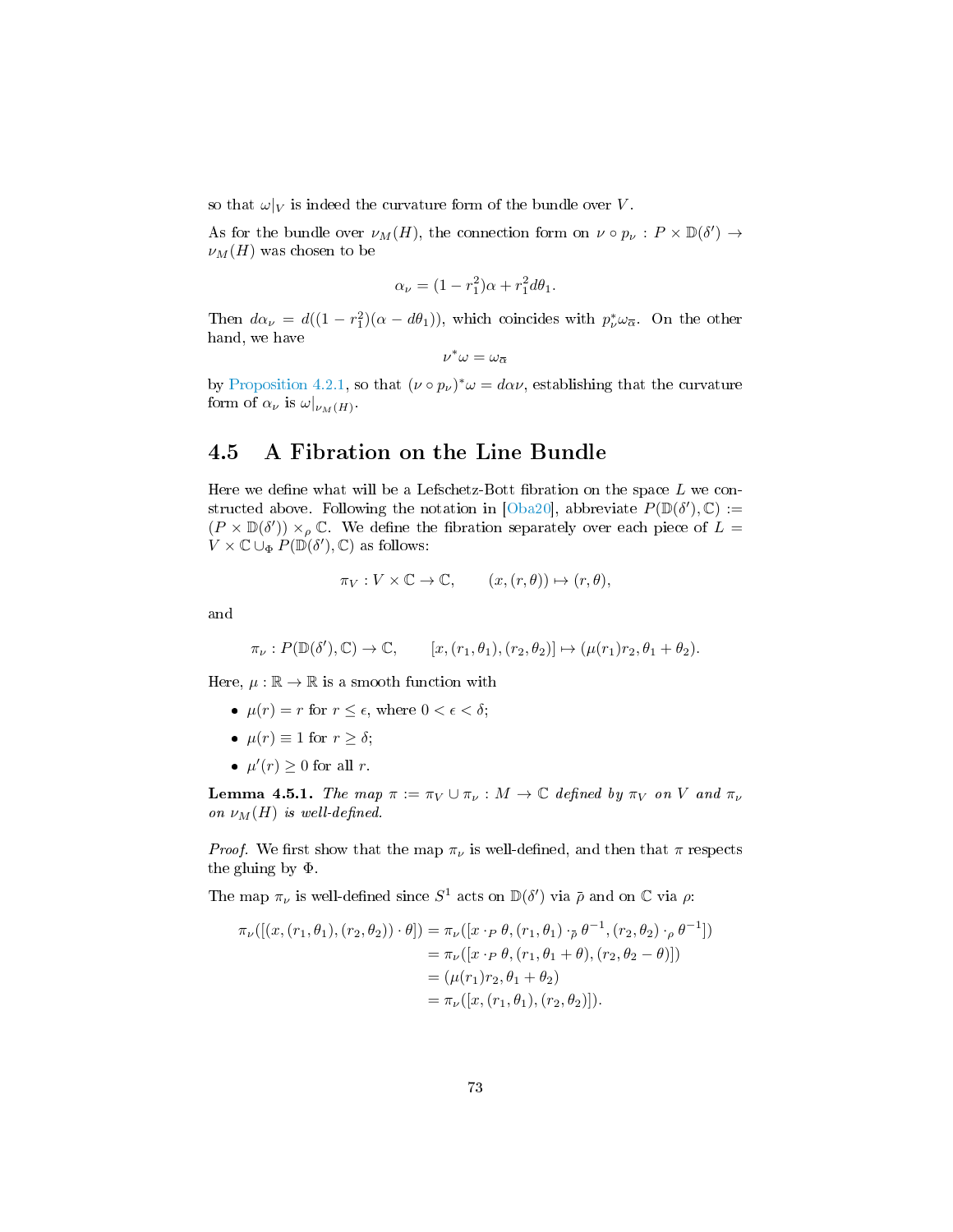so that $\omega|_V$ is indeed the curvature form of the bundle over $V$.

As for the bundle over $\nu_M(H)$, the connection form on $\nu \circ p_\nu : P \times \mathbb{D}(\delta') \to \nu_M(H)$ was chosen to be

$$\alpha_\nu = (1 - r_1^2)\alpha + r_1^2 d\theta_1.$$

Then $d\alpha_\nu = d((1 - r_1^2)(\alpha - d\theta_1))$, which coincides with $p_\nu^* \omega_{\overline{\alpha}}$. On the other hand, we have

$$\nu^* \omega = \omega_{\overline{\alpha}}$$

by Proposition 4.2.1, so that $(\nu \circ p_\nu)^* \omega = d\alpha\nu$, establishing that the curvature form of $\alpha_\nu$ is $\omega|_{\nu_M(H)}$.

## 4.5 A Fibration on the Line Bundle

Here we define what will be a Lefschetz-Bott fibration on the space $L$ we constructed above. Following the notation in [Oba20], abbreviate $P(\mathbb{D}(\delta'), \mathbb{C}) := (P \times \mathbb{D}(\delta')) \times_\rho \mathbb{C}$. We define the fibration separately over each piece of $L = V \times \mathbb{C} \cup_\Phi P(\mathbb{D}(\delta'), \mathbb{C})$ as follows:

$$\pi_V : V \times \mathbb{C} \to \mathbb{C}, \qquad (x, (r, \theta)) \mapsto (r, \theta),$$

and

$$\pi_\nu : P(\mathbb{D}(\delta'), \mathbb{C}) \to \mathbb{C}, \qquad [x, (r_1, \theta_1), (r_2, \theta_2)] \mapsto (\mu(r_1) r_2, \theta_1 + \theta_2).$$

Here, $\mu : \mathbb{R} \to \mathbb{R}$ is a smooth function with

- $\mu(r) = r$ for $r \leq \epsilon$, where $0 < \epsilon < \delta$;
- $\mu(r) \equiv 1$ for $r \geq \delta$;
- $\mu'(r) \geq 0$ for all $r$.

**Lemma 4.5.1.** *The map $\pi := \pi_V \cup \pi_\nu : M \to \mathbb{C}$ defined by $\pi_V$ on $V$ and $\pi_\nu$ on $\nu_M(H)$ is well-defined.*

*Proof.* We first show that the map $\pi_\nu$ is well-defined, and then that $\pi$ respects the gluing by $\Phi$.

The map $\pi_\nu$ is well-defined since $S^1$ acts on $\mathbb{D}(\delta')$ via $\bar{\rho}$ and on $\mathbb{C}$ via $\rho$:

$$\begin{aligned}
\pi_\nu([(x, (r_1, \theta_1), (r_2, \theta_2)) \cdot \theta]) &= \pi_\nu([x \cdot_P \theta, (r_1, \theta_1) \cdot_{\bar{\rho}} \theta^{-1}, (r_2, \theta_2) \cdot_\rho \theta^{-1}]) \\
&= \pi_\nu([x \cdot_P \theta, (r_1, \theta_1 + \theta), (r_2, \theta_2 - \theta)]) \\
&= (\mu(r_1) r_2, \theta_1 + \theta_2) \\
&= \pi_\nu([x, (r_1, \theta_1), (r_2, \theta_2)]).
\end{aligned}$$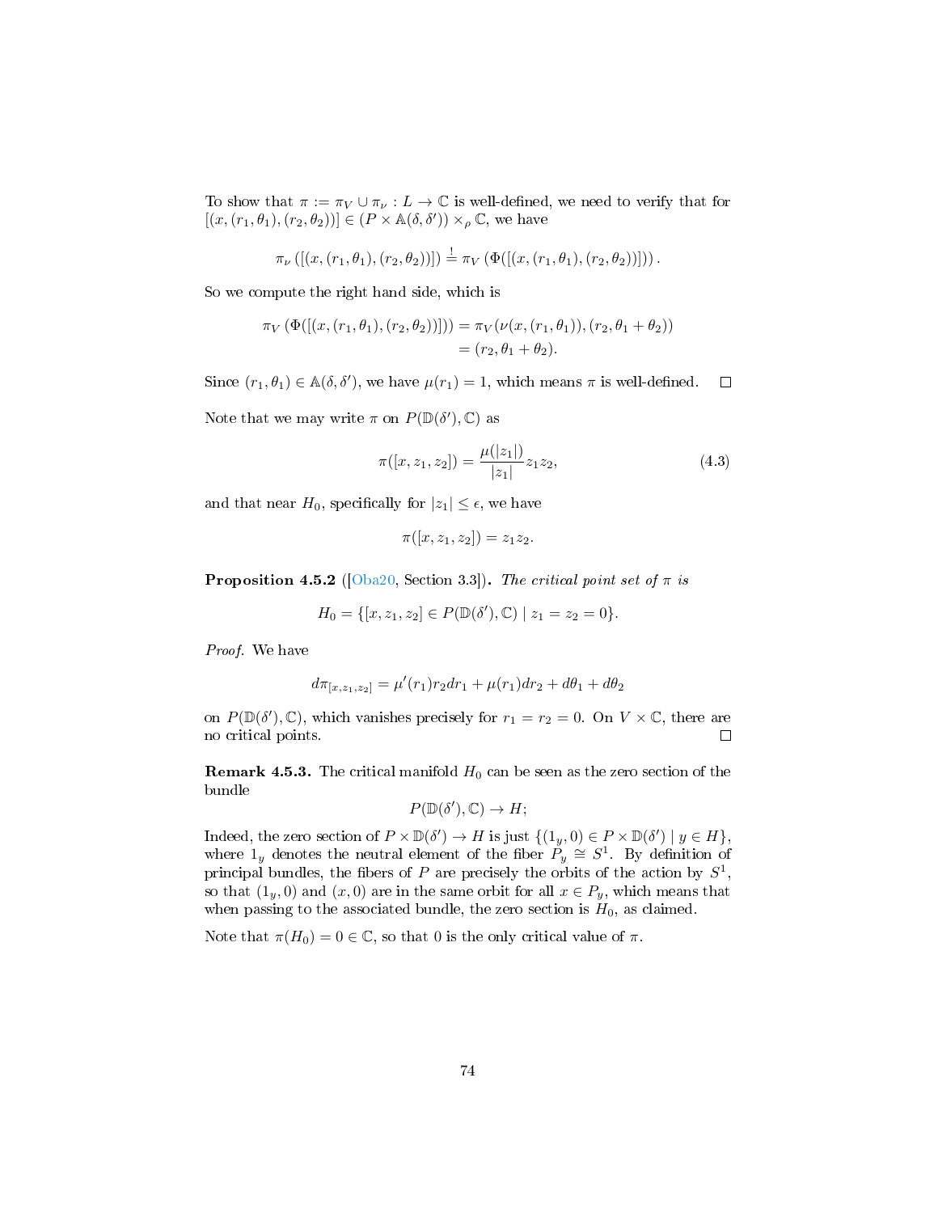To show that $\pi := \pi_V \cup \pi_\nu : L \to \mathbb{C}$ is well-defined, we need to verify that for $[(x, (r_1, \theta_1), (r_2, \theta_2))] \in (P \times \mathbb{A}(\delta, \delta')) \times_\rho \mathbb{C}$, we have

$$\pi_\nu\left([(x, (r_1, \theta_1), (r_2, \theta_2))]\right) \stackrel{!}{=} \pi_V\left(\Phi([(x, (r_1, \theta_1), (r_2, \theta_2))])\right).$$

So we compute the right hand side, which is

$$\begin{aligned}\pi_V\left(\Phi([(x, (r_1, \theta_1), (r_2, \theta_2))])\right) &= \pi_V(\nu(x, (r_1, \theta_1)), (r_2, \theta_1 + \theta_2)) \\ &= (r_2, \theta_1 + \theta_2).\end{aligned}$$

Since $(r_1, \theta_1) \in \mathbb{A}(\delta, \delta')$, we have $\mu(r_1) = 1$, which means $\pi$ is well-defined. $\square$

Note that we may write $\pi$ on $P(\mathbb{D}(\delta'), \mathbb{C})$ as

$$\pi([x, z_1, z_2]) = \frac{\mu(|z_1|)}{|z_1|} z_1 z_2, \tag{4.3}$$

and that near $H_0$, specifically for $|z_1| \leq \epsilon$, we have

$$\pi([x, z_1, z_2]) = z_1 z_2.$$

**Proposition 4.5.2** ([Oba20, Section 3.3])**.** *The critical point set of $\pi$ is*

$$H_0 = \{[x, z_1, z_2] \in P(\mathbb{D}(\delta'), \mathbb{C}) \mid z_1 = z_2 = 0\}.$$

*Proof.* We have

$$d\pi_{[x,z_1,z_2]} = \mu'(r_1) r_2 dr_1 + \mu(r_1) dr_2 + d\theta_1 + d\theta_2$$

on $P(\mathbb{D}(\delta'), \mathbb{C})$, which vanishes precisely for $r_1 = r_2 = 0$. On $V \times \mathbb{C}$, there are no critical points. $\square$

**Remark 4.5.3.** The critical manifold $H_0$ can be seen as the zero section of the bundle

$$P(\mathbb{D}(\delta'), \mathbb{C}) \to H;$$

Indeed, the zero section of $P \times \mathbb{D}(\delta') \to H$ is just $\{(1_y, 0) \in P \times \mathbb{D}(\delta') \mid y \in H\}$, where $1_y$ denotes the neutral element of the fiber $P_y \cong S^1$. By definition of principal bundles, the fibers of $P$ are precisely the orbits of the action by $S^1$, so that $(1_y, 0)$ and $(x, 0)$ are in the same orbit for all $x \in P_y$, which means that when passing to the associated bundle, the zero section is $H_0$, as claimed.

Note that $\pi(H_0) = 0 \in \mathbb{C}$, so that $0$ is the only critical value of $\pi$.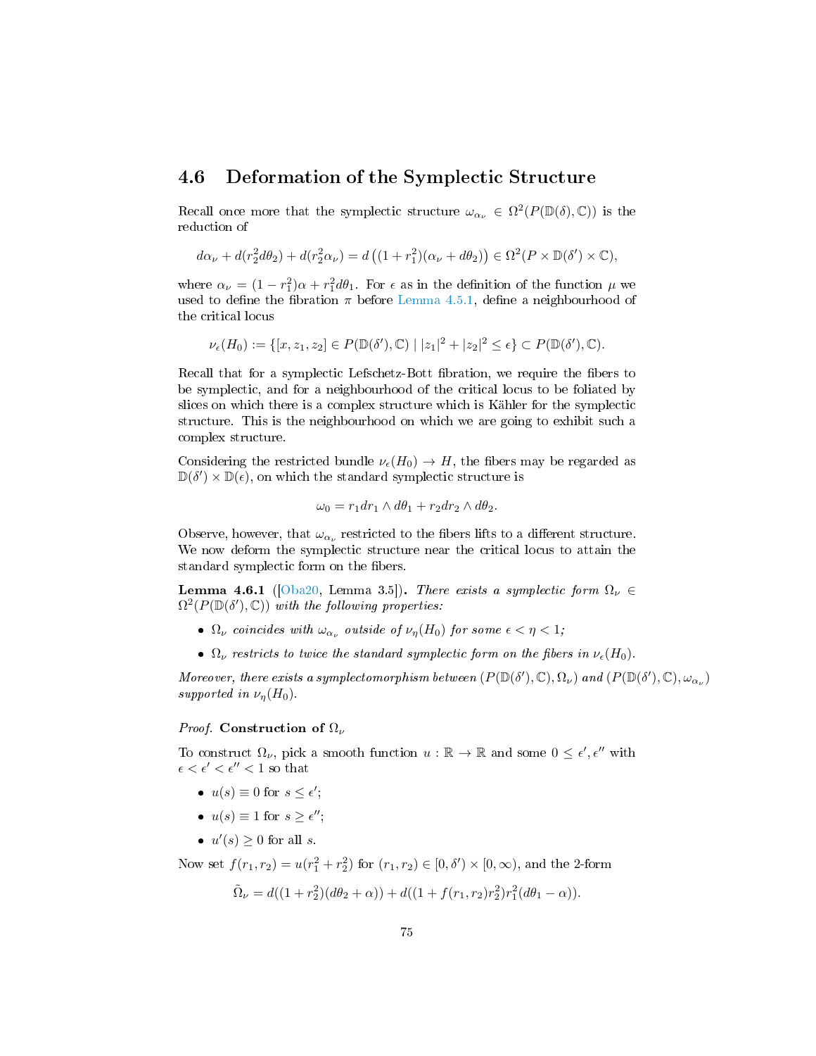## 4.6 Deformation of the Symplectic Structure

Recall once more that the symplectic structure $\omega_{\alpha_\nu} \in \Omega^2(P(\mathbb{D}(\delta), \mathbb{C}))$ is the reduction of

$$d\alpha_\nu + d(r_2^2 d\theta_2) + d(r_2^2\alpha_\nu) = d\left((1 + r_1^2)(\alpha_\nu + d\theta_2)\right) \in \Omega^2(P \times \mathbb{D}(\delta') \times \mathbb{C}),$$

where $\alpha_\nu = (1 - r_1^2)\alpha + r_1^2 d\theta_1$. For $\epsilon$ as in the definition of the function $\mu$ we used to define the fibration $\pi$ before Lemma 4.5.1, define a neighbourhood of the critical locus

$$\nu_\epsilon(H_0) := \{[x, z_1, z_2] \in P(\mathbb{D}(\delta'), \mathbb{C}) \mid |z_1|^2 + |z_2|^2 \leq \epsilon\} \subset P(\mathbb{D}(\delta'), \mathbb{C}).$$

Recall that for a symplectic Lefschetz-Bott fibration, we require the fibers to be symplectic, and for a neighbourhood of the critical locus to be foliated by slices on which there is a complex structure which is Kähler for the symplectic structure. This is the neighbourhood on which we are going to exhibit such a complex structure.

Considering the restricted bundle $\nu_\epsilon(H_0) \to H$, the fibers may be regarded as $\mathbb{D}(\delta') \times \mathbb{D}(\epsilon)$, on which the standard symplectic structure is

$$\omega_0 = r_1 dr_1 \wedge d\theta_1 + r_2 dr_2 \wedge d\theta_2.$$

Observe, however, that $\omega_{\alpha_\nu}$ restricted to the fibers lifts to a different structure. We now deform the symplectic structure near the critical locus to attain the standard symplectic form on the fibers.

**Lemma 4.6.1** ([Oba20, Lemma 3.5]). *There exists a symplectic form $\Omega_\nu \in \Omega^2(P(\mathbb{D}(\delta'), \mathbb{C}))$ with the following properties:*

- *$\Omega_\nu$ coincides with $\omega_{\alpha_\nu}$ outside of $\nu_\eta(H_0)$ for some $\epsilon < \eta < 1$;*
- *$\Omega_\nu$ restricts to twice the standard symplectic form on the fibers in $\nu_\epsilon(H_0)$.*

*Moreover, there exists a symplectomorphism between $(P(\mathbb{D}(\delta'), \mathbb{C}), \Omega_\nu)$ and $(P(\mathbb{D}(\delta'), \mathbb{C}), \omega_{\alpha_\nu})$ supported in $\nu_\eta(H_0)$.*

*Proof.* **Construction of $\Omega_\nu$**

To construct $\Omega_\nu$, pick a smooth function $u : \mathbb{R} \to \mathbb{R}$ and some $0 \leq \epsilon', \epsilon''$ with $\epsilon < \epsilon' < \epsilon'' < 1$ so that

- $u(s) \equiv 0$ for $s \leq \epsilon'$;
- $u(s) \equiv 1$ for $s \geq \epsilon''$;
- $u'(s) \geq 0$ for all $s$.

Now set $f(r_1, r_2) = u(r_1^2 + r_2^2)$ for $(r_1, r_2) \in [0, \delta') \times [0, \infty)$, and the 2-form

$$\tilde{\Omega}_\nu = d((1 + r_2^2)(d\theta_2 + \alpha)) + d((1 + f(r_1, r_2)r_2^2)r_1^2(d\theta_1 - \alpha)).$$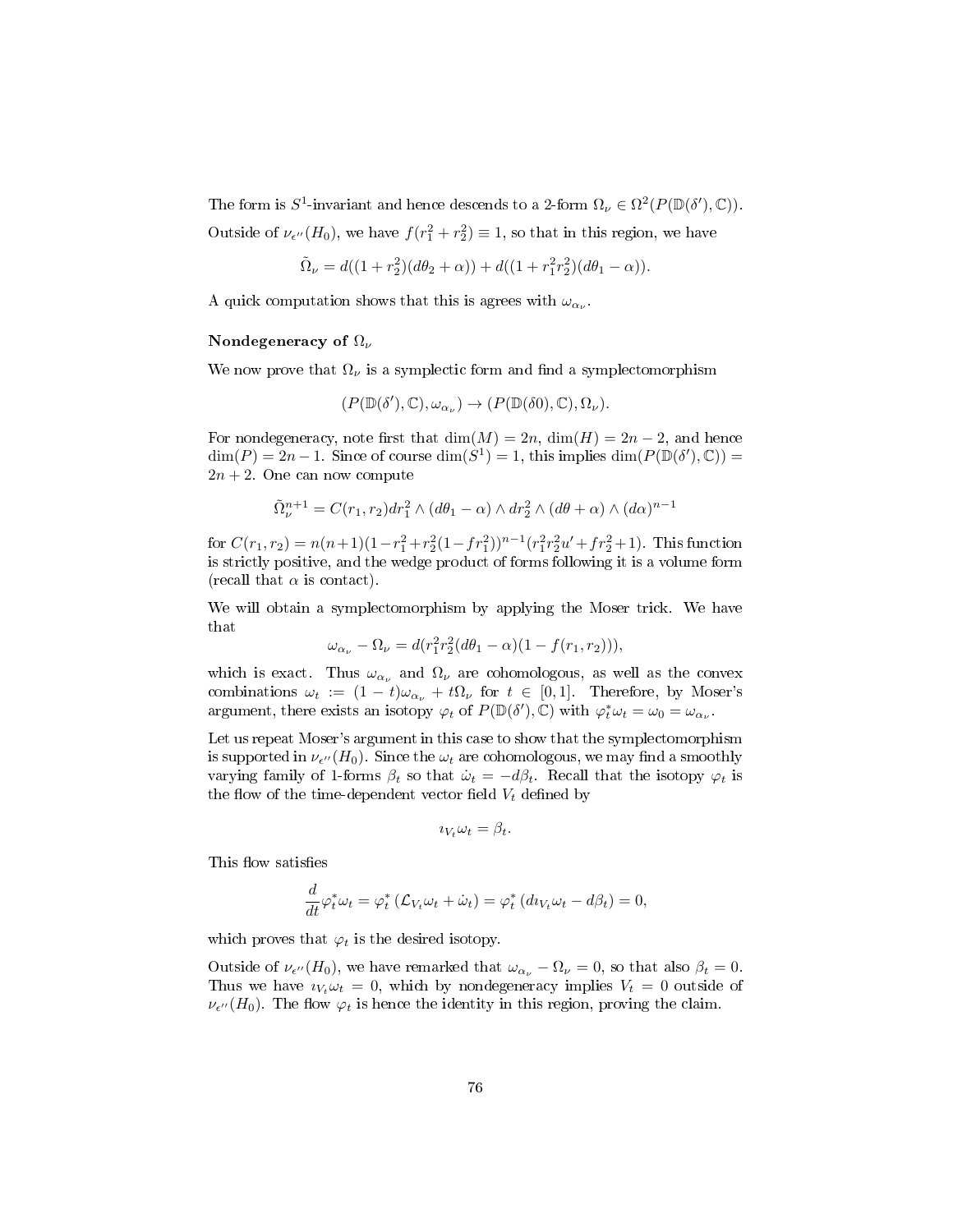The form is $S^1$-invariant and hence descends to a 2-form $\Omega_\nu \in \Omega^2(P(\mathbb{D}(\delta'), \mathbb{C}))$. Outside of $\nu_{\epsilon''}(H_0)$, we have $f(r_1^2 + r_2^2) \equiv 1$, so that in this region, we have

$$\tilde{\Omega}_\nu = d((1 + r_2^2)(d\theta_2 + \alpha)) + d((1 + r_1^2 r_2^2)(d\theta_1 - \alpha)).$$

A quick computation shows that this is agrees with $\omega_{\alpha_\nu}$.

**Nondegeneracy of $\Omega_\nu$**

We now prove that $\Omega_\nu$ is a symplectic form and find a symplectomorphism

$$(P(\mathbb{D}(\delta'), \mathbb{C}), \omega_{\alpha_\nu}) \to (P(\mathbb{D}(\delta 0), \mathbb{C}), \Omega_\nu).$$

For nondegeneracy, note first that $\dim(M) = 2n$, $\dim(H) = 2n - 2$, and hence $\dim(P) = 2n - 1$. Since of course $\dim(S^1) = 1$, this implies $\dim(P(\mathbb{D}(\delta'), \mathbb{C})) = 2n + 2$. One can now compute

$$\tilde{\Omega}_\nu^{n+1} = C(r_1, r_2) dr_1^2 \wedge (d\theta_1 - \alpha) \wedge dr_2^2 \wedge (d\theta + \alpha) \wedge (d\alpha)^{n-1}$$

for $C(r_1, r_2) = n(n+1)(1 - r_1^2 + r_2^2(1 - fr_1^2))^{n-1}(r_1^2 r_2^2 u' + fr_2^2 + 1)$. This function is strictly positive, and the wedge product of forms following it is a volume form (recall that $\alpha$ is contact).

We will obtain a symplectomorphism by applying the Moser trick. We have that

$$\omega_{\alpha_\nu} - \Omega_\nu = d(r_1^2 r_2^2 (d\theta_1 - \alpha)(1 - f(r_1, r_2))),$$

which is exact. Thus $\omega_{\alpha_\nu}$ and $\Omega_\nu$ are cohomologous, as well as the convex combinations $\omega_t := (1 - t)\omega_{\alpha_\nu} + t\Omega_\nu$ for $t \in [0, 1]$. Therefore, by Moser's argument, there exists an isotopy $\varphi_t$ of $P(\mathbb{D}(\delta'), \mathbb{C})$ with $\varphi_t^* \omega_t = \omega_0 = \omega_{\alpha_\nu}$.

Let us repeat Moser's argument in this case to show that the symplectomorphism is supported in $\nu_{\epsilon''}(H_0)$. Since the $\omega_t$ are cohomologous, we may find a smoothly varying family of 1-forms $\beta_t$ so that $\dot{\omega}_t = -d\beta_t$. Recall that the isotopy $\varphi_t$ is the flow of the time-dependent vector field $V_t$ defined by

$$\imath_{V_t} \omega_t = \beta_t.$$

This flow satisfies

$$\frac{d}{dt} \varphi_t^* \omega_t = \varphi_t^* \left( \mathcal{L}_{V_t} \omega_t + \dot{\omega}_t \right) = \varphi_t^* \left( d\imath_{V_t} \omega_t - d\beta_t \right) = 0,$$

which proves that $\varphi_t$ is the desired isotopy.

Outside of $\nu_{\epsilon''}(H_0)$, we have remarked that $\omega_{\alpha_\nu} - \Omega_\nu = 0$, so that also $\beta_t = 0$. Thus we have $\imath_{V_t} \omega_t = 0$, which by nondegeneracy implies $V_t = 0$ outside of $\nu_{\epsilon''}(H_0)$. The flow $\varphi_t$ is hence the identity in this region, proving the claim.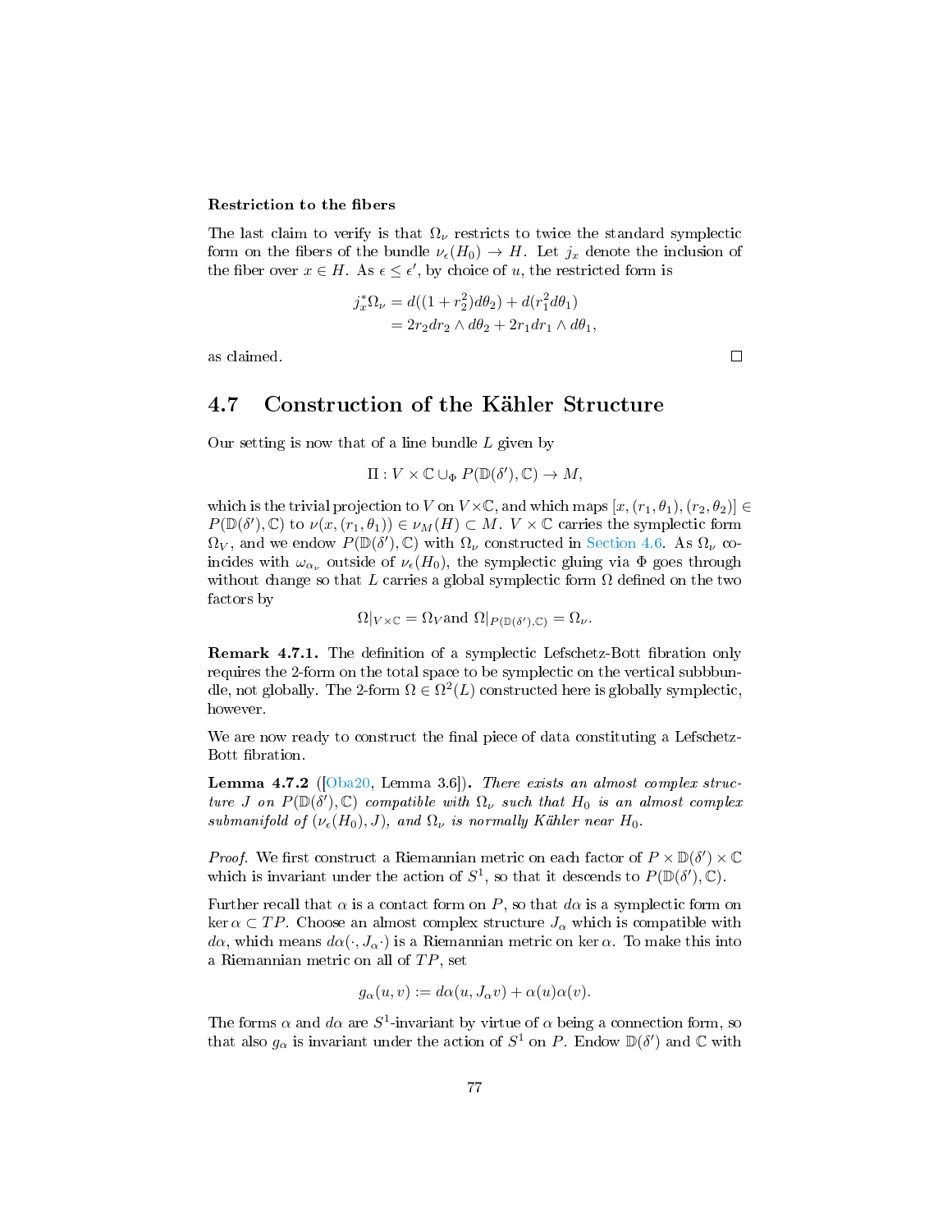#### Restriction to the fibers

The last claim to verify is that $\Omega_\nu$ restricts to twice the standard symplectic form on the fibers of the bundle $\nu_\epsilon(H_0) \to H$. Let $j_x$ denote the inclusion of the fiber over $x \in H$. As $\epsilon \leq \epsilon'$, by choice of $u$, the restricted form is

$$
\begin{aligned}
j_x^*\Omega_\nu &= d((1+r_2^2)d\theta_2) + d(r_1^2 d\theta_1) \\
&= 2r_2 dr_2 \wedge d\theta_2 + 2r_1 dr_1 \wedge d\theta_1,
\end{aligned}
$$

as claimed. □

## 4.7 Construction of the Kähler Structure

Our setting is now that of a line bundle $L$ given by

$$
\Pi : V \times \mathbb{C} \cup_\Phi P(\mathbb{D}(\delta'), \mathbb{C}) \to M,
$$

which is the trivial projection to $V$ on $V \times \mathbb{C}$, and which maps $[x, (r_1, \theta_1), (r_2, \theta_2)] \in P(\mathbb{D}(\delta'), \mathbb{C})$ to $\nu(x, (r_1, \theta_1)) \in \nu_M(H) \subset M$. $V \times \mathbb{C}$ carries the symplectic form $\Omega_V$, and we endow $P(\mathbb{D}(\delta'), \mathbb{C})$ with $\Omega_\nu$ constructed in Section 4.6. As $\Omega_\nu$ coincides with $\omega_{\alpha_\nu}$ outside of $\nu_\epsilon(H_0)$, the symplectic gluing via $\Phi$ goes through without change so that $L$ carries a global symplectic form $\Omega$ defined on the two factors by

$$
\Omega|_{V \times \mathbb{C}} = \Omega_V \text{and } \Omega|_{P(\mathbb{D}(\delta'), \mathbb{C})} = \Omega_\nu.
$$

**Remark 4.7.1.** The definition of a symplectic Lefschetz-Bott fibration only requires the 2-form on the total space to be symplectic on the vertical subbbundle, not globally. The 2-form $\Omega \in \Omega^2(L)$ constructed here is globally symplectic, however.

We are now ready to construct the final piece of data constituting a Lefschetz-Bott fibration.

**Lemma 4.7.2** ([Oba20, Lemma 3.6])**.** *There exists an almost complex structure $J$ on $P(\mathbb{D}(\delta'), \mathbb{C})$ compatible with $\Omega_\nu$ such that $H_0$ is an almost complex submanifold of $(\nu_\epsilon(H_0), J)$, and $\Omega_\nu$ is normally Kähler near $H_0$.*

*Proof.* We first construct a Riemannian metric on each factor of $P \times \mathbb{D}(\delta') \times \mathbb{C}$ which is invariant under the action of $S^1$, so that it descends to $P(\mathbb{D}(\delta'), \mathbb{C})$.

Further recall that $\alpha$ is a contact form on $P$, so that $d\alpha$ is a symplectic form on $\ker \alpha \subset TP$. Choose an almost complex structure $J_\alpha$ which is compatible with $d\alpha$, which means $d\alpha(\cdot, J_\alpha \cdot)$ is a Riemannian metric on $\ker \alpha$. To make this into a Riemannian metric on all of $TP$, set

$$
g_\alpha(u, v) := d\alpha(u, J_\alpha v) + \alpha(u)\alpha(v).
$$

The forms $\alpha$ and $d\alpha$ are $S^1$-invariant by virtue of $\alpha$ being a connection form, so that also $g_\alpha$ is invariant under the action of $S^1$ on $P$. Endow $\mathbb{D}(\delta')$ and $\mathbb{C}$ with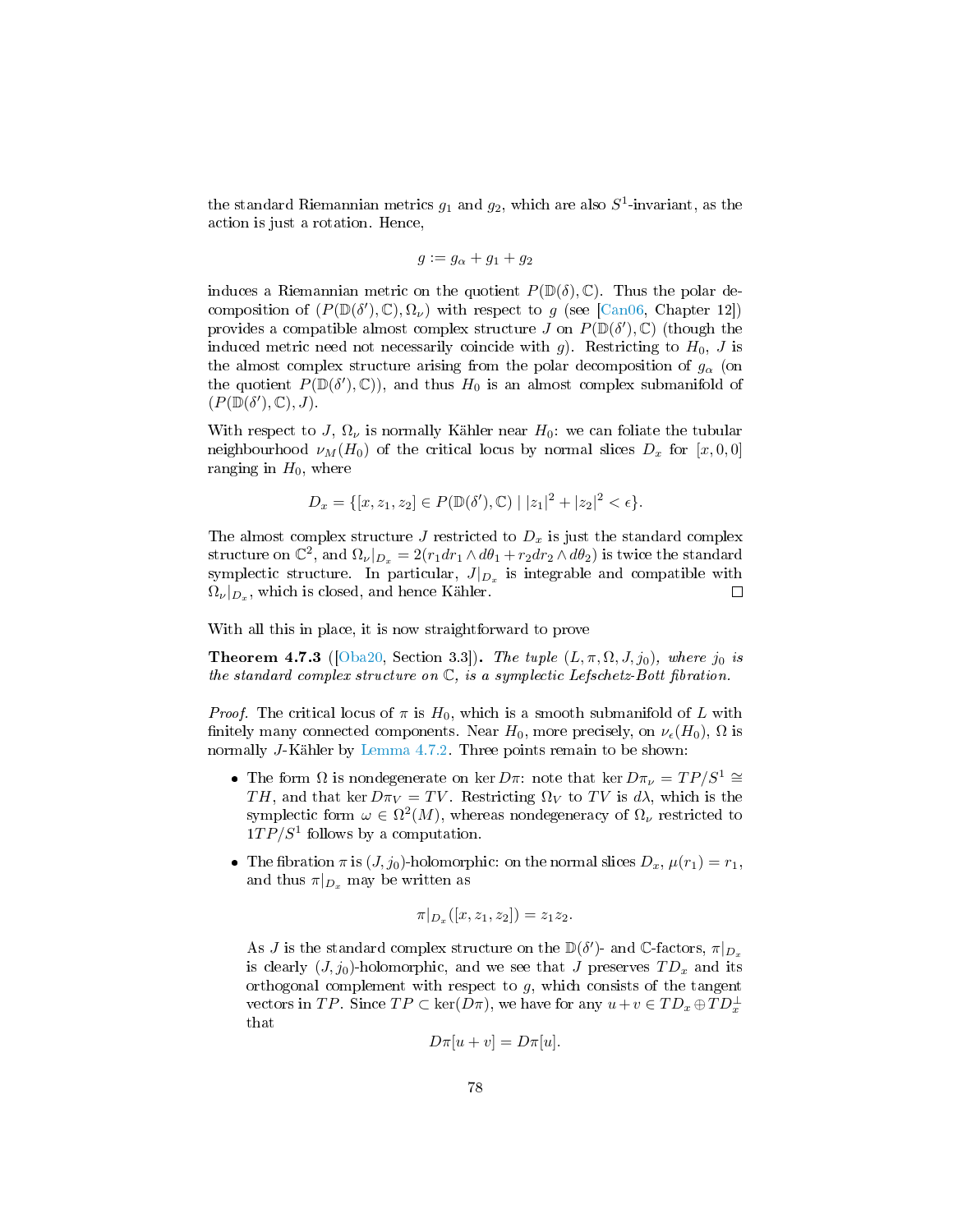the standard Riemannian metrics $g_1$ and $g_2$, which are also $S^1$-invariant, as the action is just a rotation. Hence,

$$g := g_\alpha + g_1 + g_2$$

induces a Riemannian metric on the quotient $P(\mathbb{D}(\delta), \mathbb{C})$. Thus the polar decomposition of $(P(\mathbb{D}(\delta'), \mathbb{C}), \Omega_\nu)$ with respect to $g$ (see [Can06, Chapter 12]) provides a compatible almost complex structure $J$ on $P(\mathbb{D}(\delta'), \mathbb{C})$ (though the induced metric need not necessarily coincide with $g$). Restricting to $H_0$, $J$ is the almost complex structure arising from the polar decomposition of $g_\alpha$ (on the quotient $P(\mathbb{D}(\delta'), \mathbb{C})$), and thus $H_0$ is an almost complex submanifold of $(P(\mathbb{D}(\delta'), \mathbb{C}), J)$.

With respect to $J$, $\Omega_\nu$ is normally Kähler near $H_0$: we can foliate the tubular neighbourhood $\nu_M(H_0)$ of the critical locus by normal slices $D_x$ for $[x, 0, 0]$ ranging in $H_0$, where

$$D_x = \{[x, z_1, z_2] \in P(\mathbb{D}(\delta'), \mathbb{C}) \mid |z_1|^2 + |z_2|^2 < \epsilon\}.$$

The almost complex structure $J$ restricted to $D_x$ is just the standard complex structure on $\mathbb{C}^2$, and $\Omega_\nu|_{D_x} = 2(r_1 dr_1 \wedge d\theta_1 + r_2 dr_2 \wedge d\theta_2)$ is twice the standard symplectic structure. In particular, $J|_{D_x}$ is integrable and compatible with $\Omega_\nu|_{D_x}$, which is closed, and hence Kähler. □

With all this in place, it is now straightforward to prove

**Theorem 4.7.3** ([Oba20, Section 3.3])**.** *The tuple $(L, \pi, \Omega, J, j_0)$, where $j_0$ is the standard complex structure on $\mathbb{C}$, is a symplectic Lefschetz-Bott fibration.*

*Proof.* The critical locus of $\pi$ is $H_0$, which is a smooth submanifold of $L$ with finitely many connected components. Near $H_0$, more precisely, on $\nu_\epsilon(H_0)$, $\Omega$ is normally $J$-Kähler by Lemma 4.7.2. Three points remain to be shown:

- The form $\Omega$ is nondegenerate on $\ker D\pi$: note that $\ker D\pi_\nu = TP/S^1 \cong TH$, and that $\ker D\pi_V = TV$. Restricting $\Omega_V$ to $TV$ is $d\lambda$, which is the symplectic form $\omega \in \Omega^2(M)$, whereas nondegeneracy of $\Omega_\nu$ restricted to $1TP/S^1$ follows by a computation.
- The fibration $\pi$ is $(J, j_0)$-holomorphic: on the normal slices $D_x$, $\mu(r_1) = r_1$, and thus $\pi|_{D_x}$ may be written as

  $$\pi|_{D_x}([x, z_1, z_2]) = z_1 z_2.$$

  As $J$ is the standard complex structure on the $\mathbb{D}(\delta')$- and $\mathbb{C}$-factors, $\pi|_{D_x}$ is clearly $(J, j_0)$-holomorphic, and we see that $J$ preserves $TD_x$ and its orthogonal complement with respect to $g$, which consists of the tangent vectors in $TP$. Since $TP \subset \ker(D\pi)$, we have for any $u + v \in TD_x \oplus TD_x^\perp$ that

  $$D\pi[u + v] = D\pi[u].$$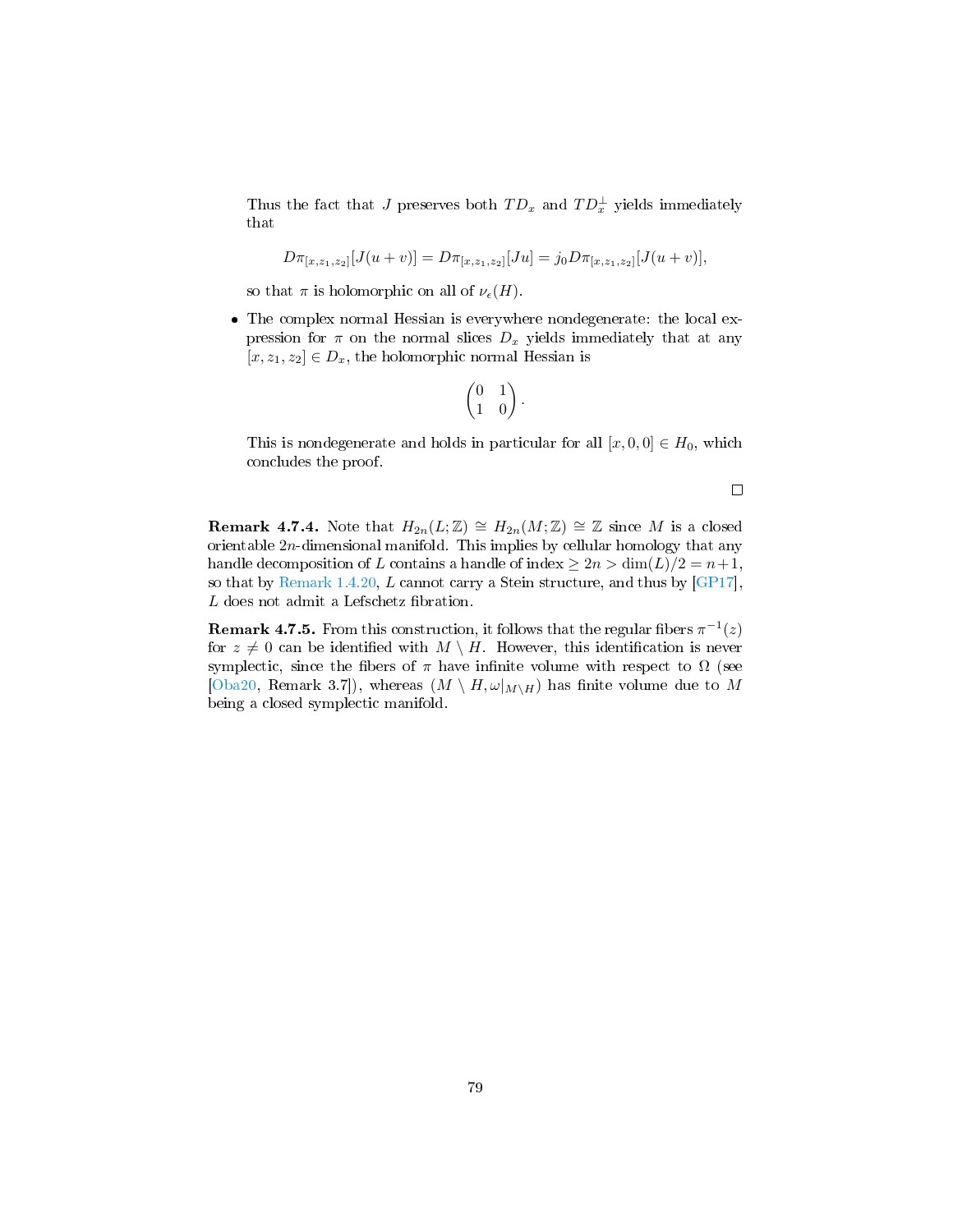Thus the fact that $J$ preserves both $TD_x$ and $TD_x^\perp$ yields immediately that

$$D\pi_{[x,z_1,z_2]}[J(u+v)] = D\pi_{[x,z_1,z_2]}[Ju] = j_0 D\pi_{[x,z_1,z_2]}[J(u+v)],$$

so that $\pi$ is holomorphic on all of $\nu_\epsilon(H)$.

- The complex normal Hessian is everywhere nondegenerate: the local expression for $\pi$ on the normal slices $D_x$ yields immediately that at any $[x, z_1, z_2] \in D_x$, the holomorphic normal Hessian is

$$\begin{pmatrix} 0 & 1 \\ 1 & 0 \end{pmatrix}.$$

This is nondegenerate and holds in particular for all $[x, 0, 0] \in H_0$, which concludes the proof.

□

**Remark 4.7.4.** Note that $H_{2n}(L;\mathbb{Z}) \cong H_{2n}(M;\mathbb{Z}) \cong \mathbb{Z}$ since $M$ is a closed orientable $2n$-dimensional manifold. This implies by cellular homology that any handle decomposition of $L$ contains a handle of index $\geq 2n > \dim(L)/2 = n+1$, so that by Remark 1.4.20, $L$ cannot carry a Stein structure, and thus by [GP17], $L$ does not admit a Lefschetz fibration.

**Remark 4.7.5.** From this construction, it follows that the regular fibers $\pi^{-1}(z)$ for $z \neq 0$ can be identified with $M \setminus H$. However, this identification is never symplectic, since the fibers of $\pi$ have infinite volume with respect to $\Omega$ (see [Oba20, Remark 3.7]), whereas $(M \setminus H, \omega|_{M\setminus H})$ has finite volume due to $M$ being a closed symplectic manifold.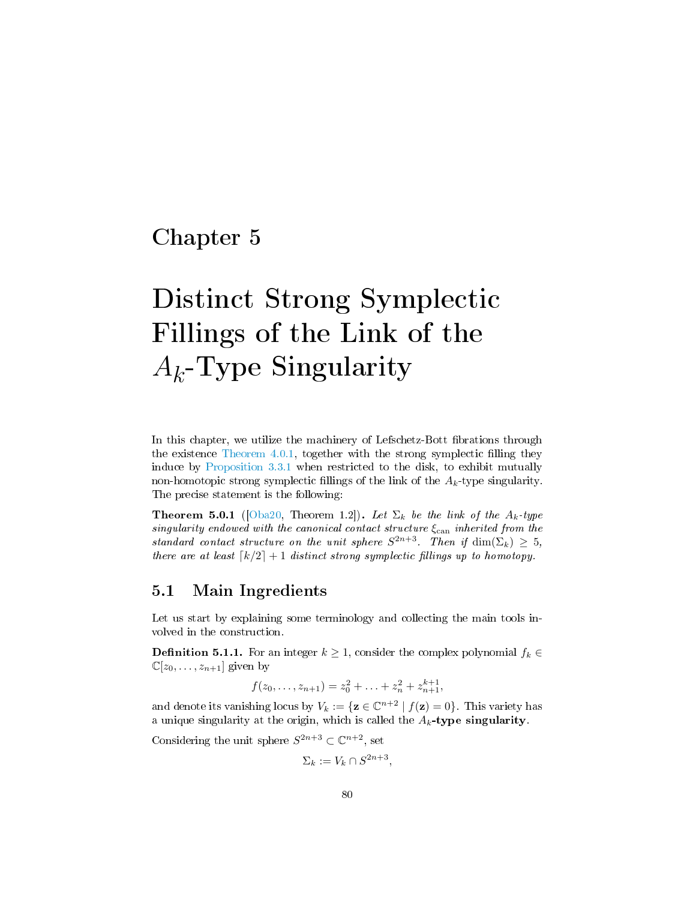# Chapter 5

# Distinct Strong Symplectic Fillings of the Link of the $A_k$-Type Singularity

In this chapter, we utilize the machinery of Lefschetz-Bott fibrations through the existence Theorem 4.0.1, together with the strong symplectic filling they induce by Proposition 3.3.1 when restricted to the disk, to exhibit mutually non-homotopic strong symplectic fillings of the link of the $A_k$-type singularity. The precise statement is the following:

**Theorem 5.0.1** ([Oba20, Theorem 1.2])**.** *Let $\Sigma_k$ be the link of the $A_k$-type singularity endowed with the canonical contact structure $\xi_{\mathrm{can}}$ inherited from the standard contact structure on the unit sphere $S^{2n+3}$. Then if $\dim(\Sigma_k) \geq 5$, there are at least $\lceil k/2 \rceil + 1$ distinct strong symplectic fillings up to homotopy.*

## 5.1 Main Ingredients

Let us start by explaining some terminology and collecting the main tools involved in the construction.

**Definition 5.1.1.** For an integer $k \geq 1$, consider the complex polynomial $f_k \in \mathbb{C}[z_0, \ldots, z_{n+1}]$ given by

$$f(z_0, \ldots, z_{n+1}) = z_0^2 + \ldots + z_n^2 + z_{n+1}^{k+1},$$

and denote its vanishing locus by $V_k := \{\mathbf{z} \in \mathbb{C}^{n+2} \mid f(\mathbf{z}) = 0\}$. This variety has a unique singularity at the origin, which is called the $A_k$**-type singularity**.

Considering the unit sphere $S^{2n+3} \subset \mathbb{C}^{n+2}$, set

$$\Sigma_k := V_k \cap S^{2n+3},$$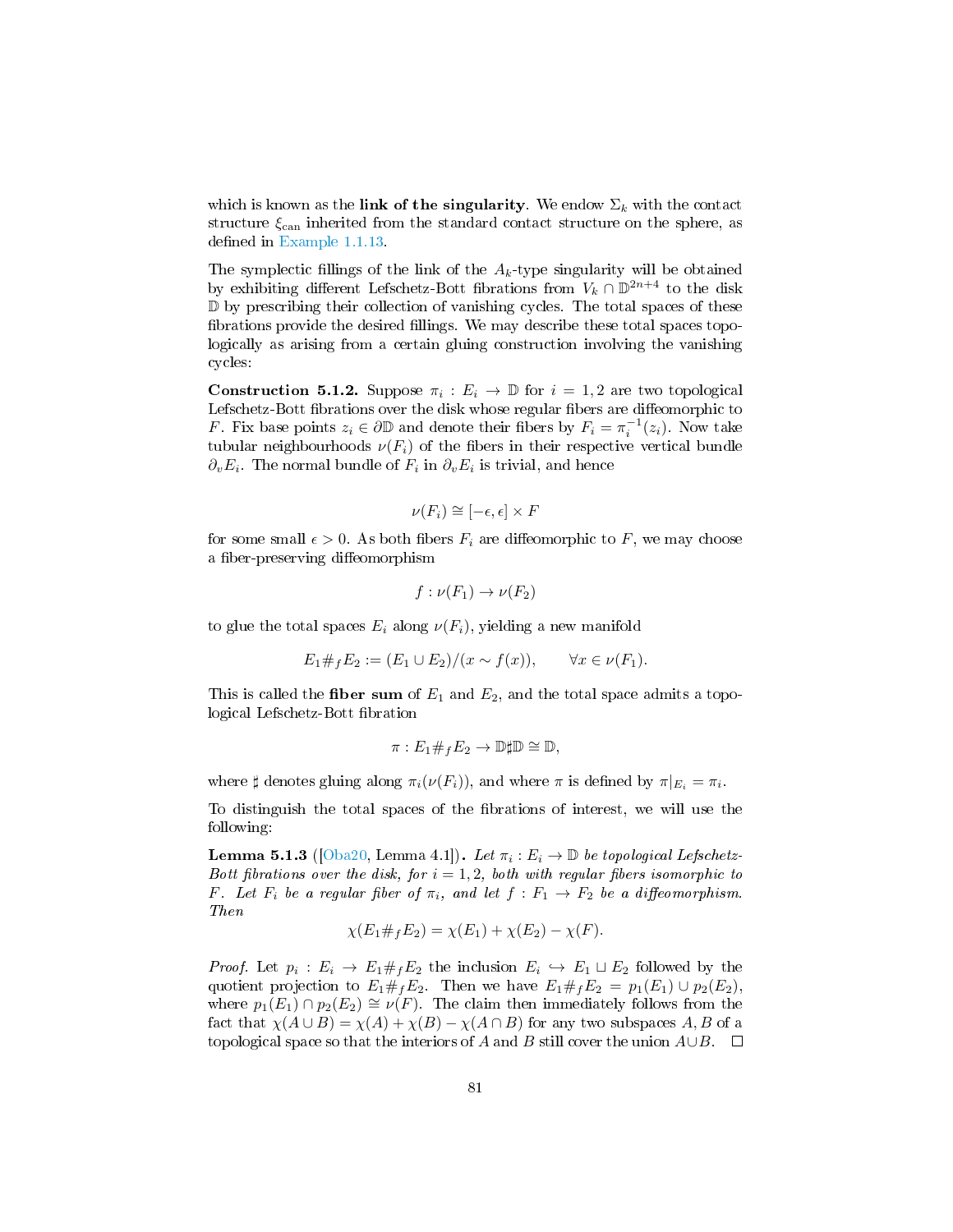which is known as the **link of the singularity**. We endow $\Sigma_k$ with the contact structure $\xi_{\text{can}}$ inherited from the standard contact structure on the sphere, as defined in Example 1.1.13.

The symplectic fillings of the link of the $A_k$-type singularity will be obtained by exhibiting different Lefschetz-Bott fibrations from $V_k \cap \mathbb{D}^{2n+4}$ to the disk $\mathbb{D}$ by prescribing their collection of vanishing cycles. The total spaces of these fibrations provide the desired fillings. We may describe these total spaces topologically as arising from a certain gluing construction involving the vanishing cycles:

**Construction 5.1.2.** Suppose $\pi_i : E_i \to \mathbb{D}$ for $i = 1, 2$ are two topological Lefschetz-Bott fibrations over the disk whose regular fibers are diffeomorphic to $F$. Fix base points $z_i \in \partial\mathbb{D}$ and denote their fibers by $F_i = \pi_i^{-1}(z_i)$. Now take tubular neighbourhoods $\nu(F_i)$ of the fibers in their respective vertical bundle $\partial_v E_i$. The normal bundle of $F_i$ in $\partial_v E_i$ is trivial, and hence

$$\nu(F_i) \cong [-\epsilon, \epsilon] \times F$$

for some small $\epsilon > 0$. As both fibers $F_i$ are diffeomorphic to $F$, we may choose a fiber-preserving diffeomorphism

$$f : \nu(F_1) \to \nu(F_2)$$

to glue the total spaces $E_i$ along $\nu(F_i)$, yielding a new manifold

$$E_1 \#_f E_2 := (E_1 \cup E_2)/(x \sim f(x)), \qquad \forall x \in \nu(F_1).$$

This is called the **fiber sum** of $E_1$ and $E_2$, and the total space admits a topological Lefschetz-Bott fibration

$$\pi : E_1 \#_f E_2 \to \mathbb{D} \sharp \mathbb{D} \cong \mathbb{D},$$

where $\sharp$ denotes gluing along $\pi_i(\nu(F_i))$, and where $\pi$ is defined by $\pi|_{E_i} = \pi_i$.

To distinguish the total spaces of the fibrations of interest, we will use the following:

**Lemma 5.1.3** ([Oba20, Lemma 4.1])**.** *Let $\pi_i : E_i \to \mathbb{D}$ be topological Lefschetz-Bott fibrations over the disk, for $i = 1, 2$, both with regular fibers isomorphic to $F$. Let $F_i$ be a regular fiber of $\pi_i$, and let $f : F_1 \to F_2$ be a diffeomorphism. Then*

$$\chi(E_1 \#_f E_2) = \chi(E_1) + \chi(E_2) - \chi(F).$$

*Proof.* Let $p_i : E_i \to E_1 \#_f E_2$ the inclusion $E_i \hookrightarrow E_1 \sqcup E_2$ followed by the quotient projection to $E_1 \#_f E_2$. Then we have $E_1 \#_f E_2 = p_1(E_1) \cup p_2(E_2)$, where $p_1(E_1) \cap p_2(E_2) \cong \nu(F)$. The claim then immediately follows from the fact that $\chi(A \cup B) = \chi(A) + \chi(B) - \chi(A \cap B)$ for any two subspaces $A, B$ of a topological space so that the interiors of $A$ and $B$ still cover the union $A \cup B$. $\square$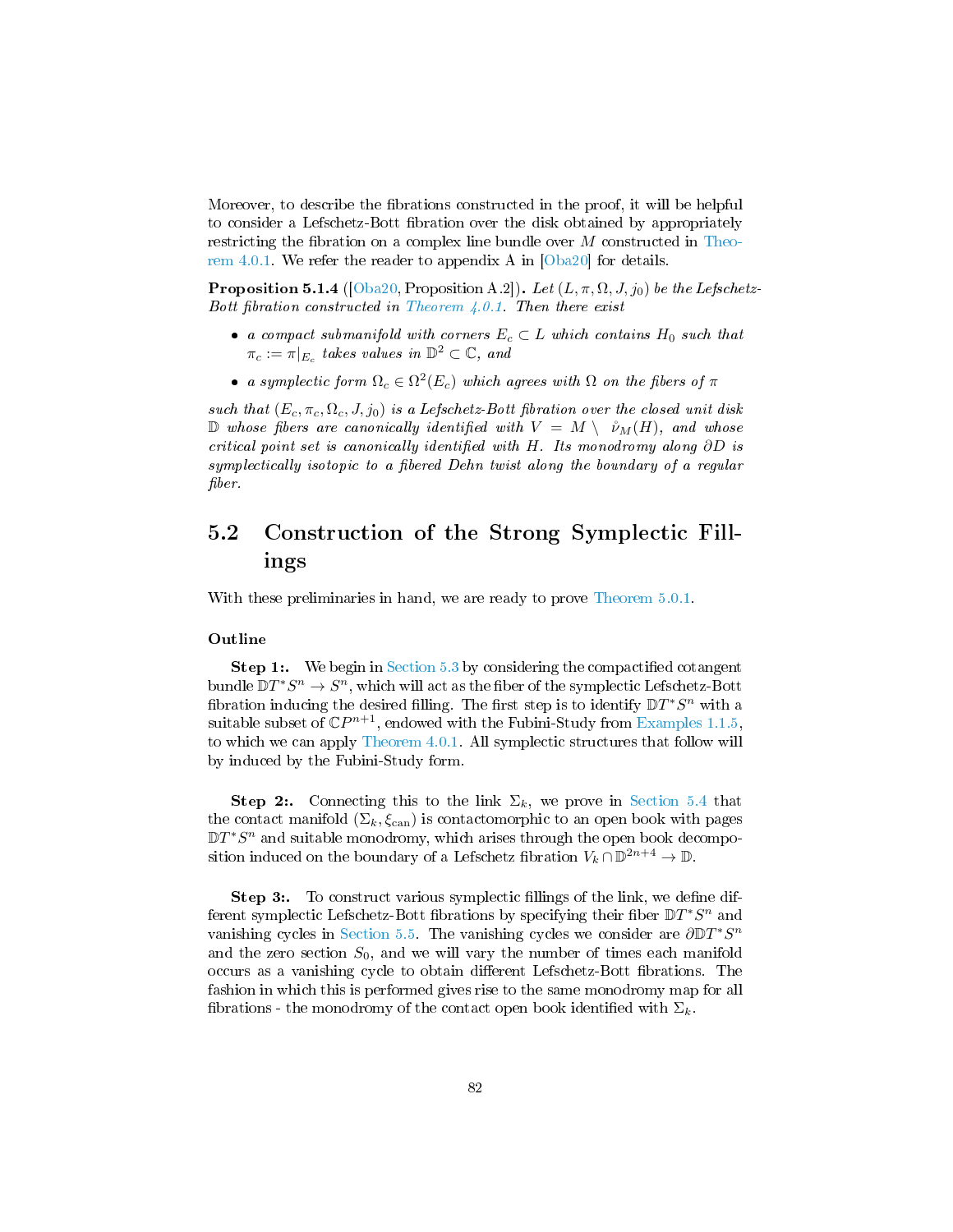Moreover, to describe the fibrations constructed in the proof, it will be helpful to consider a Lefschetz-Bott fibration over the disk obtained by appropriately restricting the fibration on a complex line bundle over $M$ constructed in Theorem 4.0.1. We refer the reader to appendix A in [Oba20] for details.

**Proposition 5.1.4** ([Oba20, Proposition A.2])**.** *Let $(L, \pi, \Omega, J, j_0)$ be the Lefschetz-Bott fibration constructed in Theorem 4.0.1. Then there exist*

- *a compact submanifold with corners $E_c \subset L$ which contains $H_0$ such that $\pi_c := \pi|_{E_c}$ takes values in $\mathbb{D}^2 \subset \mathbb{C}$, and*
- *a symplectic form $\Omega_c \in \Omega^2(E_c)$ which agrees with $\Omega$ on the fibers of $\pi$*

*such that $(E_c, \pi_c, \Omega_c, J, j_0)$ is a Lefschetz-Bott fibration over the closed unit disk $\mathbb{D}$ whose fibers are canonically identified with $V = M \setminus \mathring{\nu}_M(H)$, and whose critical point set is canonically identified with $H$. Its monodromy along $\partial D$ is symplectically isotopic to a fibered Dehn twist along the boundary of a regular fiber.*

## 5.2 Construction of the Strong Symplectic Fillings

With these preliminaries in hand, we are ready to prove Theorem 5.0.1.

### Outline

**Step 1:.** We begin in Section 5.3 by considering the compactified cotangent bundle $\mathbb{D}T^*S^n \to S^n$, which will act as the fiber of the symplectic Lefschetz-Bott fibration inducing the desired filling. The first step is to identify $\mathbb{D}T^*S^n$ with a suitable subset of $\mathbb{C}P^{n+1}$, endowed with the Fubini-Study from Examples 1.1.5, to which we can apply Theorem 4.0.1. All symplectic structures that follow will by induced by the Fubini-Study form.

**Step 2:.** Connecting this to the link $\Sigma_k$, we prove in Section 5.4 that the contact manifold $(\Sigma_k, \xi_{\text{can}})$ is contactomorphic to an open book with pages $\mathbb{D}T^*S^n$ and suitable monodromy, which arises through the open book decomposition induced on the boundary of a Lefschetz fibration $V_k \cap \mathbb{D}^{2n+4} \to \mathbb{D}$.

**Step 3:.** To construct various symplectic fillings of the link, we define different symplectic Lefschetz-Bott fibrations by specifying their fiber $\mathbb{D}T^*S^n$ and vanishing cycles in Section 5.5. The vanishing cycles we consider are $\partial\mathbb{D}T^*S^n$ and the zero section $S_0$, and we will vary the number of times each manifold occurs as a vanishing cycle to obtain different Lefschetz-Bott fibrations. The fashion in which this is performed gives rise to the same monodromy map for all fibrations - the monodromy of the contact open book identified with $\Sigma_k$.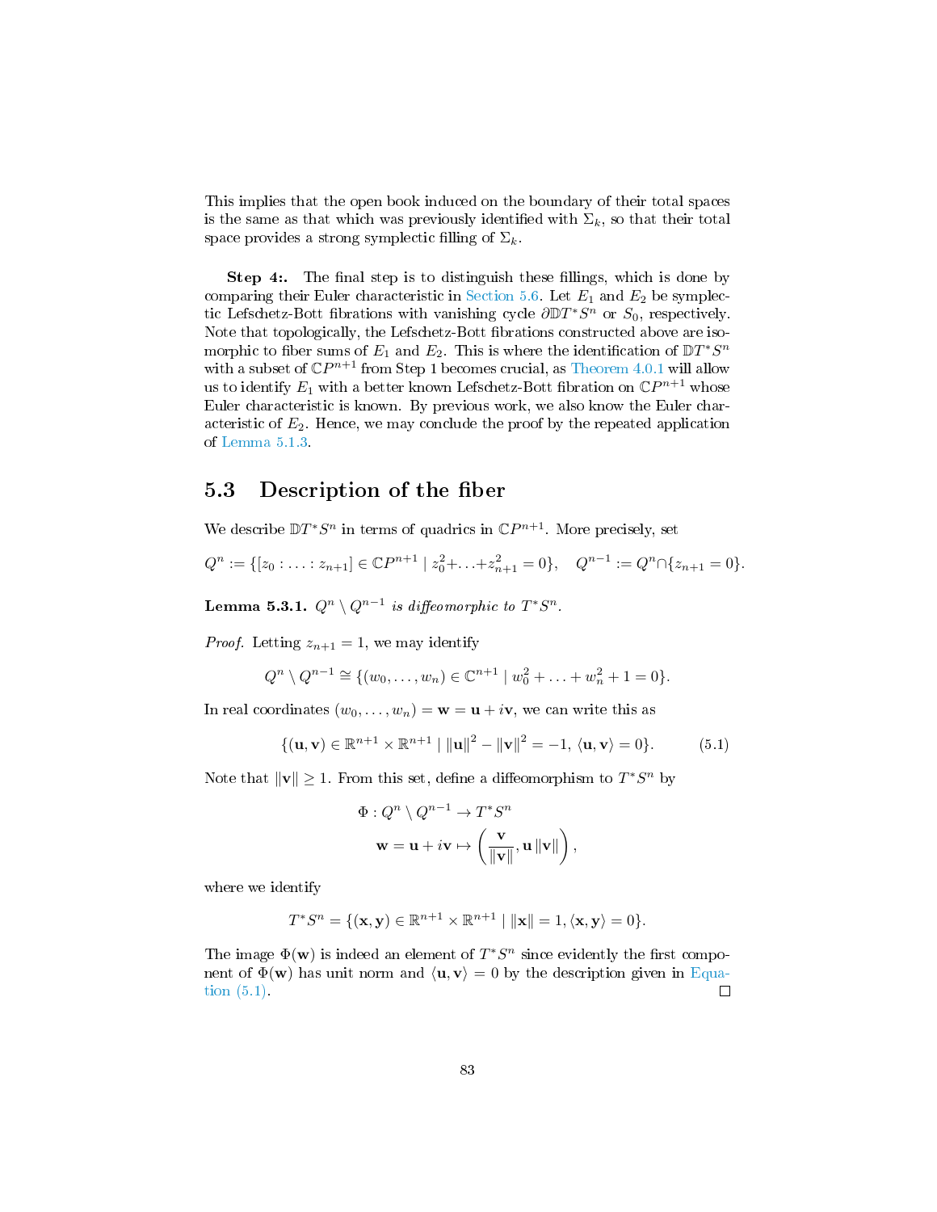This implies that the open book induced on the boundary of their total spaces is the same as that which was previously identified with $\Sigma_k$, so that their total space provides a strong symplectic filling of $\Sigma_k$.

**Step 4:.** The final step is to distinguish these fillings, which is done by comparing their Euler characteristic in Section 5.6. Let $E_1$ and $E_2$ be symplectic Lefschetz-Bott fibrations with vanishing cycle $\partial \mathbb{D}T^*S^n$ or $S_0$, respectively. Note that topologically, the Lefschetz-Bott fibrations constructed above are isomorphic to fiber sums of $E_1$ and $E_2$. This is where the identification of $\mathbb{D}T^*S^n$ with a subset of $\mathbb{C}P^{n+1}$ from Step 1 becomes crucial, as Theorem 4.0.1 will allow us to identify $E_1$ with a better known Lefschetz-Bott fibration on $\mathbb{C}P^{n+1}$ whose Euler characteristic is known. By previous work, we also know the Euler characteristic of $E_2$. Hence, we may conclude the proof by the repeated application of Lemma 5.1.3.

## 5.3 Description of the fiber

We describe $\mathbb{D}T^*S^n$ in terms of quadrics in $\mathbb{C}P^{n+1}$. More precisely, set

$$Q^n := \{[z_0 : \ldots : z_{n+1}] \in \mathbb{C}P^{n+1} \mid z_0^2 + \ldots + z_{n+1}^2 = 0\}, \quad Q^{n-1} := Q^n \cap \{z_{n+1} = 0\}.$$

**Lemma 5.3.1.** *$Q^n \setminus Q^{n-1}$ is diffeomorphic to $T^*S^n$.*

*Proof.* Letting $z_{n+1} = 1$, we may identify

$$Q^n \setminus Q^{n-1} \cong \{(w_0, \ldots, w_n) \in \mathbb{C}^{n+1} \mid w_0^2 + \ldots + w_n^2 + 1 = 0\}.$$

In real coordinates $(w_0, \ldots, w_n) = \mathbf{w} = \mathbf{u} + i\mathbf{v}$, we can write this as

$$\{(\mathbf{u}, \mathbf{v}) \in \mathbb{R}^{n+1} \times \mathbb{R}^{n+1} \mid \|\mathbf{u}\|^2 - \|\mathbf{v}\|^2 = -1, \langle \mathbf{u}, \mathbf{v} \rangle = 0\}. \tag{5.1}$$

Note that $\|\mathbf{v}\| \geq 1$. From this set, define a diffeomorphism to $T^*S^n$ by

$$\Phi : Q^n \setminus Q^{n-1} \to T^*S^n$$
$$\mathbf{w} = \mathbf{u} + i\mathbf{v} \mapsto \left( \frac{\mathbf{v}}{\|\mathbf{v}\|}, \mathbf{u} \|\mathbf{v}\| \right),$$

where we identify

$$T^*S^n = \{(\mathbf{x}, \mathbf{y}) \in \mathbb{R}^{n+1} \times \mathbb{R}^{n+1} \mid \|\mathbf{x}\| = 1, \langle \mathbf{x}, \mathbf{y} \rangle = 0\}.$$

The image $\Phi(\mathbf{w})$ is indeed an element of $T^*S^n$ since evidently the first component of $\Phi(\mathbf{w})$ has unit norm and $\langle \mathbf{u}, \mathbf{v} \rangle = 0$ by the description given in Equation (5.1). $\square$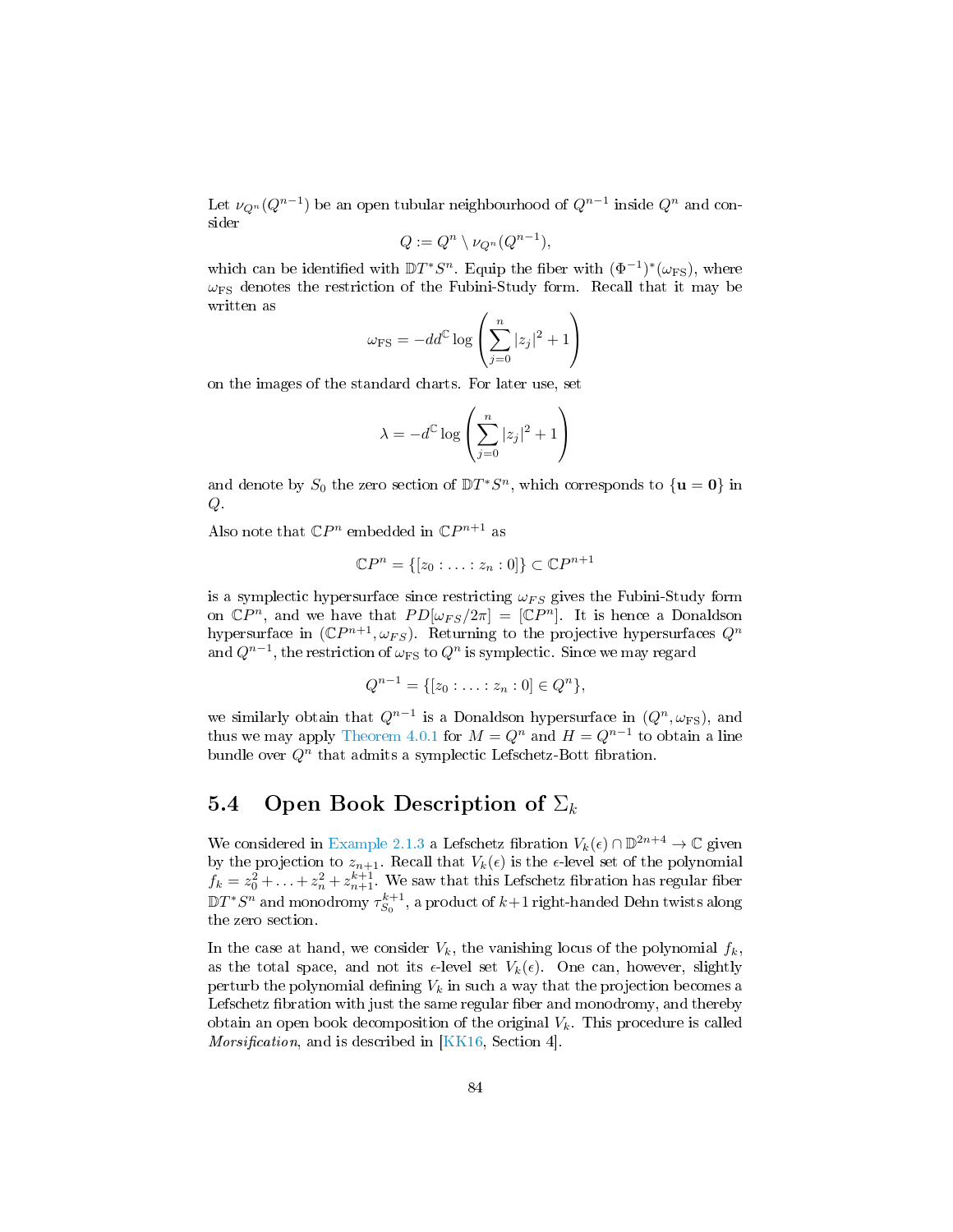Let $\nu_{Q^n}(Q^{n-1})$ be an open tubular neighbourhood of $Q^{n-1}$ inside $Q^n$ and consider

$$Q := Q^n \setminus \nu_{Q^n}(Q^{n-1}),$$

which can be identified with $\mathbb{D}T^*S^n$. Equip the fiber with $(\Phi^{-1})^*(\omega_{\mathrm{FS}})$, where $\omega_{\mathrm{FS}}$ denotes the restriction of the Fubini-Study form. Recall that it may be written as

$$\omega_{\mathrm{FS}} = -dd^{\mathbb{C}} \log\left(\sum_{j=0}^{n} |z_j|^2 + 1\right)$$

on the images of the standard charts. For later use, set

$$\lambda = -d^{\mathbb{C}} \log\left(\sum_{j=0}^{n} |z_j|^2 + 1\right)$$

and denote by $S_0$ the zero section of $\mathbb{D}T^*S^n$, which corresponds to $\{\mathbf{u} = \mathbf{0}\}$ in $Q$.

Also note that $\mathbb{C}P^n$ embedded in $\mathbb{C}P^{n+1}$ as

$$\mathbb{C}P^n = \{[z_0 : \ldots : z_n : 0]\} \subset \mathbb{C}P^{n+1}$$

is a symplectic hypersurface since restricting $\omega_{FS}$ gives the Fubini-Study form on $\mathbb{C}P^n$, and we have that $PD[\omega_{FS}/2\pi] = [\mathbb{C}P^n]$. It is hence a Donaldson hypersurface in $(\mathbb{C}P^{n+1}, \omega_{FS})$. Returning to the projective hypersurfaces $Q^n$ and $Q^{n-1}$, the restriction of $\omega_{\mathrm{FS}}$ to $Q^n$ is symplectic. Since we may regard

$$Q^{n-1} = \{[z_0 : \ldots : z_n : 0] \in Q^n\},$$

we similarly obtain that $Q^{n-1}$ is a Donaldson hypersurface in $(Q^n, \omega_{\mathrm{FS}})$, and thus we may apply Theorem 4.0.1 for $M = Q^n$ and $H = Q^{n-1}$ to obtain a line bundle over $Q^n$ that admits a symplectic Lefschetz-Bott fibration.

## 5.4 Open Book Description of $\Sigma_k$

We considered in Example 2.1.3 a Lefschetz fibration $V_k(\epsilon) \cap \mathbb{D}^{2n+4} \to \mathbb{C}$ given by the projection to $z_{n+1}$. Recall that $V_k(\epsilon)$ is the $\epsilon$-level set of the polynomial $f_k = z_0^2 + \ldots + z_n^2 + z_{n+1}^{k+1}$. We saw that this Lefschetz fibration has regular fiber $\mathbb{D}T^*S^n$ and monodromy $\tau_{S_0}^{k+1}$, a product of $k+1$ right-handed Dehn twists along the zero section.

In the case at hand, we consider $V_k$, the vanishing locus of the polynomial $f_k$, as the total space, and not its $\epsilon$-level set $V_k(\epsilon)$. One can, however, slightly perturb the polynomial defining $V_k$ in such a way that the projection becomes a Lefschetz fibration with just the same regular fiber and monodromy, and thereby obtain an open book decomposition of the original $V_k$. This procedure is called *Morsification*, and is described in [KK16, Section 4].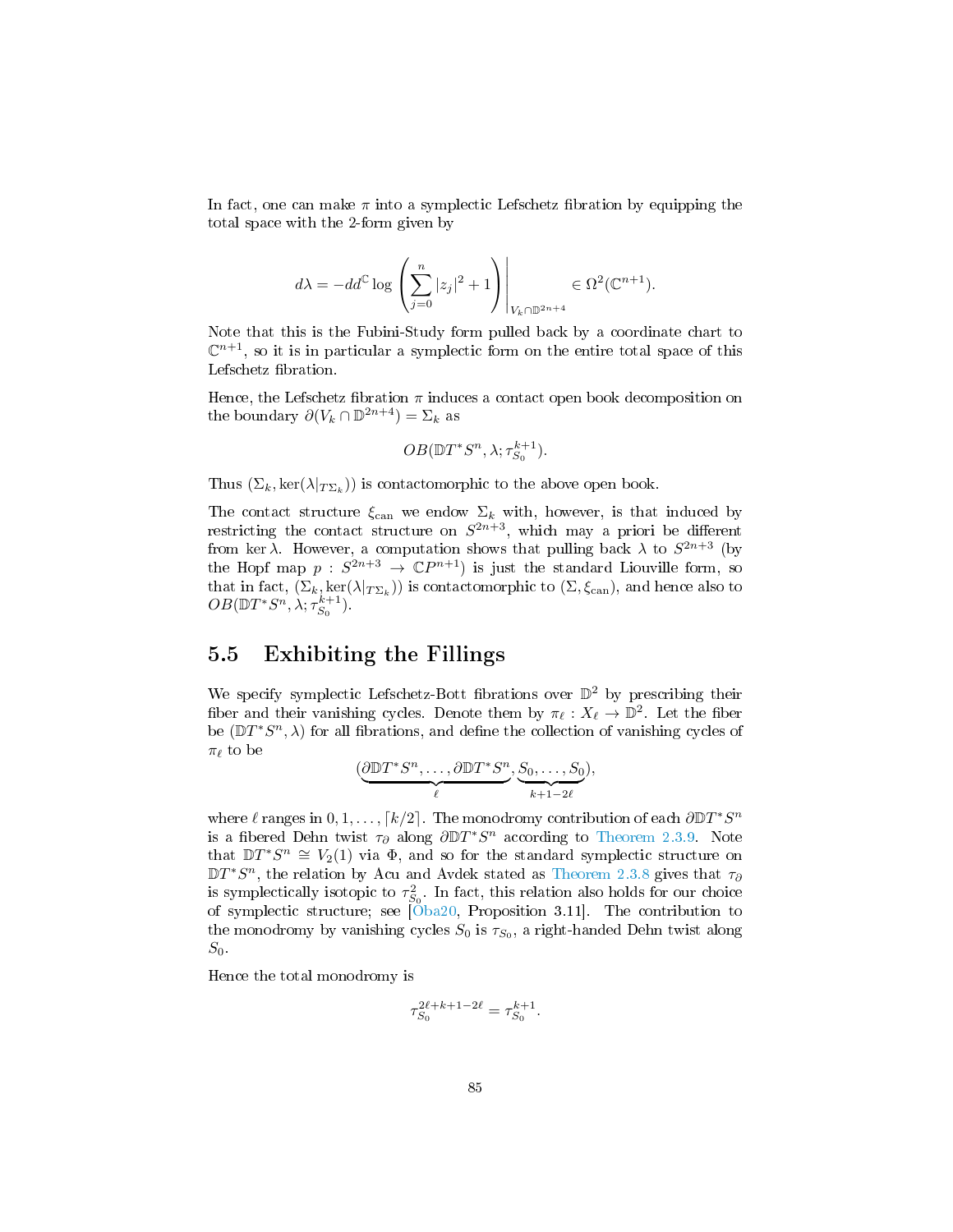In fact, one can make $\pi$ into a symplectic Lefschetz fibration by equipping the total space with the 2-form given by

$$d\lambda = -dd^{\mathbb{C}} \log \left( \sum_{j=0}^{n} |z_j|^2 + 1 \right) \Bigg|_{V_k \cap \mathbb{D}^{2n+4}} \in \Omega^2(\mathbb{C}^{n+1}).$$

Note that this is the Fubini-Study form pulled back by a coordinate chart to $\mathbb{C}^{n+1}$, so it is in particular a symplectic form on the entire total space of this Lefschetz fibration.

Hence, the Lefschetz fibration $\pi$ induces a contact open book decomposition on the boundary $\partial(V_k \cap \mathbb{D}^{2n+4}) = \Sigma_k$ as

$$OB(\mathbb{D}T^*S^n, \lambda; \tau_{S_0}^{k+1}).$$

Thus $(\Sigma_k, \ker(\lambda|_{T\Sigma_k}))$ is contactomorphic to the above open book.

The contact structure $\xi_{\text{can}}$ we endow $\Sigma_k$ with, however, is that induced by restricting the contact structure on $S^{2n+3}$, which may a priori be different from $\ker \lambda$. However, a computation shows that pulling back $\lambda$ to $S^{2n+3}$ (by the Hopf map $p : S^{2n+3} \to \mathbb{C}P^{n+1}$) is just the standard Liouville form, so that in fact, $(\Sigma_k, \ker(\lambda|_{T\Sigma_k}))$ is contactomorphic to $(\Sigma, \xi_{\text{can}})$, and hence also to $OB(\mathbb{D}T^*S^n, \lambda; \tau_{S_0}^{k+1})$.

## 5.5 Exhibiting the Fillings

We specify symplectic Lefschetz-Bott fibrations over $\mathbb{D}^2$ by prescribing their fiber and their vanishing cycles. Denote them by $\pi_\ell : X_\ell \to \mathbb{D}^2$. Let the fiber be $(\mathbb{D}T^*S^n, \lambda)$ for all fibrations, and define the collection of vanishing cycles of $\pi_\ell$ to be

$$(\underbrace{\partial \mathbb{D}T^*S^n, \ldots, \partial \mathbb{D}T^*S^n}_{\ell}, \underbrace{S_0, \ldots, S_0}_{k+1-2\ell}),$$

where $\ell$ ranges in $0, 1, \ldots, \lceil k/2 \rceil$. The monodromy contribution of each $\partial \mathbb{D}T^*S^n$ is a fibered Dehn twist $\tau_\partial$ along $\partial \mathbb{D}T^*S^n$ according to Theorem 2.3.9. Note that $\mathbb{D}T^*S^n \cong V_2(1)$ via $\Phi$, and so for the standard symplectic structure on $\mathbb{D}T^*S^n$, the relation by Acu and Avdek stated as Theorem 2.3.8 gives that $\tau_\partial$ is symplectically isotopic to $\tau_{S_0}^2$. In fact, this relation also holds for our choice of symplectic structure; see [Oba20, Proposition 3.11]. The contribution to the monodromy by vanishing cycles $S_0$ is $\tau_{S_0}$, a right-handed Dehn twist along $S_0$.

Hence the total monodromy is

$$\tau_{S_0}^{2\ell + k + 1 - 2\ell} = \tau_{S_0}^{k+1}.$$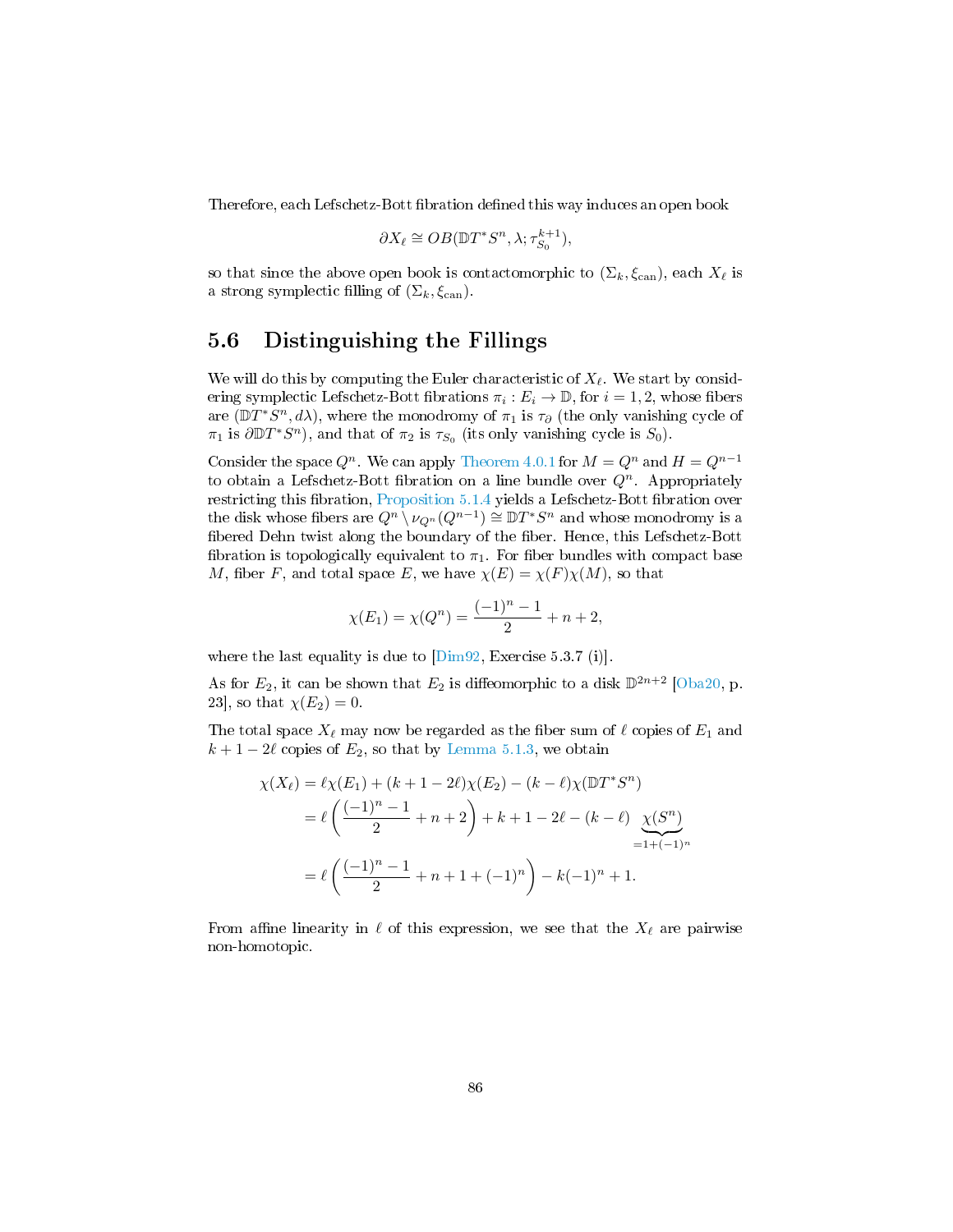Therefore, each Lefschetz-Bott fibration defined this way induces an open book

$$\partial X_\ell \cong OB(\mathbb{D}T^*S^n, \lambda; \tau_{S_0}^{k+1}),$$

so that since the above open book is contactomorphic to $(\Sigma_k, \xi_{\text{can}})$, each $X_\ell$ is a strong symplectic filling of $(\Sigma_k, \xi_{\text{can}})$.

## 5.6 Distinguishing the Fillings

We will do this by computing the Euler characteristic of $X_\ell$. We start by considering symplectic Lefschetz-Bott fibrations $\pi_i : E_i \to \mathbb{D}$, for $i = 1, 2$, whose fibers are $(\mathbb{D}T^*S^n, d\lambda)$, where the monodromy of $\pi_1$ is $\tau_\partial$ (the only vanishing cycle of $\pi_1$ is $\partial\mathbb{D}T^*S^n$), and that of $\pi_2$ is $\tau_{S_0}$ (its only vanishing cycle is $S_0$).

Consider the space $Q^n$. We can apply Theorem 4.0.1 for $M = Q^n$ and $H = Q^{n-1}$ to obtain a Lefschetz-Bott fibration on a line bundle over $Q^n$. Appropriately restricting this fibration, Proposition 5.1.4 yields a Lefschetz-Bott fibration over the disk whose fibers are $Q^n \setminus \nu_{Q^n}(Q^{n-1}) \cong \mathbb{D}T^*S^n$ and whose monodromy is a fibered Dehn twist along the boundary of the fiber. Hence, this Lefschetz-Bott fibration is topologically equivalent to $\pi_1$. For fiber bundles with compact base $M$, fiber $F$, and total space $E$, we have $\chi(E) = \chi(F)\chi(M)$, so that

$$\chi(E_1) = \chi(Q^n) = \frac{(-1)^n - 1}{2} + n + 2,$$

where the last equality is due to [Dim92, Exercise 5.3.7 (i)].

As for $E_2$, it can be shown that $E_2$ is diffeomorphic to a disk $\mathbb{D}^{2n+2}$ [Oba20, p. 23], so that $\chi(E_2) = 0$.

The total space $X_\ell$ may now be regarded as the fiber sum of $\ell$ copies of $E_1$ and $k + 1 - 2\ell$ copies of $E_2$, so that by Lemma 5.1.3, we obtain

$$\begin{aligned}
\chi(X_\ell) &= \ell\chi(E_1) + (k + 1 - 2\ell)\chi(E_2) - (k - \ell)\chi(\mathbb{D}T^*S^n) \\
&= \ell\left(\frac{(-1)^n - 1}{2} + n + 2\right) + k + 1 - 2\ell - (k - \ell)\underbrace{\chi(S^n)}_{=1+(-1)^n} \\
&= \ell\left(\frac{(-1)^n - 1}{2} + n + 1 + (-1)^n\right) - k(-1)^n + 1.
\end{aligned}$$

From affine linearity in $\ell$ of this expression, we see that the $X_\ell$ are pairwise non-homotopic.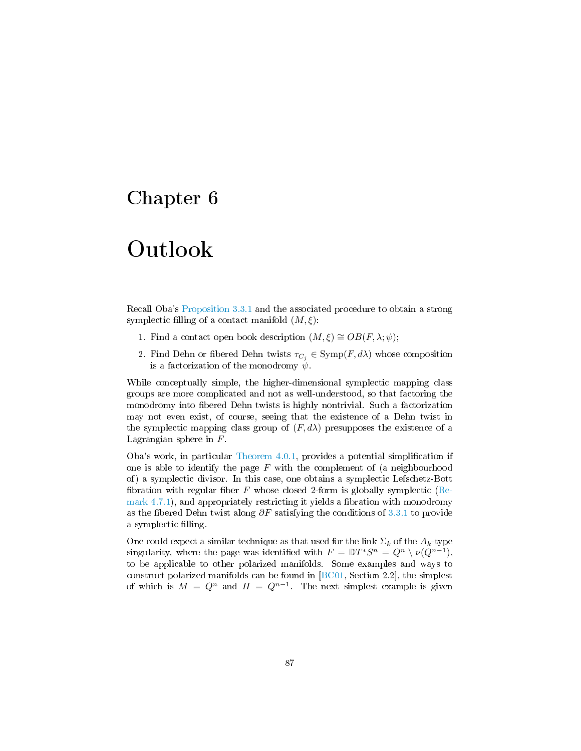# Chapter 6

# Outlook

Recall Oba's Proposition 3.3.1 and the associated procedure to obtain a strong symplectic filling of a contact manifold $(M, \xi)$:

1. Find a contact open book description $(M, \xi) \cong OB(F, \lambda; \psi)$;
2. Find Dehn or fibered Dehn twists $\tau_{C_j} \in \mathrm{Symp}(F, d\lambda)$ whose composition is a factorization of the monodromy $\psi$.

While conceptually simple, the higher-dimensional symplectic mapping class groups are more complicated and not as well-understood, so that factoring the monodromy into fibered Dehn twists is highly nontrivial. Such a factorization may not even exist, of course, seeing that the existence of a Dehn twist in the symplectic mapping class group of $(F, d\lambda)$ presupposes the existence of a Lagrangian sphere in $F$.

Oba's work, in particular Theorem 4.0.1, provides a potential simplification if one is able to identify the page $F$ with the complement of (a neighbourhood of) a symplectic divisor. In this case, one obtains a symplectic Lefschetz-Bott fibration with regular fiber $F$ whose closed 2-form is globally symplectic (Remark 4.7.1), and appropriately restricting it yields a fibration with monodromy as the fibered Dehn twist along $\partial F$ satisfying the conditions of 3.3.1 to provide a symplectic filling.

One could expect a similar technique as that used for the link $\Sigma_k$ of the $A_k$-type singularity, where the page was identified with $F = \mathbb{D}T^*S^n = Q^n \setminus \nu(Q^{n-1})$, to be applicable to other polarized manifolds. Some examples and ways to construct polarized manifolds can be found in [BC01, Section 2.2], the simplest of which is $M = Q^n$ and $H = Q^{n-1}$. The next simplest example is given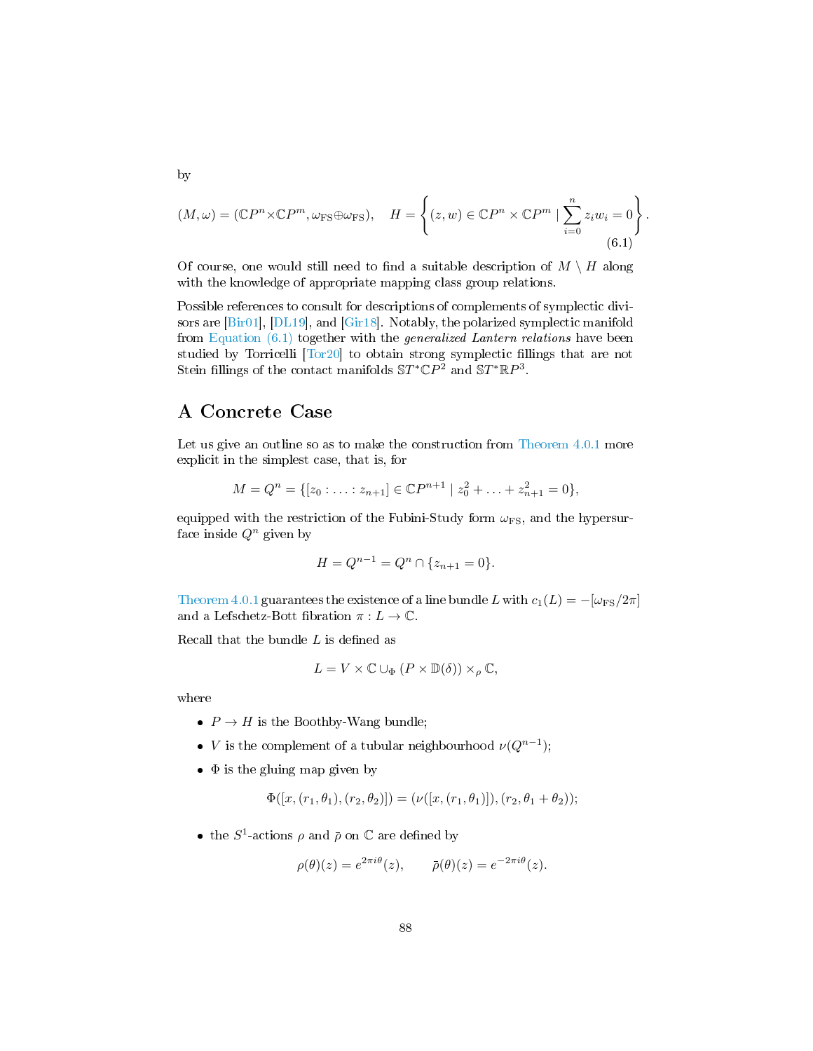by

$$(M,\omega) = (\mathbb{C}P^n \times \mathbb{C}P^m, \omega_{\mathrm{FS}} \oplus \omega_{\mathrm{FS}}), \quad H = \left\{ (z,w) \in \mathbb{C}P^n \times \mathbb{C}P^m \mid \sum_{i=0}^{n} z_i w_i = 0 \right\}. \tag{6.1}$$

Of course, one would still need to find a suitable description of $M \setminus H$ along with the knowledge of appropriate mapping class group relations.

Possible references to consult for descriptions of complements of symplectic divisors are [Bir01], [DL19], and [Gir18]. Notably, the polarized symplectic manifold from Equation (6.1) together with the *generalized Lantern relations* have been studied by Torricelli [Tor20] to obtain strong symplectic fillings that are not Stein fillings of the contact manifolds $\mathbb{S}T^*\mathbb{C}P^2$ and $\mathbb{S}T^*\mathbb{R}P^3$.

# A Concrete Case

Let us give an outline so as to make the construction from Theorem 4.0.1 more explicit in the simplest case, that is, for

$$M = Q^n = \{[z_0 : \ldots : z_{n+1}] \in \mathbb{C}P^{n+1} \mid z_0^2 + \ldots + z_{n+1}^2 = 0\},$$

equipped with the restriction of the Fubini-Study form $\omega_{\mathrm{FS}}$, and the hypersurface inside $Q^n$ given by

$$H = Q^{n-1} = Q^n \cap \{z_{n+1} = 0\}.$$

Theorem 4.0.1 guarantees the existence of a line bundle $L$ with $c_1(L) = -[\omega_{\mathrm{FS}}/2\pi]$ and a Lefschetz-Bott fibration $\pi : L \to \mathbb{C}$.

Recall that the bundle $L$ is defined as

$$L = V \times \mathbb{C} \cup_\Phi (P \times \mathbb{D}(\delta)) \times_\rho \mathbb{C},$$

where

- $P \to H$ is the Boothby-Wang bundle;
- $V$ is the complement of a tubular neighbourhood $\nu(Q^{n-1})$;
- $\Phi$ is the gluing map given by

$$\Phi([x,(r_1,\theta_1),(r_2,\theta_2)]) = (\nu([x,(r_1,\theta_1)]),(r_2,\theta_1+\theta_2));$$

- the $S^1$-actions $\rho$ and $\bar{\rho}$ on $\mathbb{C}$ are defined by

$$\rho(\theta)(z) = e^{2\pi i\theta}(z), \qquad \bar{\rho}(\theta)(z) = e^{-2\pi i\theta}(z).$$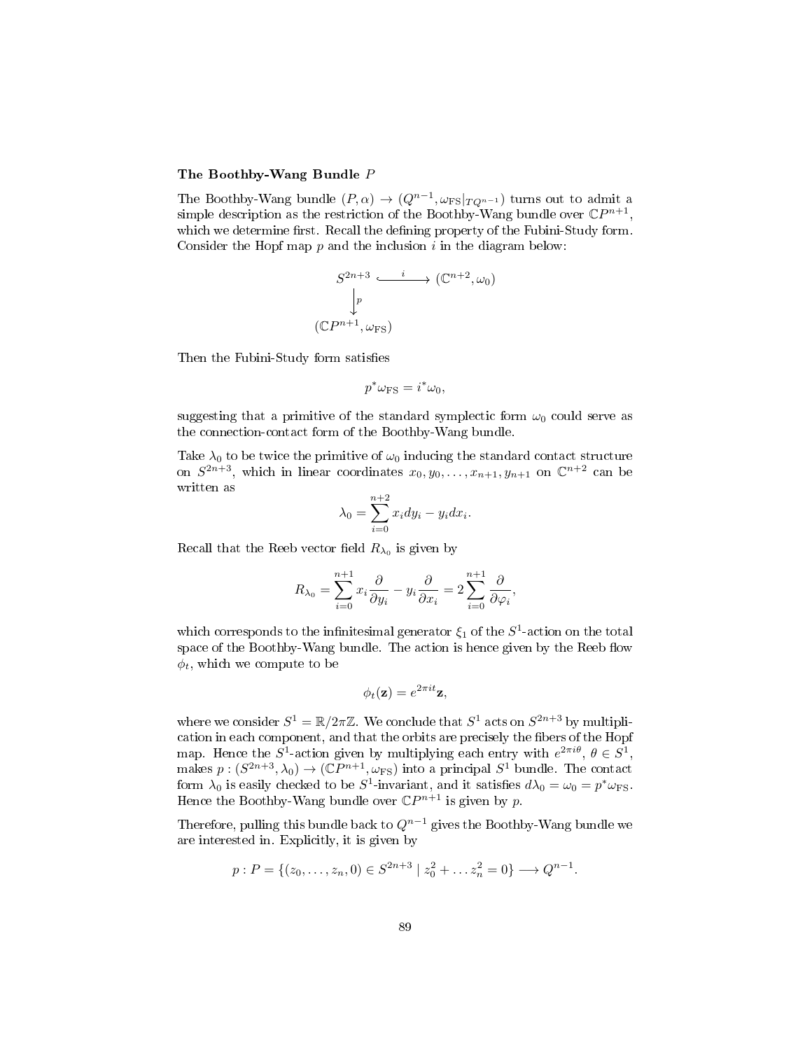### The Boothby-Wang Bundle $P$

The Boothby-Wang bundle $(P, \alpha) \to (Q^{n-1}, \omega_{\mathrm{FS}}|_{TQ^{n-1}})$ turns out to admit a simple description as the restriction of the Boothby-Wang bundle over $\mathbb{C}P^{n+1}$, which we determine first. Recall the defining property of the Fubini-Study form. Consider the Hopf map $p$ and the inclusion $i$ in the diagram below:

$$
\begin{array}{ccc}
S^{2n+3} & \xhookrightarrow{\quad i \quad} & (\mathbb{C}^{n+2}, \omega_0) \\
\big\downarrow{\scriptstyle p} & & \\
(\mathbb{C}P^{n+1}, \omega_{\mathrm{FS}}) & &
\end{array}
$$

Then the Fubini-Study form satisfies

$$p^* \omega_{\mathrm{FS}} = i^* \omega_0,$$

suggesting that a primitive of the standard symplectic form $\omega_0$ could serve as the connection-contact form of the Boothby-Wang bundle.

Take $\lambda_0$ to be twice the primitive of $\omega_0$ inducing the standard contact structure on $S^{2n+3}$, which in linear coordinates $x_0, y_0, \dots, x_{n+1}, y_{n+1}$ on $\mathbb{C}^{n+2}$ can be written as

$$\lambda_0 = \sum_{i=0}^{n+2} x_i dy_i - y_i dx_i.$$

Recall that the Reeb vector field $R_{\lambda_0}$ is given by

$$R_{\lambda_0} = \sum_{i=0}^{n+1} x_i \frac{\partial}{\partial y_i} - y_i \frac{\partial}{\partial x_i} = 2 \sum_{i=0}^{n+1} \frac{\partial}{\partial \varphi_i},$$

which corresponds to the infinitesimal generator $\xi_1$ of the $S^1$-action on the total space of the Boothby-Wang bundle. The action is hence given by the Reeb flow $\phi_t$, which we compute to be

$$\phi_t(\mathbf{z}) = e^{2\pi i t} \mathbf{z},$$

where we consider $S^1 = \mathbb{R}/2\pi\mathbb{Z}$. We conclude that $S^1$ acts on $S^{2n+3}$ by multiplication in each component, and that the orbits are precisely the fibers of the Hopf map. Hence the $S^1$-action given by multiplying each entry with $e^{2\pi i \theta}$, $\theta \in S^1$, makes $p : (S^{2n+3}, \lambda_0) \to (\mathbb{C}P^{n+1}, \omega_{\mathrm{FS}})$ into a principal $S^1$ bundle. The contact form $\lambda_0$ is easily checked to be $S^1$-invariant, and it satisfies $d\lambda_0 = \omega_0 = p^* \omega_{\mathrm{FS}}$. Hence the Boothby-Wang bundle over $\mathbb{C}P^{n+1}$ is given by $p$.

Therefore, pulling this bundle back to $Q^{n-1}$ gives the Boothby-Wang bundle we are interested in. Explicitly, it is given by

$$p : P = \{(z_0, \dots, z_n, 0) \in S^{2n+3} \mid z_0^2 + \dots z_n^2 = 0\} \longrightarrow Q^{n-1}.$$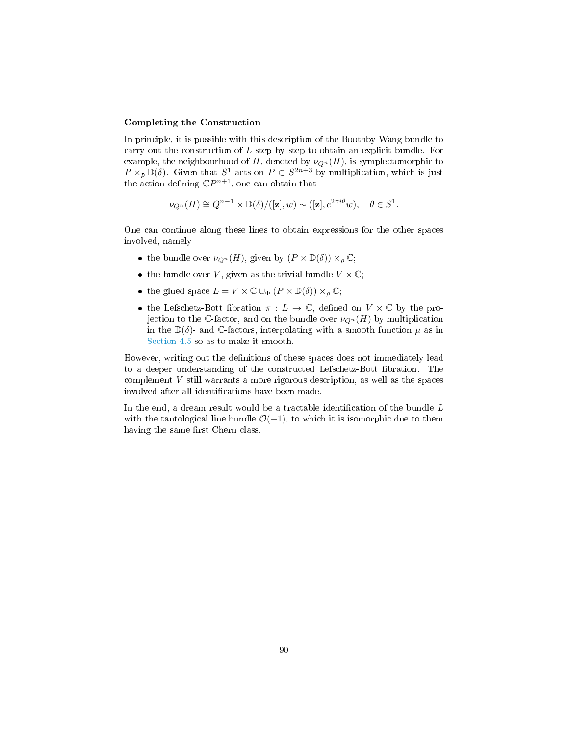### Completing the Construction

In principle, it is possible with this description of the Boothby-Wang bundle to carry out the construction of $L$ step by step to obtain an explicit bundle. For example, the neighbourhood of $H$, denoted by $\nu_{Q^n}(H)$, is symplectomorphic to $P \times_{\overline{\rho}} \mathbb{D}(\delta)$. Given that $S^1$ acts on $P \subset S^{2n+3}$ by multiplication, which is just the action defining $\mathbb{C}P^{n+1}$, one can obtain that

$$\nu_{Q^n}(H) \cong Q^{n-1} \times \mathbb{D}(\delta)/([\mathbf{z}], w) \sim ([\mathbf{z}], e^{2\pi i\theta}w), \quad \theta \in S^1.$$

One can continue along these lines to obtain expressions for the other spaces involved, namely

- the bundle over $\nu_{Q^n}(H)$, given by $(P \times \mathbb{D}(\delta)) \times_\rho \mathbb{C}$;
- the bundle over $V$, given as the trivial bundle $V \times \mathbb{C}$;
- the glued space $L = V \times \mathbb{C} \cup_\Phi (P \times \mathbb{D}(\delta)) \times_\rho \mathbb{C}$;
- the Lefschetz-Bott fibration $\pi : L \to \mathbb{C}$, defined on $V \times \mathbb{C}$ by the projection to the $\mathbb{C}$-factor, and on the bundle over $\nu_{Q^n}(H)$ by multiplication in the $\mathbb{D}(\delta)$- and $\mathbb{C}$-factors, interpolating with a smooth function $\mu$ as in Section 4.5 so as to make it smooth.

However, writing out the definitions of these spaces does not immediately lead to a deeper understanding of the constructed Lefschetz-Bott fibration. The complement $V$ still warrants a more rigorous description, as well as the spaces involved after all identifications have been made.

In the end, a dream result would be a tractable identification of the bundle $L$ with the tautological line bundle $\mathcal{O}(-1)$, to which it is isomorphic due to them having the same first Chern class.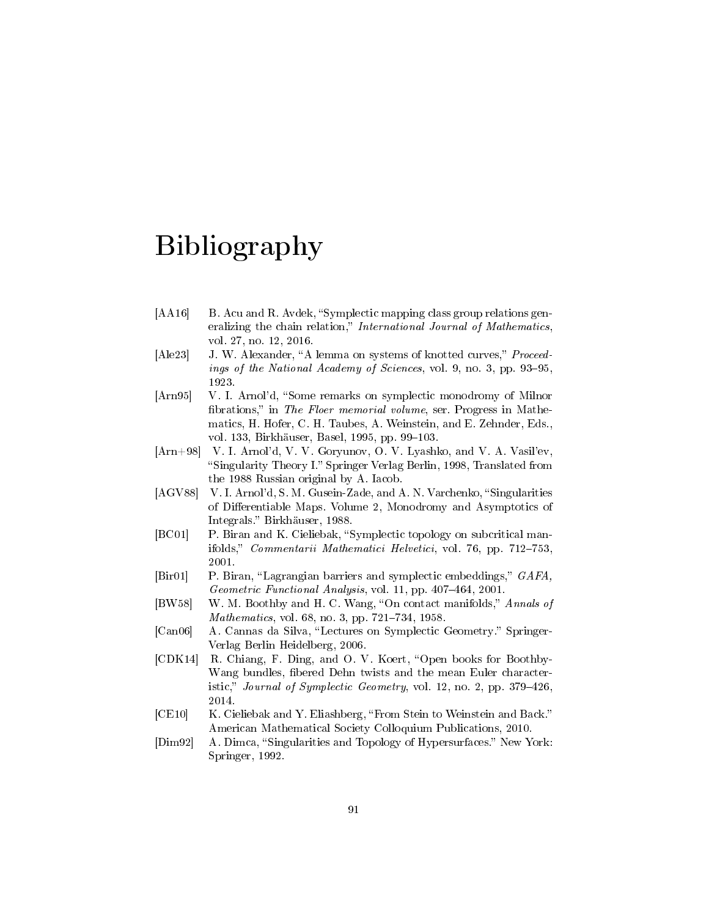# Bibliography

[AA16] B. Acu and R. Avdek, "Symplectic mapping class group relations generalizing the chain relation," *International Journal of Mathematics*, vol. 27, no. 12, 2016.

[Ale23] J. W. Alexander, "A lemma on systems of knotted curves," *Proceedings of the National Academy of Sciences*, vol. 9, no. 3, pp. 93–95, 1923.

[Arn95] V. I. Arnol'd, "Some remarks on symplectic monodromy of Milnor fibrations," in *The Floer memorial volume*, ser. Progress in Mathematics, H. Hofer, C. H. Taubes, A. Weinstein, and E. Zehnder, Eds., vol. 133, Birkhäuser, Basel, 1995, pp. 99–103.

[Arn+98] V. I. Arnol'd, V. V. Goryunov, O. V. Lyashko, and V. A. Vasil'ev, "Singularity Theory I." Springer Verlag Berlin, 1998, Translated from the 1988 Russian original by A. Iacob.

[AGV88] V. I. Arnol'd, S. M. Gusein-Zade, and A. N. Varchenko, "Singularities of Differentiable Maps. Volume 2, Monodromy and Asymptotics of Integrals." Birkhäuser, 1988.

[BC01] P. Biran and K. Cieliebak, "Symplectic topology on subcritical manifolds," *Commentarii Mathematici Helvetici*, vol. 76, pp. 712–753, 2001.

[Bir01] P. Biran, "Lagrangian barriers and symplectic embeddings," *GAFA, Geometric Functional Analysis*, vol. 11, pp. 407–464, 2001.

[BW58] W. M. Boothby and H. C. Wang, "On contact manifolds," *Annals of Mathematics*, vol. 68, no. 3, pp. 721–734, 1958.

[Can06] A. Cannas da Silva, "Lectures on Symplectic Geometry." Springer-Verlag Berlin Heidelberg, 2006.

[CDK14] R. Chiang, F. Ding, and O. V. Koert, "Open books for Boothby-Wang bundles, fibered Dehn twists and the mean Euler characteristic," *Journal of Symplectic Geometry*, vol. 12, no. 2, pp. 379–426, 2014.

[CE10] K. Cieliebak and Y. Eliashberg, "From Stein to Weinstein and Back." American Mathematical Society Colloquium Publications, 2010.

[Dim92] A. Dimca, "Singularities and Topology of Hypersurfaces." New York: Springer, 1992.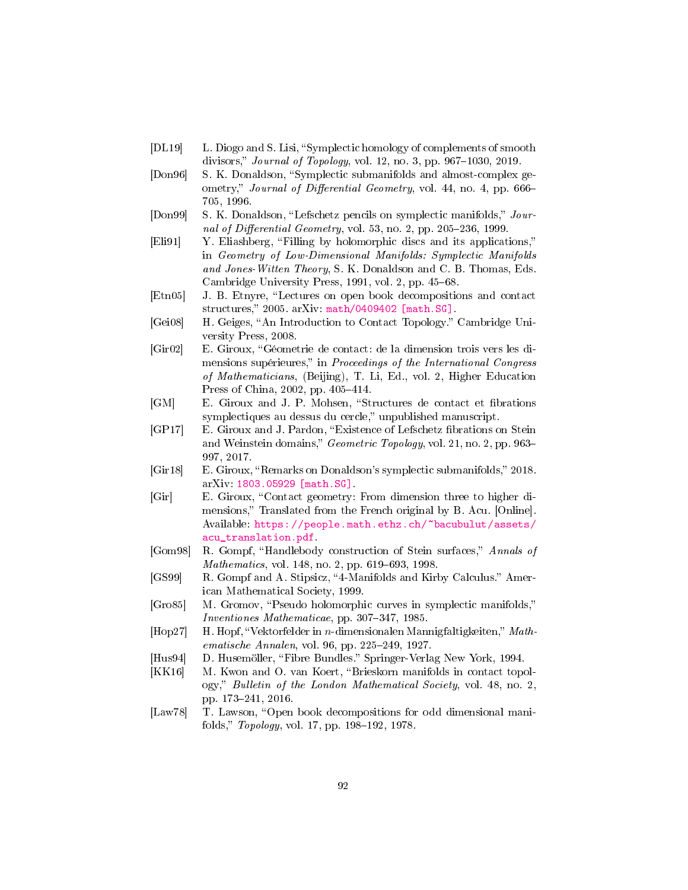[DL19] L. Diogo and S. Lisi, "Symplectic homology of complements of smooth divisors," *Journal of Topology*, vol. 12, no. 3, pp. 967–1030, 2019.

[Don96] S. K. Donaldson, "Symplectic submanifolds and almost-complex geometry," *Journal of Differential Geometry*, vol. 44, no. 4, pp. 666–705, 1996.

[Don99] S. K. Donaldson, "Lefschetz pencils on symplectic manifolds," *Journal of Differential Geometry*, vol. 53, no. 2, pp. 205–236, 1999.

[Eli91] Y. Eliashberg, "Filling by holomorphic discs and its applications," in *Geometry of Low-Dimensional Manifolds: Symplectic Manifolds and Jones-Witten Theory*, S. K. Donaldson and C. B. Thomas, Eds. Cambridge University Press, 1991, vol. 2, pp. 45–68.

[Etn05] J. B. Etnyre, "Lectures on open book decompositions and contact structures," 2005. arXiv: math/0409402 [math.SG].

[Gei08] H. Geiges, "An Introduction to Contact Topology." Cambridge University Press, 2008.

[Gir02] E. Giroux, "Géometrie de contact: de la dimension trois vers les dimensions supérieures," in *Proceedings of the International Congress of Mathematicians*, (Beijing), T. Li, Ed., vol. 2, Higher Education Press of China, 2002, pp. 405–414.

[GM] E. Giroux and J. P. Mohsen, "Structures de contact et fibrations symplectiques au dessus du cercle," unpublished manuscript.

[GP17] E. Giroux and J. Pardon, "Existence of Lefschetz fibrations on Stein and Weinstein domains," *Geometric Topology*, vol. 21, no. 2, pp. 963–997, 2017.

[Gir18] E. Giroux, "Remarks on Donaldson's symplectic submanifolds," 2018. arXiv: 1803.05929 [math.SG].

[Gir] E. Giroux, "Contact geometry: From dimension three to higher dimensions," Translated from the French original by B. Acu. [Online]. Available: https://people.math.ethz.ch/~bacubulut/assets/acu_translation.pdf.

[Gom98] R. Gompf, "Handlebody construction of Stein surfaces," *Annals of Mathematics*, vol. 148, no. 2, pp. 619–693, 1998.

[GS99] R. Gompf and A. Stipsicz, "4-Manifolds and Kirby Calculus." American Mathematical Society, 1999.

[Gro85] M. Gromov, "Pseudo holomorphic curves in symplectic manifolds," *Inventiones Mathematicae*, pp. 307–347, 1985.

[Hop27] H. Hopf, "Vektorfelder in $n$-dimensionalen Mannigfaltigkeiten," *Mathematische Annalen*, vol. 96, pp. 225–249, 1927.

[Hus94] D. Husemöller, "Fibre Bundles." Springer-Verlag New York, 1994.

[KK16] M. Kwon and O. van Koert, "Brieskorn manifolds in contact topology," *Bulletin of the London Mathematical Society*, vol. 48, no. 2, pp. 173–241, 2016.

[Law78] T. Lawson, "Open book decompositions for odd dimensional manifolds," *Topology*, vol. 17, pp. 198–192, 1978.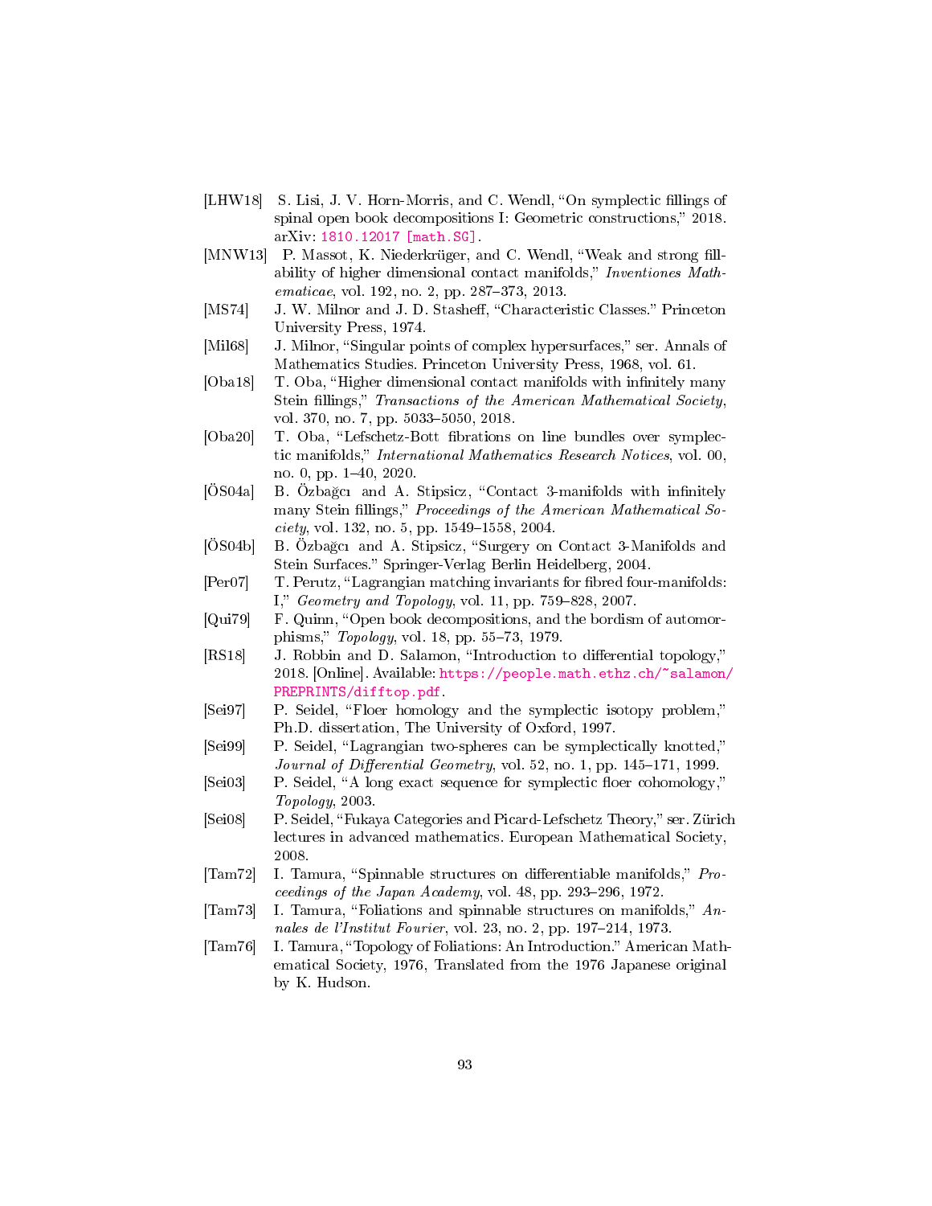[LHW18] S. Lisi, J. V. Horn-Morris, and C. Wendl, "On symplectic fillings of spinal open book decompositions I: Geometric constructions," 2018. arXiv: 1810.12017 [math.SG].

[MNW13] P. Massot, K. Niederkrüger, and C. Wendl, "Weak and strong fillability of higher dimensional contact manifolds," *Inventiones Mathematicae*, vol. 192, no. 2, pp. 287–373, 2013.

[MS74] J. W. Milnor and J. D. Stasheff, "Characteristic Classes." Princeton University Press, 1974.

[Mil68] J. Milnor, "Singular points of complex hypersurfaces," ser. Annals of Mathematics Studies. Princeton University Press, 1968, vol. 61.

[Oba18] T. Oba, "Higher dimensional contact manifolds with infinitely many Stein fillings," *Transactions of the American Mathematical Society*, vol. 370, no. 7, pp. 5033–5050, 2018.

[Oba20] T. Oba, "Lefschetz-Bott fibrations on line bundles over symplectic manifolds," *International Mathematics Research Notices*, vol. 00, no. 0, pp. 1–40, 2020.

[ÖS04a] B. Özbağcı and A. Stipsicz, "Contact 3-manifolds with infinitely many Stein fillings," *Proceedings of the American Mathematical Society*, vol. 132, no. 5, pp. 1549–1558, 2004.

[ÖS04b] B. Özbağcı and A. Stipsicz, "Surgery on Contact 3-Manifolds and Stein Surfaces." Springer-Verlag Berlin Heidelberg, 2004.

[Per07] T. Perutz, "Lagrangian matching invariants for fibred four-manifolds: I," *Geometry and Topology*, vol. 11, pp. 759–828, 2007.

[Qui79] F. Quinn, "Open book decompositions, and the bordism of automorphisms," *Topology*, vol. 18, pp. 55–73, 1979.

[RS18] J. Robbin and D. Salamon, "Introduction to differential topology," 2018. [Online]. Available: https://people.math.ethz.ch/~salamon/PREPRINTS/difftop.pdf.

[Sei97] P. Seidel, "Floer homology and the symplectic isotopy problem," Ph.D. dissertation, The University of Oxford, 1997.

[Sei99] P. Seidel, "Lagrangian two-spheres can be symplectically knotted," *Journal of Differential Geometry*, vol. 52, no. 1, pp. 145–171, 1999.

[Sei03] P. Seidel, "A long exact sequence for symplectic floer cohomology," *Topology*, 2003.

[Sei08] P. Seidel, "Fukaya Categories and Picard-Lefschetz Theory," ser. Zürich lectures in advanced mathematics. European Mathematical Society, 2008.

[Tam72] I. Tamura, "Spinnable structures on differentiable manifolds," *Proceedings of the Japan Academy*, vol. 48, pp. 293–296, 1972.

[Tam73] I. Tamura, "Foliations and spinnable structures on manifolds," *Annales de l'Institut Fourier*, vol. 23, no. 2, pp. 197–214, 1973.

[Tam76] I. Tamura, "Topology of Foliations: An Introduction." American Mathematical Society, 1976, Translated from the 1976 Japanese original by K. Hudson.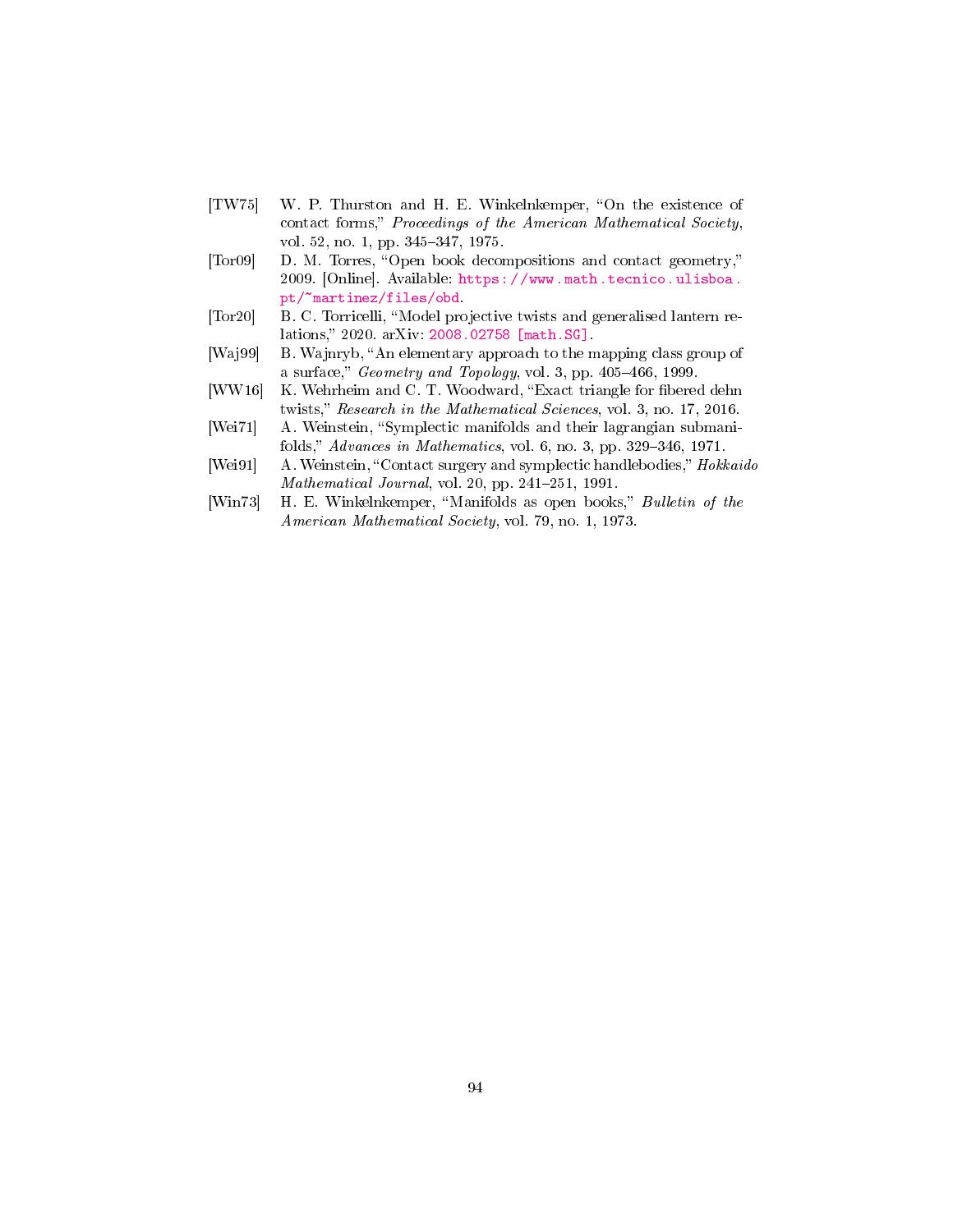[TW75] W. P. Thurston and H. E. Winkelnkemper, “On the existence of contact forms,” *Proceedings of the American Mathematical Society*, vol. 52, no. 1, pp. 345–347, 1975.

[Tor09] D. M. Torres, “Open book decompositions and contact geometry,” 2009. [Online]. Available: https://www.math.tecnico.ulisboa.pt/~martinez/files/obd.

[Tor20] B. C. Torricelli, “Model projective twists and generalised lantern relations,” 2020. arXiv: 2008.02758 [math.SG].

[Waj99] B. Wajnryb, “An elementary approach to the mapping class group of a surface,” *Geometry and Topology*, vol. 3, pp. 405–466, 1999.

[WW16] K. Wehrheim and C. T. Woodward, “Exact triangle for fibered dehn twists,” *Research in the Mathematical Sciences*, vol. 3, no. 17, 2016.

[Wei71] A. Weinstein, “Symplectic manifolds and their lagrangian submanifolds,” *Advances in Mathematics*, vol. 6, no. 3, pp. 329–346, 1971.

[Wei91] A. Weinstein, “Contact surgery and symplectic handlebodies,” *Hokkaido Mathematical Journal*, vol. 20, pp. 241–251, 1991.

[Win73] H. E. Winkelnkemper, “Manifolds as open books,” *Bulletin of the American Mathematical Society*, vol. 79, no. 1, 1973.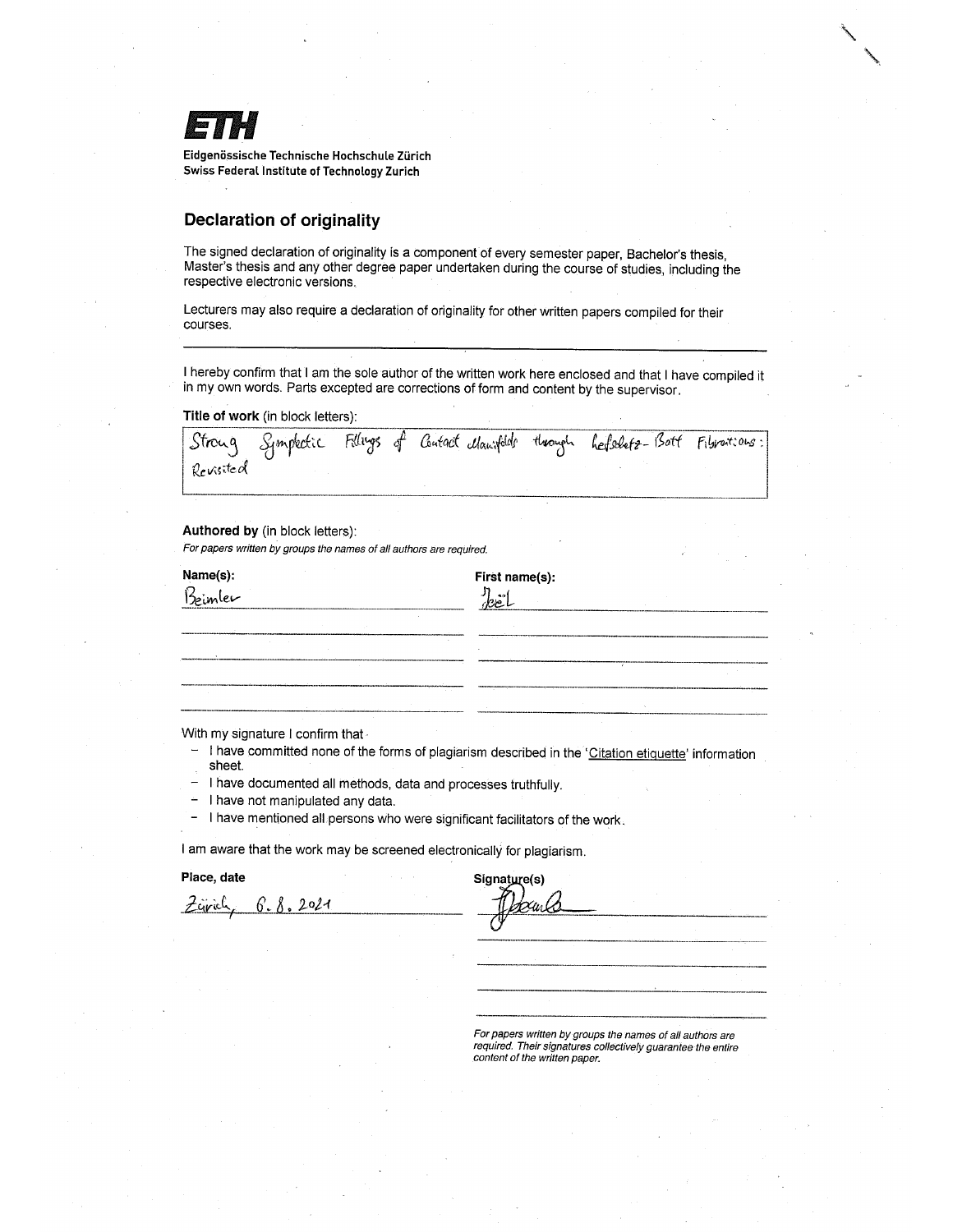**ETH**

**Eidgenössische Technische Hochschule Zürich**
**Swiss Federal Institute of Technology Zurich**

## Declaration of originality

The signed declaration of originality is a component of every semester paper, Bachelor's thesis, Master's thesis and any other degree paper undertaken during the course of studies, including the respective electronic versions.

Lecturers may also require a declaration of originality for other written papers compiled for their courses.

---

I hereby confirm that I am the sole author of the written work here enclosed and that I have compiled it in my own words. Parts excepted are corrections of form and content by the supervisor.

**Title of work** (in block letters):

Strong Symplectic Fillings of Contact Manifolds through Lefschetz-Bott Fibrations: Revisited

**Authored by** (in block letters):
*For papers written by groups the names of all authors are required.*

| **Name(s):** | **First name(s):** |
| --- | --- |
| Beimler | Joël |

With my signature I confirm that

- I have committed none of the forms of plagiarism described in the 'Citation etiquette' information sheet.
- I have documented all methods, data and processes truthfully.
- I have not manipulated any data.
- I have mentioned all persons who were significant facilitators of the work.

I am aware that the work may be screened electronically for plagiarism.

**Place, date**

Zürich, 6.8.2021

**Signature(s)**

*For papers written by groups the names of all authors are required. Their signatures collectively guarantee the entire content of the written paper.*